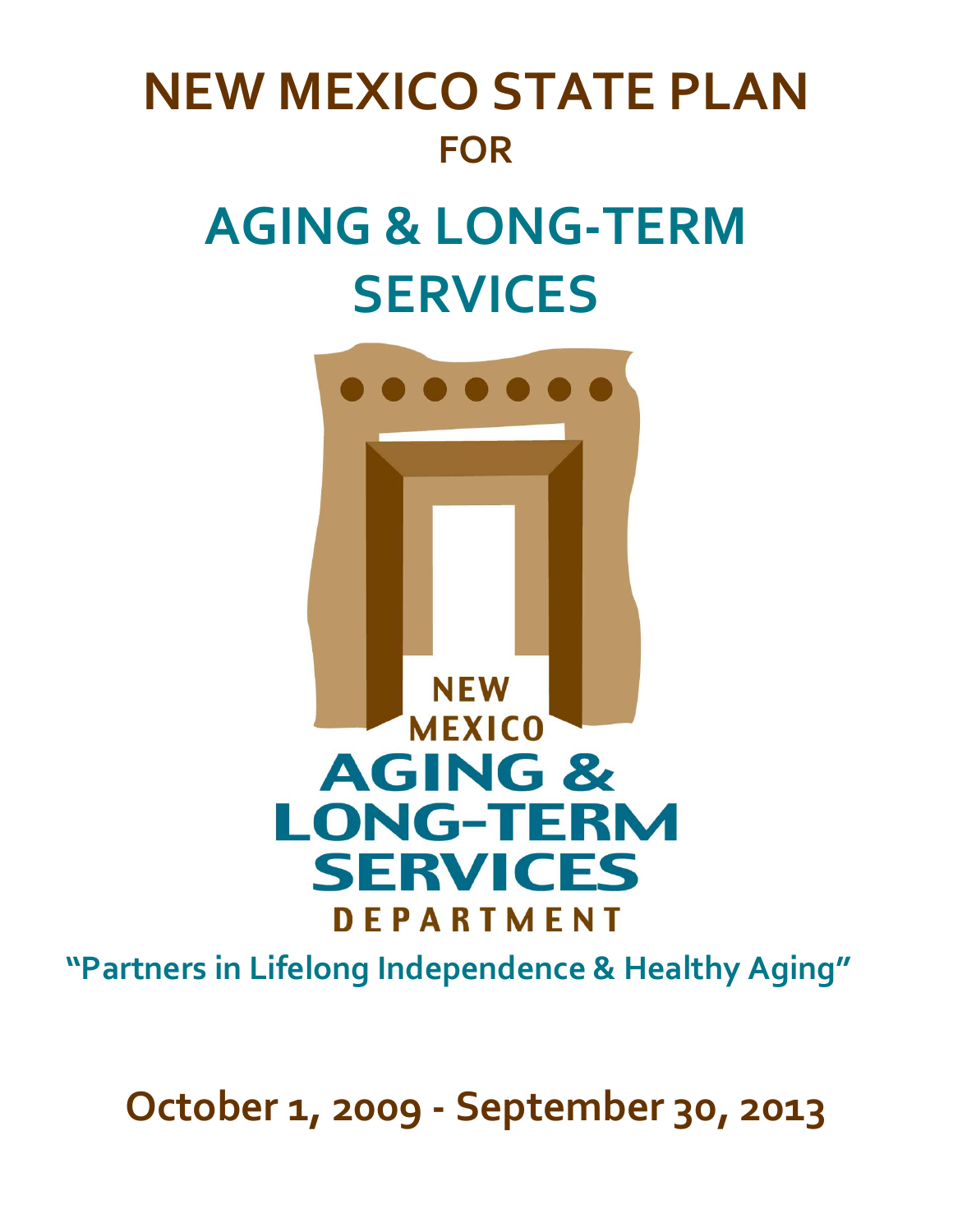# NEW MEXICO STATE PLAN

## FOR

# AGING & LONG-TERM SERVICES

NEW MEXICO AGING & LONG-TERM SERVICES DEPARTMENT

**"Partners in Lifelong Independence & Healthy Aging"**

## October 1, 2009 - September 30, 2013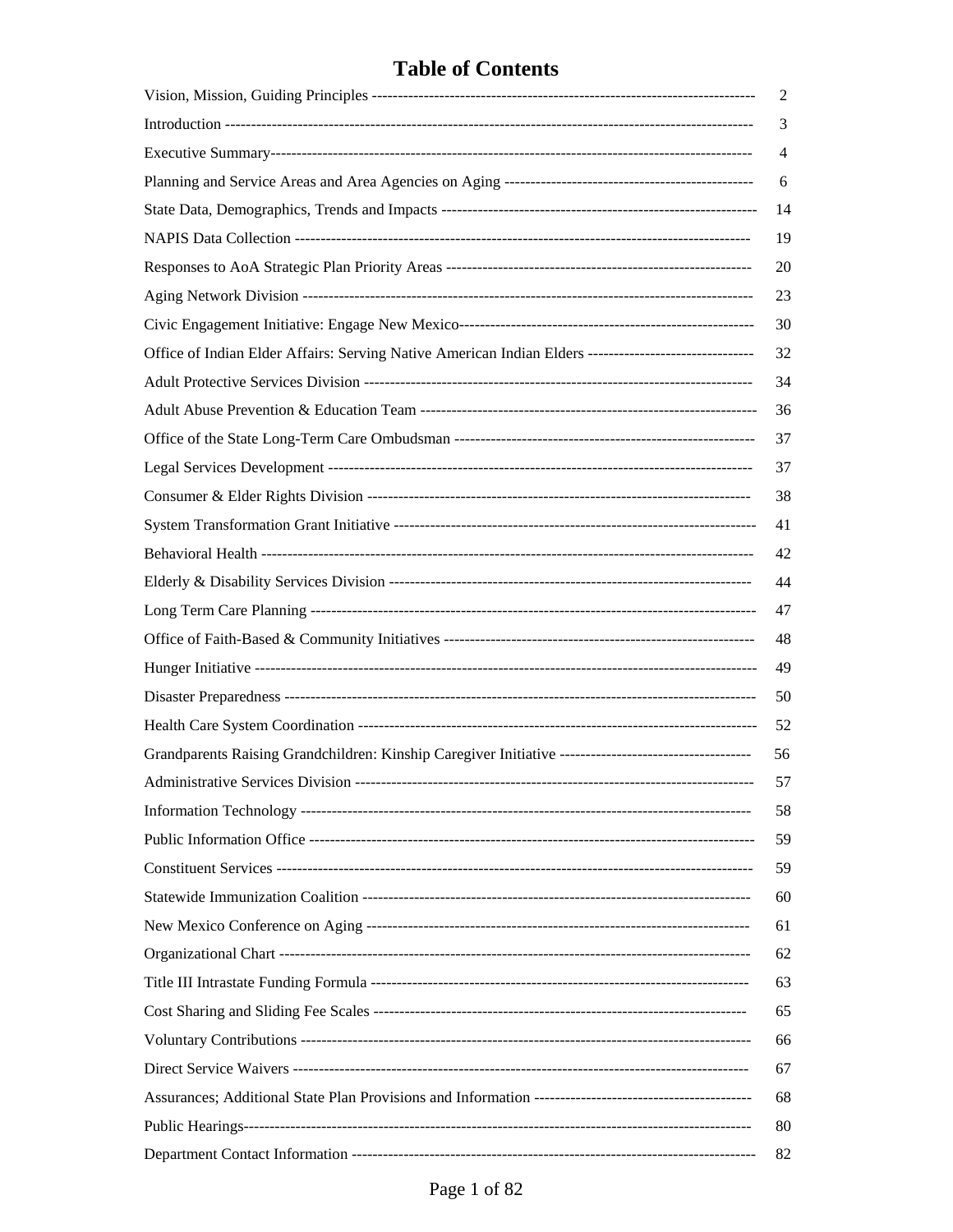# Table of Contents

| | |
|---|---|
| Vision, Mission, Guiding Principles | 2 |
| Introduction | 3 |
| Executive Summary | 4 |
| Planning and Service Areas and Area Agencies on Aging | 6 |
| State Data, Demographics, Trends and Impacts | 14 |
| NAPIS Data Collection | 19 |
| Responses to AoA Strategic Plan Priority Areas | 20 |
| Aging Network Division | 23 |
| Civic Engagement Initiative: Engage New Mexico | 30 |
| Office of Indian Elder Affairs: Serving Native American Indian Elders | 32 |
| Adult Protective Services Division | 34 |
| Adult Abuse Prevention & Education Team | 36 |
| Office of the State Long-Term Care Ombudsman | 37 |
| Legal Services Development | 37 |
| Consumer & Elder Rights Division | 38 |
| System Transformation Grant Initiative | 41 |
| Behavioral Health | 42 |
| Elderly & Disability Services Division | 44 |
| Long Term Care Planning | 47 |
| Office of Faith-Based & Community Initiatives | 48 |
| Hunger Initiative | 49 |
| Disaster Preparedness | 50 |
| Health Care System Coordination | 52 |
| Grandparents Raising Grandchildren: Kinship Caregiver Initiative | 56 |
| Administrative Services Division | 57 |
| Information Technology | 58 |
| Public Information Office | 59 |
| Constituent Services | 59 |
| Statewide Immunization Coalition | 60 |
| New Mexico Conference on Aging | 61 |
| Organizational Chart | 62 |
| Title III Intrastate Funding Formula | 63 |
| Cost Sharing and Sliding Fee Scales | 65 |
| Voluntary Contributions | 66 |
| Direct Service Waivers | 67 |
| Assurances; Additional State Plan Provisions and Information | 68 |
| Public Hearings | 80 |
| Department Contact Information | 82 |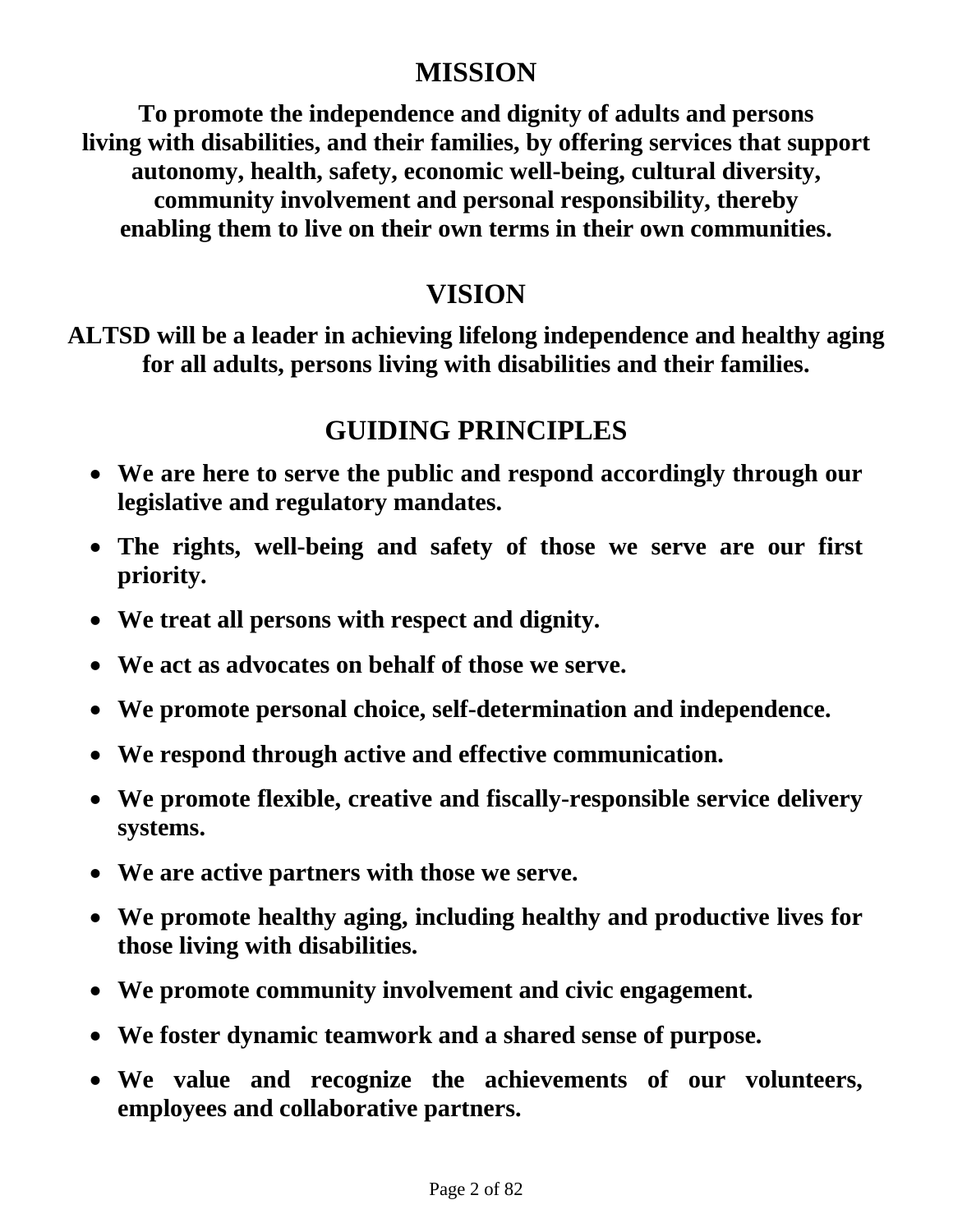# MISSION

**To promote the independence and dignity of adults and persons living with disabilities, and their families, by offering services that support autonomy, health, safety, economic well-being, cultural diversity, community involvement and personal responsibility, thereby enabling them to live on their own terms in their own communities.**

# VISION

**ALTSD will be a leader in achieving lifelong independence and healthy aging for all adults, persons living with disabilities and their families.**

# GUIDING PRINCIPLES

- **We are here to serve the public and respond accordingly through our legislative and regulatory mandates.**
- **The rights, well-being and safety of those we serve are our first priority.**
- **We treat all persons with respect and dignity.**
- **We act as advocates on behalf of those we serve.**
- **We promote personal choice, self-determination and independence.**
- **We respond through active and effective communication.**
- **We promote flexible, creative and fiscally-responsible service delivery systems.**
- **We are active partners with those we serve.**
- **We promote healthy aging, including healthy and productive lives for those living with disabilities.**
- **We promote community involvement and civic engagement.**
- **We foster dynamic teamwork and a shared sense of purpose.**
- **We value and recognize the achievements of our volunteers, employees and collaborative partners.**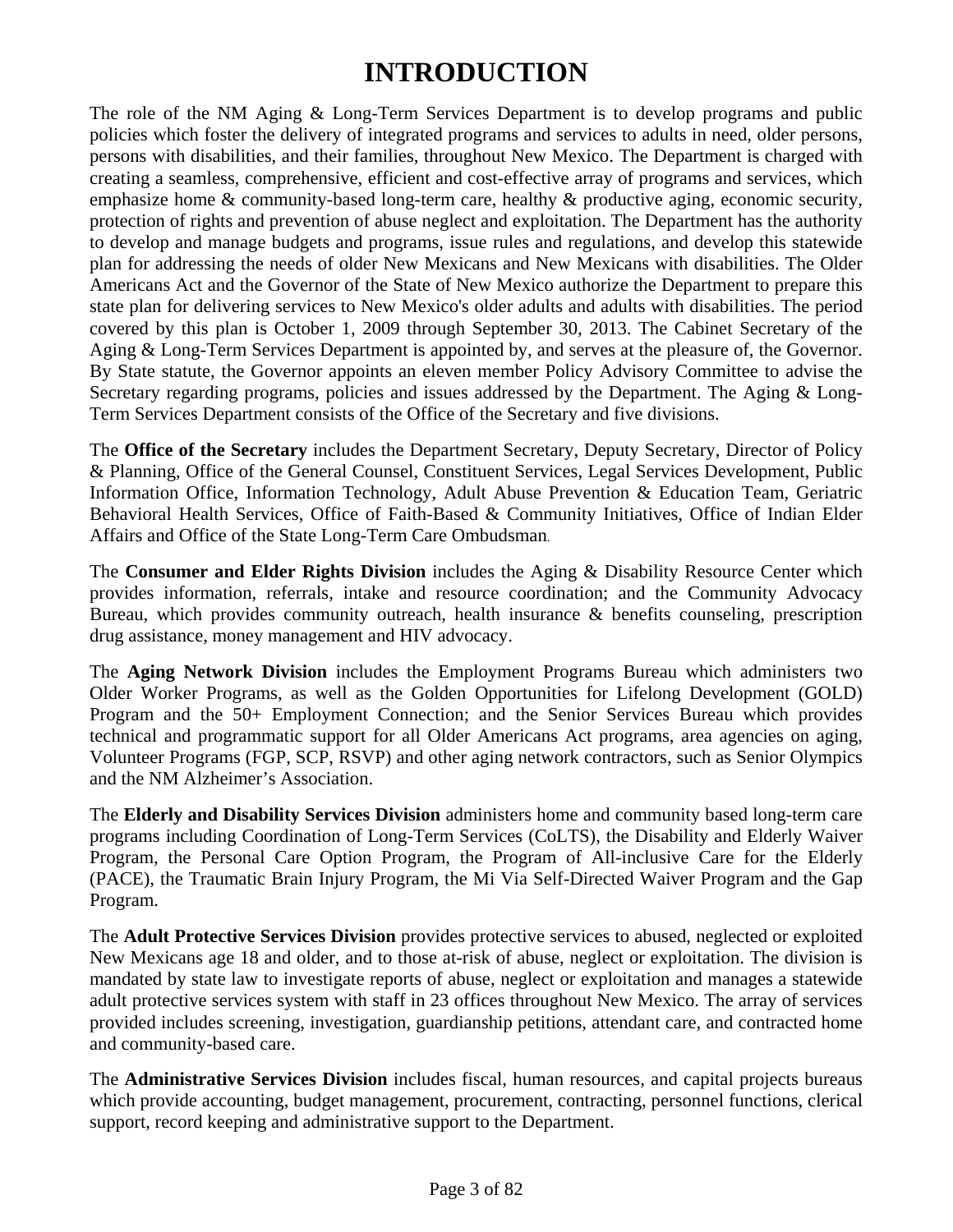# INTRODUCTION

The role of the NM Aging & Long-Term Services Department is to develop programs and public policies which foster the delivery of integrated programs and services to adults in need, older persons, persons with disabilities, and their families, throughout New Mexico. The Department is charged with creating a seamless, comprehensive, efficient and cost-effective array of programs and services, which emphasize home & community-based long-term care, healthy & productive aging, economic security, protection of rights and prevention of abuse neglect and exploitation. The Department has the authority to develop and manage budgets and programs, issue rules and regulations, and develop this statewide plan for addressing the needs of older New Mexicans and New Mexicans with disabilities. The Older Americans Act and the Governor of the State of New Mexico authorize the Department to prepare this state plan for delivering services to New Mexico's older adults and adults with disabilities. The period covered by this plan is October 1, 2009 through September 30, 2013. The Cabinet Secretary of the Aging & Long-Term Services Department is appointed by, and serves at the pleasure of, the Governor. By State statute, the Governor appoints an eleven member Policy Advisory Committee to advise the Secretary regarding programs, policies and issues addressed by the Department. The Aging & Long-Term Services Department consists of the Office of the Secretary and five divisions.

The **Office of the Secretary** includes the Department Secretary, Deputy Secretary, Director of Policy & Planning, Office of the General Counsel, Constituent Services, Legal Services Development, Public Information Office, Information Technology, Adult Abuse Prevention & Education Team, Geriatric Behavioral Health Services, Office of Faith-Based & Community Initiatives, Office of Indian Elder Affairs and Office of the State Long-Term Care Ombudsman.

The **Consumer and Elder Rights Division** includes the Aging & Disability Resource Center which provides information, referrals, intake and resource coordination; and the Community Advocacy Bureau, which provides community outreach, health insurance & benefits counseling, prescription drug assistance, money management and HIV advocacy.

The **Aging Network Division** includes the Employment Programs Bureau which administers two Older Worker Programs, as well as the Golden Opportunities for Lifelong Development (GOLD) Program and the 50+ Employment Connection; and the Senior Services Bureau which provides technical and programmatic support for all Older Americans Act programs, area agencies on aging, Volunteer Programs (FGP, SCP, RSVP) and other aging network contractors, such as Senior Olympics and the NM Alzheimer's Association.

The **Elderly and Disability Services Division** administers home and community based long-term care programs including Coordination of Long-Term Services (CoLTS), the Disability and Elderly Waiver Program, the Personal Care Option Program, the Program of All-inclusive Care for the Elderly (PACE), the Traumatic Brain Injury Program, the Mi Via Self-Directed Waiver Program and the Gap Program.

The **Adult Protective Services Division** provides protective services to abused, neglected or exploited New Mexicans age 18 and older, and to those at-risk of abuse, neglect or exploitation. The division is mandated by state law to investigate reports of abuse, neglect or exploitation and manages a statewide adult protective services system with staff in 23 offices throughout New Mexico. The array of services provided includes screening, investigation, guardianship petitions, attendant care, and contracted home and community-based care.

The **Administrative Services Division** includes fiscal, human resources, and capital projects bureaus which provide accounting, budget management, procurement, contracting, personnel functions, clerical support, record keeping and administrative support to the Department.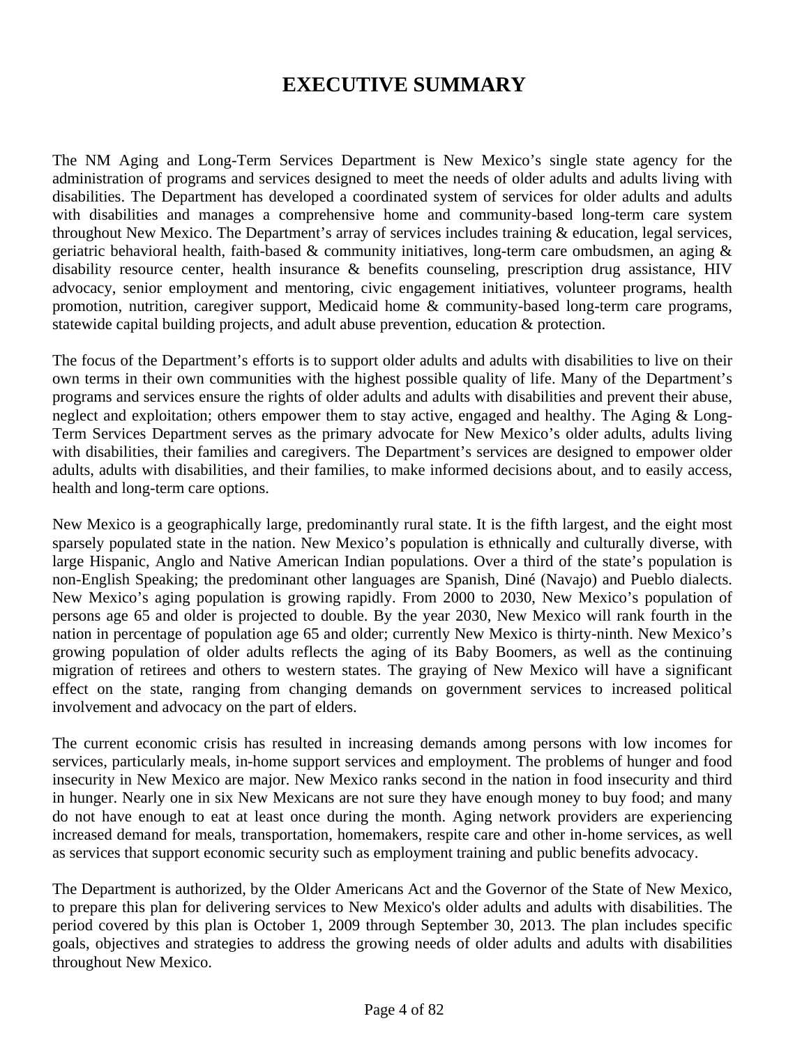# EXECUTIVE SUMMARY

The NM Aging and Long-Term Services Department is New Mexico's single state agency for the administration of programs and services designed to meet the needs of older adults and adults living with disabilities. The Department has developed a coordinated system of services for older adults and adults with disabilities and manages a comprehensive home and community-based long-term care system throughout New Mexico. The Department's array of services includes training & education, legal services, geriatric behavioral health, faith-based & community initiatives, long-term care ombudsmen, an aging & disability resource center, health insurance & benefits counseling, prescription drug assistance, HIV advocacy, senior employment and mentoring, civic engagement initiatives, volunteer programs, health promotion, nutrition, caregiver support, Medicaid home & community-based long-term care programs, statewide capital building projects, and adult abuse prevention, education & protection.

The focus of the Department's efforts is to support older adults and adults with disabilities to live on their own terms in their own communities with the highest possible quality of life. Many of the Department's programs and services ensure the rights of older adults and adults with disabilities and prevent their abuse, neglect and exploitation; others empower them to stay active, engaged and healthy. The Aging & Long-Term Services Department serves as the primary advocate for New Mexico's older adults, adults living with disabilities, their families and caregivers. The Department's services are designed to empower older adults, adults with disabilities, and their families, to make informed decisions about, and to easily access, health and long-term care options.

New Mexico is a geographically large, predominantly rural state. It is the fifth largest, and the eight most sparsely populated state in the nation. New Mexico's population is ethnically and culturally diverse, with large Hispanic, Anglo and Native American Indian populations. Over a third of the state's population is non-English Speaking; the predominant other languages are Spanish, Diné (Navajo) and Pueblo dialects. New Mexico's aging population is growing rapidly. From 2000 to 2030, New Mexico's population of persons age 65 and older is projected to double. By the year 2030, New Mexico will rank fourth in the nation in percentage of population age 65 and older; currently New Mexico is thirty-ninth. New Mexico's growing population of older adults reflects the aging of its Baby Boomers, as well as the continuing migration of retirees and others to western states. The graying of New Mexico will have a significant effect on the state, ranging from changing demands on government services to increased political involvement and advocacy on the part of elders.

The current economic crisis has resulted in increasing demands among persons with low incomes for services, particularly meals, in-home support services and employment. The problems of hunger and food insecurity in New Mexico are major. New Mexico ranks second in the nation in food insecurity and third in hunger. Nearly one in six New Mexicans are not sure they have enough money to buy food; and many do not have enough to eat at least once during the month. Aging network providers are experiencing increased demand for meals, transportation, homemakers, respite care and other in-home services, as well as services that support economic security such as employment training and public benefits advocacy.

The Department is authorized, by the Older Americans Act and the Governor of the State of New Mexico, to prepare this plan for delivering services to New Mexico's older adults and adults with disabilities. The period covered by this plan is October 1, 2009 through September 30, 2013. The plan includes specific goals, objectives and strategies to address the growing needs of older adults and adults with disabilities throughout New Mexico.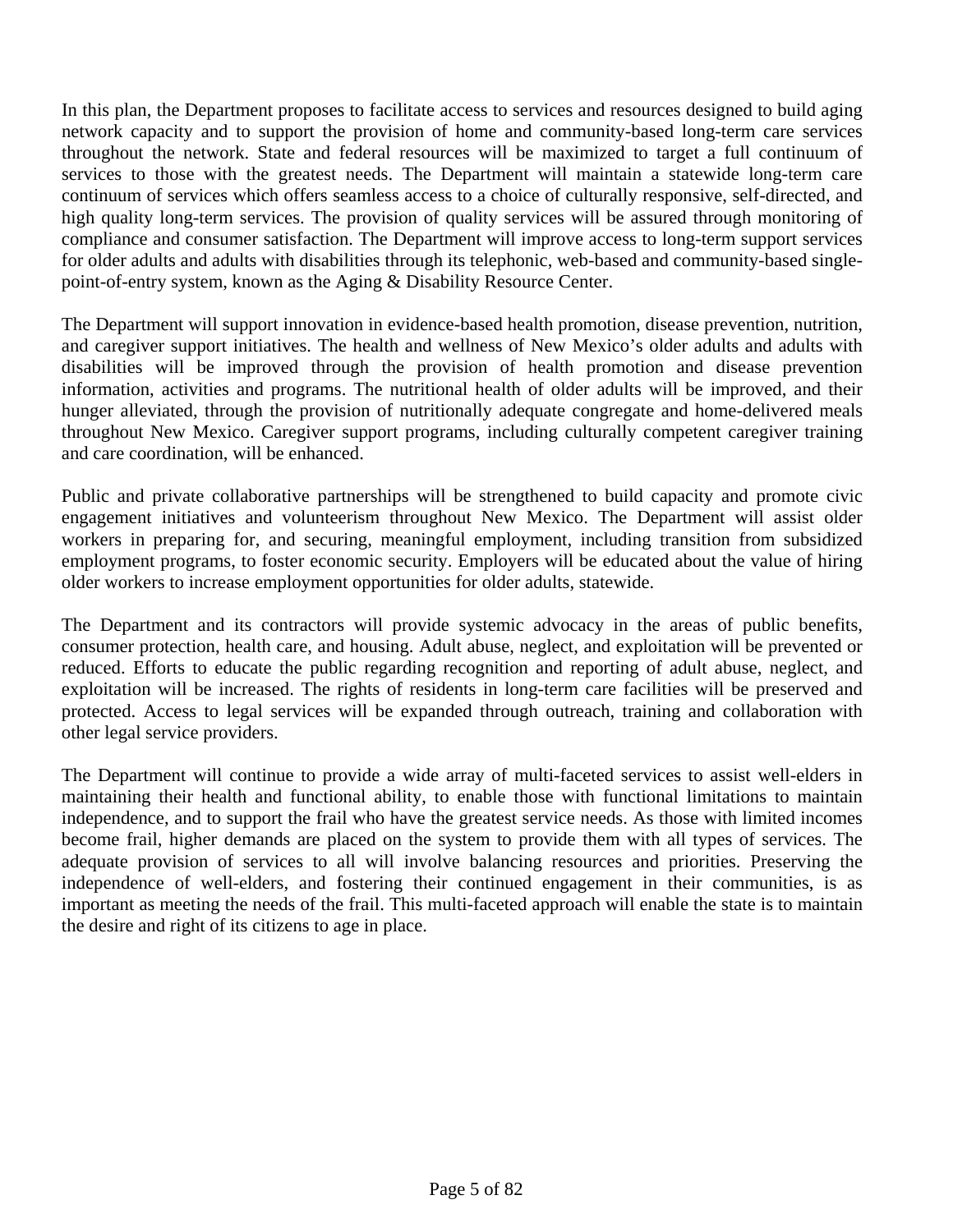In this plan, the Department proposes to facilitate access to services and resources designed to build aging network capacity and to support the provision of home and community-based long-term care services throughout the network. State and federal resources will be maximized to target a full continuum of services to those with the greatest needs. The Department will maintain a statewide long-term care continuum of services which offers seamless access to a choice of culturally responsive, self-directed, and high quality long-term services. The provision of quality services will be assured through monitoring of compliance and consumer satisfaction. The Department will improve access to long-term support services for older adults and adults with disabilities through its telephonic, web-based and community-based single-point-of-entry system, known as the Aging & Disability Resource Center.

The Department will support innovation in evidence-based health promotion, disease prevention, nutrition, and caregiver support initiatives. The health and wellness of New Mexico's older adults and adults with disabilities will be improved through the provision of health promotion and disease prevention information, activities and programs. The nutritional health of older adults will be improved, and their hunger alleviated, through the provision of nutritionally adequate congregate and home-delivered meals throughout New Mexico. Caregiver support programs, including culturally competent caregiver training and care coordination, will be enhanced.

Public and private collaborative partnerships will be strengthened to build capacity and promote civic engagement initiatives and volunteerism throughout New Mexico. The Department will assist older workers in preparing for, and securing, meaningful employment, including transition from subsidized employment programs, to foster economic security. Employers will be educated about the value of hiring older workers to increase employment opportunities for older adults, statewide.

The Department and its contractors will provide systemic advocacy in the areas of public benefits, consumer protection, health care, and housing. Adult abuse, neglect, and exploitation will be prevented or reduced. Efforts to educate the public regarding recognition and reporting of adult abuse, neglect, and exploitation will be increased. The rights of residents in long-term care facilities will be preserved and protected. Access to legal services will be expanded through outreach, training and collaboration with other legal service providers.

The Department will continue to provide a wide array of multi-faceted services to assist well-elders in maintaining their health and functional ability, to enable those with functional limitations to maintain independence, and to support the frail who have the greatest service needs. As those with limited incomes become frail, higher demands are placed on the system to provide them with all types of services. The adequate provision of services to all will involve balancing resources and priorities. Preserving the independence of well-elders, and fostering their continued engagement in their communities, is as important as meeting the needs of the frail. This multi-faceted approach will enable the state is to maintain the desire and right of its citizens to age in place.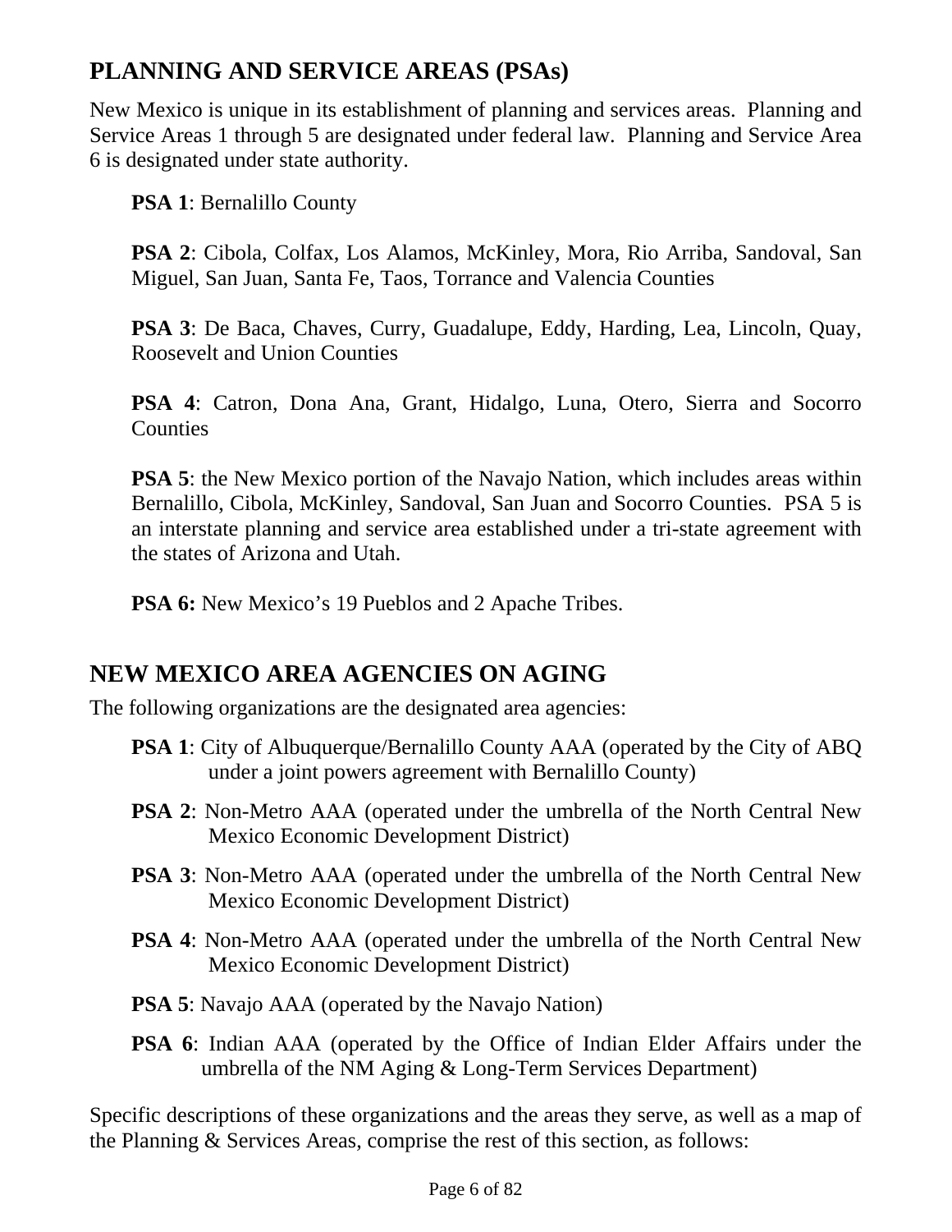## PLANNING AND SERVICE AREAS (PSAs)

New Mexico is unique in its establishment of planning and services areas. Planning and Service Areas 1 through 5 are designated under federal law. Planning and Service Area 6 is designated under state authority.

**PSA 1**: Bernalillo County

**PSA 2**: Cibola, Colfax, Los Alamos, McKinley, Mora, Rio Arriba, Sandoval, San Miguel, San Juan, Santa Fe, Taos, Torrance and Valencia Counties

**PSA 3**: De Baca, Chaves, Curry, Guadalupe, Eddy, Harding, Lea, Lincoln, Quay, Roosevelt and Union Counties

**PSA 4**: Catron, Dona Ana, Grant, Hidalgo, Luna, Otero, Sierra and Socorro Counties

**PSA 5**: the New Mexico portion of the Navajo Nation, which includes areas within Bernalillo, Cibola, McKinley, Sandoval, San Juan and Socorro Counties. PSA 5 is an interstate planning and service area established under a tri-state agreement with the states of Arizona and Utah.

**PSA 6:** New Mexico's 19 Pueblos and 2 Apache Tribes.

## NEW MEXICO AREA AGENCIES ON AGING

The following organizations are the designated area agencies:

**PSA 1**: City of Albuquerque/Bernalillo County AAA (operated by the City of ABQ under a joint powers agreement with Bernalillo County)

**PSA 2**: Non-Metro AAA (operated under the umbrella of the North Central New Mexico Economic Development District)

**PSA 3**: Non-Metro AAA (operated under the umbrella of the North Central New Mexico Economic Development District)

**PSA 4**: Non-Metro AAA (operated under the umbrella of the North Central New Mexico Economic Development District)

**PSA 5**: Navajo AAA (operated by the Navajo Nation)

**PSA 6**: Indian AAA (operated by the Office of Indian Elder Affairs under the umbrella of the NM Aging & Long-Term Services Department)

Specific descriptions of these organizations and the areas they serve, as well as a map of the Planning & Services Areas, comprise the rest of this section, as follows: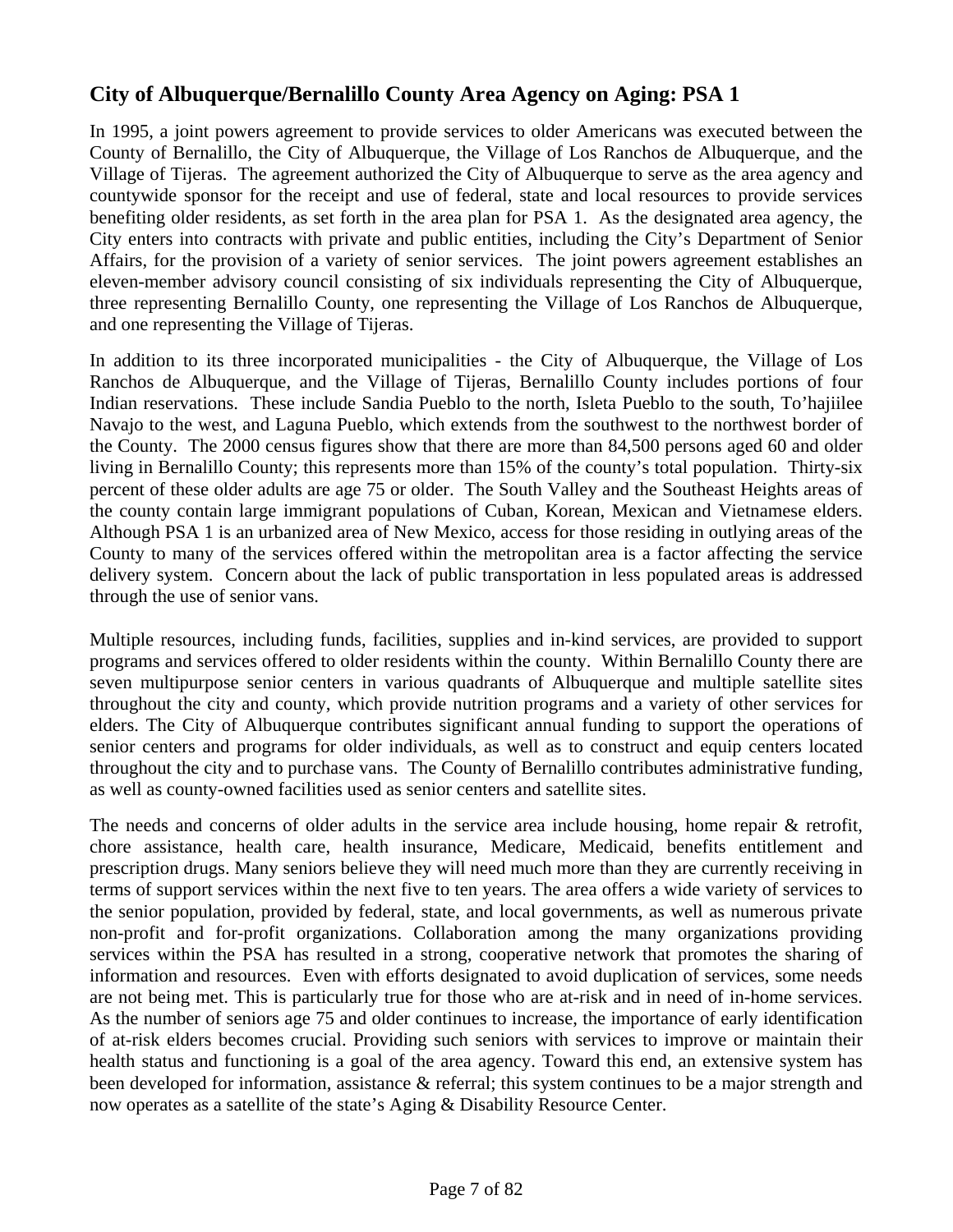## City of Albuquerque/Bernalillo County Area Agency on Aging: PSA 1

In 1995, a joint powers agreement to provide services to older Americans was executed between the County of Bernalillo, the City of Albuquerque, the Village of Los Ranchos de Albuquerque, and the Village of Tijeras. The agreement authorized the City of Albuquerque to serve as the area agency and countywide sponsor for the receipt and use of federal, state and local resources to provide services benefiting older residents, as set forth in the area plan for PSA 1. As the designated area agency, the City enters into contracts with private and public entities, including the City's Department of Senior Affairs, for the provision of a variety of senior services. The joint powers agreement establishes an eleven-member advisory council consisting of six individuals representing the City of Albuquerque, three representing Bernalillo County, one representing the Village of Los Ranchos de Albuquerque, and one representing the Village of Tijeras.

In addition to its three incorporated municipalities - the City of Albuquerque, the Village of Los Ranchos de Albuquerque, and the Village of Tijeras, Bernalillo County includes portions of four Indian reservations. These include Sandia Pueblo to the north, Isleta Pueblo to the south, To'hajiilee Navajo to the west, and Laguna Pueblo, which extends from the southwest to the northwest border of the County. The 2000 census figures show that there are more than 84,500 persons aged 60 and older living in Bernalillo County; this represents more than 15% of the county's total population. Thirty-six percent of these older adults are age 75 or older. The South Valley and the Southeast Heights areas of the county contain large immigrant populations of Cuban, Korean, Mexican and Vietnamese elders. Although PSA 1 is an urbanized area of New Mexico, access for those residing in outlying areas of the County to many of the services offered within the metropolitan area is a factor affecting the service delivery system. Concern about the lack of public transportation in less populated areas is addressed through the use of senior vans.

Multiple resources, including funds, facilities, supplies and in-kind services, are provided to support programs and services offered to older residents within the county. Within Bernalillo County there are seven multipurpose senior centers in various quadrants of Albuquerque and multiple satellite sites throughout the city and county, which provide nutrition programs and a variety of other services for elders. The City of Albuquerque contributes significant annual funding to support the operations of senior centers and programs for older individuals, as well as to construct and equip centers located throughout the city and to purchase vans. The County of Bernalillo contributes administrative funding, as well as county-owned facilities used as senior centers and satellite sites.

The needs and concerns of older adults in the service area include housing, home repair & retrofit, chore assistance, health care, health insurance, Medicare, Medicaid, benefits entitlement and prescription drugs. Many seniors believe they will need much more than they are currently receiving in terms of support services within the next five to ten years. The area offers a wide variety of services to the senior population, provided by federal, state, and local governments, as well as numerous private non-profit and for-profit organizations. Collaboration among the many organizations providing services within the PSA has resulted in a strong, cooperative network that promotes the sharing of information and resources. Even with efforts designated to avoid duplication of services, some needs are not being met. This is particularly true for those who are at-risk and in need of in-home services. As the number of seniors age 75 and older continues to increase, the importance of early identification of at-risk elders becomes crucial. Providing such seniors with services to improve or maintain their health status and functioning is a goal of the area agency. Toward this end, an extensive system has been developed for information, assistance & referral; this system continues to be a major strength and now operates as a satellite of the state's Aging & Disability Resource Center.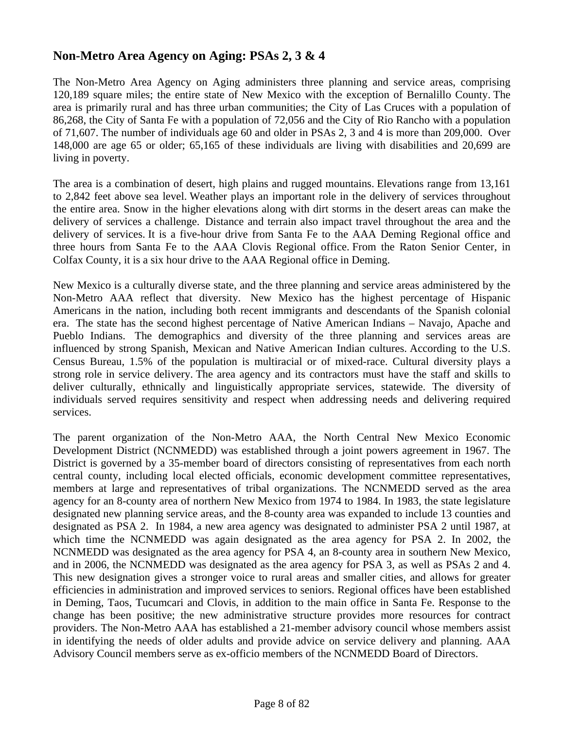## Non-Metro Area Agency on Aging: PSAs 2, 3 & 4

The Non-Metro Area Agency on Aging administers three planning and service areas, comprising 120,189 square miles; the entire state of New Mexico with the exception of Bernalillo County. The area is primarily rural and has three urban communities; the City of Las Cruces with a population of 86,268, the City of Santa Fe with a population of 72,056 and the City of Rio Rancho with a population of 71,607. The number of individuals age 60 and older in PSAs 2, 3 and 4 is more than 209,000. Over 148,000 are age 65 or older; 65,165 of these individuals are living with disabilities and 20,699 are living in poverty.

The area is a combination of desert, high plains and rugged mountains. Elevations range from 13,161 to 2,842 feet above sea level. Weather plays an important role in the delivery of services throughout the entire area. Snow in the higher elevations along with dirt storms in the desert areas can make the delivery of services a challenge. Distance and terrain also impact travel throughout the area and the delivery of services. It is a five-hour drive from Santa Fe to the AAA Deming Regional office and three hours from Santa Fe to the AAA Clovis Regional office. From the Raton Senior Center, in Colfax County, it is a six hour drive to the AAA Regional office in Deming.

New Mexico is a culturally diverse state, and the three planning and service areas administered by the Non-Metro AAA reflect that diversity. New Mexico has the highest percentage of Hispanic Americans in the nation, including both recent immigrants and descendants of the Spanish colonial era. The state has the second highest percentage of Native American Indians – Navajo, Apache and Pueblo Indians. The demographics and diversity of the three planning and services areas are influenced by strong Spanish, Mexican and Native American Indian cultures. According to the U.S. Census Bureau, 1.5% of the population is multiracial or of mixed-race. Cultural diversity plays a strong role in service delivery. The area agency and its contractors must have the staff and skills to deliver culturally, ethnically and linguistically appropriate services, statewide. The diversity of individuals served requires sensitivity and respect when addressing needs and delivering required services.

The parent organization of the Non-Metro AAA, the North Central New Mexico Economic Development District (NCNMEDD) was established through a joint powers agreement in 1967. The District is governed by a 35-member board of directors consisting of representatives from each north central county, including local elected officials, economic development committee representatives, members at large and representatives of tribal organizations. The NCNMEDD served as the area agency for an 8-county area of northern New Mexico from 1974 to 1984. In 1983, the state legislature designated new planning service areas, and the 8-county area was expanded to include 13 counties and designated as PSA 2. In 1984, a new area agency was designated to administer PSA 2 until 1987, at which time the NCNMEDD was again designated as the area agency for PSA 2. In 2002, the NCNMEDD was designated as the area agency for PSA 4, an 8-county area in southern New Mexico, and in 2006, the NCNMEDD was designated as the area agency for PSA 3, as well as PSAs 2 and 4. This new designation gives a stronger voice to rural areas and smaller cities, and allows for greater efficiencies in administration and improved services to seniors. Regional offices have been established in Deming, Taos, Tucumcari and Clovis, in addition to the main office in Santa Fe. Response to the change has been positive; the new administrative structure provides more resources for contract providers. The Non-Metro AAA has established a 21-member advisory council whose members assist in identifying the needs of older adults and provide advice on service delivery and planning. AAA Advisory Council members serve as ex-officio members of the NCNMEDD Board of Directors.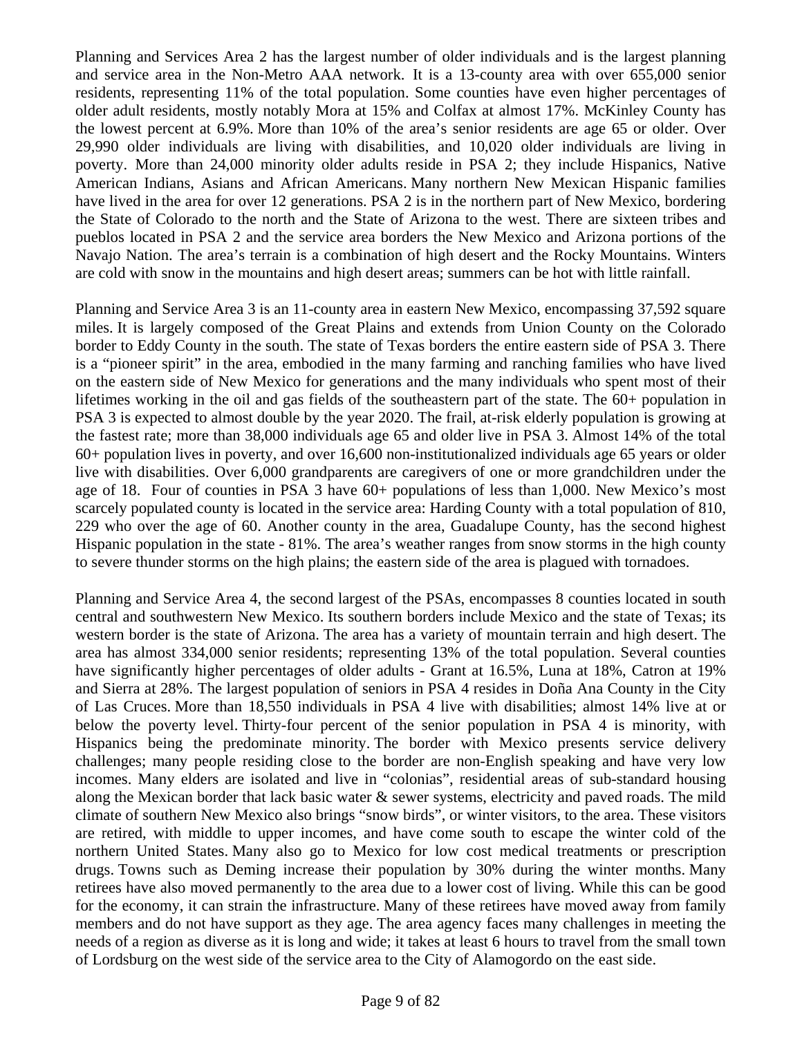Planning and Services Area 2 has the largest number of older individuals and is the largest planning and service area in the Non-Metro AAA network. It is a 13-county area with over 655,000 senior residents, representing 11% of the total population. Some counties have even higher percentages of older adult residents, mostly notably Mora at 15% and Colfax at almost 17%. McKinley County has the lowest percent at 6.9%. More than 10% of the area's senior residents are age 65 or older. Over 29,990 older individuals are living with disabilities, and 10,020 older individuals are living in poverty. More than 24,000 minority older adults reside in PSA 2; they include Hispanics, Native American Indians, Asians and African Americans. Many northern New Mexican Hispanic families have lived in the area for over 12 generations. PSA 2 is in the northern part of New Mexico, bordering the State of Colorado to the north and the State of Arizona to the west. There are sixteen tribes and pueblos located in PSA 2 and the service area borders the New Mexico and Arizona portions of the Navajo Nation. The area's terrain is a combination of high desert and the Rocky Mountains. Winters are cold with snow in the mountains and high desert areas; summers can be hot with little rainfall.

Planning and Service Area 3 is an 11-county area in eastern New Mexico, encompassing 37,592 square miles. It is largely composed of the Great Plains and extends from Union County on the Colorado border to Eddy County in the south. The state of Texas borders the entire eastern side of PSA 3. There is a "pioneer spirit" in the area, embodied in the many farming and ranching families who have lived on the eastern side of New Mexico for generations and the many individuals who spent most of their lifetimes working in the oil and gas fields of the southeastern part of the state. The 60+ population in PSA 3 is expected to almost double by the year 2020. The frail, at-risk elderly population is growing at the fastest rate; more than 38,000 individuals age 65 and older live in PSA 3. Almost 14% of the total 60+ population lives in poverty, and over 16,600 non-institutionalized individuals age 65 years or older live with disabilities. Over 6,000 grandparents are caregivers of one or more grandchildren under the age of 18. Four of counties in PSA 3 have 60+ populations of less than 1,000. New Mexico's most scarcely populated county is located in the service area: Harding County with a total population of 810, 229 who over the age of 60. Another county in the area, Guadalupe County, has the second highest Hispanic population in the state - 81%. The area's weather ranges from snow storms in the high county to severe thunder storms on the high plains; the eastern side of the area is plagued with tornadoes.

Planning and Service Area 4, the second largest of the PSAs, encompasses 8 counties located in south central and southwestern New Mexico. Its southern borders include Mexico and the state of Texas; its western border is the state of Arizona. The area has a variety of mountain terrain and high desert. The area has almost 334,000 senior residents; representing 13% of the total population. Several counties have significantly higher percentages of older adults - Grant at 16.5%, Luna at 18%, Catron at 19% and Sierra at 28%. The largest population of seniors in PSA 4 resides in Doña Ana County in the City of Las Cruces. More than 18,550 individuals in PSA 4 live with disabilities; almost 14% live at or below the poverty level. Thirty-four percent of the senior population in PSA 4 is minority, with Hispanics being the predominate minority. The border with Mexico presents service delivery challenges; many people residing close to the border are non-English speaking and have very low incomes. Many elders are isolated and live in "colonias", residential areas of sub-standard housing along the Mexican border that lack basic water & sewer systems, electricity and paved roads. The mild climate of southern New Mexico also brings "snow birds", or winter visitors, to the area. These visitors are retired, with middle to upper incomes, and have come south to escape the winter cold of the northern United States. Many also go to Mexico for low cost medical treatments or prescription drugs. Towns such as Deming increase their population by 30% during the winter months. Many retirees have also moved permanently to the area due to a lower cost of living. While this can be good for the economy, it can strain the infrastructure. Many of these retirees have moved away from family members and do not have support as they age. The area agency faces many challenges in meeting the needs of a region as diverse as it is long and wide; it takes at least 6 hours to travel from the small town of Lordsburg on the west side of the service area to the City of Alamogordo on the east side.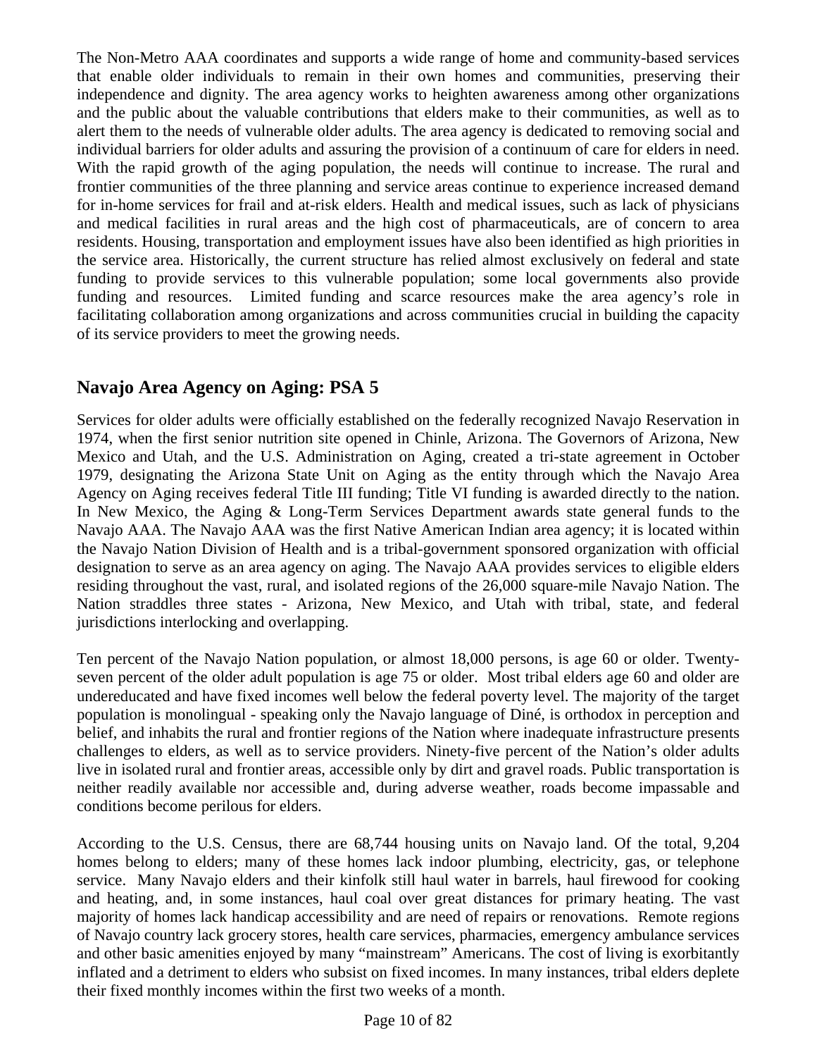The Non-Metro AAA coordinates and supports a wide range of home and community-based services that enable older individuals to remain in their own homes and communities, preserving their independence and dignity. The area agency works to heighten awareness among other organizations and the public about the valuable contributions that elders make to their communities, as well as to alert them to the needs of vulnerable older adults. The area agency is dedicated to removing social and individual barriers for older adults and assuring the provision of a continuum of care for elders in need. With the rapid growth of the aging population, the needs will continue to increase. The rural and frontier communities of the three planning and service areas continue to experience increased demand for in-home services for frail and at-risk elders. Health and medical issues, such as lack of physicians and medical facilities in rural areas and the high cost of pharmaceuticals, are of concern to area residents. Housing, transportation and employment issues have also been identified as high priorities in the service area. Historically, the current structure has relied almost exclusively on federal and state funding to provide services to this vulnerable population; some local governments also provide funding and resources. Limited funding and scarce resources make the area agency's role in facilitating collaboration among organizations and across communities crucial in building the capacity of its service providers to meet the growing needs.

## Navajo Area Agency on Aging: PSA 5

Services for older adults were officially established on the federally recognized Navajo Reservation in 1974, when the first senior nutrition site opened in Chinle, Arizona. The Governors of Arizona, New Mexico and Utah, and the U.S. Administration on Aging, created a tri-state agreement in October 1979, designating the Arizona State Unit on Aging as the entity through which the Navajo Area Agency on Aging receives federal Title III funding; Title VI funding is awarded directly to the nation. In New Mexico, the Aging & Long-Term Services Department awards state general funds to the Navajo AAA. The Navajo AAA was the first Native American Indian area agency; it is located within the Navajo Nation Division of Health and is a tribal-government sponsored organization with official designation to serve as an area agency on aging. The Navajo AAA provides services to eligible elders residing throughout the vast, rural, and isolated regions of the 26,000 square-mile Navajo Nation. The Nation straddles three states - Arizona, New Mexico, and Utah with tribal, state, and federal jurisdictions interlocking and overlapping.

Ten percent of the Navajo Nation population, or almost 18,000 persons, is age 60 or older. Twenty-seven percent of the older adult population is age 75 or older. Most tribal elders age 60 and older are undereducated and have fixed incomes well below the federal poverty level. The majority of the target population is monolingual - speaking only the Navajo language of Diné, is orthodox in perception and belief, and inhabits the rural and frontier regions of the Nation where inadequate infrastructure presents challenges to elders, as well as to service providers. Ninety-five percent of the Nation's older adults live in isolated rural and frontier areas, accessible only by dirt and gravel roads. Public transportation is neither readily available nor accessible and, during adverse weather, roads become impassable and conditions become perilous for elders.

According to the U.S. Census, there are 68,744 housing units on Navajo land. Of the total, 9,204 homes belong to elders; many of these homes lack indoor plumbing, electricity, gas, or telephone service. Many Navajo elders and their kinfolk still haul water in barrels, haul firewood for cooking and heating, and, in some instances, haul coal over great distances for primary heating. The vast majority of homes lack handicap accessibility and are need of repairs or renovations. Remote regions of Navajo country lack grocery stores, health care services, pharmacies, emergency ambulance services and other basic amenities enjoyed by many "mainstream" Americans. The cost of living is exorbitantly inflated and a detriment to elders who subsist on fixed incomes. In many instances, tribal elders deplete their fixed monthly incomes within the first two weeks of a month.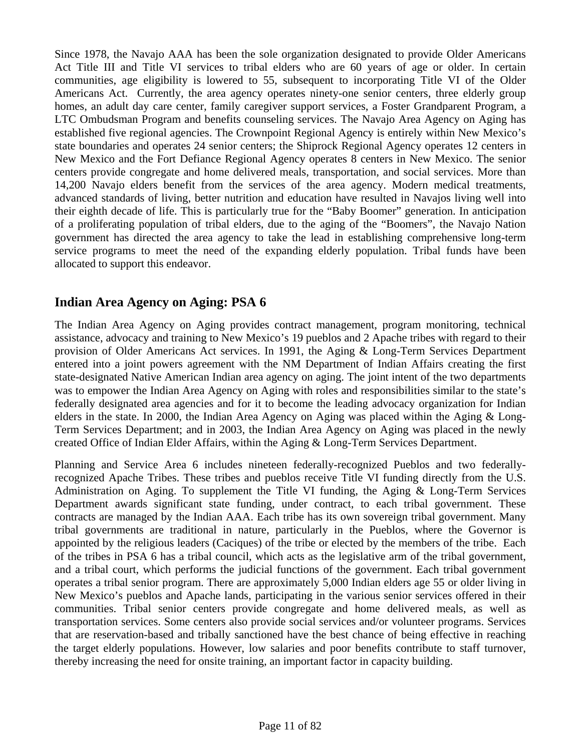Since 1978, the Navajo AAA has been the sole organization designated to provide Older Americans Act Title III and Title VI services to tribal elders who are 60 years of age or older. In certain communities, age eligibility is lowered to 55, subsequent to incorporating Title VI of the Older Americans Act. Currently, the area agency operates ninety-one senior centers, three elderly group homes, an adult day care center, family caregiver support services, a Foster Grandparent Program, a LTC Ombudsman Program and benefits counseling services. The Navajo Area Agency on Aging has established five regional agencies. The Crownpoint Regional Agency is entirely within New Mexico's state boundaries and operates 24 senior centers; the Shiprock Regional Agency operates 12 centers in New Mexico and the Fort Defiance Regional Agency operates 8 centers in New Mexico. The senior centers provide congregate and home delivered meals, transportation, and social services. More than 14,200 Navajo elders benefit from the services of the area agency. Modern medical treatments, advanced standards of living, better nutrition and education have resulted in Navajos living well into their eighth decade of life. This is particularly true for the "Baby Boomer" generation. In anticipation of a proliferating population of tribal elders, due to the aging of the "Boomers", the Navajo Nation government has directed the area agency to take the lead in establishing comprehensive long-term service programs to meet the need of the expanding elderly population. Tribal funds have been allocated to support this endeavor.

## Indian Area Agency on Aging: PSA 6

The Indian Area Agency on Aging provides contract management, program monitoring, technical assistance, advocacy and training to New Mexico's 19 pueblos and 2 Apache tribes with regard to their provision of Older Americans Act services. In 1991, the Aging & Long-Term Services Department entered into a joint powers agreement with the NM Department of Indian Affairs creating the first state-designated Native American Indian area agency on aging. The joint intent of the two departments was to empower the Indian Area Agency on Aging with roles and responsibilities similar to the state's federally designated area agencies and for it to become the leading advocacy organization for Indian elders in the state. In 2000, the Indian Area Agency on Aging was placed within the Aging & Long-Term Services Department; and in 2003, the Indian Area Agency on Aging was placed in the newly created Office of Indian Elder Affairs, within the Aging & Long-Term Services Department.

Planning and Service Area 6 includes nineteen federally-recognized Pueblos and two federally-recognized Apache Tribes. These tribes and pueblos receive Title VI funding directly from the U.S. Administration on Aging. To supplement the Title VI funding, the Aging & Long-Term Services Department awards significant state funding, under contract, to each tribal government. These contracts are managed by the Indian AAA. Each tribe has its own sovereign tribal government. Many tribal governments are traditional in nature, particularly in the Pueblos, where the Governor is appointed by the religious leaders (Caciques) of the tribe or elected by the members of the tribe. Each of the tribes in PSA 6 has a tribal council, which acts as the legislative arm of the tribal government, and a tribal court, which performs the judicial functions of the government. Each tribal government operates a tribal senior program. There are approximately 5,000 Indian elders age 55 or older living in New Mexico's pueblos and Apache lands, participating in the various senior services offered in their communities. Tribal senior centers provide congregate and home delivered meals, as well as transportation services. Some centers also provide social services and/or volunteer programs. Services that are reservation-based and tribally sanctioned have the best chance of being effective in reaching the target elderly populations. However, low salaries and poor benefits contribute to staff turnover, thereby increasing the need for onsite training, an important factor in capacity building.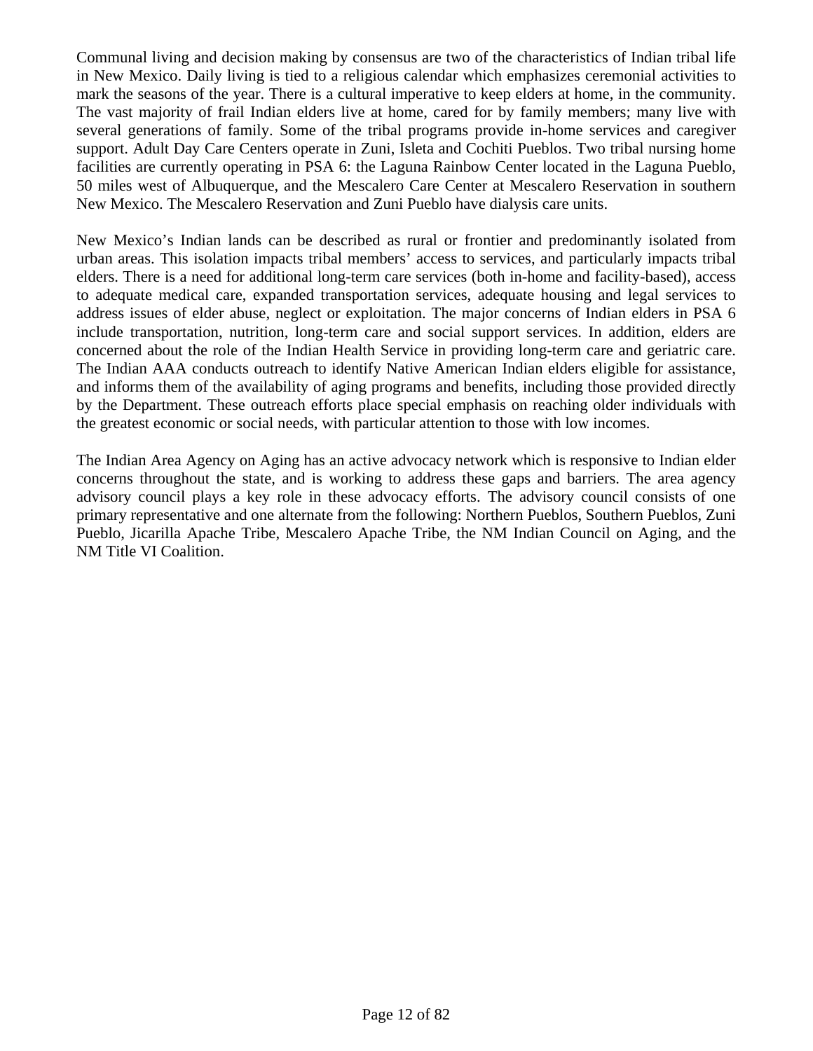Communal living and decision making by consensus are two of the characteristics of Indian tribal life in New Mexico. Daily living is tied to a religious calendar which emphasizes ceremonial activities to mark the seasons of the year. There is a cultural imperative to keep elders at home, in the community. The vast majority of frail Indian elders live at home, cared for by family members; many live with several generations of family. Some of the tribal programs provide in-home services and caregiver support. Adult Day Care Centers operate in Zuni, Isleta and Cochiti Pueblos. Two tribal nursing home facilities are currently operating in PSA 6: the Laguna Rainbow Center located in the Laguna Pueblo, 50 miles west of Albuquerque, and the Mescalero Care Center at Mescalero Reservation in southern New Mexico. The Mescalero Reservation and Zuni Pueblo have dialysis care units.

New Mexico's Indian lands can be described as rural or frontier and predominantly isolated from urban areas. This isolation impacts tribal members' access to services, and particularly impacts tribal elders. There is a need for additional long-term care services (both in-home and facility-based), access to adequate medical care, expanded transportation services, adequate housing and legal services to address issues of elder abuse, neglect or exploitation. The major concerns of Indian elders in PSA 6 include transportation, nutrition, long-term care and social support services. In addition, elders are concerned about the role of the Indian Health Service in providing long-term care and geriatric care. The Indian AAA conducts outreach to identify Native American Indian elders eligible for assistance, and informs them of the availability of aging programs and benefits, including those provided directly by the Department. These outreach efforts place special emphasis on reaching older individuals with the greatest economic or social needs, with particular attention to those with low incomes.

The Indian Area Agency on Aging has an active advocacy network which is responsive to Indian elder concerns throughout the state, and is working to address these gaps and barriers. The area agency advisory council plays a key role in these advocacy efforts. The advisory council consists of one primary representative and one alternate from the following: Northern Pueblos, Southern Pueblos, Zuni Pueblo, Jicarilla Apache Tribe, Mescalero Apache Tribe, the NM Indian Council on Aging, and the NM Title VI Coalition.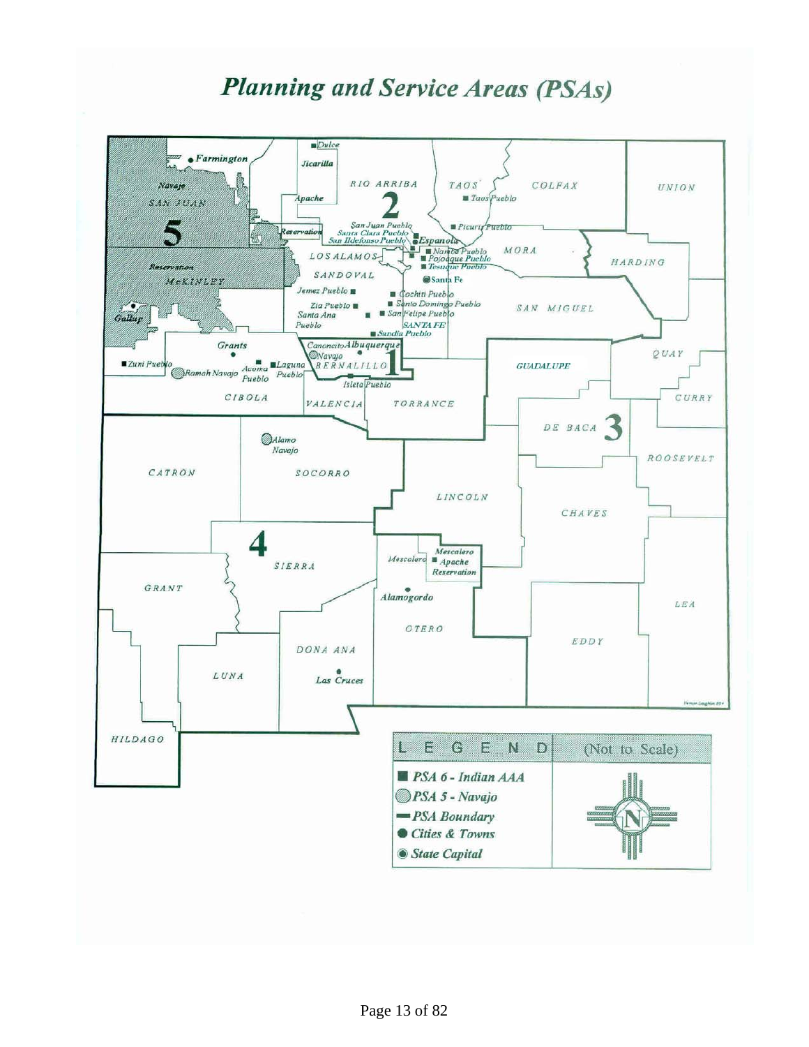# Planning and Service Areas (PSAs)

LEGEND (Not to Scale)

- PSA 6 - Indian AAA
- PSA 5 - Navajo
- PSA Boundary
- Cities & Towns
- State Capital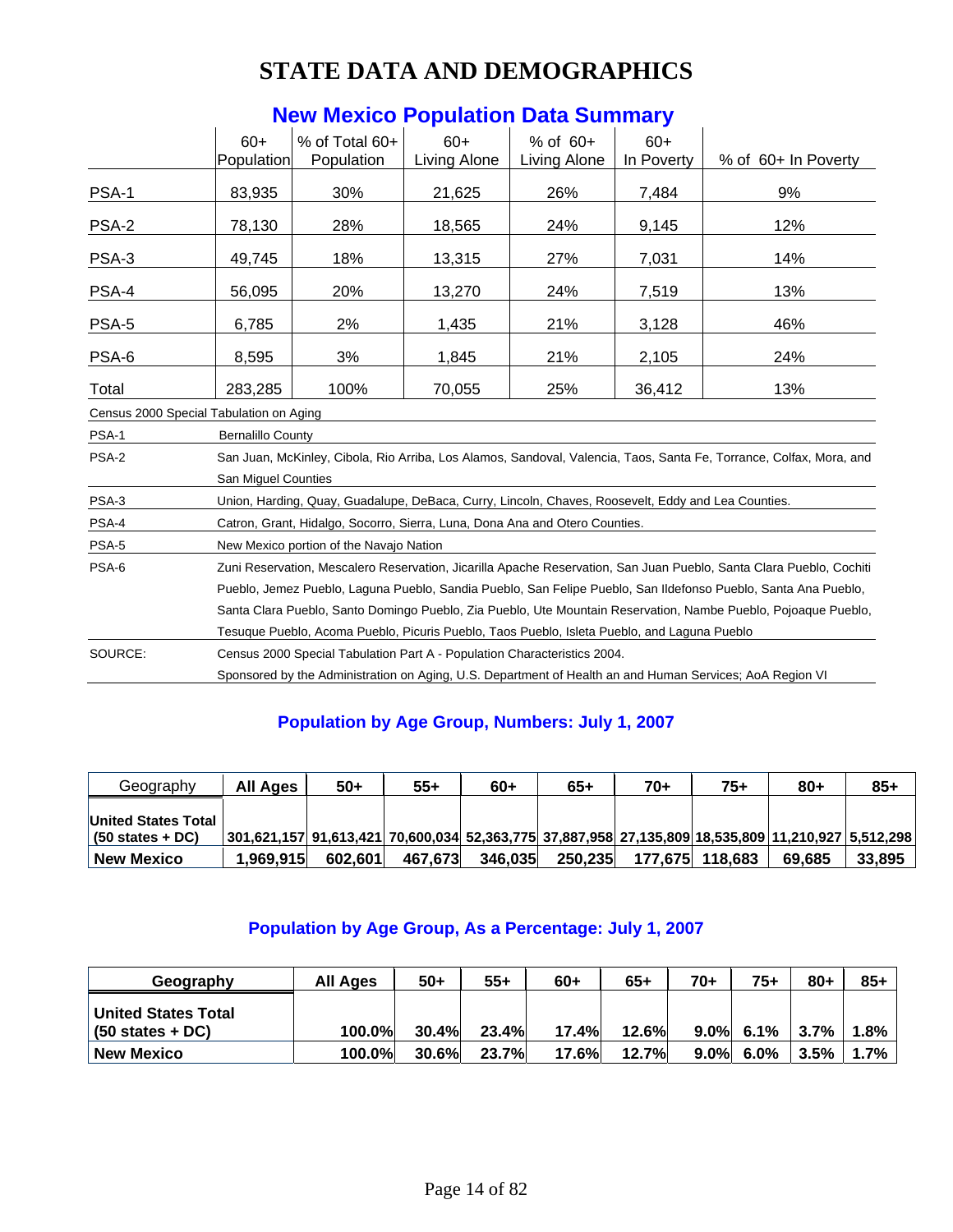# STATE DATA AND DEMOGRAPHICS

## New Mexico Population Data Summary

| | 60+ Population | % of Total 60+ Population | 60+ Living Alone | % of 60+ Living Alone | 60+ In Poverty | % of 60+ In Poverty |
|---|---|---|---|---|---|---|
| PSA-1 | 83,935 | 30% | 21,625 | 26% | 7,484 | 9% |
| PSA-2 | 78,130 | 28% | 18,565 | 24% | 9,145 | 12% |
| PSA-3 | 49,745 | 18% | 13,315 | 27% | 7,031 | 14% |
| PSA-4 | 56,095 | 20% | 13,270 | 24% | 7,519 | 13% |
| PSA-5 | 6,785 | 2% | 1,435 | 21% | 3,128 | 46% |
| PSA-6 | 8,595 | 3% | 1,845 | 21% | 2,105 | 24% |
| Total | 283,285 | 100% | 70,055 | 25% | 36,412 | 13% |

Census 2000 Special Tabulation on Aging

| | |
|---|---|
| PSA-1 | Bernalillo County |
| PSA-2 | San Juan, McKinley, Cibola, Rio Arriba, Los Alamos, Sandoval, Valencia, Taos, Santa Fe, Torrance, Colfax, Mora, and San Miguel Counties |
| PSA-3 | Union, Harding, Quay, Guadalupe, DeBaca, Curry, Lincoln, Chaves, Roosevelt, Eddy and Lea Counties. |
| PSA-4 | Catron, Grant, Hidalgo, Socorro, Sierra, Luna, Dona Ana and Otero Counties. |
| PSA-5 | New Mexico portion of the Navajo Nation |
| PSA-6 | Zuni Reservation, Mescalero Reservation, Jicarilla Apache Reservation, San Juan Pueblo, Santa Clara Pueblo, Cochiti Pueblo, Jemez Pueblo, Laguna Pueblo, Sandia Pueblo, San Felipe Pueblo, San Ildefonso Pueblo, Santa Ana Pueblo, Santa Clara Pueblo, Santo Domingo Pueblo, Zia Pueblo, Ute Mountain Reservation, Nambe Pueblo, Pojoaque Pueblo, Tesuque Pueblo, Acoma Pueblo, Picuris Pueblo, Taos Pueblo, Isleta Pueblo, and Laguna Pueblo |
| SOURCE: | Census 2000 Special Tabulation Part A - Population Characteristics 2004. Sponsored by the Administration on Aging, U.S. Department of Health an and Human Services; AoA Region VI |

## Population by Age Group, Numbers: July 1, 2007

| Geography | All Ages | 50+ | 55+ | 60+ | 65+ | 70+ | 75+ | 80+ | 85+ |
|---|---|---|---|---|---|---|---|---|---|
| **United States Total (50 states + DC)** | **301,621,157** | **91,613,421** | **70,600,034** | **52,363,775** | **37,887,958** | **27,135,809** | **18,535,809** | **11,210,927** | **5,512,298** |
| **New Mexico** | **1,969,915** | **602,601** | **467,673** | **346,035** | **250,235** | **177,675** | **118,683** | **69,685** | **33,895** |

## Population by Age Group, As a Percentage: July 1, 2007

| Geography | All Ages | 50+ | 55+ | 60+ | 65+ | 70+ | 75+ | 80+ | 85+ |
|---|---|---|---|---|---|---|---|---|---|
| **United States Total (50 states + DC)** | **100.0%** | **30.4%** | **23.4%** | **17.4%** | **12.6%** | **9.0%** | **6.1%** | **3.7%** | **1.8%** |
| **New Mexico** | **100.0%** | **30.6%** | **23.7%** | **17.6%** | **12.7%** | **9.0%** | **6.0%** | **3.5%** | **1.7%** |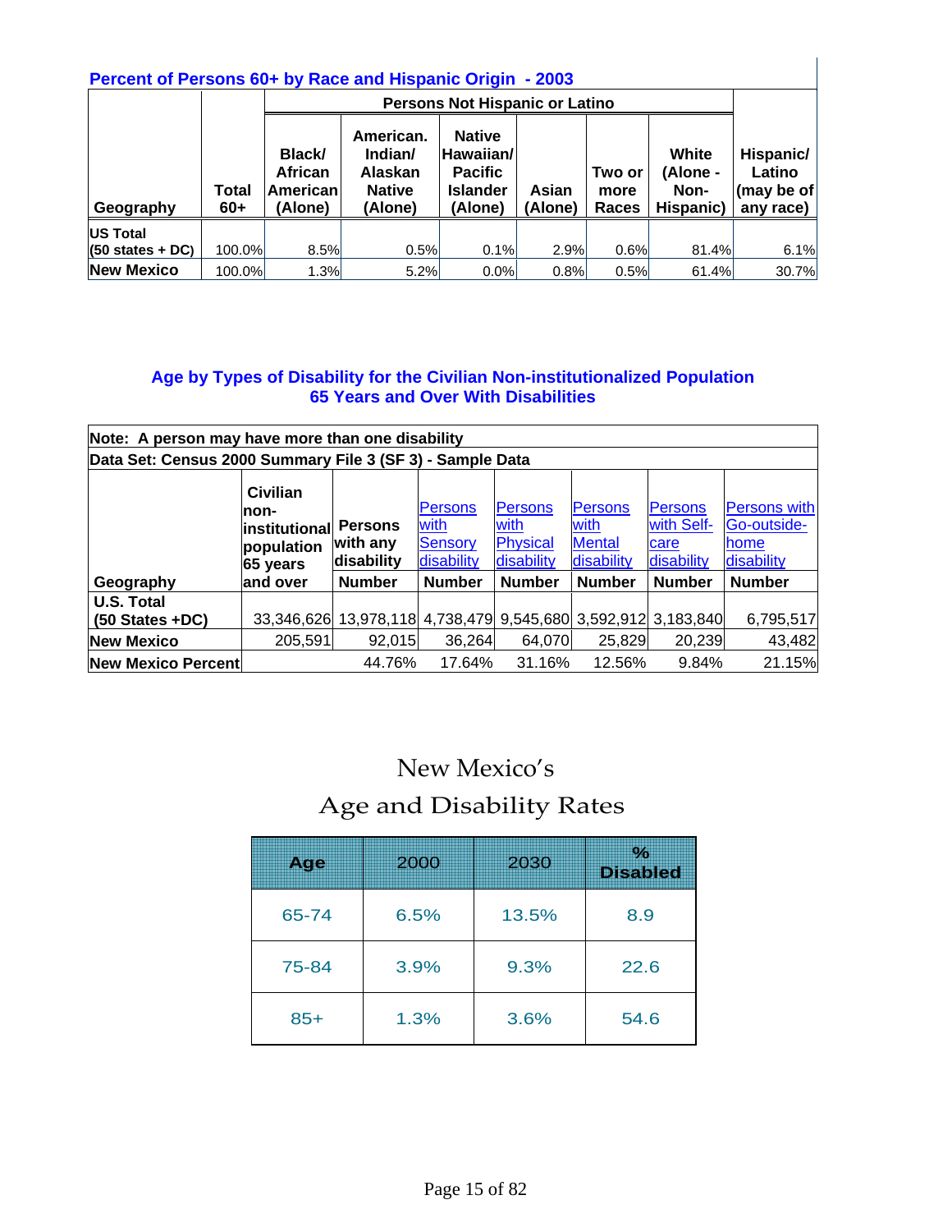### Percent of Persons 60+ by Race and Hispanic Origin - 2003

| Geography | Total 60+ | Persons Not Hispanic or Latino | | | | | | Hispanic/ Latino (may be of any race) |
|---|---|---|---|---|---|---|---|---|
| | | Black/ African American (Alone) | American. Indian/ Alaskan Native (Alone) | Native Hawaiian/ Pacific Islander (Alone) | Asian (Alone) | Two or more Races | White (Alone - Non-Hispanic) | |
| US Total (50 states + DC) | 100.0% | 8.5% | 0.5% | 0.1% | 2.9% | 0.6% | 81.4% | 6.1% |
| New Mexico | 100.0% | 1.3% | 5.2% | 0.0% | 0.8% | 0.5% | 61.4% | 30.7% |

### Age by Types of Disability for the Civilian Non-institutionalized Population 65 Years and Over With Disabilities

Note: A person may have more than one disability

Data Set: Census 2000 Summary File 3 (SF 3) - Sample Data

| Geography | Civilian non-institutional population 65 years and over | Persons with any disability Number | Persons with Sensory disability Number | Persons with Physical disability Number | Persons with Mental disability Number | Persons with Self-care disability Number | Persons with Go-outside-home disability Number |
|---|---|---|---|---|---|---|---|
| U.S. Total (50 States +DC) | 33,346,626 | 13,978,118 | 4,738,479 | 9,545,680 | 3,592,912 | 3,183,840 | 6,795,517 |
| New Mexico | 205,591 | 92,015 | 36,264 | 64,070 | 25,829 | 20,239 | 43,482 |
| New Mexico Percent | | 44.76% | 17.64% | 31.16% | 12.56% | 9.84% | 21.15% |

## New Mexico's Age and Disability Rates

| Age | 2000 | 2030 | % Disabled |
|---|---|---|---|
| 65-74 | 6.5% | 13.5% | 8.9 |
| 75-84 | 3.9% | 9.3% | 22.6 |
| 85+ | 1.3% | 3.6% | 54.6 |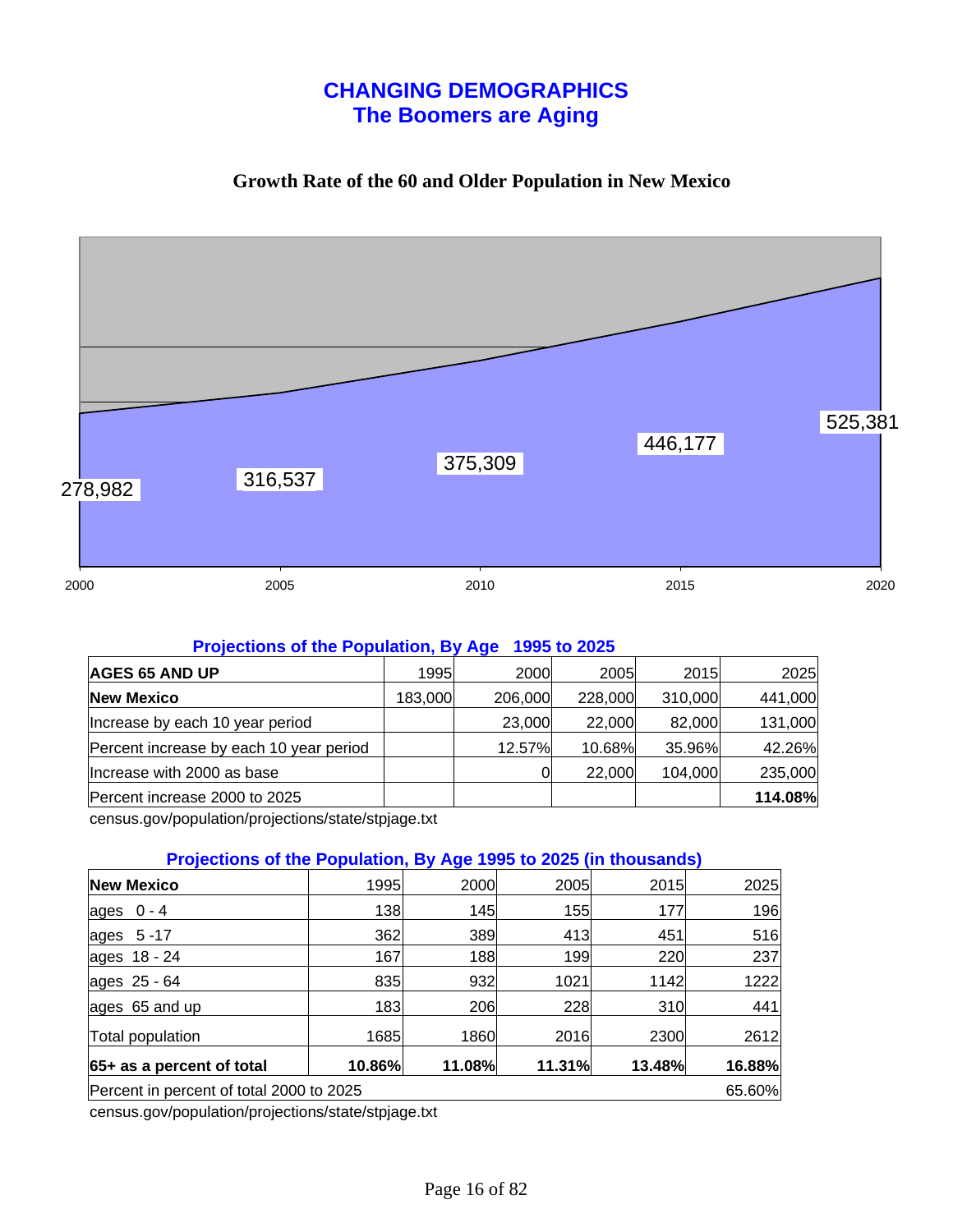# CHANGING DEMOGRAPHICS
## The Boomers are Aging

**Growth Rate of the 60 and Older Population in New Mexico**

| Year | 2000 | 2005 | 2010 | 2015 | 2020 |
|---|---|---|---|---|---|
| Population 60 and Older | 278,982 | 316,537 | 375,309 | 446,177 | 525,381 |

### Projections of the Population, By Age 1995 to 2025

| AGES 65 AND UP | 1995 | 2000 | 2005 | 2015 | 2025 |
|---|---|---|---|---|---|
| **New Mexico** | 183,000 | 206,000 | 228,000 | 310,000 | 441,000 |
| Increase by each 10 year period | | 23,000 | 22,000 | 82,000 | 131,000 |
| Percent increase by each 10 year period | | 12.57% | 10.68% | 35.96% | 42.26% |
| Increase with 2000 as base | | 0 | 22,000 | 104,000 | 235,000 |
| Percent increase 2000 to 2025 | | | | | **114.08%** |

census.gov/population/projections/state/stpjage.txt

### Projections of the Population, By Age 1995 to 2025 (in thousands)

| New Mexico | 1995 | 2000 | 2005 | 2015 | 2025 |
|---|---|---|---|---|---|
| ages 0 - 4 | 138 | 145 | 155 | 177 | 196 |
| ages 5 -17 | 362 | 389 | 413 | 451 | 516 |
| ages 18 - 24 | 167 | 188 | 199 | 220 | 237 |
| ages 25 - 64 | 835 | 932 | 1021 | 1142 | 1222 |
| ages 65 and up | 183 | 206 | 228 | 310 | 441 |
| Total population | 1685 | 1860 | 2016 | 2300 | 2612 |
| **65+ as a percent of total** | **10.86%** | **11.08%** | **11.31%** | **13.48%** | **16.88%** |
| Percent in percent of total 2000 to 2025 | | | | | 65.60% |

census.gov/population/projections/state/stpjage.txt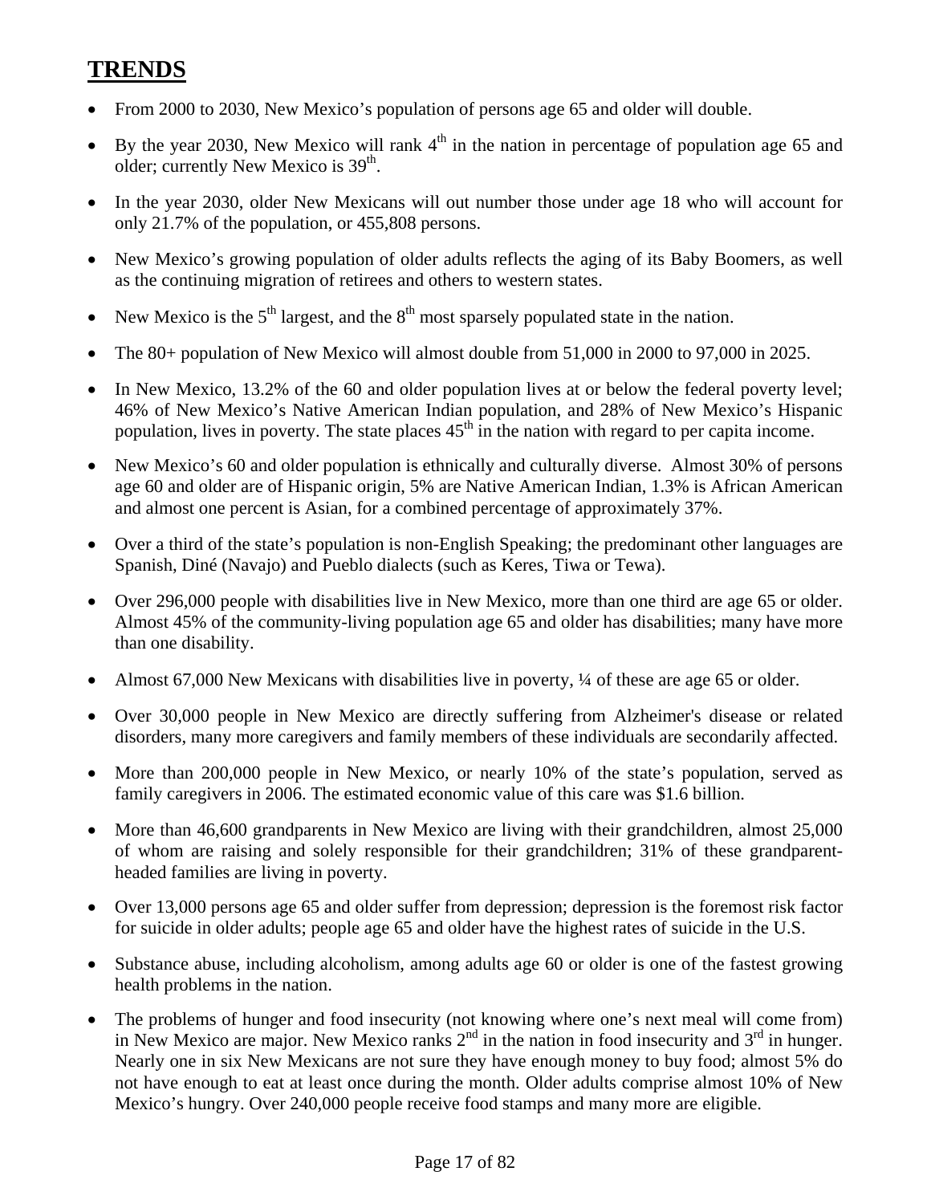# TRENDS

- From 2000 to 2030, New Mexico's population of persons age 65 and older will double.
- By the year 2030, New Mexico will rank 4th in the nation in percentage of population age 65 and older; currently New Mexico is 39th.
- In the year 2030, older New Mexicans will out number those under age 18 who will account for only 21.7% of the population, or 455,808 persons.
- New Mexico's growing population of older adults reflects the aging of its Baby Boomers, as well as the continuing migration of retirees and others to western states.
- New Mexico is the 5th largest, and the 8th most sparsely populated state in the nation.
- The 80+ population of New Mexico will almost double from 51,000 in 2000 to 97,000 in 2025.
- In New Mexico, 13.2% of the 60 and older population lives at or below the federal poverty level; 46% of New Mexico's Native American Indian population, and 28% of New Mexico's Hispanic population, lives in poverty. The state places 45th in the nation with regard to per capita income.
- New Mexico's 60 and older population is ethnically and culturally diverse. Almost 30% of persons age 60 and older are of Hispanic origin, 5% are Native American Indian, 1.3% is African American and almost one percent is Asian, for a combined percentage of approximately 37%.
- Over a third of the state's population is non-English Speaking; the predominant other languages are Spanish, Diné (Navajo) and Pueblo dialects (such as Keres, Tiwa or Tewa).
- Over 296,000 people with disabilities live in New Mexico, more than one third are age 65 or older. Almost 45% of the community-living population age 65 and older has disabilities; many have more than one disability.
- Almost 67,000 New Mexicans with disabilities live in poverty, ¼ of these are age 65 or older.
- Over 30,000 people in New Mexico are directly suffering from Alzheimer's disease or related disorders, many more caregivers and family members of these individuals are secondarily affected.
- More than 200,000 people in New Mexico, or nearly 10% of the state's population, served as family caregivers in 2006. The estimated economic value of this care was $1.6 billion.
- More than 46,600 grandparents in New Mexico are living with their grandchildren, almost 25,000 of whom are raising and solely responsible for their grandchildren; 31% of these grandparent-headed families are living in poverty.
- Over 13,000 persons age 65 and older suffer from depression; depression is the foremost risk factor for suicide in older adults; people age 65 and older have the highest rates of suicide in the U.S.
- Substance abuse, including alcoholism, among adults age 60 or older is one of the fastest growing health problems in the nation.
- The problems of hunger and food insecurity (not knowing where one's next meal will come from) in New Mexico are major. New Mexico ranks 2nd in the nation in food insecurity and 3rd in hunger. Nearly one in six New Mexicans are not sure they have enough money to buy food; almost 5% do not have enough to eat at least once during the month. Older adults comprise almost 10% of New Mexico's hungry. Over 240,000 people receive food stamps and many more are eligible.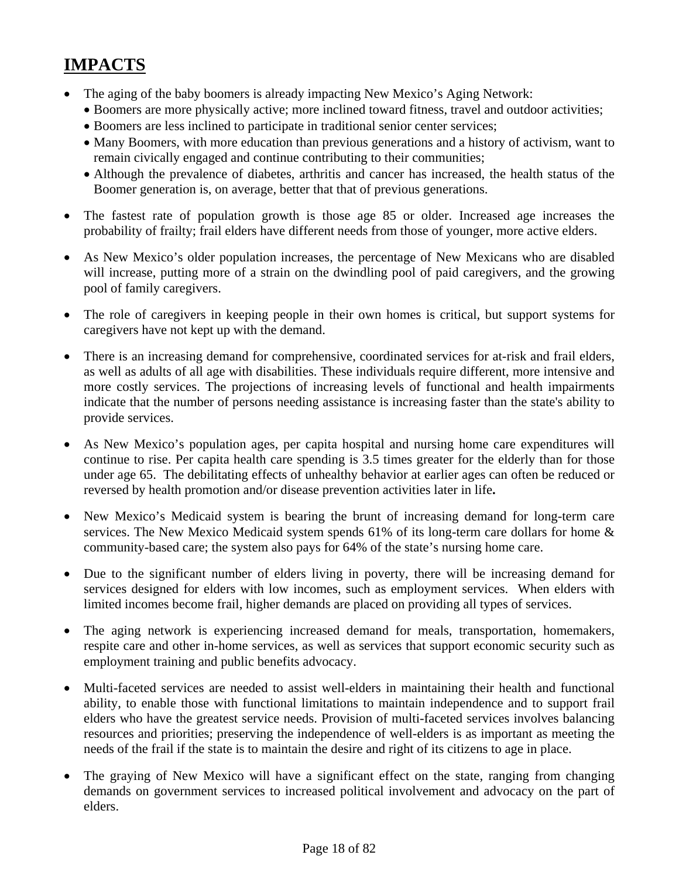## IMPACTS

- The aging of the baby boomers is already impacting New Mexico's Aging Network:
  - Boomers are more physically active; more inclined toward fitness, travel and outdoor activities;
  - Boomers are less inclined to participate in traditional senior center services;
  - Many Boomers, with more education than previous generations and a history of activism, want to remain civically engaged and continue contributing to their communities;
  - Although the prevalence of diabetes, arthritis and cancer has increased, the health status of the Boomer generation is, on average, better that that of previous generations.

- The fastest rate of population growth is those age 85 or older. Increased age increases the probability of frailty; frail elders have different needs from those of younger, more active elders.

- As New Mexico's older population increases, the percentage of New Mexicans who are disabled will increase, putting more of a strain on the dwindling pool of paid caregivers, and the growing pool of family caregivers.

- The role of caregivers in keeping people in their own homes is critical, but support systems for caregivers have not kept up with the demand.

- There is an increasing demand for comprehensive, coordinated services for at-risk and frail elders, as well as adults of all age with disabilities. These individuals require different, more intensive and more costly services. The projections of increasing levels of functional and health impairments indicate that the number of persons needing assistance is increasing faster than the state's ability to provide services.

- As New Mexico's population ages, per capita hospital and nursing home care expenditures will continue to rise. Per capita health care spending is 3.5 times greater for the elderly than for those under age 65. The debilitating effects of unhealthy behavior at earlier ages can often be reduced or reversed by health promotion and/or disease prevention activities later in life**.**

- New Mexico's Medicaid system is bearing the brunt of increasing demand for long-term care services. The New Mexico Medicaid system spends 61% of its long-term care dollars for home & community-based care; the system also pays for 64% of the state's nursing home care.

- Due to the significant number of elders living in poverty, there will be increasing demand for services designed for elders with low incomes, such as employment services. When elders with limited incomes become frail, higher demands are placed on providing all types of services.

- The aging network is experiencing increased demand for meals, transportation, homemakers, respite care and other in-home services, as well as services that support economic security such as employment training and public benefits advocacy.

- Multi-faceted services are needed to assist well-elders in maintaining their health and functional ability, to enable those with functional limitations to maintain independence and to support frail elders who have the greatest service needs. Provision of multi-faceted services involves balancing resources and priorities; preserving the independence of well-elders is as important as meeting the needs of the frail if the state is to maintain the desire and right of its citizens to age in place.

- The graying of New Mexico will have a significant effect on the state, ranging from changing demands on government services to increased political involvement and advocacy on the part of elders.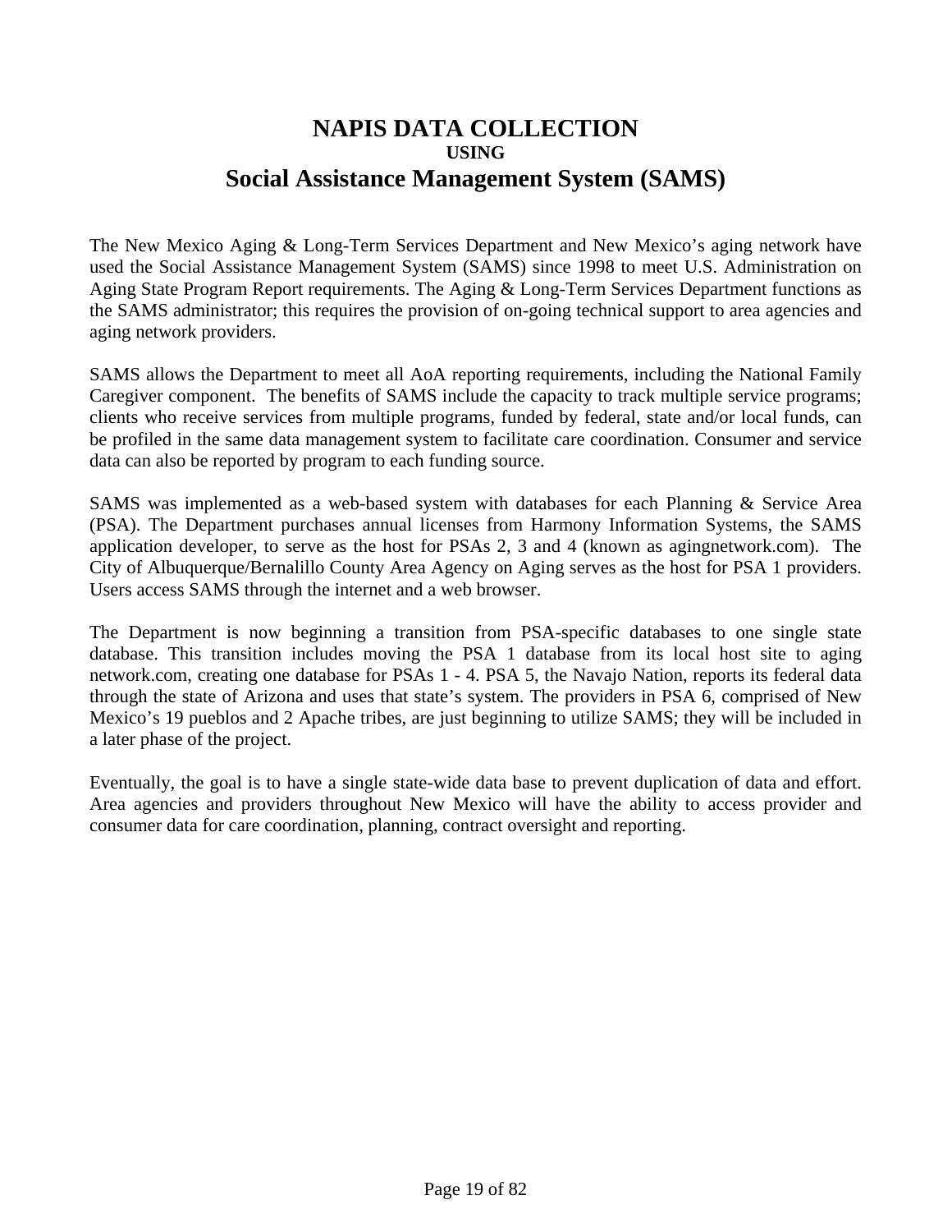# NAPIS DATA COLLECTION

### USING

## Social Assistance Management System (SAMS)

The New Mexico Aging & Long-Term Services Department and New Mexico's aging network have used the Social Assistance Management System (SAMS) since 1998 to meet U.S. Administration on Aging State Program Report requirements. The Aging & Long-Term Services Department functions as the SAMS administrator; this requires the provision of on-going technical support to area agencies and aging network providers.

SAMS allows the Department to meet all AoA reporting requirements, including the National Family Caregiver component. The benefits of SAMS include the capacity to track multiple service programs; clients who receive services from multiple programs, funded by federal, state and/or local funds, can be profiled in the same data management system to facilitate care coordination. Consumer and service data can also be reported by program to each funding source.

SAMS was implemented as a web-based system with databases for each Planning & Service Area (PSA). The Department purchases annual licenses from Harmony Information Systems, the SAMS application developer, to serve as the host for PSAs 2, 3 and 4 (known as agingnetwork.com). The City of Albuquerque/Bernalillo County Area Agency on Aging serves as the host for PSA 1 providers. Users access SAMS through the internet and a web browser.

The Department is now beginning a transition from PSA-specific databases to one single state database. This transition includes moving the PSA 1 database from its local host site to aging network.com, creating one database for PSAs 1 - 4. PSA 5, the Navajo Nation, reports its federal data through the state of Arizona and uses that state's system. The providers in PSA 6, comprised of New Mexico's 19 pueblos and 2 Apache tribes, are just beginning to utilize SAMS; they will be included in a later phase of the project.

Eventually, the goal is to have a single state-wide data base to prevent duplication of data and effort. Area agencies and providers throughout New Mexico will have the ability to access provider and consumer data for care coordination, planning, contract oversight and reporting.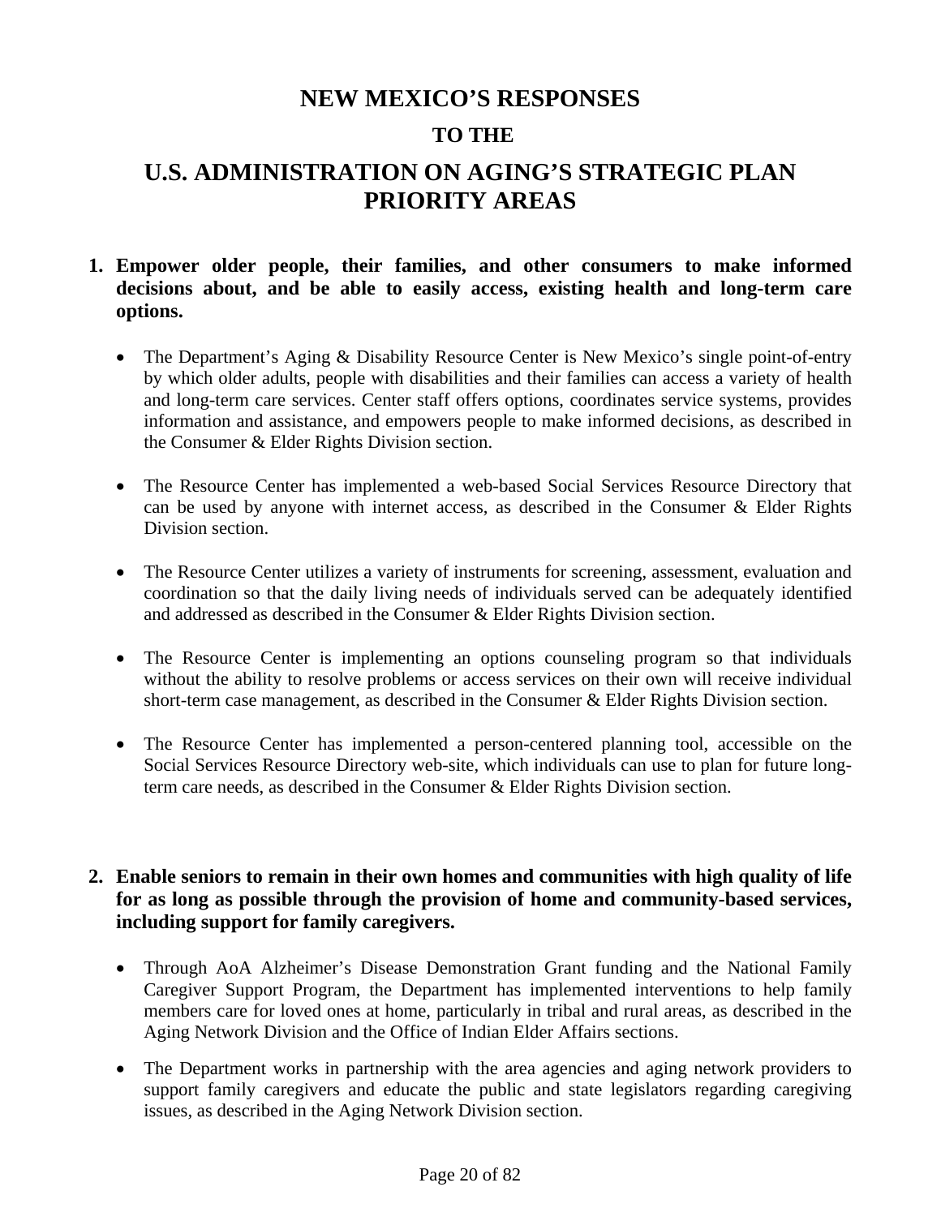# NEW MEXICO'S RESPONSES

## TO THE

# U.S. ADMINISTRATION ON AGING'S STRATEGIC PLAN PRIORITY AREAS

1. **Empower older people, their families, and other consumers to make informed decisions about, and be able to easily access, existing health and long-term care options.**

   - The Department's Aging & Disability Resource Center is New Mexico's single point-of-entry by which older adults, people with disabilities and their families can access a variety of health and long-term care services. Center staff offers options, coordinates service systems, provides information and assistance, and empowers people to make informed decisions, as described in the Consumer & Elder Rights Division section.

   - The Resource Center has implemented a web-based Social Services Resource Directory that can be used by anyone with internet access, as described in the Consumer & Elder Rights Division section.

   - The Resource Center utilizes a variety of instruments for screening, assessment, evaluation and coordination so that the daily living needs of individuals served can be adequately identified and addressed as described in the Consumer & Elder Rights Division section.

   - The Resource Center is implementing an options counseling program so that individuals without the ability to resolve problems or access services on their own will receive individual short-term case management, as described in the Consumer & Elder Rights Division section.

   - The Resource Center has implemented a person-centered planning tool, accessible on the Social Services Resource Directory web-site, which individuals can use to plan for future long-term care needs, as described in the Consumer & Elder Rights Division section.

2. **Enable seniors to remain in their own homes and communities with high quality of life for as long as possible through the provision of home and community-based services, including support for family caregivers.**

   - Through AoA Alzheimer's Disease Demonstration Grant funding and the National Family Caregiver Support Program, the Department has implemented interventions to help family members care for loved ones at home, particularly in tribal and rural areas, as described in the Aging Network Division and the Office of Indian Elder Affairs sections.

   - The Department works in partnership with the area agencies and aging network providers to support family caregivers and educate the public and state legislators regarding caregiving issues, as described in the Aging Network Division section.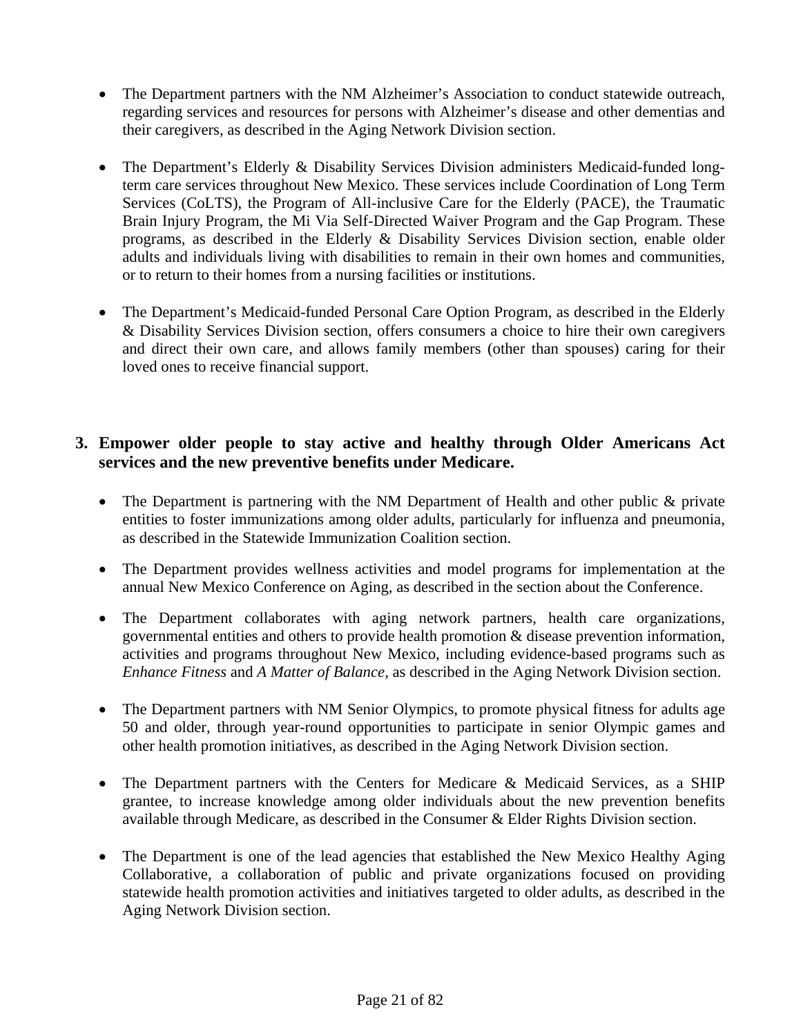- The Department partners with the NM Alzheimer's Association to conduct statewide outreach, regarding services and resources for persons with Alzheimer's disease and other dementias and their caregivers, as described in the Aging Network Division section.

- The Department's Elderly & Disability Services Division administers Medicaid-funded long-term care services throughout New Mexico. These services include Coordination of Long Term Services (CoLTS), the Program of All-inclusive Care for the Elderly (PACE), the Traumatic Brain Injury Program, the Mi Via Self-Directed Waiver Program and the Gap Program. These programs, as described in the Elderly & Disability Services Division section, enable older adults and individuals living with disabilities to remain in their own homes and communities, or to return to their homes from a nursing facilities or institutions.

- The Department's Medicaid-funded Personal Care Option Program, as described in the Elderly & Disability Services Division section, offers consumers a choice to hire their own caregivers and direct their own care, and allows family members (other than spouses) caring for their loved ones to receive financial support.

**3. Empower older people to stay active and healthy through Older Americans Act services and the new preventive benefits under Medicare.**

- The Department is partnering with the NM Department of Health and other public & private entities to foster immunizations among older adults, particularly for influenza and pneumonia, as described in the Statewide Immunization Coalition section.

- The Department provides wellness activities and model programs for implementation at the annual New Mexico Conference on Aging, as described in the section about the Conference.

- The Department collaborates with aging network partners, health care organizations, governmental entities and others to provide health promotion & disease prevention information, activities and programs throughout New Mexico, including evidence-based programs such as *Enhance Fitness* and *A Matter of Balance*, as described in the Aging Network Division section.

- The Department partners with NM Senior Olympics, to promote physical fitness for adults age 50 and older, through year-round opportunities to participate in senior Olympic games and other health promotion initiatives, as described in the Aging Network Division section.

- The Department partners with the Centers for Medicare & Medicaid Services, as a SHIP grantee, to increase knowledge among older individuals about the new prevention benefits available through Medicare, as described in the Consumer & Elder Rights Division section.

- The Department is one of the lead agencies that established the New Mexico Healthy Aging Collaborative, a collaboration of public and private organizations focused on providing statewide health promotion activities and initiatives targeted to older adults, as described in the Aging Network Division section.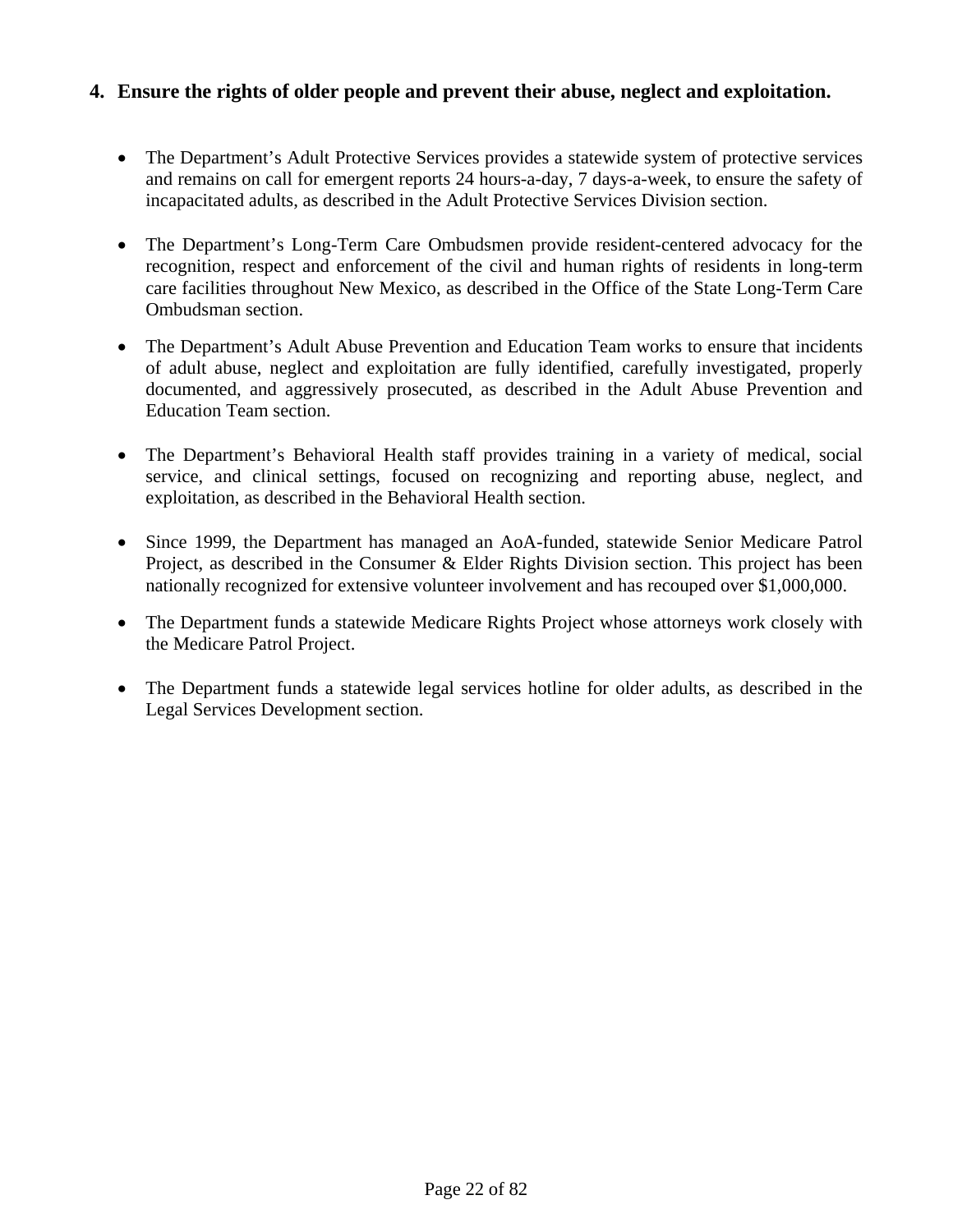## 4. Ensure the rights of older people and prevent their abuse, neglect and exploitation.

- The Department's Adult Protective Services provides a statewide system of protective services and remains on call for emergent reports 24 hours-a-day, 7 days-a-week, to ensure the safety of incapacitated adults, as described in the Adult Protective Services Division section.
- The Department's Long-Term Care Ombudsmen provide resident-centered advocacy for the recognition, respect and enforcement of the civil and human rights of residents in long-term care facilities throughout New Mexico, as described in the Office of the State Long-Term Care Ombudsman section.
- The Department's Adult Abuse Prevention and Education Team works to ensure that incidents of adult abuse, neglect and exploitation are fully identified, carefully investigated, properly documented, and aggressively prosecuted, as described in the Adult Abuse Prevention and Education Team section.
- The Department's Behavioral Health staff provides training in a variety of medical, social service, and clinical settings, focused on recognizing and reporting abuse, neglect, and exploitation, as described in the Behavioral Health section.
- Since 1999, the Department has managed an AoA-funded, statewide Senior Medicare Patrol Project, as described in the Consumer & Elder Rights Division section. This project has been nationally recognized for extensive volunteer involvement and has recouped over $1,000,000.
- The Department funds a statewide Medicare Rights Project whose attorneys work closely with the Medicare Patrol Project.
- The Department funds a statewide legal services hotline for older adults, as described in the Legal Services Development section.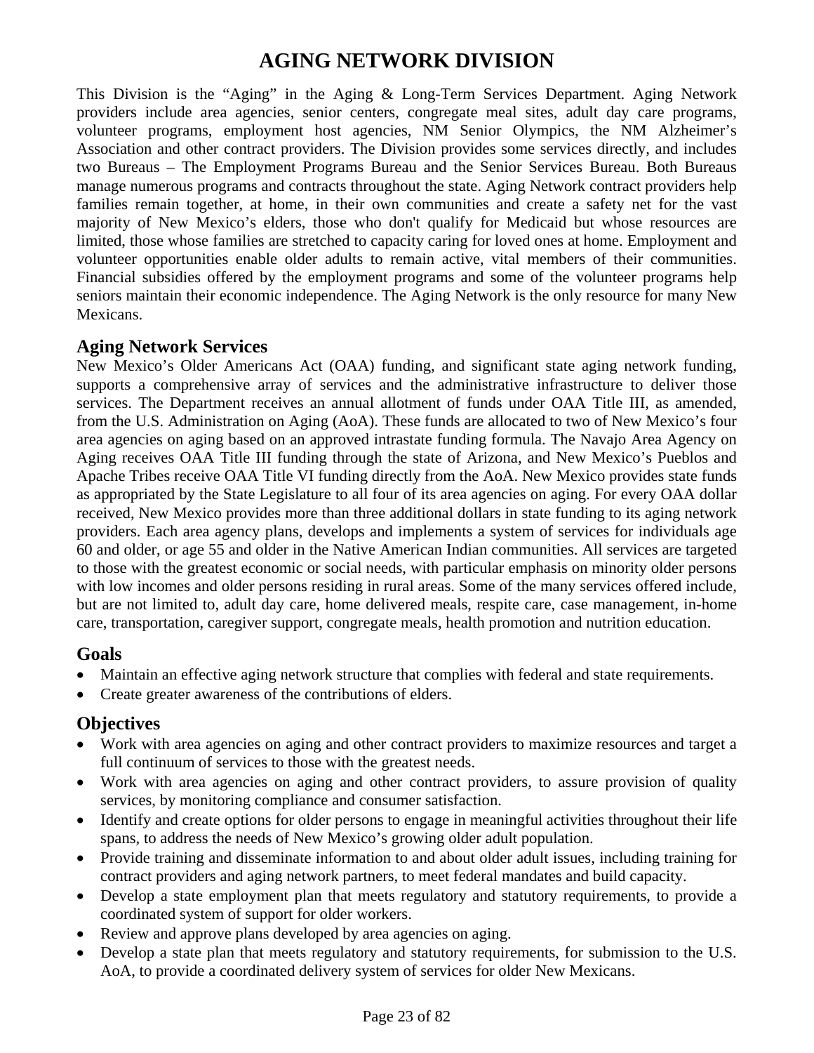# AGING NETWORK DIVISION

This Division is the "Aging" in the Aging & Long-Term Services Department. Aging Network providers include area agencies, senior centers, congregate meal sites, adult day care programs, volunteer programs, employment host agencies, NM Senior Olympics, the NM Alzheimer's Association and other contract providers. The Division provides some services directly, and includes two Bureaus – The Employment Programs Bureau and the Senior Services Bureau. Both Bureaus manage numerous programs and contracts throughout the state. Aging Network contract providers help families remain together, at home, in their own communities and create a safety net for the vast majority of New Mexico's elders, those who don't qualify for Medicaid but whose resources are limited, those whose families are stretched to capacity caring for loved ones at home. Employment and volunteer opportunities enable older adults to remain active, vital members of their communities. Financial subsidies offered by the employment programs and some of the volunteer programs help seniors maintain their economic independence. The Aging Network is the only resource for many New Mexicans.

## Aging Network Services

New Mexico's Older Americans Act (OAA) funding, and significant state aging network funding, supports a comprehensive array of services and the administrative infrastructure to deliver those services. The Department receives an annual allotment of funds under OAA Title III, as amended, from the U.S. Administration on Aging (AoA). These funds are allocated to two of New Mexico's four area agencies on aging based on an approved intrastate funding formula. The Navajo Area Agency on Aging receives OAA Title III funding through the state of Arizona, and New Mexico's Pueblos and Apache Tribes receive OAA Title VI funding directly from the AoA. New Mexico provides state funds as appropriated by the State Legislature to all four of its area agencies on aging. For every OAA dollar received, New Mexico provides more than three additional dollars in state funding to its aging network providers. Each area agency plans, develops and implements a system of services for individuals age 60 and older, or age 55 and older in the Native American Indian communities. All services are targeted to those with the greatest economic or social needs, with particular emphasis on minority older persons with low incomes and older persons residing in rural areas. Some of the many services offered include, but are not limited to, adult day care, home delivered meals, respite care, case management, in-home care, transportation, caregiver support, congregate meals, health promotion and nutrition education.

## Goals

- Maintain an effective aging network structure that complies with federal and state requirements.
- Create greater awareness of the contributions of elders.

## Objectives

- Work with area agencies on aging and other contract providers to maximize resources and target a full continuum of services to those with the greatest needs.
- Work with area agencies on aging and other contract providers, to assure provision of quality services, by monitoring compliance and consumer satisfaction.
- Identify and create options for older persons to engage in meaningful activities throughout their life spans, to address the needs of New Mexico's growing older adult population.
- Provide training and disseminate information to and about older adult issues, including training for contract providers and aging network partners, to meet federal mandates and build capacity.
- Develop a state employment plan that meets regulatory and statutory requirements, to provide a coordinated system of support for older workers.
- Review and approve plans developed by area agencies on aging.
- Develop a state plan that meets regulatory and statutory requirements, for submission to the U.S. AoA, to provide a coordinated delivery system of services for older New Mexicans.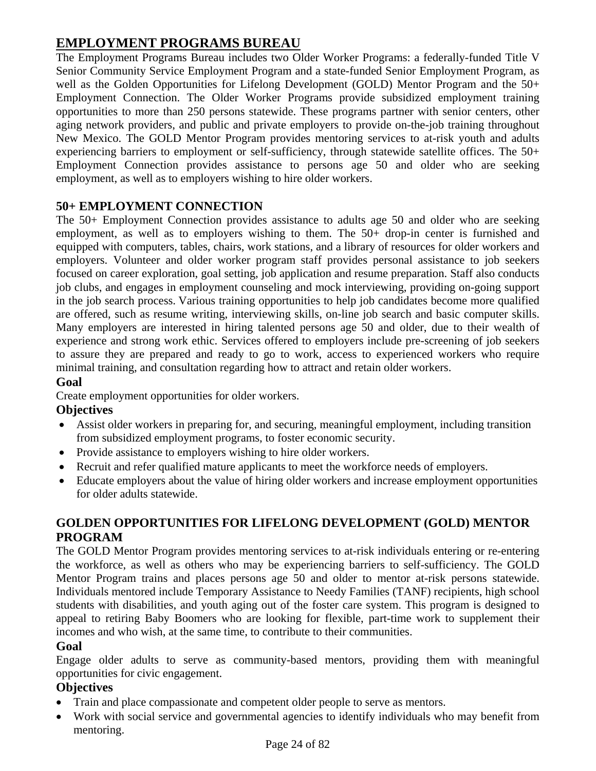## EMPLOYMENT PROGRAMS BUREAU

The Employment Programs Bureau includes two Older Worker Programs: a federally-funded Title V Senior Community Service Employment Program and a state-funded Senior Employment Program, as well as the Golden Opportunities for Lifelong Development (GOLD) Mentor Program and the 50+ Employment Connection. The Older Worker Programs provide subsidized employment training opportunities to more than 250 persons statewide. These programs partner with senior centers, other aging network providers, and public and private employers to provide on-the-job training throughout New Mexico. The GOLD Mentor Program provides mentoring services to at-risk youth and adults experiencing barriers to employment or self-sufficiency, through statewide satellite offices. The 50+ Employment Connection provides assistance to persons age 50 and older who are seeking employment, as well as to employers wishing to hire older workers.

### 50+ EMPLOYMENT CONNECTION

The 50+ Employment Connection provides assistance to adults age 50 and older who are seeking employment, as well as to employers wishing to them. The 50+ drop-in center is furnished and equipped with computers, tables, chairs, work stations, and a library of resources for older workers and employers. Volunteer and older worker program staff provides personal assistance to job seekers focused on career exploration, goal setting, job application and resume preparation. Staff also conducts job clubs, and engages in employment counseling and mock interviewing, providing on-going support in the job search process. Various training opportunities to help job candidates become more qualified are offered, such as resume writing, interviewing skills, on-line job search and basic computer skills. Many employers are interested in hiring talented persons age 50 and older, due to their wealth of experience and strong work ethic. Services offered to employers include pre-screening of job seekers to assure they are prepared and ready to go to work, access to experienced workers who require minimal training, and consultation regarding how to attract and retain older workers.

**Goal**

Create employment opportunities for older workers.

**Objectives**

- Assist older workers in preparing for, and securing, meaningful employment, including transition from subsidized employment programs, to foster economic security.
- Provide assistance to employers wishing to hire older workers.
- Recruit and refer qualified mature applicants to meet the workforce needs of employers.
- Educate employers about the value of hiring older workers and increase employment opportunities for older adults statewide.

### GOLDEN OPPORTUNITIES FOR LIFELONG DEVELOPMENT (GOLD) MENTOR PROGRAM

The GOLD Mentor Program provides mentoring services to at-risk individuals entering or re-entering the workforce, as well as others who may be experiencing barriers to self-sufficiency. The GOLD Mentor Program trains and places persons age 50 and older to mentor at-risk persons statewide. Individuals mentored include Temporary Assistance to Needy Families (TANF) recipients, high school students with disabilities, and youth aging out of the foster care system. This program is designed to appeal to retiring Baby Boomers who are looking for flexible, part-time work to supplement their incomes and who wish, at the same time, to contribute to their communities.

**Goal**

Engage older adults to serve as community-based mentors, providing them with meaningful opportunities for civic engagement.

**Objectives**

- Train and place compassionate and competent older people to serve as mentors.
- Work with social service and governmental agencies to identify individuals who may benefit from mentoring.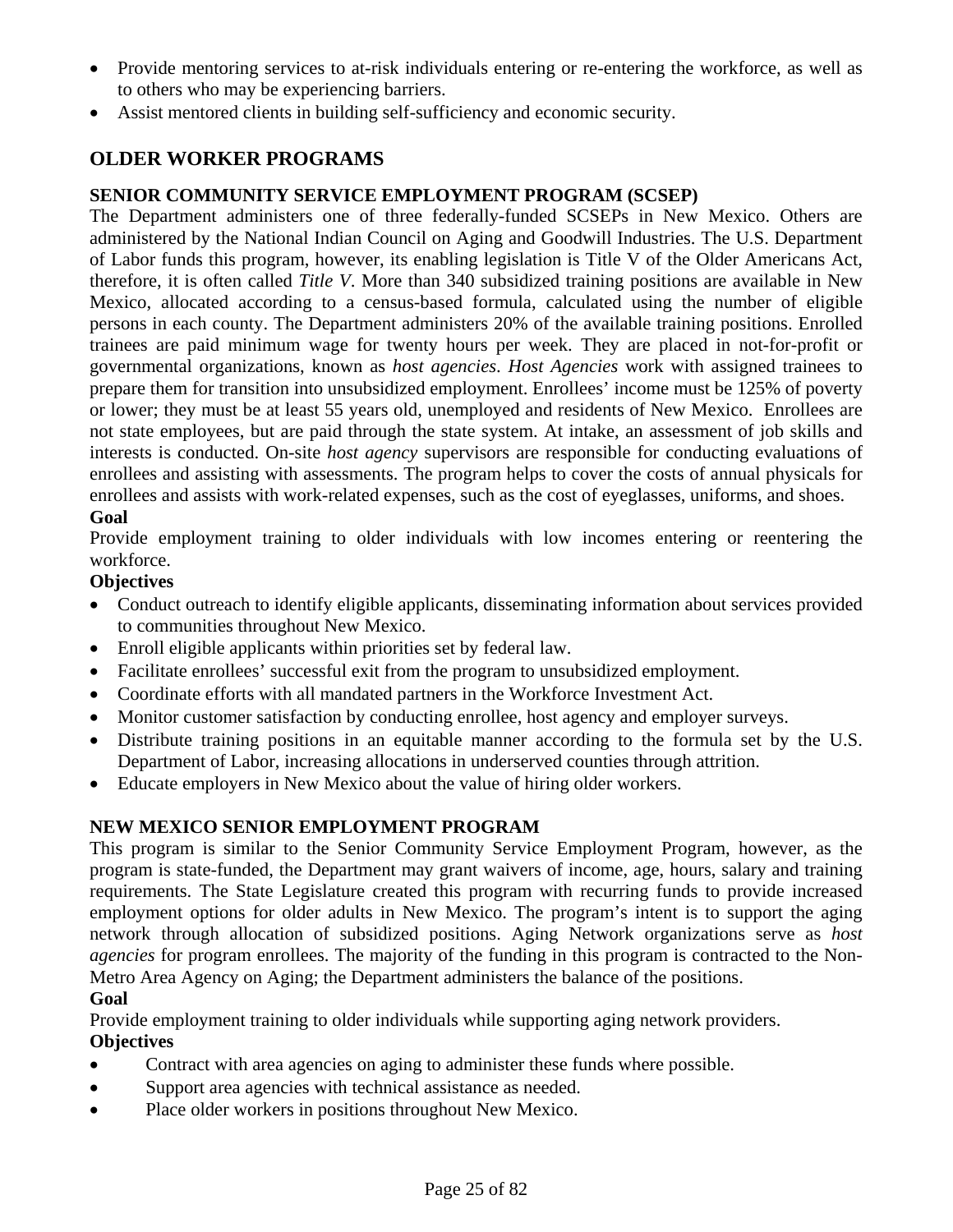- Provide mentoring services to at-risk individuals entering or re-entering the workforce, as well as to others who may be experiencing barriers.
- Assist mentored clients in building self-sufficiency and economic security.

## OLDER WORKER PROGRAMS

### SENIOR COMMUNITY SERVICE EMPLOYMENT PROGRAM (SCSEP)

The Department administers one of three federally-funded SCSEPs in New Mexico. Others are administered by the National Indian Council on Aging and Goodwill Industries. The U.S. Department of Labor funds this program, however, its enabling legislation is Title V of the Older Americans Act, therefore, it is often called *Title V*. More than 340 subsidized training positions are available in New Mexico, allocated according to a census-based formula, calculated using the number of eligible persons in each county. The Department administers 20% of the available training positions. Enrolled trainees are paid minimum wage for twenty hours per week. They are placed in not-for-profit or governmental organizations, known as *host agencies*. *Host Agencies* work with assigned trainees to prepare them for transition into unsubsidized employment. Enrollees' income must be 125% of poverty or lower; they must be at least 55 years old, unemployed and residents of New Mexico. Enrollees are not state employees, but are paid through the state system. At intake, an assessment of job skills and interests is conducted. On-site *host agency* supervisors are responsible for conducting evaluations of enrollees and assisting with assessments. The program helps to cover the costs of annual physicals for enrollees and assists with work-related expenses, such as the cost of eyeglasses, uniforms, and shoes.

**Goal**

Provide employment training to older individuals with low incomes entering or reentering the workforce.

**Objectives**

- Conduct outreach to identify eligible applicants, disseminating information about services provided to communities throughout New Mexico.
- Enroll eligible applicants within priorities set by federal law.
- Facilitate enrollees' successful exit from the program to unsubsidized employment.
- Coordinate efforts with all mandated partners in the Workforce Investment Act.
- Monitor customer satisfaction by conducting enrollee, host agency and employer surveys.
- Distribute training positions in an equitable manner according to the formula set by the U.S. Department of Labor, increasing allocations in underserved counties through attrition.
- Educate employers in New Mexico about the value of hiring older workers.

### NEW MEXICO SENIOR EMPLOYMENT PROGRAM

This program is similar to the Senior Community Service Employment Program, however, as the program is state-funded, the Department may grant waivers of income, age, hours, salary and training requirements. The State Legislature created this program with recurring funds to provide increased employment options for older adults in New Mexico. The program's intent is to support the aging network through allocation of subsidized positions. Aging Network organizations serve as *host agencies* for program enrollees. The majority of the funding in this program is contracted to the Non-Metro Area Agency on Aging; the Department administers the balance of the positions.

**Goal**

Provide employment training to older individuals while supporting aging network providers.

**Objectives**

- Contract with area agencies on aging to administer these funds where possible.
- Support area agencies with technical assistance as needed.
- Place older workers in positions throughout New Mexico.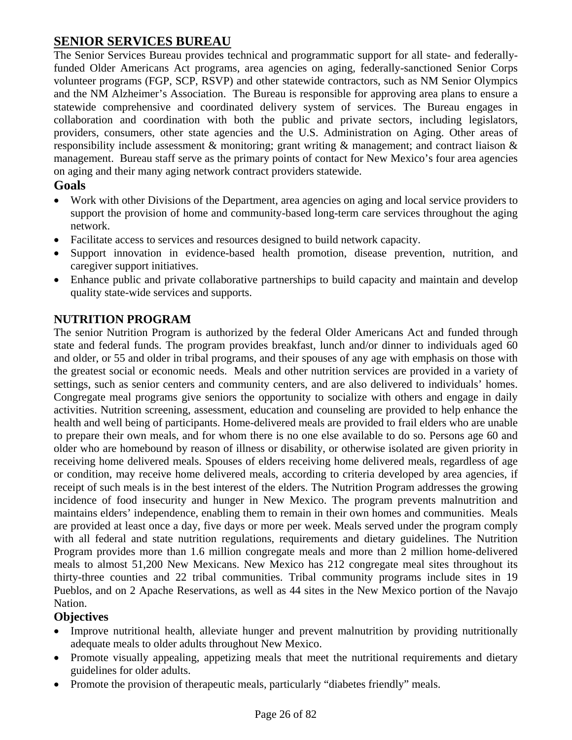## SENIOR SERVICES BUREAU

The Senior Services Bureau provides technical and programmatic support for all state- and federally-funded Older Americans Act programs, area agencies on aging, federally-sanctioned Senior Corps volunteer programs (FGP, SCP, RSVP) and other statewide contractors, such as NM Senior Olympics and the NM Alzheimer's Association. The Bureau is responsible for approving area plans to ensure a statewide comprehensive and coordinated delivery system of services. The Bureau engages in collaboration and coordination with both the public and private sectors, including legislators, providers, consumers, other state agencies and the U.S. Administration on Aging. Other areas of responsibility include assessment & monitoring; grant writing & management; and contract liaison & management. Bureau staff serve as the primary points of contact for New Mexico's four area agencies on aging and their many aging network contract providers statewide.

### Goals

- Work with other Divisions of the Department, area agencies on aging and local service providers to support the provision of home and community-based long-term care services throughout the aging network.
- Facilitate access to services and resources designed to build network capacity.
- Support innovation in evidence-based health promotion, disease prevention, nutrition, and caregiver support initiatives.
- Enhance public and private collaborative partnerships to build capacity and maintain and develop quality state-wide services and supports.

### NUTRITION PROGRAM

The senior Nutrition Program is authorized by the federal Older Americans Act and funded through state and federal funds. The program provides breakfast, lunch and/or dinner to individuals aged 60 and older, or 55 and older in tribal programs, and their spouses of any age with emphasis on those with the greatest social or economic needs. Meals and other nutrition services are provided in a variety of settings, such as senior centers and community centers, and are also delivered to individuals' homes. Congregate meal programs give seniors the opportunity to socialize with others and engage in daily activities. Nutrition screening, assessment, education and counseling are provided to help enhance the health and well being of participants. Home-delivered meals are provided to frail elders who are unable to prepare their own meals, and for whom there is no one else available to do so. Persons age 60 and older who are homebound by reason of illness or disability, or otherwise isolated are given priority in receiving home delivered meals. Spouses of elders receiving home delivered meals, regardless of age or condition, may receive home delivered meals, according to criteria developed by area agencies, if receipt of such meals is in the best interest of the elders. The Nutrition Program addresses the growing incidence of food insecurity and hunger in New Mexico. The program prevents malnutrition and maintains elders' independence, enabling them to remain in their own homes and communities. Meals are provided at least once a day, five days or more per week. Meals served under the program comply with all federal and state nutrition regulations, requirements and dietary guidelines. The Nutrition Program provides more than 1.6 million congregate meals and more than 2 million home-delivered meals to almost 51,200 New Mexicans. New Mexico has 212 congregate meal sites throughout its thirty-three counties and 22 tribal communities. Tribal community programs include sites in 19 Pueblos, and on 2 Apache Reservations, as well as 44 sites in the New Mexico portion of the Navajo Nation.

### Objectives

- Improve nutritional health, alleviate hunger and prevent malnutrition by providing nutritionally adequate meals to older adults throughout New Mexico.
- Promote visually appealing, appetizing meals that meet the nutritional requirements and dietary guidelines for older adults.
- Promote the provision of therapeutic meals, particularly "diabetes friendly" meals.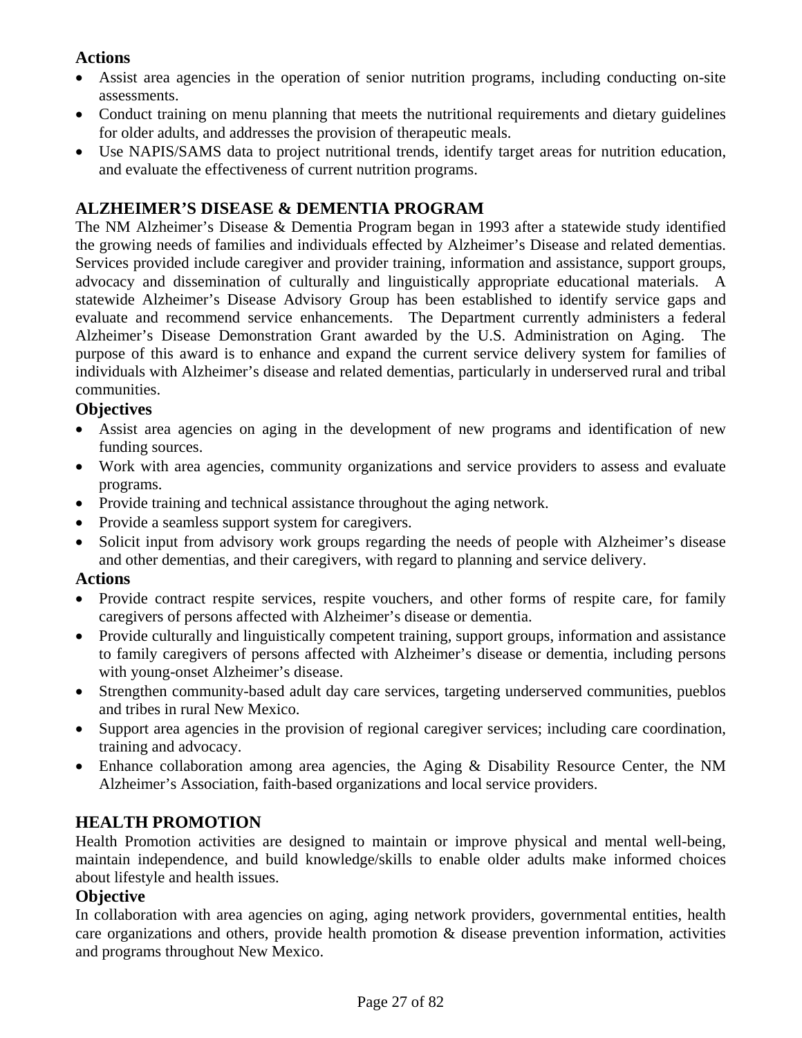### Actions

- Assist area agencies in the operation of senior nutrition programs, including conducting on-site assessments.
- Conduct training on menu planning that meets the nutritional requirements and dietary guidelines for older adults, and addresses the provision of therapeutic meals.
- Use NAPIS/SAMS data to project nutritional trends, identify target areas for nutrition education, and evaluate the effectiveness of current nutrition programs.

## ALZHEIMER'S DISEASE & DEMENTIA PROGRAM

The NM Alzheimer's Disease & Dementia Program began in 1993 after a statewide study identified the growing needs of families and individuals effected by Alzheimer's Disease and related dementias. Services provided include caregiver and provider training, information and assistance, support groups, advocacy and dissemination of culturally and linguistically appropriate educational materials. A statewide Alzheimer's Disease Advisory Group has been established to identify service gaps and evaluate and recommend service enhancements. The Department currently administers a federal Alzheimer's Disease Demonstration Grant awarded by the U.S. Administration on Aging. The purpose of this award is to enhance and expand the current service delivery system for families of individuals with Alzheimer's disease and related dementias, particularly in underserved rural and tribal communities.

### Objectives

- Assist area agencies on aging in the development of new programs and identification of new funding sources.
- Work with area agencies, community organizations and service providers to assess and evaluate programs.
- Provide training and technical assistance throughout the aging network.
- Provide a seamless support system for caregivers.
- Solicit input from advisory work groups regarding the needs of people with Alzheimer's disease and other dementias, and their caregivers, with regard to planning and service delivery.

### Actions

- Provide contract respite services, respite vouchers, and other forms of respite care, for family caregivers of persons affected with Alzheimer's disease or dementia.
- Provide culturally and linguistically competent training, support groups, information and assistance to family caregivers of persons affected with Alzheimer's disease or dementia, including persons with young-onset Alzheimer's disease.
- Strengthen community-based adult day care services, targeting underserved communities, pueblos and tribes in rural New Mexico.
- Support area agencies in the provision of regional caregiver services; including care coordination, training and advocacy.
- Enhance collaboration among area agencies, the Aging & Disability Resource Center, the NM Alzheimer's Association, faith-based organizations and local service providers.

## HEALTH PROMOTION

Health Promotion activities are designed to maintain or improve physical and mental well-being, maintain independence, and build knowledge/skills to enable older adults make informed choices about lifestyle and health issues.

### Objective

In collaboration with area agencies on aging, aging network providers, governmental entities, health care organizations and others, provide health promotion & disease prevention information, activities and programs throughout New Mexico.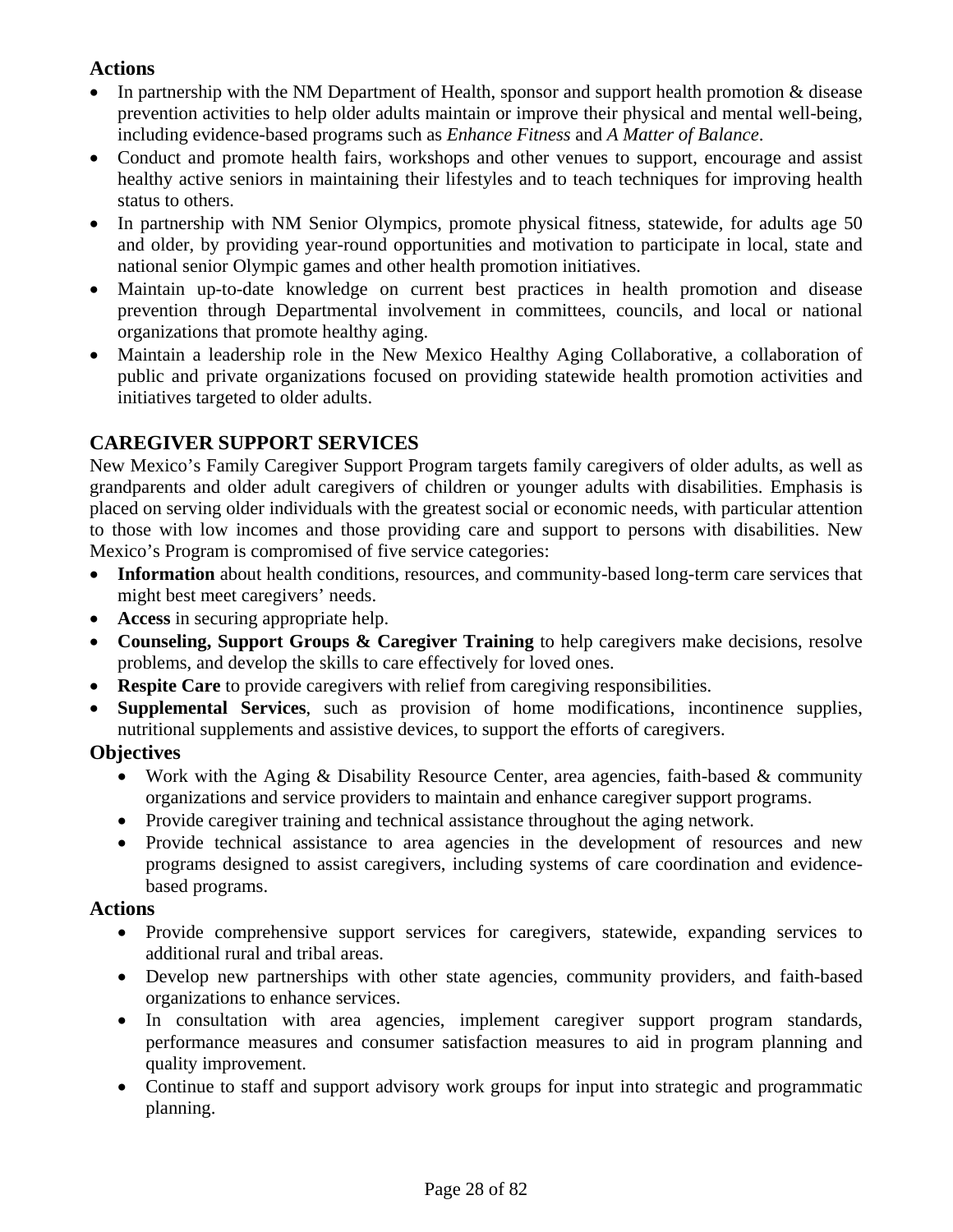### Actions

- In partnership with the NM Department of Health, sponsor and support health promotion & disease prevention activities to help older adults maintain or improve their physical and mental well-being, including evidence-based programs such as *Enhance Fitness* and *A Matter of Balance*.
- Conduct and promote health fairs, workshops and other venues to support, encourage and assist healthy active seniors in maintaining their lifestyles and to teach techniques for improving health status to others.
- In partnership with NM Senior Olympics, promote physical fitness, statewide, for adults age 50 and older, by providing year-round opportunities and motivation to participate in local, state and national senior Olympic games and other health promotion initiatives.
- Maintain up-to-date knowledge on current best practices in health promotion and disease prevention through Departmental involvement in committees, councils, and local or national organizations that promote healthy aging.
- Maintain a leadership role in the New Mexico Healthy Aging Collaborative, a collaboration of public and private organizations focused on providing statewide health promotion activities and initiatives targeted to older adults.

## CAREGIVER SUPPORT SERVICES

New Mexico's Family Caregiver Support Program targets family caregivers of older adults, as well as grandparents and older adult caregivers of children or younger adults with disabilities. Emphasis is placed on serving older individuals with the greatest social or economic needs, with particular attention to those with low incomes and those providing care and support to persons with disabilities. New Mexico's Program is compromised of five service categories:

- **Information** about health conditions, resources, and community-based long-term care services that might best meet caregivers' needs.
- **Access** in securing appropriate help.
- **Counseling, Support Groups & Caregiver Training** to help caregivers make decisions, resolve problems, and develop the skills to care effectively for loved ones.
- **Respite Care** to provide caregivers with relief from caregiving responsibilities.
- **Supplemental Services**, such as provision of home modifications, incontinence supplies, nutritional supplements and assistive devices, to support the efforts of caregivers.

### Objectives

- Work with the Aging & Disability Resource Center, area agencies, faith-based & community organizations and service providers to maintain and enhance caregiver support programs.
- Provide caregiver training and technical assistance throughout the aging network.
- Provide technical assistance to area agencies in the development of resources and new programs designed to assist caregivers, including systems of care coordination and evidence-based programs.

### Actions

- Provide comprehensive support services for caregivers, statewide, expanding services to additional rural and tribal areas.
- Develop new partnerships with other state agencies, community providers, and faith-based organizations to enhance services.
- In consultation with area agencies, implement caregiver support program standards, performance measures and consumer satisfaction measures to aid in program planning and quality improvement.
- Continue to staff and support advisory work groups for input into strategic and programmatic planning.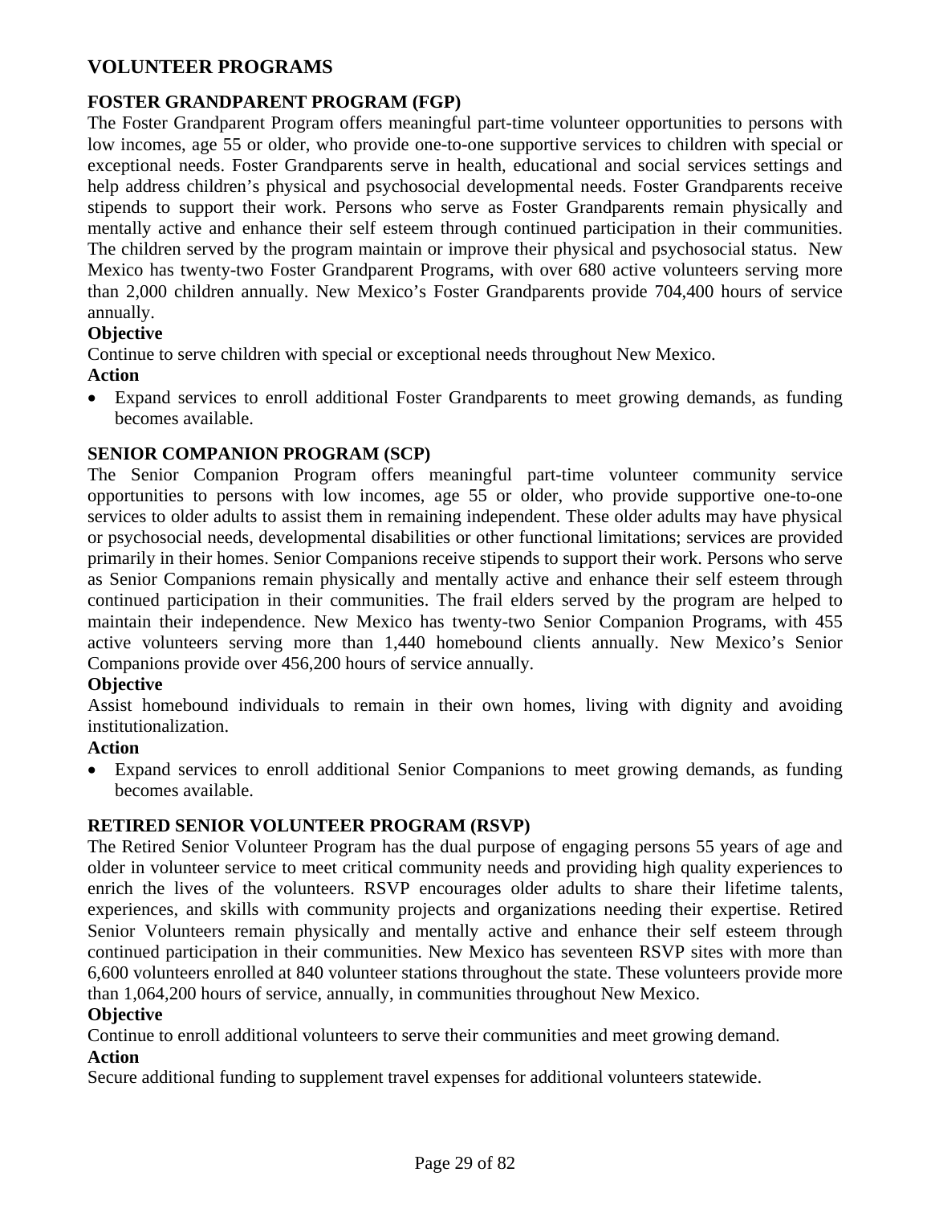## VOLUNTEER PROGRAMS

### FOSTER GRANDPARENT PROGRAM (FGP)

The Foster Grandparent Program offers meaningful part-time volunteer opportunities to persons with low incomes, age 55 or older, who provide one-to-one supportive services to children with special or exceptional needs. Foster Grandparents serve in health, educational and social services settings and help address children's physical and psychosocial developmental needs. Foster Grandparents receive stipends to support their work. Persons who serve as Foster Grandparents remain physically and mentally active and enhance their self esteem through continued participation in their communities. The children served by the program maintain or improve their physical and psychosocial status. New Mexico has twenty-two Foster Grandparent Programs, with over 680 active volunteers serving more than 2,000 children annually. New Mexico's Foster Grandparents provide 704,400 hours of service annually.

**Objective**

Continue to serve children with special or exceptional needs throughout New Mexico.

**Action**

- Expand services to enroll additional Foster Grandparents to meet growing demands, as funding becomes available.

### SENIOR COMPANION PROGRAM (SCP)

The Senior Companion Program offers meaningful part-time volunteer community service opportunities to persons with low incomes, age 55 or older, who provide supportive one-to-one services to older adults to assist them in remaining independent. These older adults may have physical or psychosocial needs, developmental disabilities or other functional limitations; services are provided primarily in their homes. Senior Companions receive stipends to support their work. Persons who serve as Senior Companions remain physically and mentally active and enhance their self esteem through continued participation in their communities. The frail elders served by the program are helped to maintain their independence. New Mexico has twenty-two Senior Companion Programs, with 455 active volunteers serving more than 1,440 homebound clients annually. New Mexico's Senior Companions provide over 456,200 hours of service annually.

**Objective**

Assist homebound individuals to remain in their own homes, living with dignity and avoiding institutionalization.

**Action**

- Expand services to enroll additional Senior Companions to meet growing demands, as funding becomes available.

### RETIRED SENIOR VOLUNTEER PROGRAM (RSVP)

The Retired Senior Volunteer Program has the dual purpose of engaging persons 55 years of age and older in volunteer service to meet critical community needs and providing high quality experiences to enrich the lives of the volunteers. RSVP encourages older adults to share their lifetime talents, experiences, and skills with community projects and organizations needing their expertise. Retired Senior Volunteers remain physically and mentally active and enhance their self esteem through continued participation in their communities. New Mexico has seventeen RSVP sites with more than 6,600 volunteers enrolled at 840 volunteer stations throughout the state. These volunteers provide more than 1,064,200 hours of service, annually, in communities throughout New Mexico.

**Objective**

Continue to enroll additional volunteers to serve their communities and meet growing demand.

**Action**

Secure additional funding to supplement travel expenses for additional volunteers statewide.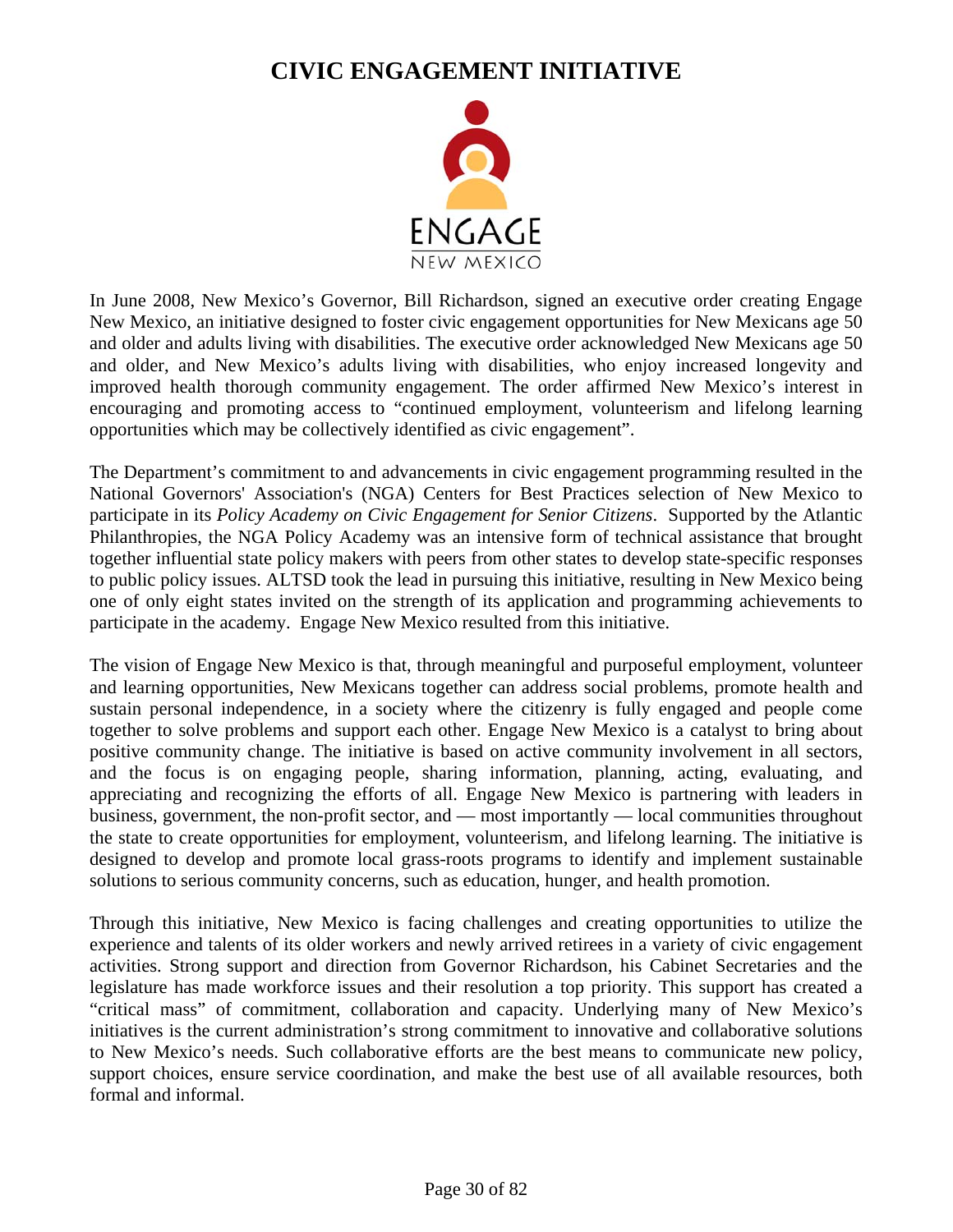# CIVIC ENGAGEMENT INITIATIVE

In June 2008, New Mexico's Governor, Bill Richardson, signed an executive order creating Engage New Mexico, an initiative designed to foster civic engagement opportunities for New Mexicans age 50 and older and adults living with disabilities. The executive order acknowledged New Mexicans age 50 and older, and New Mexico's adults living with disabilities, who enjoy increased longevity and improved health thorough community engagement. The order affirmed New Mexico's interest in encouraging and promoting access to "continued employment, volunteerism and lifelong learning opportunities which may be collectively identified as civic engagement".

The Department's commitment to and advancements in civic engagement programming resulted in the National Governors' Association's (NGA) Centers for Best Practices selection of New Mexico to participate in its *Policy Academy on Civic Engagement for Senior Citizens*. Supported by the Atlantic Philanthropies, the NGA Policy Academy was an intensive form of technical assistance that brought together influential state policy makers with peers from other states to develop state-specific responses to public policy issues. ALTSD took the lead in pursuing this initiative, resulting in New Mexico being one of only eight states invited on the strength of its application and programming achievements to participate in the academy. Engage New Mexico resulted from this initiative.

The vision of Engage New Mexico is that, through meaningful and purposeful employment, volunteer and learning opportunities, New Mexicans together can address social problems, promote health and sustain personal independence, in a society where the citizenry is fully engaged and people come together to solve problems and support each other. Engage New Mexico is a catalyst to bring about positive community change. The initiative is based on active community involvement in all sectors, and the focus is on engaging people, sharing information, planning, acting, evaluating, and appreciating and recognizing the efforts of all. Engage New Mexico is partnering with leaders in business, government, the non-profit sector, and — most importantly — local communities throughout the state to create opportunities for employment, volunteerism, and lifelong learning. The initiative is designed to develop and promote local grass-roots programs to identify and implement sustainable solutions to serious community concerns, such as education, hunger, and health promotion.

Through this initiative, New Mexico is facing challenges and creating opportunities to utilize the experience and talents of its older workers and newly arrived retirees in a variety of civic engagement activities. Strong support and direction from Governor Richardson, his Cabinet Secretaries and the legislature has made workforce issues and their resolution a top priority. This support has created a "critical mass" of commitment, collaboration and capacity. Underlying many of New Mexico's initiatives is the current administration's strong commitment to innovative and collaborative solutions to New Mexico's needs. Such collaborative efforts are the best means to communicate new policy, support choices, ensure service coordination, and make the best use of all available resources, both formal and informal.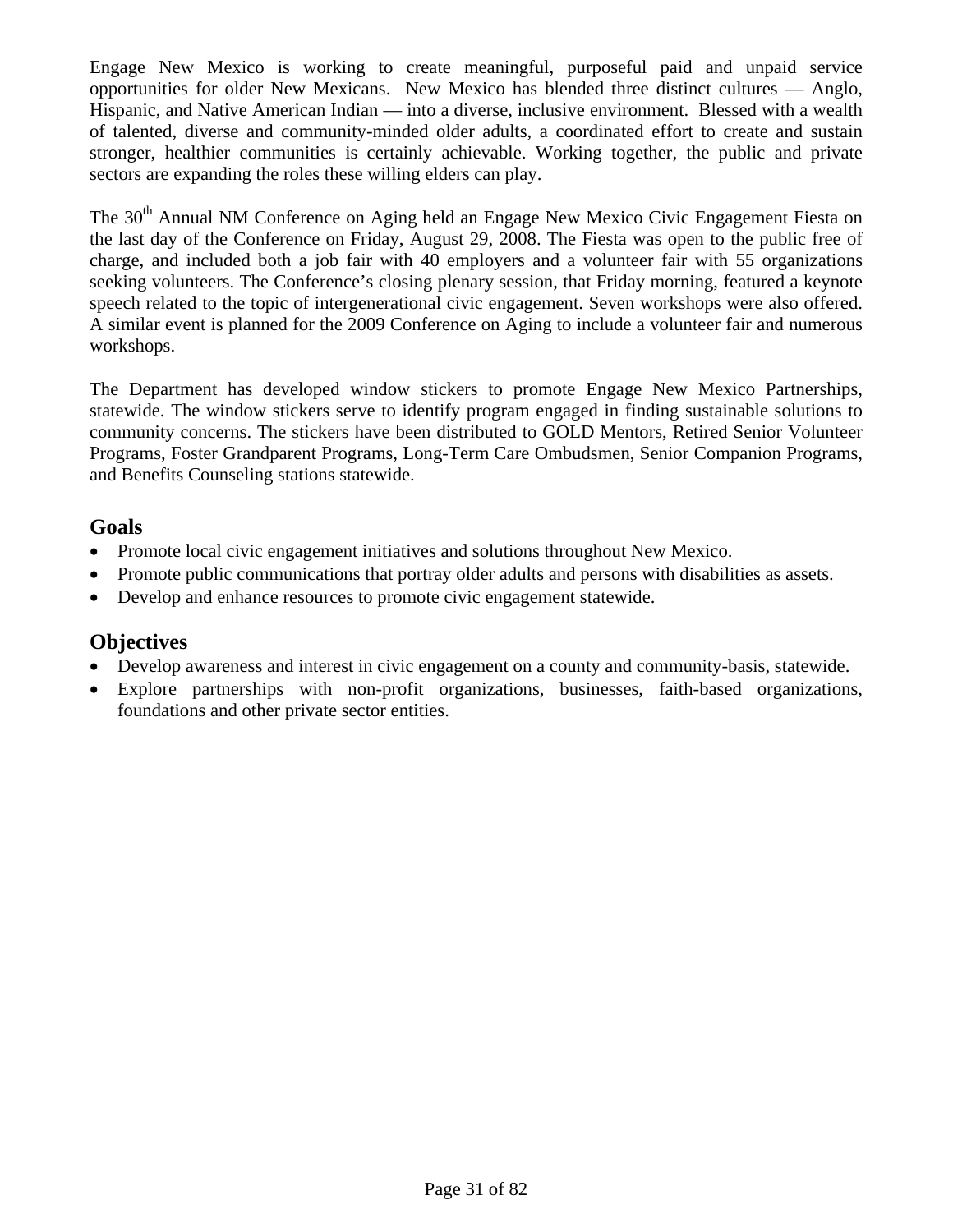Engage New Mexico is working to create meaningful, purposeful paid and unpaid service opportunities for older New Mexicans. New Mexico has blended three distinct cultures — Anglo, Hispanic, and Native American Indian — into a diverse, inclusive environment. Blessed with a wealth of talented, diverse and community-minded older adults, a coordinated effort to create and sustain stronger, healthier communities is certainly achievable. Working together, the public and private sectors are expanding the roles these willing elders can play.

The 30th Annual NM Conference on Aging held an Engage New Mexico Civic Engagement Fiesta on the last day of the Conference on Friday, August 29, 2008. The Fiesta was open to the public free of charge, and included both a job fair with 40 employers and a volunteer fair with 55 organizations seeking volunteers. The Conference's closing plenary session, that Friday morning, featured a keynote speech related to the topic of intergenerational civic engagement. Seven workshops were also offered. A similar event is planned for the 2009 Conference on Aging to include a volunteer fair and numerous workshops.

The Department has developed window stickers to promote Engage New Mexico Partnerships, statewide. The window stickers serve to identify program engaged in finding sustainable solutions to community concerns. The stickers have been distributed to GOLD Mentors, Retired Senior Volunteer Programs, Foster Grandparent Programs, Long-Term Care Ombudsmen, Senior Companion Programs, and Benefits Counseling stations statewide.

## Goals

- Promote local civic engagement initiatives and solutions throughout New Mexico.
- Promote public communications that portray older adults and persons with disabilities as assets.
- Develop and enhance resources to promote civic engagement statewide.

## Objectives

- Develop awareness and interest in civic engagement on a county and community-basis, statewide.
- Explore partnerships with non-profit organizations, businesses, faith-based organizations, foundations and other private sector entities.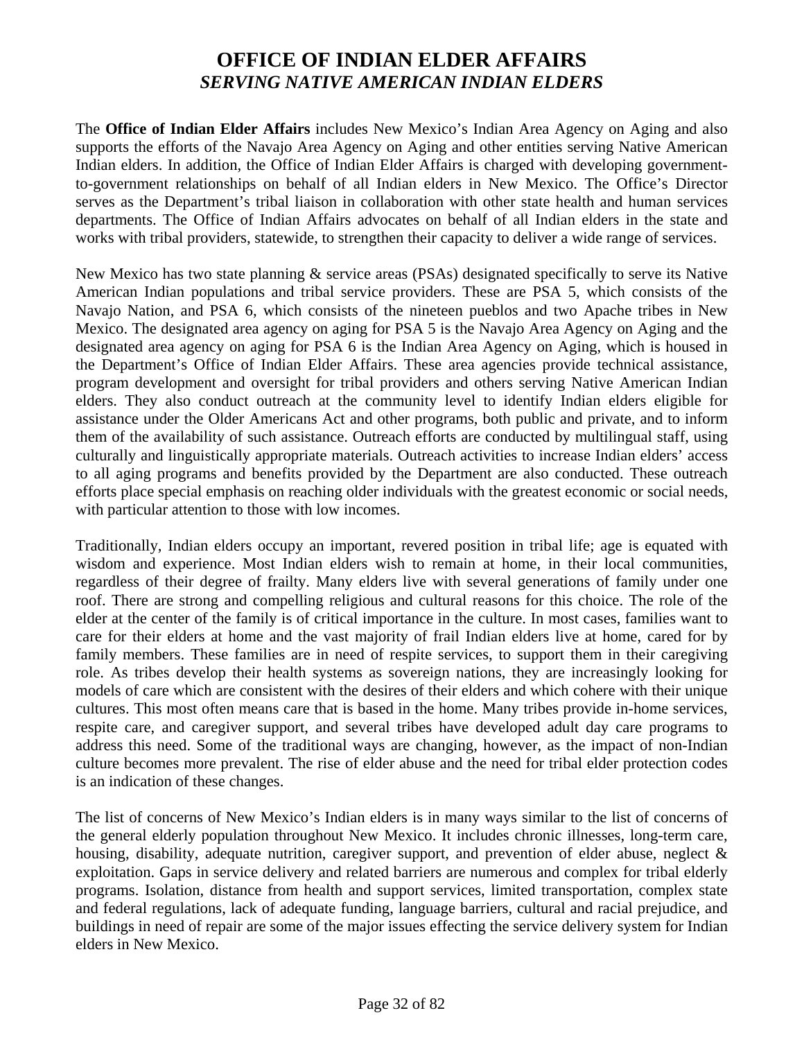# OFFICE OF INDIAN ELDER AFFAIRS

## *SERVING NATIVE AMERICAN INDIAN ELDERS*

The **Office of Indian Elder Affairs** includes New Mexico's Indian Area Agency on Aging and also supports the efforts of the Navajo Area Agency on Aging and other entities serving Native American Indian elders. In addition, the Office of Indian Elder Affairs is charged with developing government-to-government relationships on behalf of all Indian elders in New Mexico. The Office's Director serves as the Department's tribal liaison in collaboration with other state health and human services departments. The Office of Indian Affairs advocates on behalf of all Indian elders in the state and works with tribal providers, statewide, to strengthen their capacity to deliver a wide range of services.

New Mexico has two state planning & service areas (PSAs) designated specifically to serve its Native American Indian populations and tribal service providers. These are PSA 5, which consists of the Navajo Nation, and PSA 6, which consists of the nineteen pueblos and two Apache tribes in New Mexico. The designated area agency on aging for PSA 5 is the Navajo Area Agency on Aging and the designated area agency on aging for PSA 6 is the Indian Area Agency on Aging, which is housed in the Department's Office of Indian Elder Affairs. These area agencies provide technical assistance, program development and oversight for tribal providers and others serving Native American Indian elders. They also conduct outreach at the community level to identify Indian elders eligible for assistance under the Older Americans Act and other programs, both public and private, and to inform them of the availability of such assistance. Outreach efforts are conducted by multilingual staff, using culturally and linguistically appropriate materials. Outreach activities to increase Indian elders' access to all aging programs and benefits provided by the Department are also conducted. These outreach efforts place special emphasis on reaching older individuals with the greatest economic or social needs, with particular attention to those with low incomes.

Traditionally, Indian elders occupy an important, revered position in tribal life; age is equated with wisdom and experience. Most Indian elders wish to remain at home, in their local communities, regardless of their degree of frailty. Many elders live with several generations of family under one roof. There are strong and compelling religious and cultural reasons for this choice. The role of the elder at the center of the family is of critical importance in the culture. In most cases, families want to care for their elders at home and the vast majority of frail Indian elders live at home, cared for by family members. These families are in need of respite services, to support them in their caregiving role. As tribes develop their health systems as sovereign nations, they are increasingly looking for models of care which are consistent with the desires of their elders and which cohere with their unique cultures. This most often means care that is based in the home. Many tribes provide in-home services, respite care, and caregiver support, and several tribes have developed adult day care programs to address this need. Some of the traditional ways are changing, however, as the impact of non-Indian culture becomes more prevalent. The rise of elder abuse and the need for tribal elder protection codes is an indication of these changes.

The list of concerns of New Mexico's Indian elders is in many ways similar to the list of concerns of the general elderly population throughout New Mexico. It includes chronic illnesses, long-term care, housing, disability, adequate nutrition, caregiver support, and prevention of elder abuse, neglect & exploitation. Gaps in service delivery and related barriers are numerous and complex for tribal elderly programs. Isolation, distance from health and support services, limited transportation, complex state and federal regulations, lack of adequate funding, language barriers, cultural and racial prejudice, and buildings in need of repair are some of the major issues effecting the service delivery system for Indian elders in New Mexico.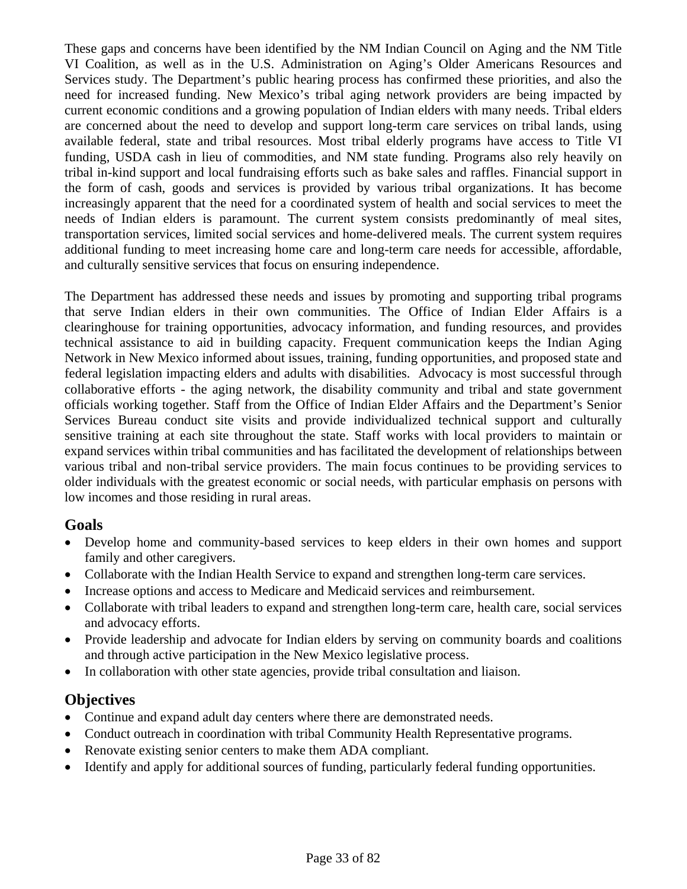These gaps and concerns have been identified by the NM Indian Council on Aging and the NM Title VI Coalition, as well as in the U.S. Administration on Aging's Older Americans Resources and Services study. The Department's public hearing process has confirmed these priorities, and also the need for increased funding. New Mexico's tribal aging network providers are being impacted by current economic conditions and a growing population of Indian elders with many needs. Tribal elders are concerned about the need to develop and support long-term care services on tribal lands, using available federal, state and tribal resources. Most tribal elderly programs have access to Title VI funding, USDA cash in lieu of commodities, and NM state funding. Programs also rely heavily on tribal in-kind support and local fundraising efforts such as bake sales and raffles. Financial support in the form of cash, goods and services is provided by various tribal organizations. It has become increasingly apparent that the need for a coordinated system of health and social services to meet the needs of Indian elders is paramount. The current system consists predominantly of meal sites, transportation services, limited social services and home-delivered meals. The current system requires additional funding to meet increasing home care and long-term care needs for accessible, affordable, and culturally sensitive services that focus on ensuring independence.

The Department has addressed these needs and issues by promoting and supporting tribal programs that serve Indian elders in their own communities. The Office of Indian Elder Affairs is a clearinghouse for training opportunities, advocacy information, and funding resources, and provides technical assistance to aid in building capacity. Frequent communication keeps the Indian Aging Network in New Mexico informed about issues, training, funding opportunities, and proposed state and federal legislation impacting elders and adults with disabilities. Advocacy is most successful through collaborative efforts - the aging network, the disability community and tribal and state government officials working together. Staff from the Office of Indian Elder Affairs and the Department's Senior Services Bureau conduct site visits and provide individualized technical support and culturally sensitive training at each site throughout the state. Staff works with local providers to maintain or expand services within tribal communities and has facilitated the development of relationships between various tribal and non-tribal service providers. The main focus continues to be providing services to older individuals with the greatest economic or social needs, with particular emphasis on persons with low incomes and those residing in rural areas.

## Goals

- Develop home and community-based services to keep elders in their own homes and support family and other caregivers.
- Collaborate with the Indian Health Service to expand and strengthen long-term care services.
- Increase options and access to Medicare and Medicaid services and reimbursement.
- Collaborate with tribal leaders to expand and strengthen long-term care, health care, social services and advocacy efforts.
- Provide leadership and advocate for Indian elders by serving on community boards and coalitions and through active participation in the New Mexico legislative process.
- In collaboration with other state agencies, provide tribal consultation and liaison.

## Objectives

- Continue and expand adult day centers where there are demonstrated needs.
- Conduct outreach in coordination with tribal Community Health Representative programs.
- Renovate existing senior centers to make them ADA compliant.
- Identify and apply for additional sources of funding, particularly federal funding opportunities.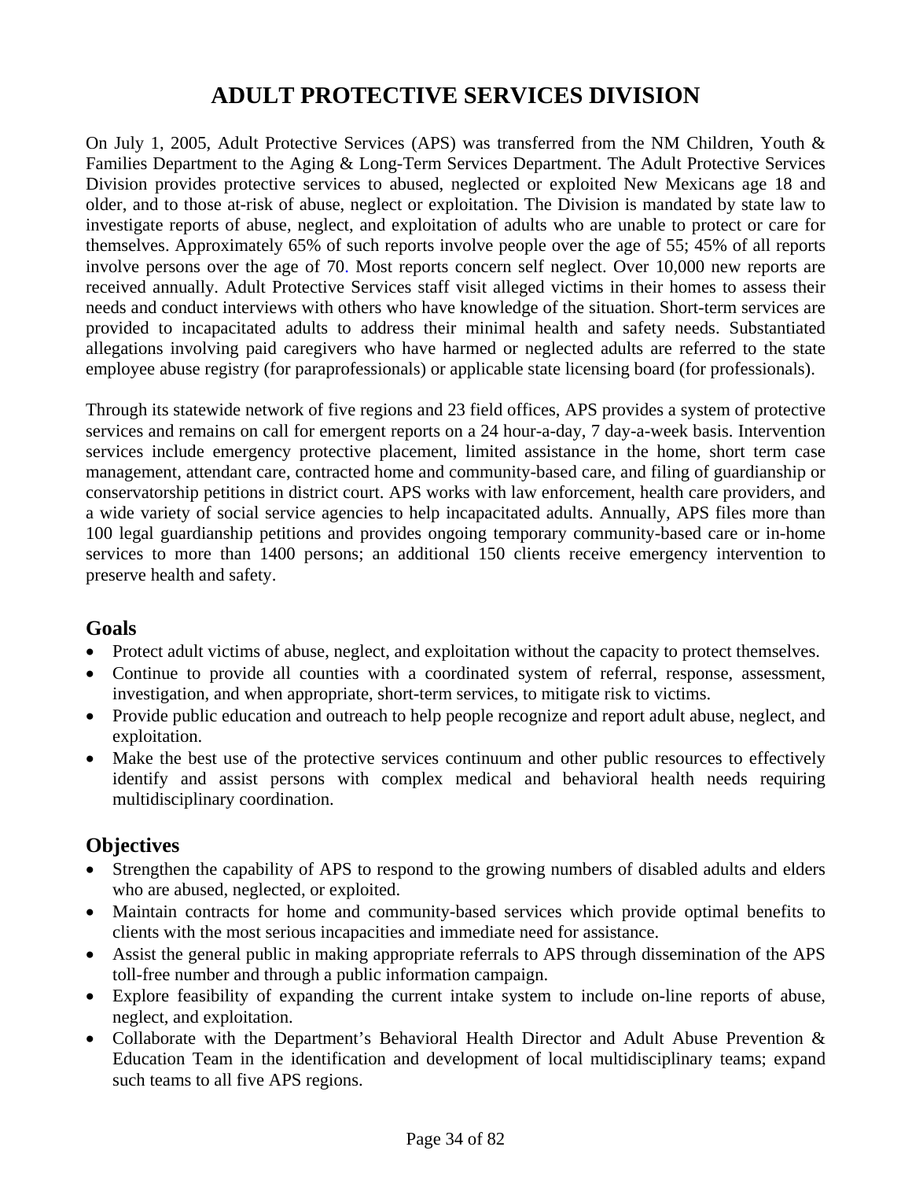# ADULT PROTECTIVE SERVICES DIVISION

On July 1, 2005, Adult Protective Services (APS) was transferred from the NM Children, Youth & Families Department to the Aging & Long-Term Services Department. The Adult Protective Services Division provides protective services to abused, neglected or exploited New Mexicans age 18 and older, and to those at-risk of abuse, neglect or exploitation. The Division is mandated by state law to investigate reports of abuse, neglect, and exploitation of adults who are unable to protect or care for themselves. Approximately 65% of such reports involve people over the age of 55; 45% of all reports involve persons over the age of 70. Most reports concern self neglect. Over 10,000 new reports are received annually. Adult Protective Services staff visit alleged victims in their homes to assess their needs and conduct interviews with others who have knowledge of the situation. Short-term services are provided to incapacitated adults to address their minimal health and safety needs. Substantiated allegations involving paid caregivers who have harmed or neglected adults are referred to the state employee abuse registry (for paraprofessionals) or applicable state licensing board (for professionals).

Through its statewide network of five regions and 23 field offices, APS provides a system of protective services and remains on call for emergent reports on a 24 hour-a-day, 7 day-a-week basis. Intervention services include emergency protective placement, limited assistance in the home, short term case management, attendant care, contracted home and community-based care, and filing of guardianship or conservatorship petitions in district court. APS works with law enforcement, health care providers, and a wide variety of social service agencies to help incapacitated adults. Annually, APS files more than 100 legal guardianship petitions and provides ongoing temporary community-based care or in-home services to more than 1400 persons; an additional 150 clients receive emergency intervention to preserve health and safety.

## Goals

- Protect adult victims of abuse, neglect, and exploitation without the capacity to protect themselves.
- Continue to provide all counties with a coordinated system of referral, response, assessment, investigation, and when appropriate, short-term services, to mitigate risk to victims.
- Provide public education and outreach to help people recognize and report adult abuse, neglect, and exploitation.
- Make the best use of the protective services continuum and other public resources to effectively identify and assist persons with complex medical and behavioral health needs requiring multidisciplinary coordination.

## Objectives

- Strengthen the capability of APS to respond to the growing numbers of disabled adults and elders who are abused, neglected, or exploited.
- Maintain contracts for home and community-based services which provide optimal benefits to clients with the most serious incapacities and immediate need for assistance.
- Assist the general public in making appropriate referrals to APS through dissemination of the APS toll-free number and through a public information campaign.
- Explore feasibility of expanding the current intake system to include on-line reports of abuse, neglect, and exploitation.
- Collaborate with the Department's Behavioral Health Director and Adult Abuse Prevention & Education Team in the identification and development of local multidisciplinary teams; expand such teams to all five APS regions.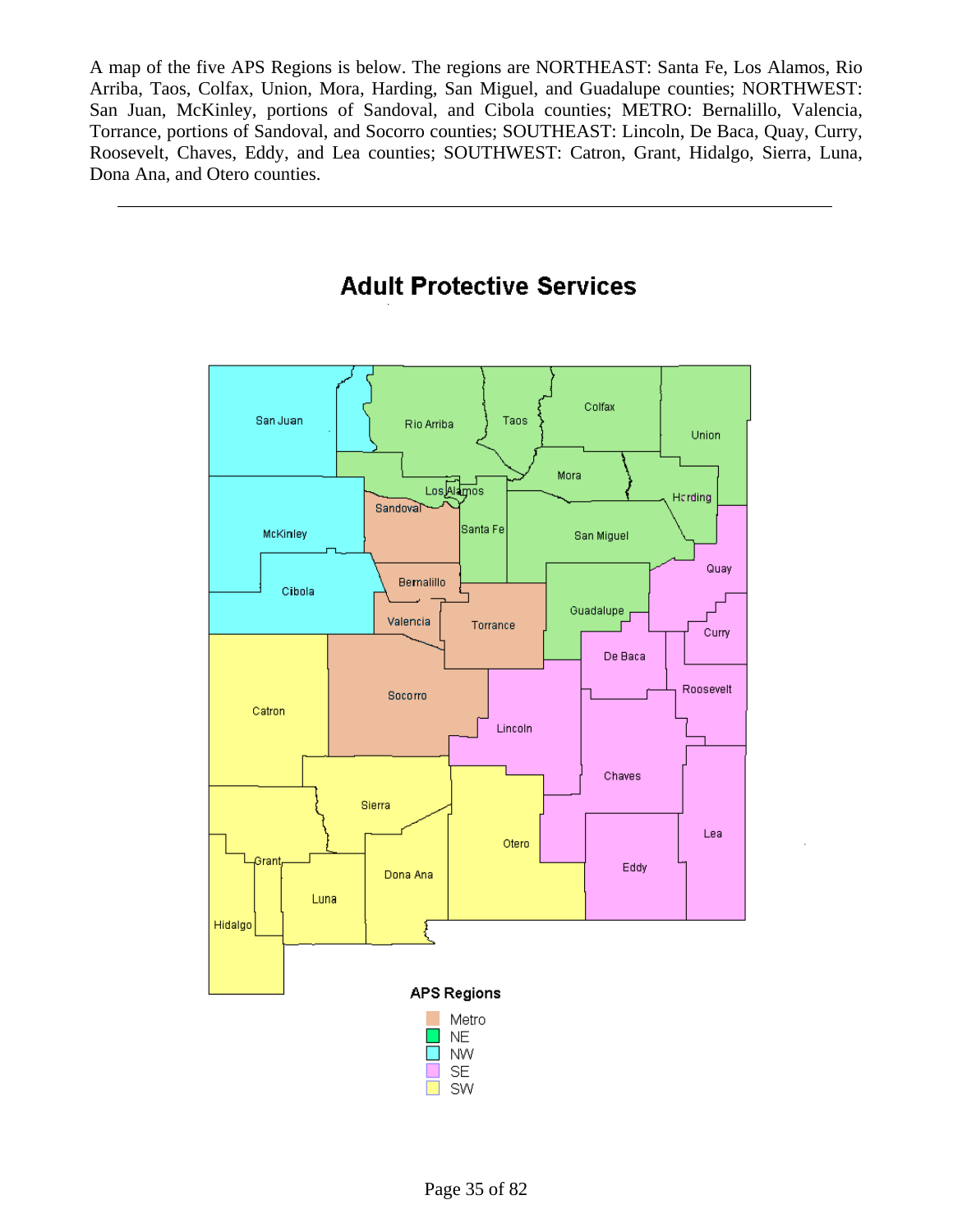A map of the five APS Regions is below. The regions are NORTHEAST: Santa Fe, Los Alamos, Rio Arriba, Taos, Colfax, Union, Mora, Harding, San Miguel, and Guadalupe counties; NORTHWEST: San Juan, McKinley, portions of Sandoval, and Cibola counties; METRO: Bernalillo, Valencia, Torrance, portions of Sandoval, and Socorro counties; SOUTHEAST: Lincoln, De Baca, Quay, Curry, Roosevelt, Chaves, Eddy, and Lea counties; SOUTHWEST: Catron, Grant, Hidalgo, Sierra, Luna, Dona Ana, and Otero counties.

---

## Adult Protective Services

San Juan, Rio Arriba, Taos, Colfax, Union, Mora, Los Alamos, Harding, Sandoval, Santa Fe, San Miguel, McKinley, Quay, Bernalillo, Cibola, Guadalupe, Valencia, Torrance, Curry, De Baca, Roosevelt, Catron, Socorro, Lincoln, Chaves, Sierra, Otero, Lea, Grant, Dona Ana, Eddy, Luna, Hidalgo

**APS Regions**

- Metro
- NE
- NW
- SE
- SW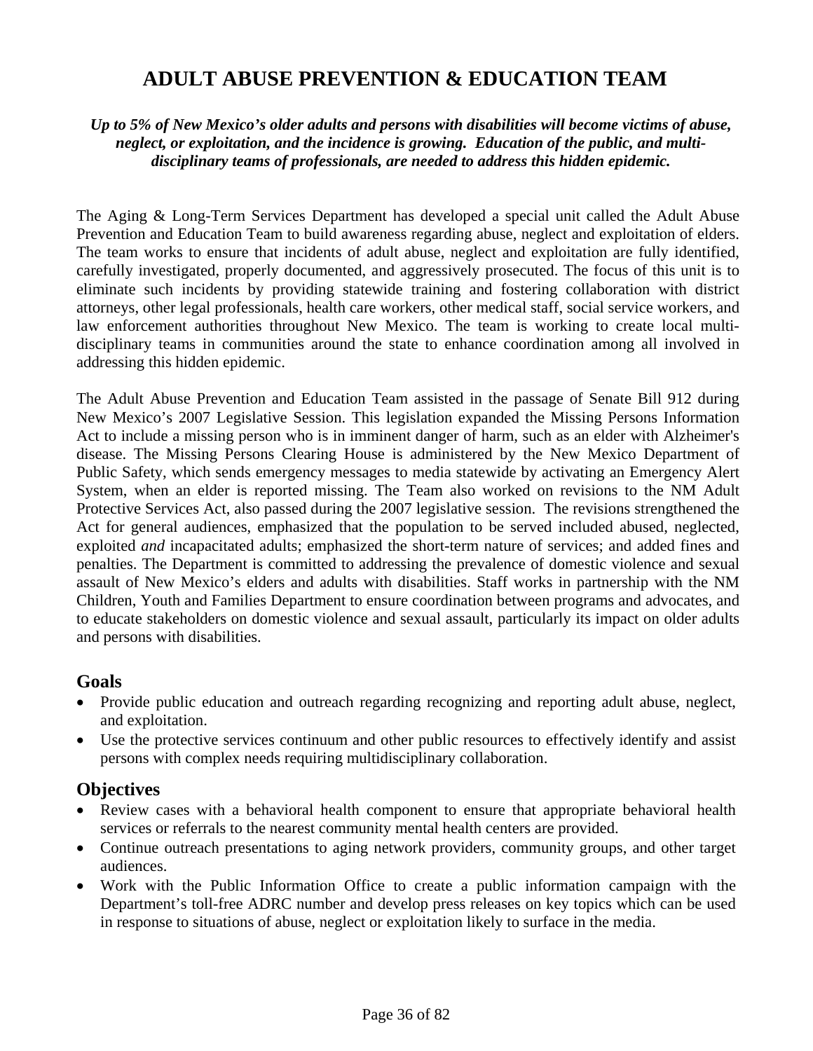# ADULT ABUSE PREVENTION & EDUCATION TEAM

***Up to 5% of New Mexico's older adults and persons with disabilities will become victims of abuse, neglect, or exploitation, and the incidence is growing. Education of the public, and multi-disciplinary teams of professionals, are needed to address this hidden epidemic.***

The Aging & Long-Term Services Department has developed a special unit called the Adult Abuse Prevention and Education Team to build awareness regarding abuse, neglect and exploitation of elders. The team works to ensure that incidents of adult abuse, neglect and exploitation are fully identified, carefully investigated, properly documented, and aggressively prosecuted. The focus of this unit is to eliminate such incidents by providing statewide training and fostering collaboration with district attorneys, other legal professionals, health care workers, other medical staff, social service workers, and law enforcement authorities throughout New Mexico. The team is working to create local multi-disciplinary teams in communities around the state to enhance coordination among all involved in addressing this hidden epidemic.

The Adult Abuse Prevention and Education Team assisted in the passage of Senate Bill 912 during New Mexico's 2007 Legislative Session. This legislation expanded the Missing Persons Information Act to include a missing person who is in imminent danger of harm, such as an elder with Alzheimer's disease. The Missing Persons Clearing House is administered by the New Mexico Department of Public Safety, which sends emergency messages to media statewide by activating an Emergency Alert System, when an elder is reported missing. The Team also worked on revisions to the NM Adult Protective Services Act, also passed during the 2007 legislative session. The revisions strengthened the Act for general audiences, emphasized that the population to be served included abused, neglected, exploited *and* incapacitated adults; emphasized the short-term nature of services; and added fines and penalties. The Department is committed to addressing the prevalence of domestic violence and sexual assault of New Mexico's elders and adults with disabilities. Staff works in partnership with the NM Children, Youth and Families Department to ensure coordination between programs and advocates, and to educate stakeholders on domestic violence and sexual assault, particularly its impact on older adults and persons with disabilities.

## Goals

- Provide public education and outreach regarding recognizing and reporting adult abuse, neglect, and exploitation.
- Use the protective services continuum and other public resources to effectively identify and assist persons with complex needs requiring multidisciplinary collaboration.

## Objectives

- Review cases with a behavioral health component to ensure that appropriate behavioral health services or referrals to the nearest community mental health centers are provided.
- Continue outreach presentations to aging network providers, community groups, and other target audiences.
- Work with the Public Information Office to create a public information campaign with the Department's toll-free ADRC number and develop press releases on key topics which can be used in response to situations of abuse, neglect or exploitation likely to surface in the media.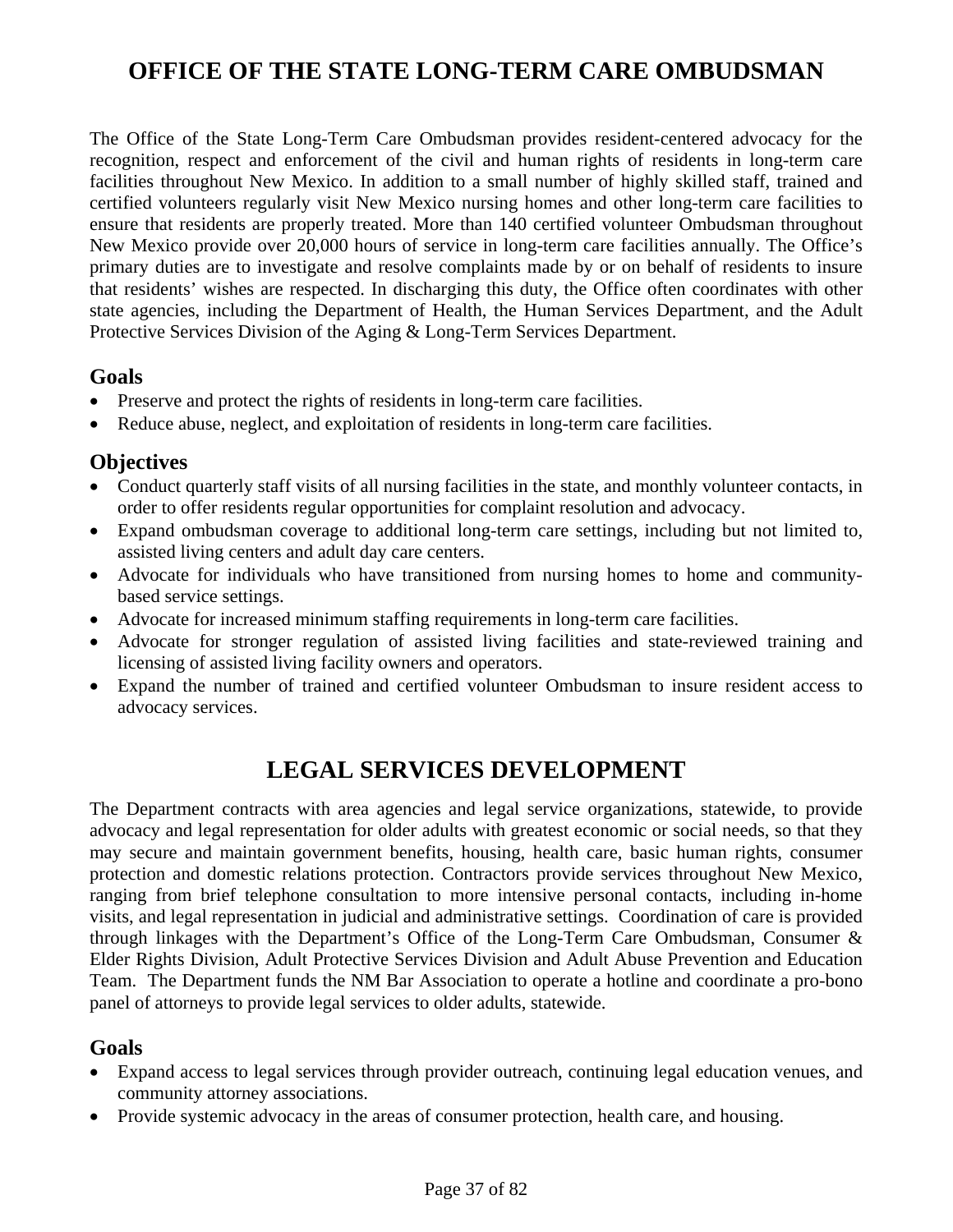# OFFICE OF THE STATE LONG-TERM CARE OMBUDSMAN

The Office of the State Long-Term Care Ombudsman provides resident-centered advocacy for the recognition, respect and enforcement of the civil and human rights of residents in long-term care facilities throughout New Mexico. In addition to a small number of highly skilled staff, trained and certified volunteers regularly visit New Mexico nursing homes and other long-term care facilities to ensure that residents are properly treated. More than 140 certified volunteer Ombudsman throughout New Mexico provide over 20,000 hours of service in long-term care facilities annually. The Office's primary duties are to investigate and resolve complaints made by or on behalf of residents to insure that residents' wishes are respected. In discharging this duty, the Office often coordinates with other state agencies, including the Department of Health, the Human Services Department, and the Adult Protective Services Division of the Aging & Long-Term Services Department.

## Goals

- Preserve and protect the rights of residents in long-term care facilities.
- Reduce abuse, neglect, and exploitation of residents in long-term care facilities.

## Objectives

- Conduct quarterly staff visits of all nursing facilities in the state, and monthly volunteer contacts, in order to offer residents regular opportunities for complaint resolution and advocacy.
- Expand ombudsman coverage to additional long-term care settings, including but not limited to, assisted living centers and adult day care centers.
- Advocate for individuals who have transitioned from nursing homes to home and community-based service settings.
- Advocate for increased minimum staffing requirements in long-term care facilities.
- Advocate for stronger regulation of assisted living facilities and state-reviewed training and licensing of assisted living facility owners and operators.
- Expand the number of trained and certified volunteer Ombudsman to insure resident access to advocacy services.

# LEGAL SERVICES DEVELOPMENT

The Department contracts with area agencies and legal service organizations, statewide, to provide advocacy and legal representation for older adults with greatest economic or social needs, so that they may secure and maintain government benefits, housing, health care, basic human rights, consumer protection and domestic relations protection. Contractors provide services throughout New Mexico, ranging from brief telephone consultation to more intensive personal contacts, including in-home visits, and legal representation in judicial and administrative settings. Coordination of care is provided through linkages with the Department's Office of the Long-Term Care Ombudsman, Consumer & Elder Rights Division, Adult Protective Services Division and Adult Abuse Prevention and Education Team. The Department funds the NM Bar Association to operate a hotline and coordinate a pro-bono panel of attorneys to provide legal services to older adults, statewide.

## Goals

- Expand access to legal services through provider outreach, continuing legal education venues, and community attorney associations.
- Provide systemic advocacy in the areas of consumer protection, health care, and housing.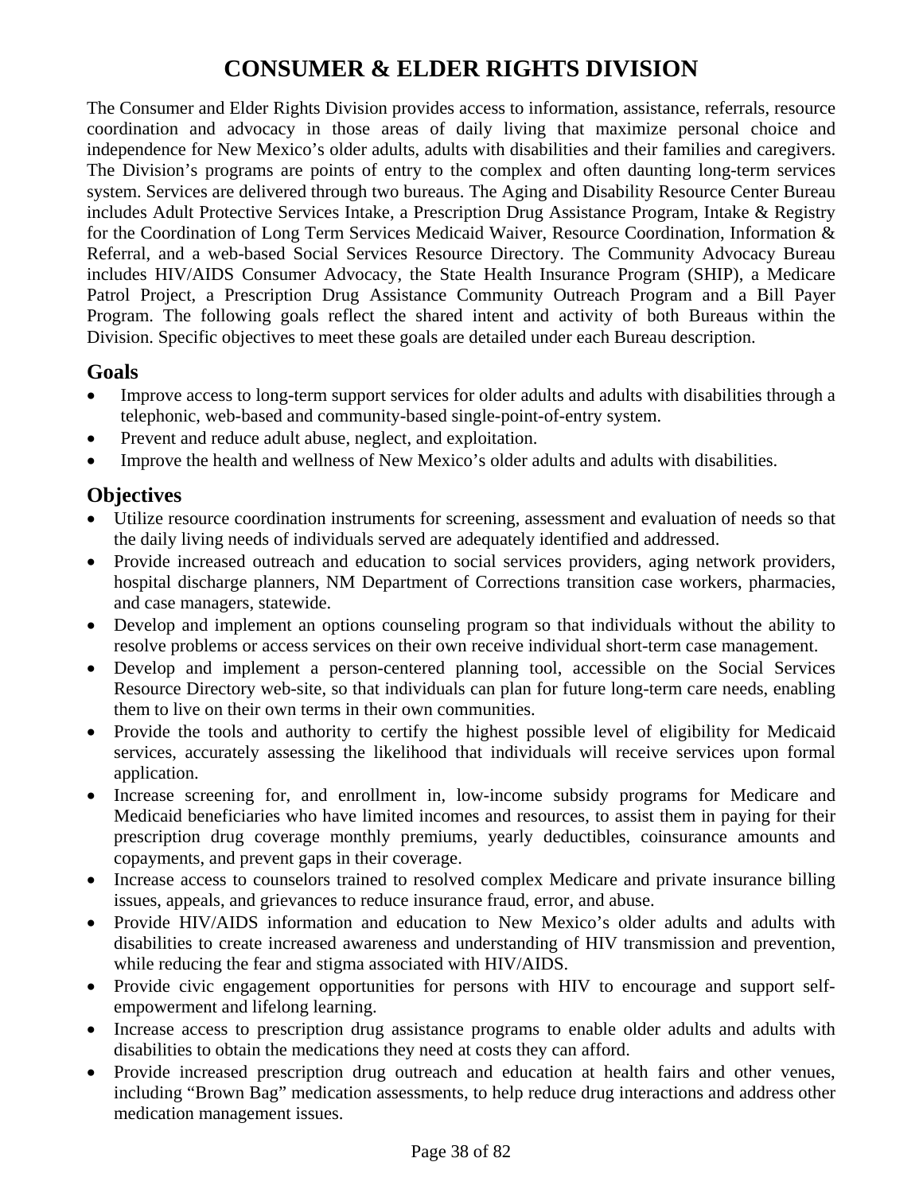# CONSUMER & ELDER RIGHTS DIVISION

The Consumer and Elder Rights Division provides access to information, assistance, referrals, resource coordination and advocacy in those areas of daily living that maximize personal choice and independence for New Mexico's older adults, adults with disabilities and their families and caregivers. The Division's programs are points of entry to the complex and often daunting long-term services system. Services are delivered through two bureaus. The Aging and Disability Resource Center Bureau includes Adult Protective Services Intake, a Prescription Drug Assistance Program, Intake & Registry for the Coordination of Long Term Services Medicaid Waiver, Resource Coordination, Information & Referral, and a web-based Social Services Resource Directory. The Community Advocacy Bureau includes HIV/AIDS Consumer Advocacy, the State Health Insurance Program (SHIP), a Medicare Patrol Project, a Prescription Drug Assistance Community Outreach Program and a Bill Payer Program. The following goals reflect the shared intent and activity of both Bureaus within the Division. Specific objectives to meet these goals are detailed under each Bureau description.

## Goals

- Improve access to long-term support services for older adults and adults with disabilities through a telephonic, web-based and community-based single-point-of-entry system.
- Prevent and reduce adult abuse, neglect, and exploitation.
- Improve the health and wellness of New Mexico's older adults and adults with disabilities.

## Objectives

- Utilize resource coordination instruments for screening, assessment and evaluation of needs so that the daily living needs of individuals served are adequately identified and addressed.
- Provide increased outreach and education to social services providers, aging network providers, hospital discharge planners, NM Department of Corrections transition case workers, pharmacies, and case managers, statewide.
- Develop and implement an options counseling program so that individuals without the ability to resolve problems or access services on their own receive individual short-term case management.
- Develop and implement a person-centered planning tool, accessible on the Social Services Resource Directory web-site, so that individuals can plan for future long-term care needs, enabling them to live on their own terms in their own communities.
- Provide the tools and authority to certify the highest possible level of eligibility for Medicaid services, accurately assessing the likelihood that individuals will receive services upon formal application.
- Increase screening for, and enrollment in, low-income subsidy programs for Medicare and Medicaid beneficiaries who have limited incomes and resources, to assist them in paying for their prescription drug coverage monthly premiums, yearly deductibles, coinsurance amounts and copayments, and prevent gaps in their coverage.
- Increase access to counselors trained to resolved complex Medicare and private insurance billing issues, appeals, and grievances to reduce insurance fraud, error, and abuse.
- Provide HIV/AIDS information and education to New Mexico's older adults and adults with disabilities to create increased awareness and understanding of HIV transmission and prevention, while reducing the fear and stigma associated with HIV/AIDS.
- Provide civic engagement opportunities for persons with HIV to encourage and support self-empowerment and lifelong learning.
- Increase access to prescription drug assistance programs to enable older adults and adults with disabilities to obtain the medications they need at costs they can afford.
- Provide increased prescription drug outreach and education at health fairs and other venues, including "Brown Bag" medication assessments, to help reduce drug interactions and address other medication management issues.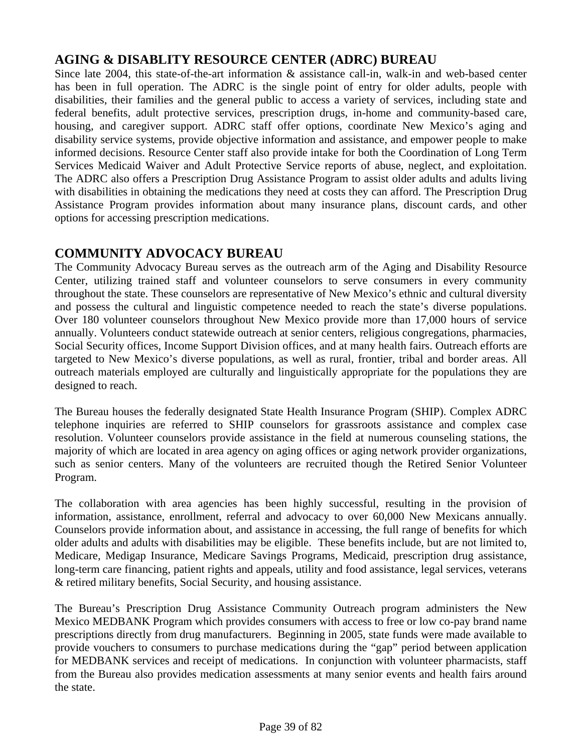## AGING & DISABLITY RESOURCE CENTER (ADRC) BUREAU

Since late 2004, this state-of-the-art information & assistance call-in, walk-in and web-based center has been in full operation. The ADRC is the single point of entry for older adults, people with disabilities, their families and the general public to access a variety of services, including state and federal benefits, adult protective services, prescription drugs, in-home and community-based care, housing, and caregiver support. ADRC staff offer options, coordinate New Mexico's aging and disability service systems, provide objective information and assistance, and empower people to make informed decisions. Resource Center staff also provide intake for both the Coordination of Long Term Services Medicaid Waiver and Adult Protective Service reports of abuse, neglect, and exploitation. The ADRC also offers a Prescription Drug Assistance Program to assist older adults and adults living with disabilities in obtaining the medications they need at costs they can afford. The Prescription Drug Assistance Program provides information about many insurance plans, discount cards, and other options for accessing prescription medications.

## COMMUNITY ADVOCACY BUREAU

The Community Advocacy Bureau serves as the outreach arm of the Aging and Disability Resource Center, utilizing trained staff and volunteer counselors to serve consumers in every community throughout the state. These counselors are representative of New Mexico's ethnic and cultural diversity and possess the cultural and linguistic competence needed to reach the state's diverse populations. Over 180 volunteer counselors throughout New Mexico provide more than 17,000 hours of service annually. Volunteers conduct statewide outreach at senior centers, religious congregations, pharmacies, Social Security offices, Income Support Division offices, and at many health fairs. Outreach efforts are targeted to New Mexico's diverse populations, as well as rural, frontier, tribal and border areas. All outreach materials employed are culturally and linguistically appropriate for the populations they are designed to reach.

The Bureau houses the federally designated State Health Insurance Program (SHIP). Complex ADRC telephone inquiries are referred to SHIP counselors for grassroots assistance and complex case resolution. Volunteer counselors provide assistance in the field at numerous counseling stations, the majority of which are located in area agency on aging offices or aging network provider organizations, such as senior centers. Many of the volunteers are recruited though the Retired Senior Volunteer Program.

The collaboration with area agencies has been highly successful, resulting in the provision of information, assistance, enrollment, referral and advocacy to over 60,000 New Mexicans annually. Counselors provide information about, and assistance in accessing, the full range of benefits for which older adults and adults with disabilities may be eligible. These benefits include, but are not limited to, Medicare, Medigap Insurance, Medicare Savings Programs, Medicaid, prescription drug assistance, long-term care financing, patient rights and appeals, utility and food assistance, legal services, veterans & retired military benefits, Social Security, and housing assistance.

The Bureau's Prescription Drug Assistance Community Outreach program administers the New Mexico MEDBANK Program which provides consumers with access to free or low co-pay brand name prescriptions directly from drug manufacturers. Beginning in 2005, state funds were made available to provide vouchers to consumers to purchase medications during the "gap" period between application for MEDBANK services and receipt of medications. In conjunction with volunteer pharmacists, staff from the Bureau also provides medication assessments at many senior events and health fairs around the state.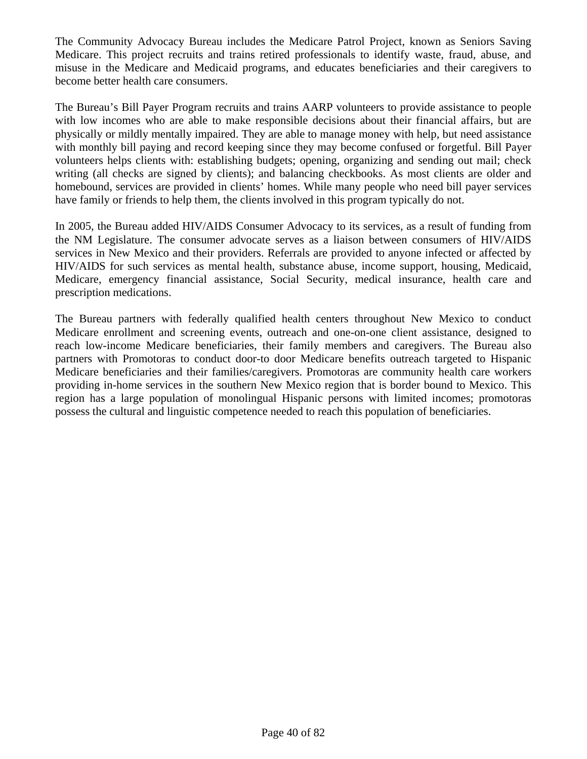The Community Advocacy Bureau includes the Medicare Patrol Project, known as Seniors Saving Medicare. This project recruits and trains retired professionals to identify waste, fraud, abuse, and misuse in the Medicare and Medicaid programs, and educates beneficiaries and their caregivers to become better health care consumers.

The Bureau's Bill Payer Program recruits and trains AARP volunteers to provide assistance to people with low incomes who are able to make responsible decisions about their financial affairs, but are physically or mildly mentally impaired. They are able to manage money with help, but need assistance with monthly bill paying and record keeping since they may become confused or forgetful. Bill Payer volunteers helps clients with: establishing budgets; opening, organizing and sending out mail; check writing (all checks are signed by clients); and balancing checkbooks. As most clients are older and homebound, services are provided in clients' homes. While many people who need bill payer services have family or friends to help them, the clients involved in this program typically do not.

In 2005, the Bureau added HIV/AIDS Consumer Advocacy to its services, as a result of funding from the NM Legislature. The consumer advocate serves as a liaison between consumers of HIV/AIDS services in New Mexico and their providers. Referrals are provided to anyone infected or affected by HIV/AIDS for such services as mental health, substance abuse, income support, housing, Medicaid, Medicare, emergency financial assistance, Social Security, medical insurance, health care and prescription medications.

The Bureau partners with federally qualified health centers throughout New Mexico to conduct Medicare enrollment and screening events, outreach and one-on-one client assistance, designed to reach low-income Medicare beneficiaries, their family members and caregivers. The Bureau also partners with Promotoras to conduct door-to door Medicare benefits outreach targeted to Hispanic Medicare beneficiaries and their families/caregivers. Promotoras are community health care workers providing in-home services in the southern New Mexico region that is border bound to Mexico. This region has a large population of monolingual Hispanic persons with limited incomes; promotoras possess the cultural and linguistic competence needed to reach this population of beneficiaries.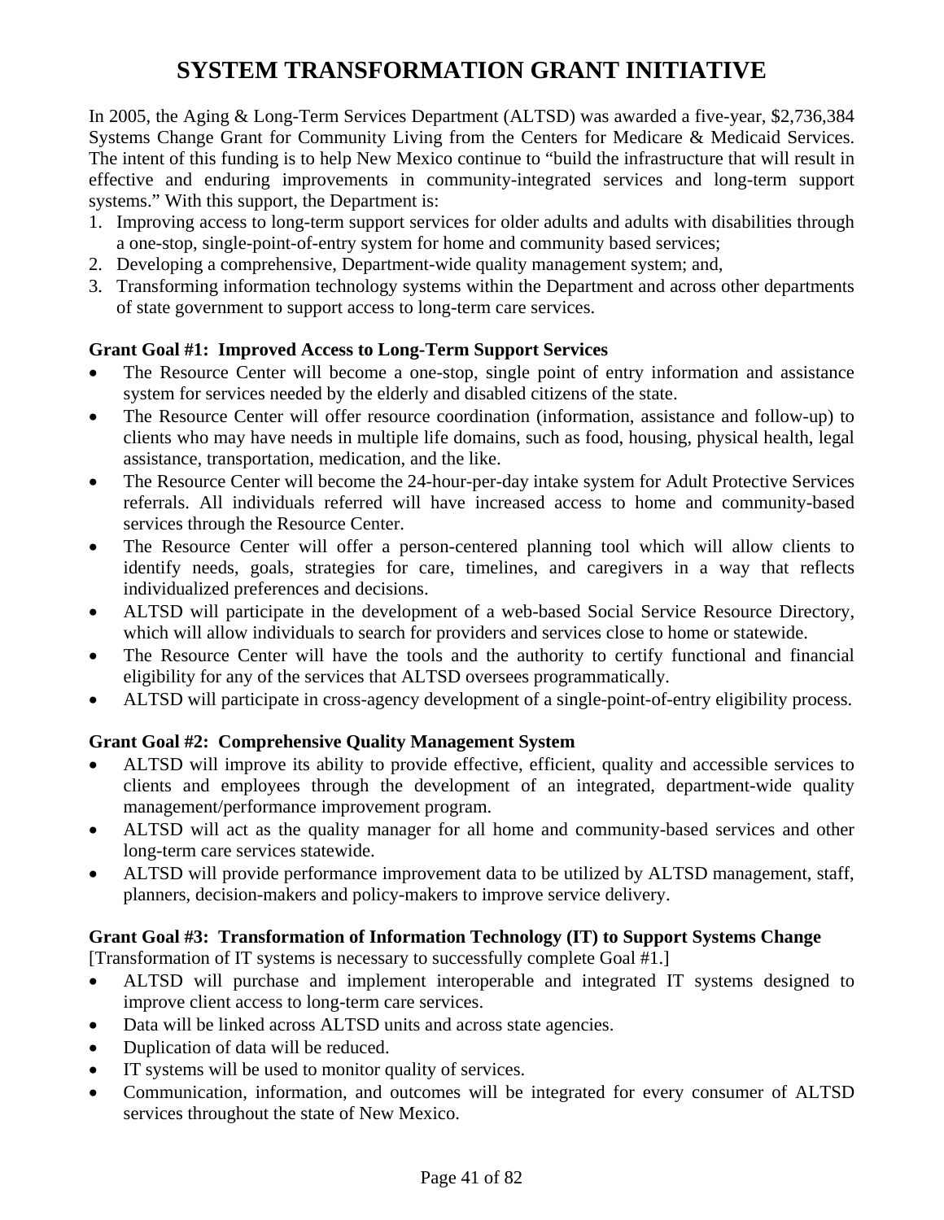# SYSTEM TRANSFORMATION GRANT INITIATIVE

In 2005, the Aging & Long-Term Services Department (ALTSD) was awarded a five-year, $2,736,384 Systems Change Grant for Community Living from the Centers for Medicare & Medicaid Services. The intent of this funding is to help New Mexico continue to "build the infrastructure that will result in effective and enduring improvements in community-integrated services and long-term support systems." With this support, the Department is:

1. Improving access to long-term support services for older adults and adults with disabilities through a one-stop, single-point-of-entry system for home and community based services;
2. Developing a comprehensive, Department-wide quality management system; and,
3. Transforming information technology systems within the Department and across other departments of state government to support access to long-term care services.

**Grant Goal #1: Improved Access to Long-Term Support Services**

- The Resource Center will become a one-stop, single point of entry information and assistance system for services needed by the elderly and disabled citizens of the state.
- The Resource Center will offer resource coordination (information, assistance and follow-up) to clients who may have needs in multiple life domains, such as food, housing, physical health, legal assistance, transportation, medication, and the like.
- The Resource Center will become the 24-hour-per-day intake system for Adult Protective Services referrals. All individuals referred will have increased access to home and community-based services through the Resource Center.
- The Resource Center will offer a person-centered planning tool which will allow clients to identify needs, goals, strategies for care, timelines, and caregivers in a way that reflects individualized preferences and decisions.
- ALTSD will participate in the development of a web-based Social Service Resource Directory, which will allow individuals to search for providers and services close to home or statewide.
- The Resource Center will have the tools and the authority to certify functional and financial eligibility for any of the services that ALTSD oversees programmatically.
- ALTSD will participate in cross-agency development of a single-point-of-entry eligibility process.

**Grant Goal #2: Comprehensive Quality Management System**

- ALTSD will improve its ability to provide effective, efficient, quality and accessible services to clients and employees through the development of an integrated, department-wide quality management/performance improvement program.
- ALTSD will act as the quality manager for all home and community-based services and other long-term care services statewide.
- ALTSD will provide performance improvement data to be utilized by ALTSD management, staff, planners, decision-makers and policy-makers to improve service delivery.

**Grant Goal #3: Transformation of Information Technology (IT) to Support Systems Change**

[Transformation of IT systems is necessary to successfully complete Goal #1.]

- ALTSD will purchase and implement interoperable and integrated IT systems designed to improve client access to long-term care services.
- Data will be linked across ALTSD units and across state agencies.
- Duplication of data will be reduced.
- IT systems will be used to monitor quality of services.
- Communication, information, and outcomes will be integrated for every consumer of ALTSD services throughout the state of New Mexico.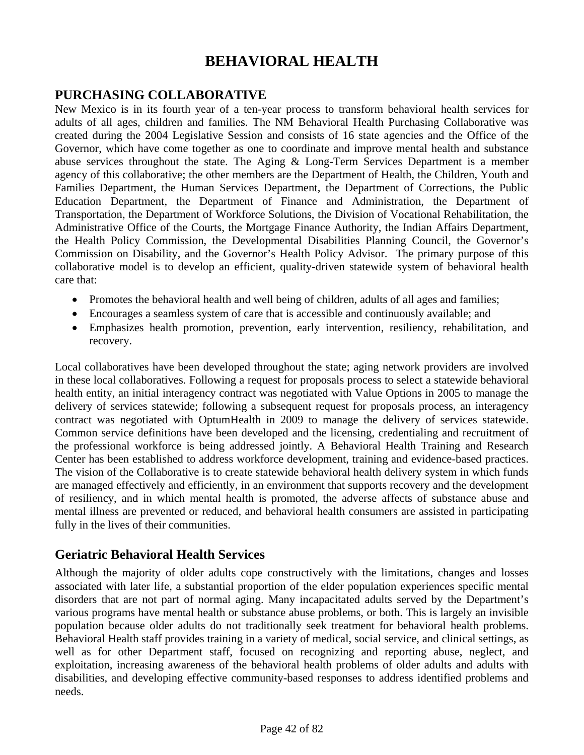# BEHAVIORAL HEALTH

## PURCHASING COLLABORATIVE

New Mexico is in its fourth year of a ten-year process to transform behavioral health services for adults of all ages, children and families. The NM Behavioral Health Purchasing Collaborative was created during the 2004 Legislative Session and consists of 16 state agencies and the Office of the Governor, which have come together as one to coordinate and improve mental health and substance abuse services throughout the state. The Aging & Long-Term Services Department is a member agency of this collaborative; the other members are the Department of Health, the Children, Youth and Families Department, the Human Services Department, the Department of Corrections, the Public Education Department, the Department of Finance and Administration, the Department of Transportation, the Department of Workforce Solutions, the Division of Vocational Rehabilitation, the Administrative Office of the Courts, the Mortgage Finance Authority, the Indian Affairs Department, the Health Policy Commission, the Developmental Disabilities Planning Council, the Governor's Commission on Disability, and the Governor's Health Policy Advisor. The primary purpose of this collaborative model is to develop an efficient, quality-driven statewide system of behavioral health care that:

- Promotes the behavioral health and well being of children, adults of all ages and families;
- Encourages a seamless system of care that is accessible and continuously available; and
- Emphasizes health promotion, prevention, early intervention, resiliency, rehabilitation, and recovery.

Local collaboratives have been developed throughout the state; aging network providers are involved in these local collaboratives. Following a request for proposals process to select a statewide behavioral health entity, an initial interagency contract was negotiated with Value Options in 2005 to manage the delivery of services statewide; following a subsequent request for proposals process, an interagency contract was negotiated with OptumHealth in 2009 to manage the delivery of services statewide. Common service definitions have been developed and the licensing, credentialing and recruitment of the professional workforce is being addressed jointly. A Behavioral Health Training and Research Center has been established to address workforce development, training and evidence-based practices. The vision of the Collaborative is to create statewide behavioral health delivery system in which funds are managed effectively and efficiently, in an environment that supports recovery and the development of resiliency, and in which mental health is promoted, the adverse affects of substance abuse and mental illness are prevented or reduced, and behavioral health consumers are assisted in participating fully in the lives of their communities.

### Geriatric Behavioral Health Services

Although the majority of older adults cope constructively with the limitations, changes and losses associated with later life, a substantial proportion of the elder population experiences specific mental disorders that are not part of normal aging. Many incapacitated adults served by the Department's various programs have mental health or substance abuse problems, or both. This is largely an invisible population because older adults do not traditionally seek treatment for behavioral health problems. Behavioral Health staff provides training in a variety of medical, social service, and clinical settings, as well as for other Department staff, focused on recognizing and reporting abuse, neglect, and exploitation, increasing awareness of the behavioral health problems of older adults and adults with disabilities, and developing effective community-based responses to address identified problems and needs.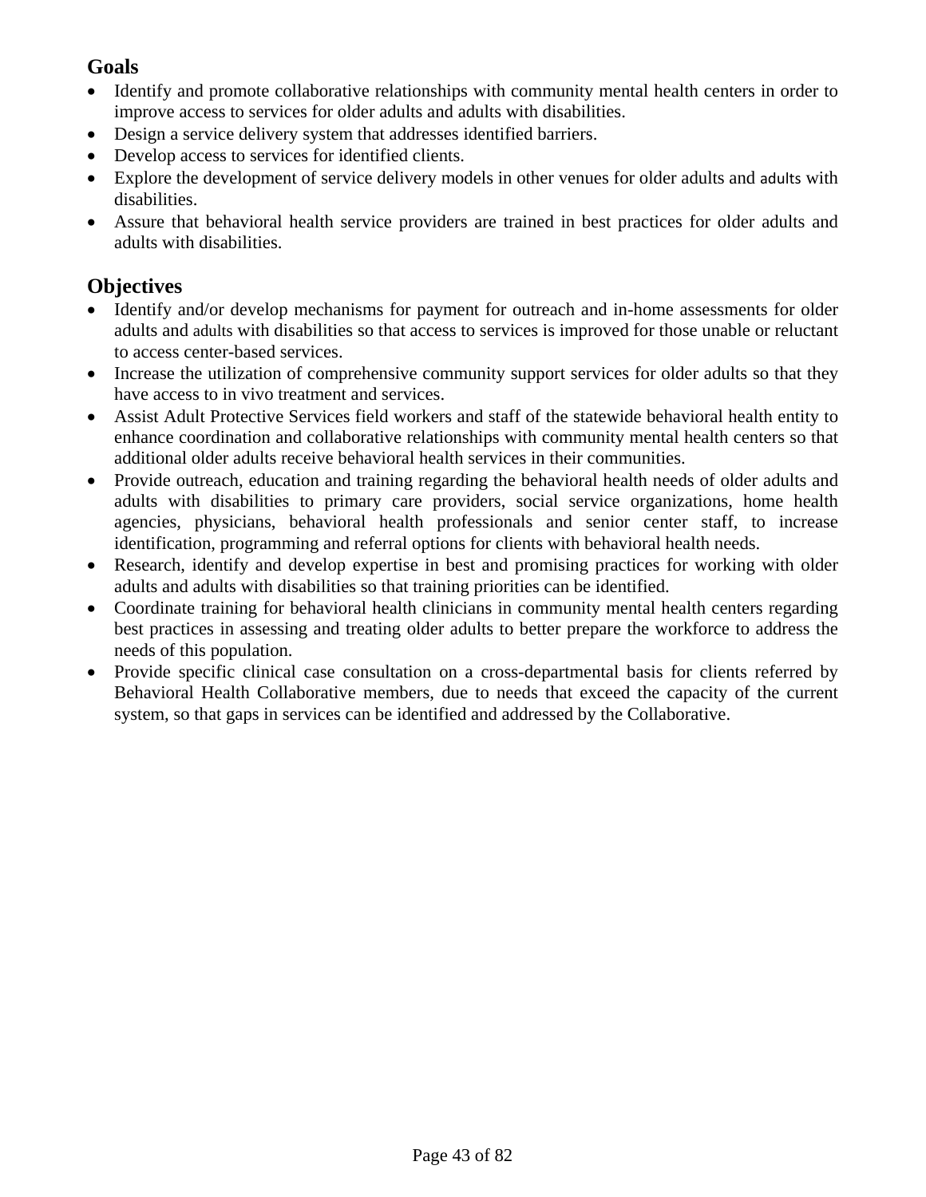## Goals

- Identify and promote collaborative relationships with community mental health centers in order to improve access to services for older adults and adults with disabilities.
- Design a service delivery system that addresses identified barriers.
- Develop access to services for identified clients.
- Explore the development of service delivery models in other venues for older adults and adults with disabilities.
- Assure that behavioral health service providers are trained in best practices for older adults and adults with disabilities.

## Objectives

- Identify and/or develop mechanisms for payment for outreach and in-home assessments for older adults and adults with disabilities so that access to services is improved for those unable or reluctant to access center-based services.
- Increase the utilization of comprehensive community support services for older adults so that they have access to in vivo treatment and services.
- Assist Adult Protective Services field workers and staff of the statewide behavioral health entity to enhance coordination and collaborative relationships with community mental health centers so that additional older adults receive behavioral health services in their communities.
- Provide outreach, education and training regarding the behavioral health needs of older adults and adults with disabilities to primary care providers, social service organizations, home health agencies, physicians, behavioral health professionals and senior center staff, to increase identification, programming and referral options for clients with behavioral health needs.
- Research, identify and develop expertise in best and promising practices for working with older adults and adults with disabilities so that training priorities can be identified.
- Coordinate training for behavioral health clinicians in community mental health centers regarding best practices in assessing and treating older adults to better prepare the workforce to address the needs of this population.
- Provide specific clinical case consultation on a cross-departmental basis for clients referred by Behavioral Health Collaborative members, due to needs that exceed the capacity of the current system, so that gaps in services can be identified and addressed by the Collaborative.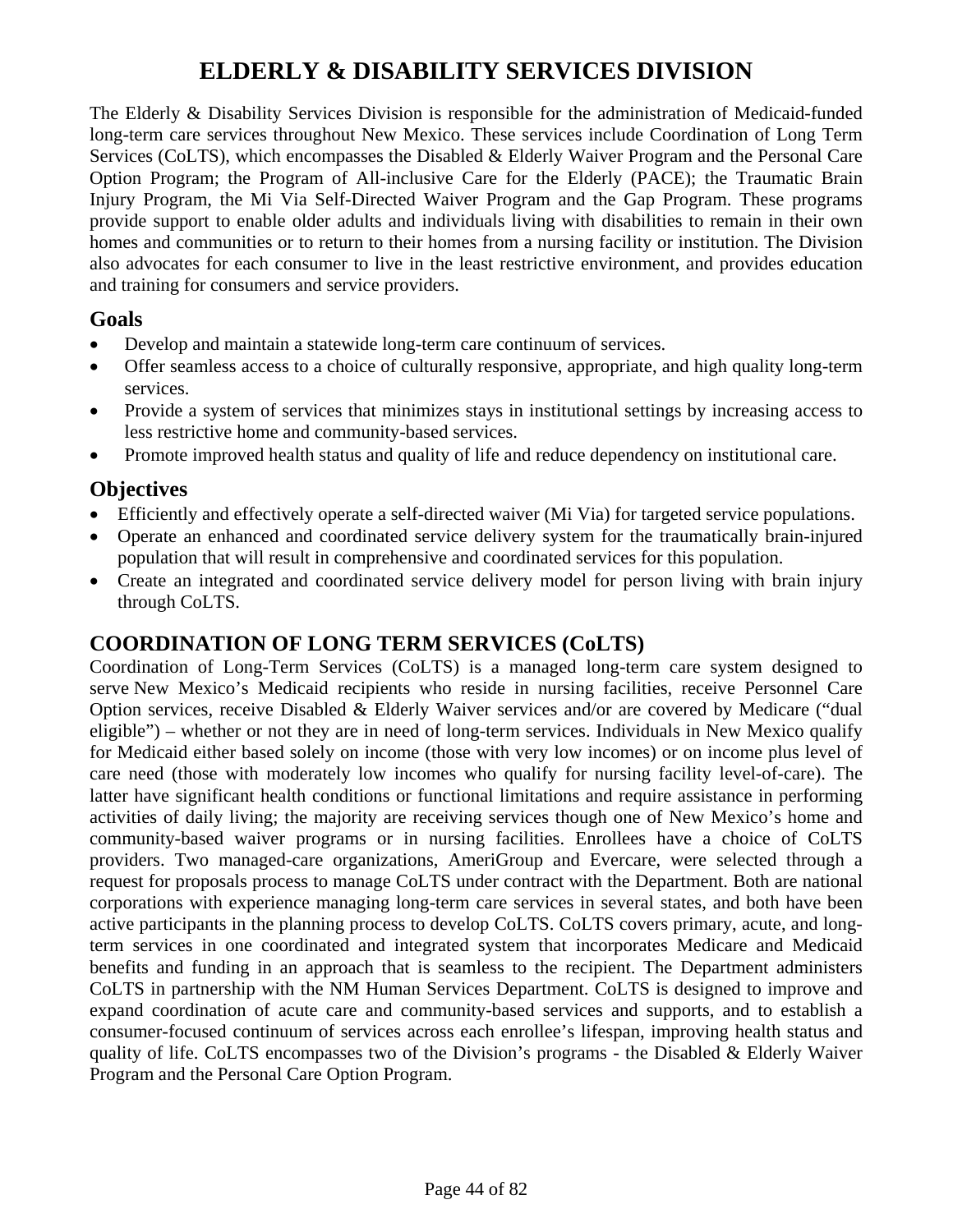# ELDERLY & DISABILITY SERVICES DIVISION

The Elderly & Disability Services Division is responsible for the administration of Medicaid-funded long-term care services throughout New Mexico. These services include Coordination of Long Term Services (CoLTS), which encompasses the Disabled & Elderly Waiver Program and the Personal Care Option Program; the Program of All-inclusive Care for the Elderly (PACE); the Traumatic Brain Injury Program, the Mi Via Self-Directed Waiver Program and the Gap Program. These programs provide support to enable older adults and individuals living with disabilities to remain in their own homes and communities or to return to their homes from a nursing facility or institution. The Division also advocates for each consumer to live in the least restrictive environment, and provides education and training for consumers and service providers.

## Goals

- Develop and maintain a statewide long-term care continuum of services.
- Offer seamless access to a choice of culturally responsive, appropriate, and high quality long-term services.
- Provide a system of services that minimizes stays in institutional settings by increasing access to less restrictive home and community-based services.
- Promote improved health status and quality of life and reduce dependency on institutional care.

## Objectives

- Efficiently and effectively operate a self-directed waiver (Mi Via) for targeted service populations.
- Operate an enhanced and coordinated service delivery system for the traumatically brain-injured population that will result in comprehensive and coordinated services for this population.
- Create an integrated and coordinated service delivery model for person living with brain injury through CoLTS.

## COORDINATION OF LONG TERM SERVICES (CoLTS)

Coordination of Long-Term Services (CoLTS) is a managed long-term care system designed to serve New Mexico's Medicaid recipients who reside in nursing facilities, receive Personnel Care Option services, receive Disabled & Elderly Waiver services and/or are covered by Medicare ("dual eligible") – whether or not they are in need of long-term services. Individuals in New Mexico qualify for Medicaid either based solely on income (those with very low incomes) or on income plus level of care need (those with moderately low incomes who qualify for nursing facility level-of-care). The latter have significant health conditions or functional limitations and require assistance in performing activities of daily living; the majority are receiving services though one of New Mexico's home and community-based waiver programs or in nursing facilities. Enrollees have a choice of CoLTS providers. Two managed-care organizations, AmeriGroup and Evercare, were selected through a request for proposals process to manage CoLTS under contract with the Department. Both are national corporations with experience managing long-term care services in several states, and both have been active participants in the planning process to develop CoLTS. CoLTS covers primary, acute, and long-term services in one coordinated and integrated system that incorporates Medicare and Medicaid benefits and funding in an approach that is seamless to the recipient. The Department administers CoLTS in partnership with the NM Human Services Department. CoLTS is designed to improve and expand coordination of acute care and community-based services and supports, and to establish a consumer-focused continuum of services across each enrollee's lifespan, improving health status and quality of life. CoLTS encompasses two of the Division's programs - the Disabled & Elderly Waiver Program and the Personal Care Option Program.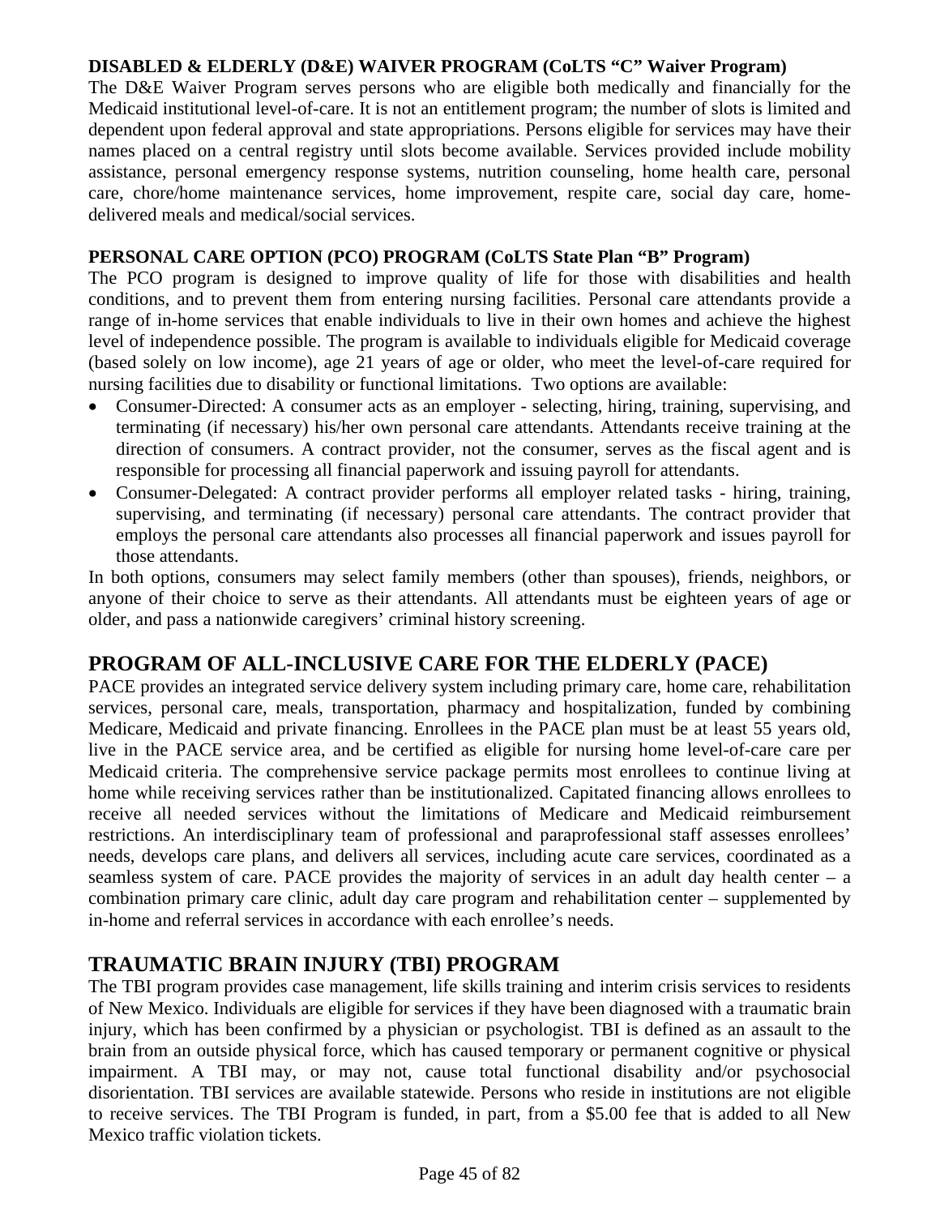**DISABLED & ELDERLY (D&E) WAIVER PROGRAM (CoLTS "C" Waiver Program)**

The D&E Waiver Program serves persons who are eligible both medically and financially for the Medicaid institutional level-of-care. It is not an entitlement program; the number of slots is limited and dependent upon federal approval and state appropriations. Persons eligible for services may have their names placed on a central registry until slots become available. Services provided include mobility assistance, personal emergency response systems, nutrition counseling, home health care, personal care, chore/home maintenance services, home improvement, respite care, social day care, home-delivered meals and medical/social services.

**PERSONAL CARE OPTION (PCO) PROGRAM (CoLTS State Plan "B" Program)**

The PCO program is designed to improve quality of life for those with disabilities and health conditions, and to prevent them from entering nursing facilities. Personal care attendants provide a range of in-home services that enable individuals to live in their own homes and achieve the highest level of independence possible. The program is available to individuals eligible for Medicaid coverage (based solely on low income), age 21 years of age or older, who meet the level-of-care required for nursing facilities due to disability or functional limitations. Two options are available:

- Consumer-Directed: A consumer acts as an employer - selecting, hiring, training, supervising, and terminating (if necessary) his/her own personal care attendants. Attendants receive training at the direction of consumers. A contract provider, not the consumer, serves as the fiscal agent and is responsible for processing all financial paperwork and issuing payroll for attendants.
- Consumer-Delegated: A contract provider performs all employer related tasks - hiring, training, supervising, and terminating (if necessary) personal care attendants. The contract provider that employs the personal care attendants also processes all financial paperwork and issues payroll for those attendants.

In both options, consumers may select family members (other than spouses), friends, neighbors, or anyone of their choice to serve as their attendants. All attendants must be eighteen years of age or older, and pass a nationwide caregivers' criminal history screening.

## PROGRAM OF ALL-INCLUSIVE CARE FOR THE ELDERLY (PACE)

PACE provides an integrated service delivery system including primary care, home care, rehabilitation services, personal care, meals, transportation, pharmacy and hospitalization, funded by combining Medicare, Medicaid and private financing. Enrollees in the PACE plan must be at least 55 years old, live in the PACE service area, and be certified as eligible for nursing home level-of-care care per Medicaid criteria. The comprehensive service package permits most enrollees to continue living at home while receiving services rather than be institutionalized. Capitated financing allows enrollees to receive all needed services without the limitations of Medicare and Medicaid reimbursement restrictions. An interdisciplinary team of professional and paraprofessional staff assesses enrollees' needs, develops care plans, and delivers all services, including acute care services, coordinated as a seamless system of care. PACE provides the majority of services in an adult day health center – a combination primary care clinic, adult day care program and rehabilitation center – supplemented by in-home and referral services in accordance with each enrollee's needs.

## TRAUMATIC BRAIN INJURY (TBI) PROGRAM

The TBI program provides case management, life skills training and interim crisis services to residents of New Mexico. Individuals are eligible for services if they have been diagnosed with a traumatic brain injury, which has been confirmed by a physician or psychologist. TBI is defined as an assault to the brain from an outside physical force, which has caused temporary or permanent cognitive or physical impairment. A TBI may, or may not, cause total functional disability and/or psychosocial disorientation. TBI services are available statewide. Persons who reside in institutions are not eligible to receive services. The TBI Program is funded, in part, from a $5.00 fee that is added to all New Mexico traffic violation tickets.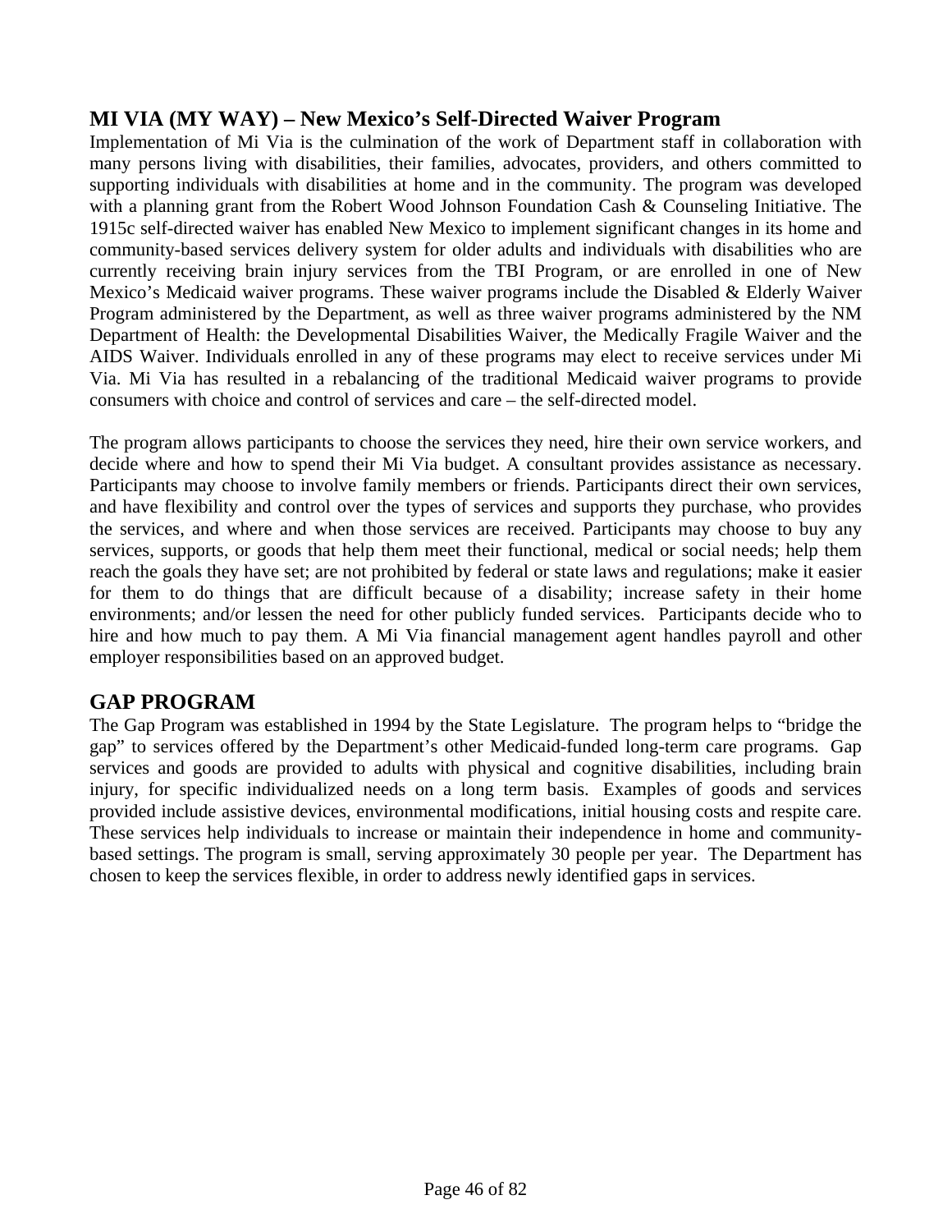## MI VIA (MY WAY) – New Mexico's Self-Directed Waiver Program

Implementation of Mi Via is the culmination of the work of Department staff in collaboration with many persons living with disabilities, their families, advocates, providers, and others committed to supporting individuals with disabilities at home and in the community. The program was developed with a planning grant from the Robert Wood Johnson Foundation Cash & Counseling Initiative. The 1915c self-directed waiver has enabled New Mexico to implement significant changes in its home and community-based services delivery system for older adults and individuals with disabilities who are currently receiving brain injury services from the TBI Program, or are enrolled in one of New Mexico's Medicaid waiver programs. These waiver programs include the Disabled & Elderly Waiver Program administered by the Department, as well as three waiver programs administered by the NM Department of Health: the Developmental Disabilities Waiver, the Medically Fragile Waiver and the AIDS Waiver. Individuals enrolled in any of these programs may elect to receive services under Mi Via. Mi Via has resulted in a rebalancing of the traditional Medicaid waiver programs to provide consumers with choice and control of services and care – the self-directed model.

The program allows participants to choose the services they need, hire their own service workers, and decide where and how to spend their Mi Via budget. A consultant provides assistance as necessary. Participants may choose to involve family members or friends. Participants direct their own services, and have flexibility and control over the types of services and supports they purchase, who provides the services, and where and when those services are received. Participants may choose to buy any services, supports, or goods that help them meet their functional, medical or social needs; help them reach the goals they have set; are not prohibited by federal or state laws and regulations; make it easier for them to do things that are difficult because of a disability; increase safety in their home environments; and/or lessen the need for other publicly funded services. Participants decide who to hire and how much to pay them. A Mi Via financial management agent handles payroll and other employer responsibilities based on an approved budget.

## GAP PROGRAM

The Gap Program was established in 1994 by the State Legislature. The program helps to "bridge the gap" to services offered by the Department's other Medicaid-funded long-term care programs. Gap services and goods are provided to adults with physical and cognitive disabilities, including brain injury, for specific individualized needs on a long term basis. Examples of goods and services provided include assistive devices, environmental modifications, initial housing costs and respite care. These services help individuals to increase or maintain their independence in home and community-based settings. The program is small, serving approximately 30 people per year. The Department has chosen to keep the services flexible, in order to address newly identified gaps in services.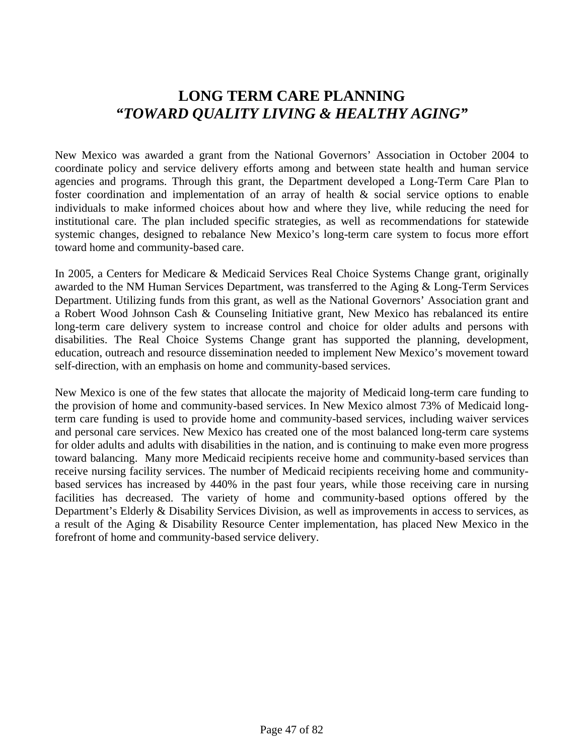# LONG TERM CARE PLANNING
## *"TOWARD QUALITY LIVING & HEALTHY AGING"*

New Mexico was awarded a grant from the National Governors' Association in October 2004 to coordinate policy and service delivery efforts among and between state health and human service agencies and programs. Through this grant, the Department developed a Long-Term Care Plan to foster coordination and implementation of an array of health & social service options to enable individuals to make informed choices about how and where they live, while reducing the need for institutional care. The plan included specific strategies, as well as recommendations for statewide systemic changes, designed to rebalance New Mexico's long-term care system to focus more effort toward home and community-based care.

In 2005, a Centers for Medicare & Medicaid Services Real Choice Systems Change grant, originally awarded to the NM Human Services Department, was transferred to the Aging & Long-Term Services Department. Utilizing funds from this grant, as well as the National Governors' Association grant and a Robert Wood Johnson Cash & Counseling Initiative grant, New Mexico has rebalanced its entire long-term care delivery system to increase control and choice for older adults and persons with disabilities. The Real Choice Systems Change grant has supported the planning, development, education, outreach and resource dissemination needed to implement New Mexico's movement toward self-direction, with an emphasis on home and community-based services.

New Mexico is one of the few states that allocate the majority of Medicaid long-term care funding to the provision of home and community-based services. In New Mexico almost 73% of Medicaid long-term care funding is used to provide home and community-based services, including waiver services and personal care services. New Mexico has created one of the most balanced long-term care systems for older adults and adults with disabilities in the nation, and is continuing to make even more progress toward balancing. Many more Medicaid recipients receive home and community-based services than receive nursing facility services. The number of Medicaid recipients receiving home and community-based services has increased by 440% in the past four years, while those receiving care in nursing facilities has decreased. The variety of home and community-based options offered by the Department's Elderly & Disability Services Division, as well as improvements in access to services, as a result of the Aging & Disability Resource Center implementation, has placed New Mexico in the forefront of home and community-based service delivery.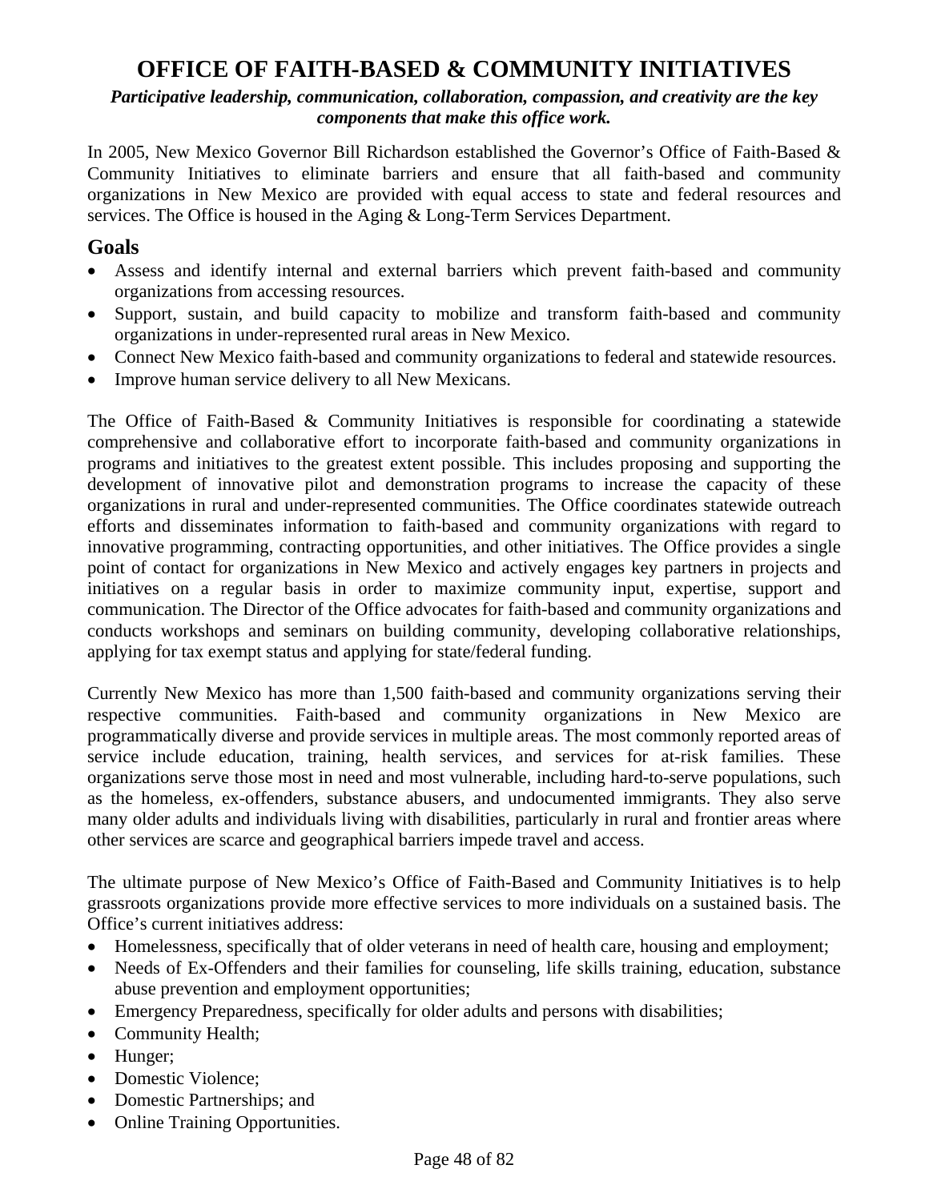# OFFICE OF FAITH-BASED & COMMUNITY INITIATIVES

***Participative leadership, communication, collaboration, compassion, and creativity are the key components that make this office work.***

In 2005, New Mexico Governor Bill Richardson established the Governor's Office of Faith-Based & Community Initiatives to eliminate barriers and ensure that all faith-based and community organizations in New Mexico are provided with equal access to state and federal resources and services. The Office is housed in the Aging & Long-Term Services Department.

## Goals

- Assess and identify internal and external barriers which prevent faith-based and community organizations from accessing resources.
- Support, sustain, and build capacity to mobilize and transform faith-based and community organizations in under-represented rural areas in New Mexico.
- Connect New Mexico faith-based and community organizations to federal and statewide resources.
- Improve human service delivery to all New Mexicans.

The Office of Faith-Based & Community Initiatives is responsible for coordinating a statewide comprehensive and collaborative effort to incorporate faith-based and community organizations in programs and initiatives to the greatest extent possible. This includes proposing and supporting the development of innovative pilot and demonstration programs to increase the capacity of these organizations in rural and under-represented communities. The Office coordinates statewide outreach efforts and disseminates information to faith-based and community organizations with regard to innovative programming, contracting opportunities, and other initiatives. The Office provides a single point of contact for organizations in New Mexico and actively engages key partners in projects and initiatives on a regular basis in order to maximize community input, expertise, support and communication. The Director of the Office advocates for faith-based and community organizations and conducts workshops and seminars on building community, developing collaborative relationships, applying for tax exempt status and applying for state/federal funding.

Currently New Mexico has more than 1,500 faith-based and community organizations serving their respective communities. Faith-based and community organizations in New Mexico are programmatically diverse and provide services in multiple areas. The most commonly reported areas of service include education, training, health services, and services for at-risk families. These organizations serve those most in need and most vulnerable, including hard-to-serve populations, such as the homeless, ex-offenders, substance abusers, and undocumented immigrants. They also serve many older adults and individuals living with disabilities, particularly in rural and frontier areas where other services are scarce and geographical barriers impede travel and access.

The ultimate purpose of New Mexico's Office of Faith-Based and Community Initiatives is to help grassroots organizations provide more effective services to more individuals on a sustained basis. The Office's current initiatives address:

- Homelessness, specifically that of older veterans in need of health care, housing and employment;
- Needs of Ex-Offenders and their families for counseling, life skills training, education, substance abuse prevention and employment opportunities;
- Emergency Preparedness, specifically for older adults and persons with disabilities;
- Community Health;
- Hunger;
- Domestic Violence;
- Domestic Partnerships; and
- Online Training Opportunities.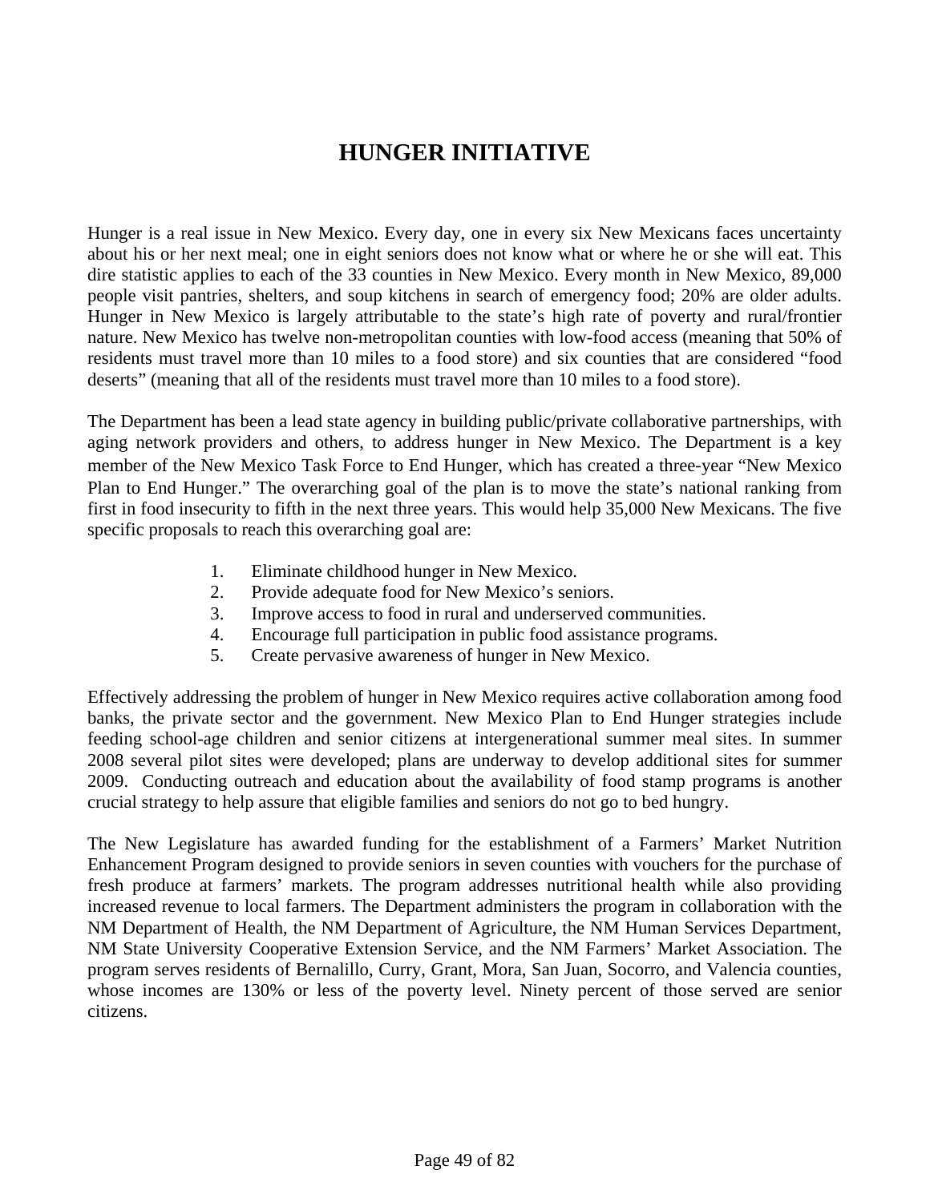# HUNGER INITIATIVE

Hunger is a real issue in New Mexico. Every day, one in every six New Mexicans faces uncertainty about his or her next meal; one in eight seniors does not know what or where he or she will eat. This dire statistic applies to each of the 33 counties in New Mexico. Every month in New Mexico, 89,000 people visit pantries, shelters, and soup kitchens in search of emergency food; 20% are older adults. Hunger in New Mexico is largely attributable to the state's high rate of poverty and rural/frontier nature. New Mexico has twelve non-metropolitan counties with low-food access (meaning that 50% of residents must travel more than 10 miles to a food store) and six counties that are considered "food deserts" (meaning that all of the residents must travel more than 10 miles to a food store).

The Department has been a lead state agency in building public/private collaborative partnerships, with aging network providers and others, to address hunger in New Mexico. The Department is a key member of the New Mexico Task Force to End Hunger, which has created a three-year "New Mexico Plan to End Hunger." The overarching goal of the plan is to move the state's national ranking from first in food insecurity to fifth in the next three years. This would help 35,000 New Mexicans. The five specific proposals to reach this overarching goal are:

1. Eliminate childhood hunger in New Mexico.
2. Provide adequate food for New Mexico's seniors.
3. Improve access to food in rural and underserved communities.
4. Encourage full participation in public food assistance programs.
5. Create pervasive awareness of hunger in New Mexico.

Effectively addressing the problem of hunger in New Mexico requires active collaboration among food banks, the private sector and the government. New Mexico Plan to End Hunger strategies include feeding school-age children and senior citizens at intergenerational summer meal sites. In summer 2008 several pilot sites were developed; plans are underway to develop additional sites for summer 2009. Conducting outreach and education about the availability of food stamp programs is another crucial strategy to help assure that eligible families and seniors do not go to bed hungry.

The New Legislature has awarded funding for the establishment of a Farmers' Market Nutrition Enhancement Program designed to provide seniors in seven counties with vouchers for the purchase of fresh produce at farmers' markets. The program addresses nutritional health while also providing increased revenue to local farmers. The Department administers the program in collaboration with the NM Department of Health, the NM Department of Agriculture, the NM Human Services Department, NM State University Cooperative Extension Service, and the NM Farmers' Market Association. The program serves residents of Bernalillo, Curry, Grant, Mora, San Juan, Socorro, and Valencia counties, whose incomes are 130% or less of the poverty level. Ninety percent of those served are senior citizens.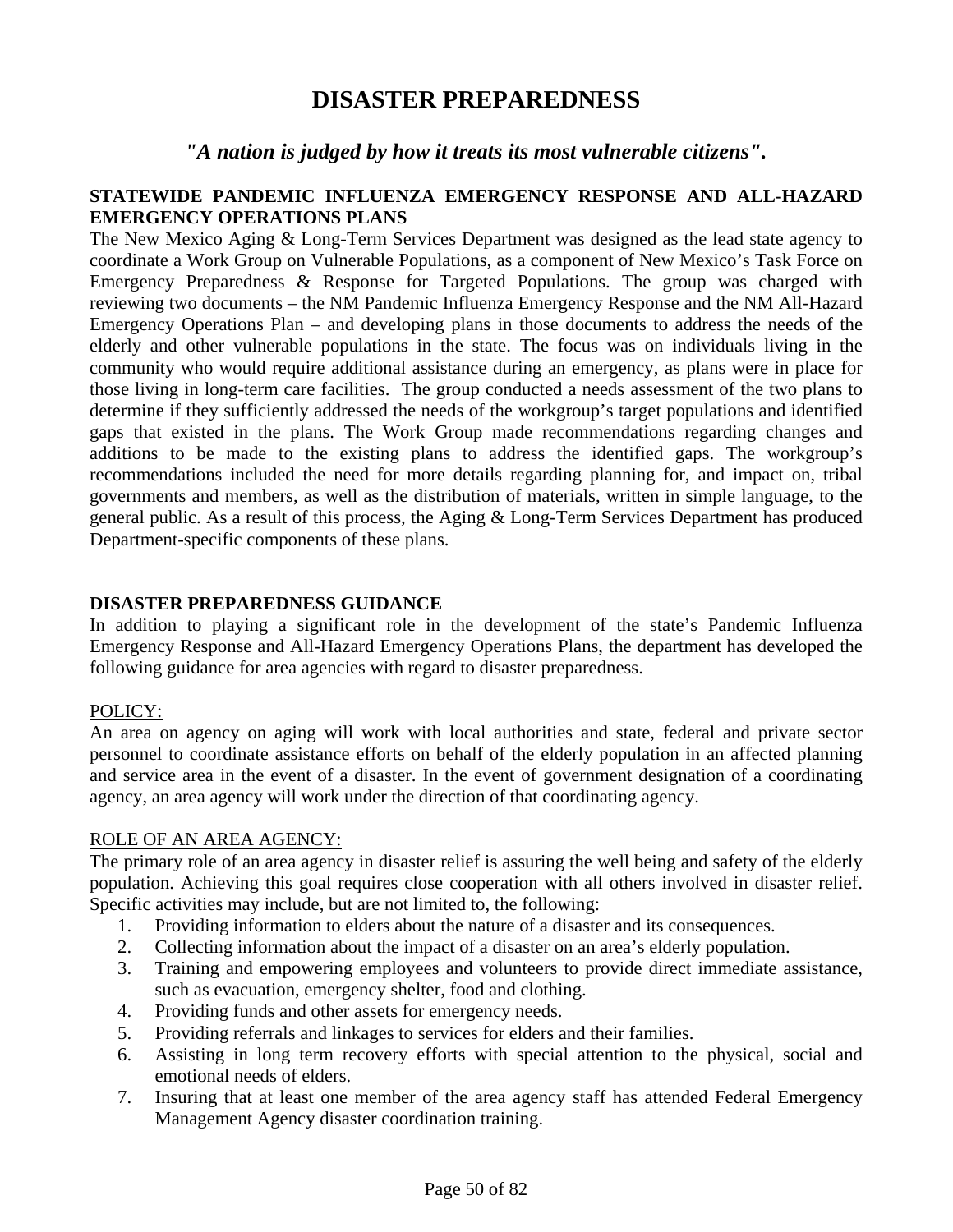# DISASTER PREPAREDNESS

## *"A nation is judged by how it treats its most vulnerable citizens".*

### STATEWIDE PANDEMIC INFLUENZA EMERGENCY RESPONSE AND ALL-HAZARD EMERGENCY OPERATIONS PLANS

The New Mexico Aging & Long-Term Services Department was designed as the lead state agency to coordinate a Work Group on Vulnerable Populations, as a component of New Mexico's Task Force on Emergency Preparedness & Response for Targeted Populations. The group was charged with reviewing two documents – the NM Pandemic Influenza Emergency Response and the NM All-Hazard Emergency Operations Plan – and developing plans in those documents to address the needs of the elderly and other vulnerable populations in the state. The focus was on individuals living in the community who would require additional assistance during an emergency, as plans were in place for those living in long-term care facilities. The group conducted a needs assessment of the two plans to determine if they sufficiently addressed the needs of the workgroup's target populations and identified gaps that existed in the plans. The Work Group made recommendations regarding changes and additions to be made to the existing plans to address the identified gaps. The workgroup's recommendations included the need for more details regarding planning for, and impact on, tribal governments and members, as well as the distribution of materials, written in simple language, to the general public. As a result of this process, the Aging & Long-Term Services Department has produced Department-specific components of these plans.

### DISASTER PREPAREDNESS GUIDANCE

In addition to playing a significant role in the development of the state's Pandemic Influenza Emergency Response and All-Hazard Emergency Operations Plans, the department has developed the following guidance for area agencies with regard to disaster preparedness.

POLICY:

An area on agency on aging will work with local authorities and state, federal and private sector personnel to coordinate assistance efforts on behalf of the elderly population in an affected planning and service area in the event of a disaster. In the event of government designation of a coordinating agency, an area agency will work under the direction of that coordinating agency.

ROLE OF AN AREA AGENCY:

The primary role of an area agency in disaster relief is assuring the well being and safety of the elderly population. Achieving this goal requires close cooperation with all others involved in disaster relief. Specific activities may include, but are not limited to, the following:

1. Providing information to elders about the nature of a disaster and its consequences.
2. Collecting information about the impact of a disaster on an area's elderly population.
3. Training and empowering employees and volunteers to provide direct immediate assistance, such as evacuation, emergency shelter, food and clothing.
4. Providing funds and other assets for emergency needs.
5. Providing referrals and linkages to services for elders and their families.
6. Assisting in long term recovery efforts with special attention to the physical, social and emotional needs of elders.
7. Insuring that at least one member of the area agency staff has attended Federal Emergency Management Agency disaster coordination training.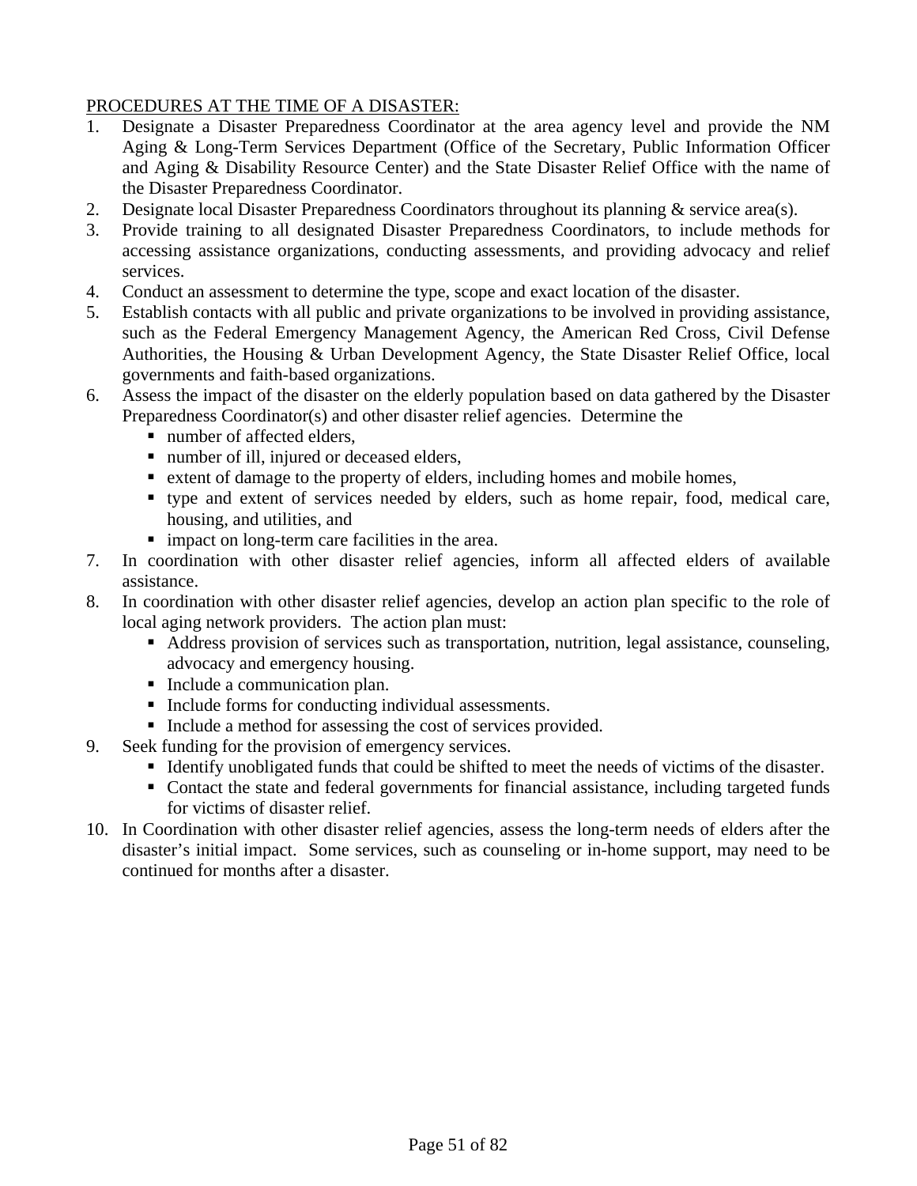<u>PROCEDURES AT THE TIME OF A DISASTER:</u>

1. Designate a Disaster Preparedness Coordinator at the area agency level and provide the NM Aging & Long-Term Services Department (Office of the Secretary, Public Information Officer and Aging & Disability Resource Center) and the State Disaster Relief Office with the name of the Disaster Preparedness Coordinator.
2. Designate local Disaster Preparedness Coordinators throughout its planning & service area(s).
3. Provide training to all designated Disaster Preparedness Coordinators, to include methods for accessing assistance organizations, conducting assessments, and providing advocacy and relief services.
4. Conduct an assessment to determine the type, scope and exact location of the disaster.
5. Establish contacts with all public and private organizations to be involved in providing assistance, such as the Federal Emergency Management Agency, the American Red Cross, Civil Defense Authorities, the Housing & Urban Development Agency, the State Disaster Relief Office, local governments and faith-based organizations.
6. Assess the impact of the disaster on the elderly population based on data gathered by the Disaster Preparedness Coordinator(s) and other disaster relief agencies. Determine the
   - number of affected elders,
   - number of ill, injured or deceased elders,
   - extent of damage to the property of elders, including homes and mobile homes,
   - type and extent of services needed by elders, such as home repair, food, medical care, housing, and utilities, and
   - impact on long-term care facilities in the area.
7. In coordination with other disaster relief agencies, inform all affected elders of available assistance.
8. In coordination with other disaster relief agencies, develop an action plan specific to the role of local aging network providers. The action plan must:
   - Address provision of services such as transportation, nutrition, legal assistance, counseling, advocacy and emergency housing.
   - Include a communication plan.
   - Include forms for conducting individual assessments.
   - Include a method for assessing the cost of services provided.
9. Seek funding for the provision of emergency services.
   - Identify unobligated funds that could be shifted to meet the needs of victims of the disaster.
   - Contact the state and federal governments for financial assistance, including targeted funds for victims of disaster relief.
10. In Coordination with other disaster relief agencies, assess the long-term needs of elders after the disaster's initial impact. Some services, such as counseling or in-home support, may need to be continued for months after a disaster.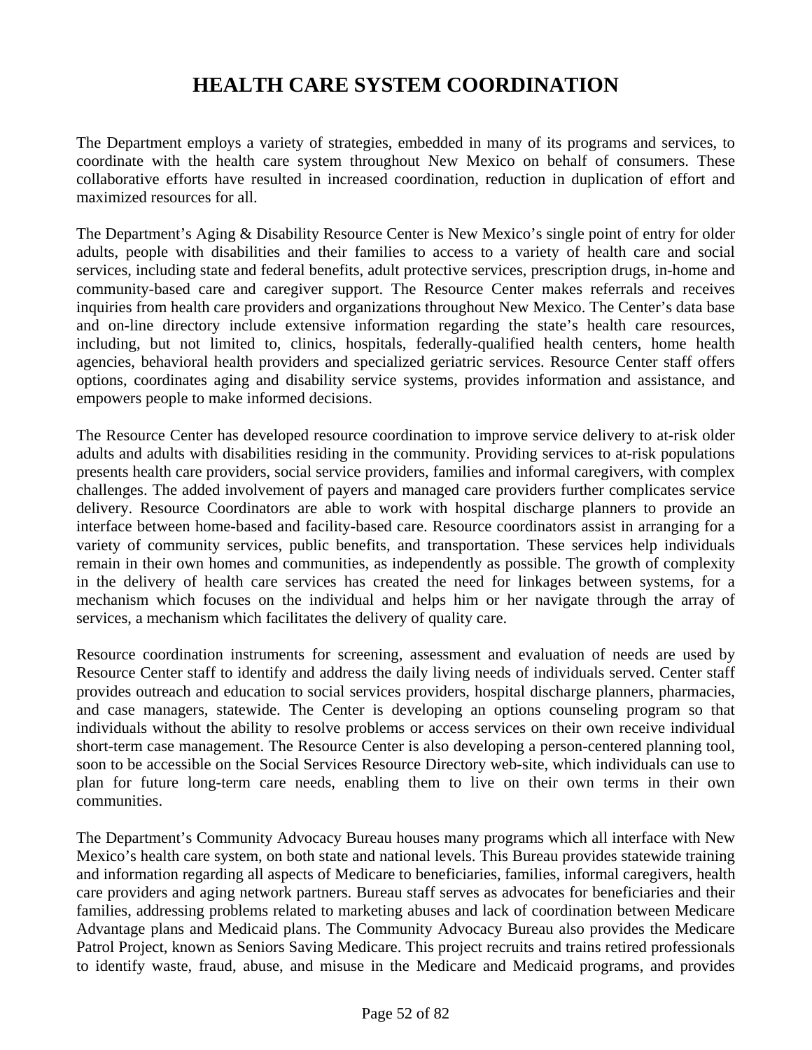# HEALTH CARE SYSTEM COORDINATION

The Department employs a variety of strategies, embedded in many of its programs and services, to coordinate with the health care system throughout New Mexico on behalf of consumers. These collaborative efforts have resulted in increased coordination, reduction in duplication of effort and maximized resources for all.

The Department's Aging & Disability Resource Center is New Mexico's single point of entry for older adults, people with disabilities and their families to access to a variety of health care and social services, including state and federal benefits, adult protective services, prescription drugs, in-home and community-based care and caregiver support. The Resource Center makes referrals and receives inquiries from health care providers and organizations throughout New Mexico. The Center's data base and on-line directory include extensive information regarding the state's health care resources, including, but not limited to, clinics, hospitals, federally-qualified health centers, home health agencies, behavioral health providers and specialized geriatric services. Resource Center staff offers options, coordinates aging and disability service systems, provides information and assistance, and empowers people to make informed decisions.

The Resource Center has developed resource coordination to improve service delivery to at-risk older adults and adults with disabilities residing in the community. Providing services to at-risk populations presents health care providers, social service providers, families and informal caregivers, with complex challenges. The added involvement of payers and managed care providers further complicates service delivery. Resource Coordinators are able to work with hospital discharge planners to provide an interface between home-based and facility-based care. Resource coordinators assist in arranging for a variety of community services, public benefits, and transportation. These services help individuals remain in their own homes and communities, as independently as possible. The growth of complexity in the delivery of health care services has created the need for linkages between systems, for a mechanism which focuses on the individual and helps him or her navigate through the array of services, a mechanism which facilitates the delivery of quality care.

Resource coordination instruments for screening, assessment and evaluation of needs are used by Resource Center staff to identify and address the daily living needs of individuals served. Center staff provides outreach and education to social services providers, hospital discharge planners, pharmacies, and case managers, statewide. The Center is developing an options counseling program so that individuals without the ability to resolve problems or access services on their own receive individual short-term case management. The Resource Center is also developing a person-centered planning tool, soon to be accessible on the Social Services Resource Directory web-site, which individuals can use to plan for future long-term care needs, enabling them to live on their own terms in their own communities.

The Department's Community Advocacy Bureau houses many programs which all interface with New Mexico's health care system, on both state and national levels. This Bureau provides statewide training and information regarding all aspects of Medicare to beneficiaries, families, informal caregivers, health care providers and aging network partners. Bureau staff serves as advocates for beneficiaries and their families, addressing problems related to marketing abuses and lack of coordination between Medicare Advantage plans and Medicaid plans. The Community Advocacy Bureau also provides the Medicare Patrol Project, known as Seniors Saving Medicare. This project recruits and trains retired professionals to identify waste, fraud, abuse, and misuse in the Medicare and Medicaid programs, and provides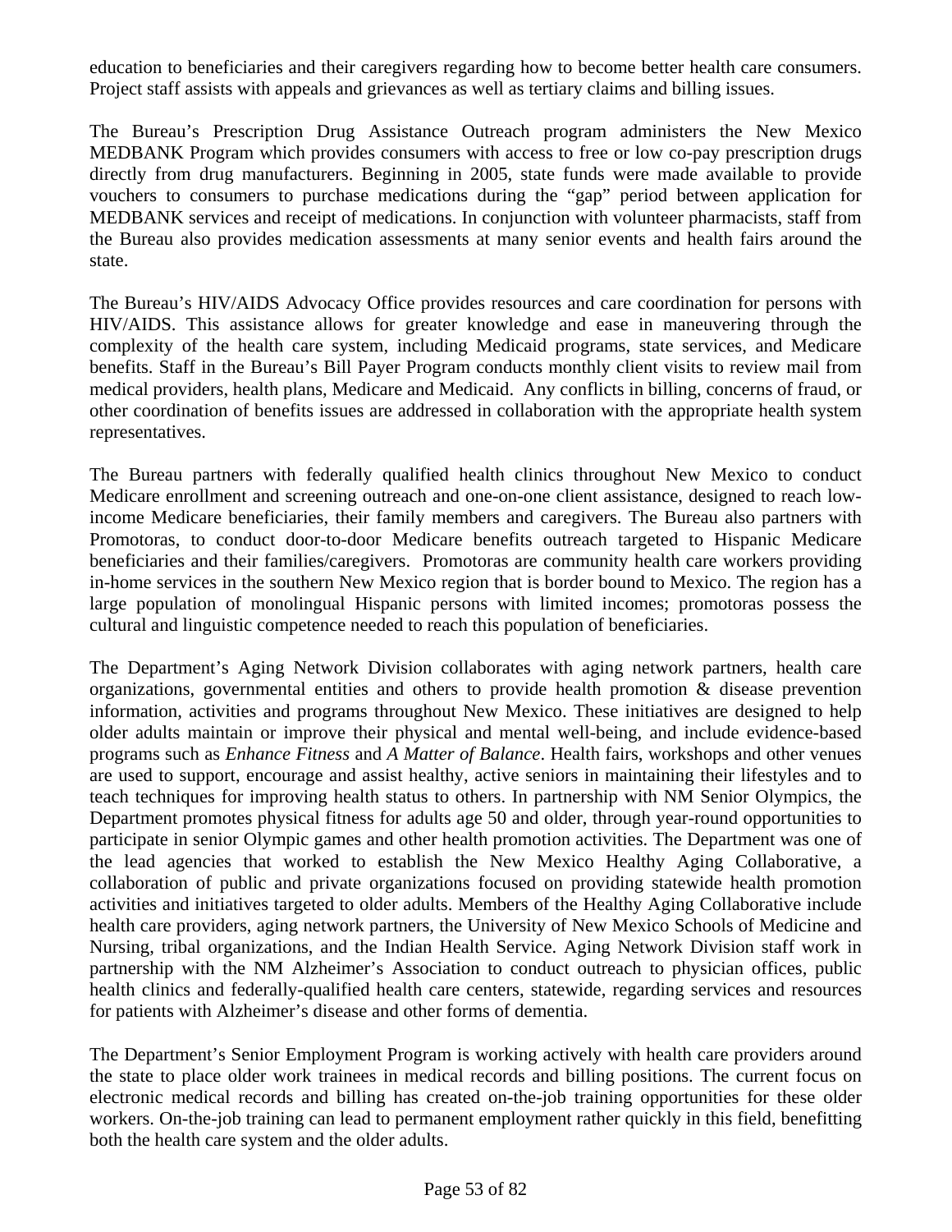education to beneficiaries and their caregivers regarding how to become better health care consumers. Project staff assists with appeals and grievances as well as tertiary claims and billing issues.

The Bureau's Prescription Drug Assistance Outreach program administers the New Mexico MEDBANK Program which provides consumers with access to free or low co-pay prescription drugs directly from drug manufacturers. Beginning in 2005, state funds were made available to provide vouchers to consumers to purchase medications during the "gap" period between application for MEDBANK services and receipt of medications. In conjunction with volunteer pharmacists, staff from the Bureau also provides medication assessments at many senior events and health fairs around the state.

The Bureau's HIV/AIDS Advocacy Office provides resources and care coordination for persons with HIV/AIDS. This assistance allows for greater knowledge and ease in maneuvering through the complexity of the health care system, including Medicaid programs, state services, and Medicare benefits. Staff in the Bureau's Bill Payer Program conducts monthly client visits to review mail from medical providers, health plans, Medicare and Medicaid. Any conflicts in billing, concerns of fraud, or other coordination of benefits issues are addressed in collaboration with the appropriate health system representatives.

The Bureau partners with federally qualified health clinics throughout New Mexico to conduct Medicare enrollment and screening outreach and one-on-one client assistance, designed to reach low-income Medicare beneficiaries, their family members and caregivers. The Bureau also partners with Promotoras, to conduct door-to-door Medicare benefits outreach targeted to Hispanic Medicare beneficiaries and their families/caregivers. Promotoras are community health care workers providing in-home services in the southern New Mexico region that is border bound to Mexico. The region has a large population of monolingual Hispanic persons with limited incomes; promotoras possess the cultural and linguistic competence needed to reach this population of beneficiaries.

The Department's Aging Network Division collaborates with aging network partners, health care organizations, governmental entities and others to provide health promotion & disease prevention information, activities and programs throughout New Mexico. These initiatives are designed to help older adults maintain or improve their physical and mental well-being, and include evidence-based programs such as *Enhance Fitness* and *A Matter of Balance*. Health fairs, workshops and other venues are used to support, encourage and assist healthy, active seniors in maintaining their lifestyles and to teach techniques for improving health status to others. In partnership with NM Senior Olympics, the Department promotes physical fitness for adults age 50 and older, through year-round opportunities to participate in senior Olympic games and other health promotion activities. The Department was one of the lead agencies that worked to establish the New Mexico Healthy Aging Collaborative, a collaboration of public and private organizations focused on providing statewide health promotion activities and initiatives targeted to older adults. Members of the Healthy Aging Collaborative include health care providers, aging network partners, the University of New Mexico Schools of Medicine and Nursing, tribal organizations, and the Indian Health Service. Aging Network Division staff work in partnership with the NM Alzheimer's Association to conduct outreach to physician offices, public health clinics and federally-qualified health care centers, statewide, regarding services and resources for patients with Alzheimer's disease and other forms of dementia.

The Department's Senior Employment Program is working actively with health care providers around the state to place older work trainees in medical records and billing positions. The current focus on electronic medical records and billing has created on-the-job training opportunities for these older workers. On-the-job training can lead to permanent employment rather quickly in this field, benefitting both the health care system and the older adults.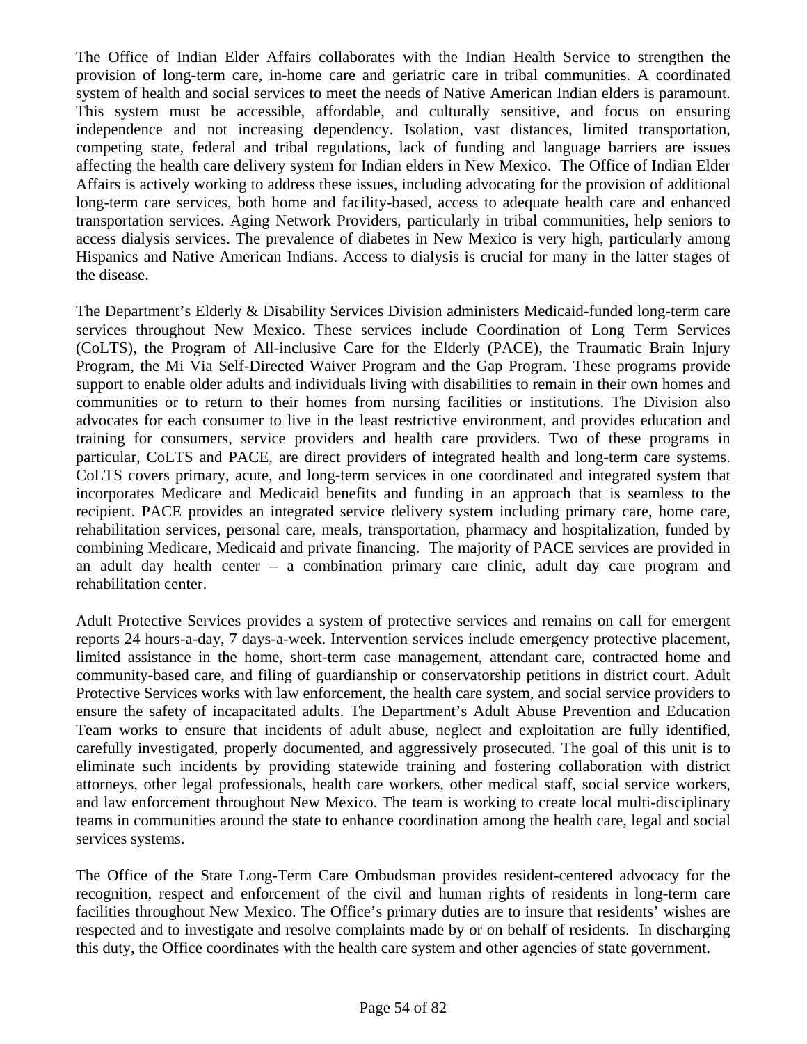The Office of Indian Elder Affairs collaborates with the Indian Health Service to strengthen the provision of long-term care, in-home care and geriatric care in tribal communities. A coordinated system of health and social services to meet the needs of Native American Indian elders is paramount. This system must be accessible, affordable, and culturally sensitive, and focus on ensuring independence and not increasing dependency. Isolation, vast distances, limited transportation, competing state, federal and tribal regulations, lack of funding and language barriers are issues affecting the health care delivery system for Indian elders in New Mexico. The Office of Indian Elder Affairs is actively working to address these issues, including advocating for the provision of additional long-term care services, both home and facility-based, access to adequate health care and enhanced transportation services. Aging Network Providers, particularly in tribal communities, help seniors to access dialysis services. The prevalence of diabetes in New Mexico is very high, particularly among Hispanics and Native American Indians. Access to dialysis is crucial for many in the latter stages of the disease.

The Department's Elderly & Disability Services Division administers Medicaid-funded long-term care services throughout New Mexico. These services include Coordination of Long Term Services (CoLTS), the Program of All-inclusive Care for the Elderly (PACE), the Traumatic Brain Injury Program, the Mi Via Self-Directed Waiver Program and the Gap Program. These programs provide support to enable older adults and individuals living with disabilities to remain in their own homes and communities or to return to their homes from nursing facilities or institutions. The Division also advocates for each consumer to live in the least restrictive environment, and provides education and training for consumers, service providers and health care providers. Two of these programs in particular, CoLTS and PACE, are direct providers of integrated health and long-term care systems. CoLTS covers primary, acute, and long-term services in one coordinated and integrated system that incorporates Medicare and Medicaid benefits and funding in an approach that is seamless to the recipient. PACE provides an integrated service delivery system including primary care, home care, rehabilitation services, personal care, meals, transportation, pharmacy and hospitalization, funded by combining Medicare, Medicaid and private financing. The majority of PACE services are provided in an adult day health center – a combination primary care clinic, adult day care program and rehabilitation center.

Adult Protective Services provides a system of protective services and remains on call for emergent reports 24 hours-a-day, 7 days-a-week. Intervention services include emergency protective placement, limited assistance in the home, short-term case management, attendant care, contracted home and community-based care, and filing of guardianship or conservatorship petitions in district court. Adult Protective Services works with law enforcement, the health care system, and social service providers to ensure the safety of incapacitated adults. The Department's Adult Abuse Prevention and Education Team works to ensure that incidents of adult abuse, neglect and exploitation are fully identified, carefully investigated, properly documented, and aggressively prosecuted. The goal of this unit is to eliminate such incidents by providing statewide training and fostering collaboration with district attorneys, other legal professionals, health care workers, other medical staff, social service workers, and law enforcement throughout New Mexico. The team is working to create local multi-disciplinary teams in communities around the state to enhance coordination among the health care, legal and social services systems.

The Office of the State Long-Term Care Ombudsman provides resident-centered advocacy for the recognition, respect and enforcement of the civil and human rights of residents in long-term care facilities throughout New Mexico. The Office's primary duties are to insure that residents' wishes are respected and to investigate and resolve complaints made by or on behalf of residents. In discharging this duty, the Office coordinates with the health care system and other agencies of state government.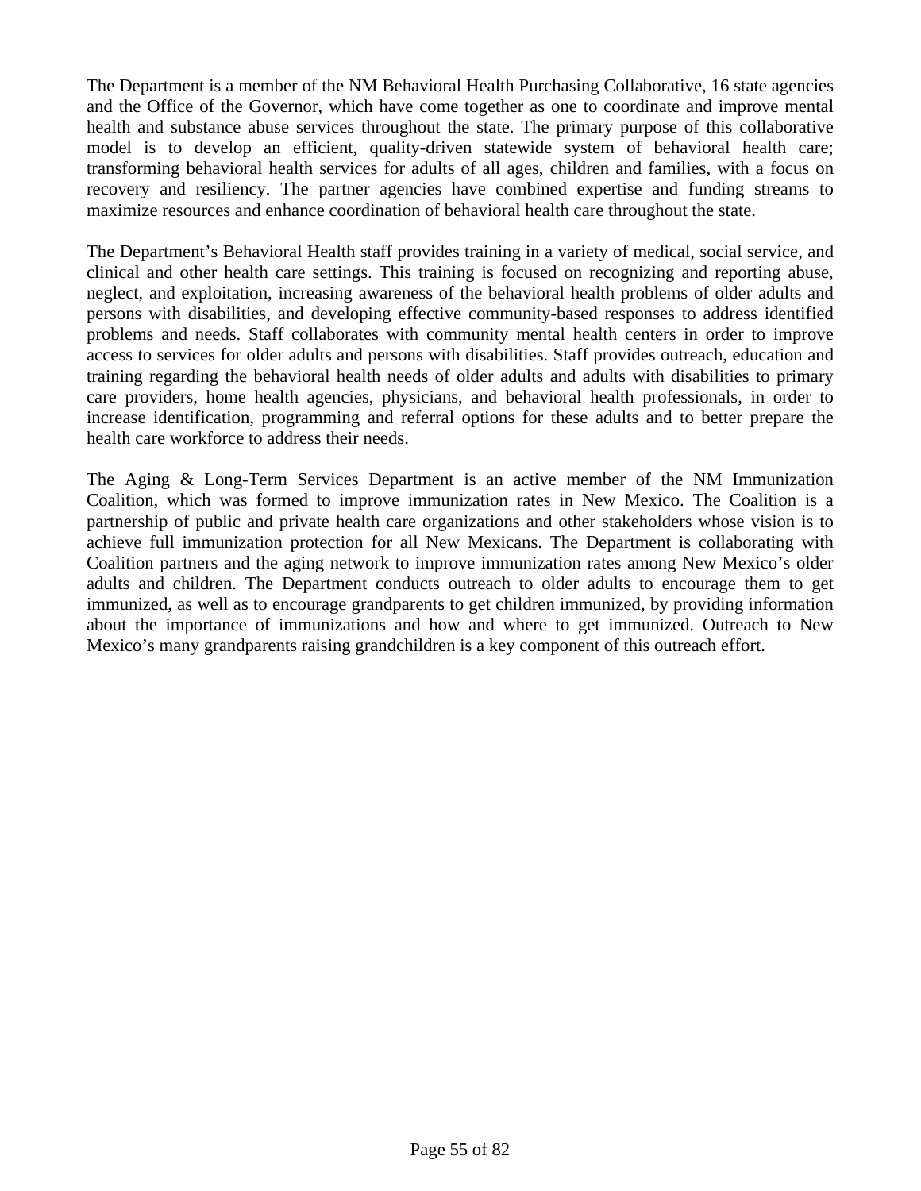The Department is a member of the NM Behavioral Health Purchasing Collaborative, 16 state agencies and the Office of the Governor, which have come together as one to coordinate and improve mental health and substance abuse services throughout the state. The primary purpose of this collaborative model is to develop an efficient, quality-driven statewide system of behavioral health care; transforming behavioral health services for adults of all ages, children and families, with a focus on recovery and resiliency. The partner agencies have combined expertise and funding streams to maximize resources and enhance coordination of behavioral health care throughout the state.

The Department's Behavioral Health staff provides training in a variety of medical, social service, and clinical and other health care settings. This training is focused on recognizing and reporting abuse, neglect, and exploitation, increasing awareness of the behavioral health problems of older adults and persons with disabilities, and developing effective community-based responses to address identified problems and needs. Staff collaborates with community mental health centers in order to improve access to services for older adults and persons with disabilities. Staff provides outreach, education and training regarding the behavioral health needs of older adults and adults with disabilities to primary care providers, home health agencies, physicians, and behavioral health professionals, in order to increase identification, programming and referral options for these adults and to better prepare the health care workforce to address their needs.

The Aging & Long-Term Services Department is an active member of the NM Immunization Coalition, which was formed to improve immunization rates in New Mexico. The Coalition is a partnership of public and private health care organizations and other stakeholders whose vision is to achieve full immunization protection for all New Mexicans. The Department is collaborating with Coalition partners and the aging network to improve immunization rates among New Mexico's older adults and children. The Department conducts outreach to older adults to encourage them to get immunized, as well as to encourage grandparents to get children immunized, by providing information about the importance of immunizations and how and where to get immunized. Outreach to New Mexico's many grandparents raising grandchildren is a key component of this outreach effort.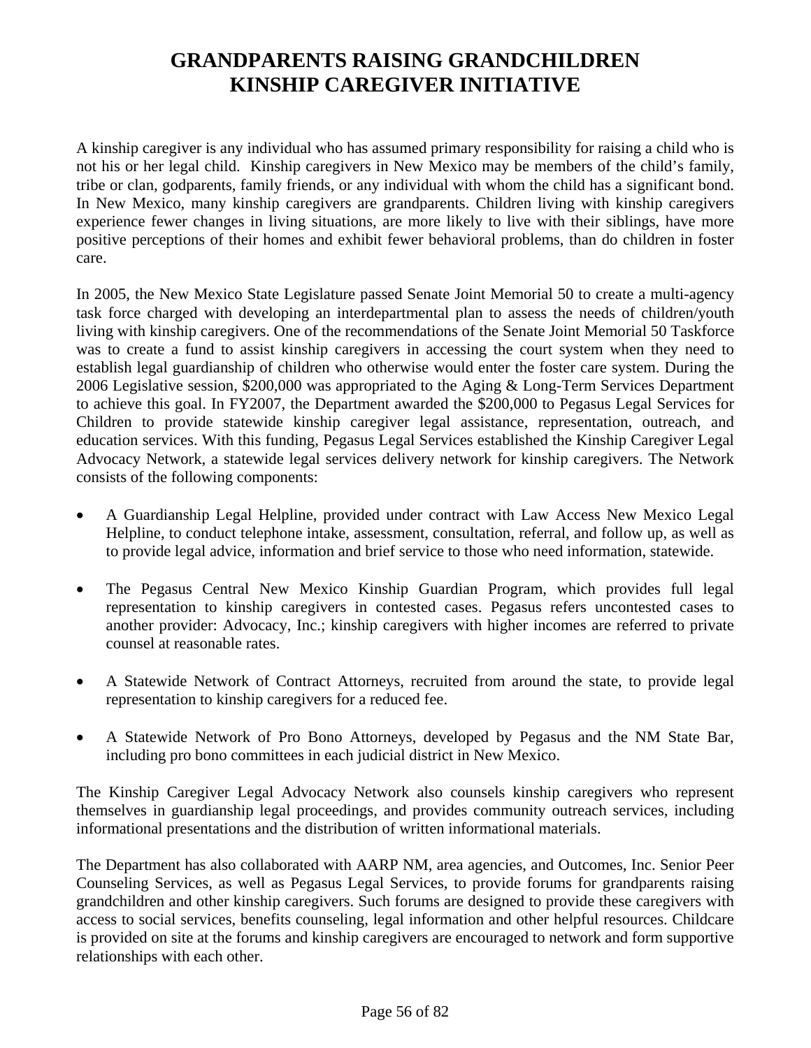# GRANDPARENTS RAISING GRANDCHILDREN KINSHIP CAREGIVER INITIATIVE

A kinship caregiver is any individual who has assumed primary responsibility for raising a child who is not his or her legal child. Kinship caregivers in New Mexico may be members of the child's family, tribe or clan, godparents, family friends, or any individual with whom the child has a significant bond. In New Mexico, many kinship caregivers are grandparents. Children living with kinship caregivers experience fewer changes in living situations, are more likely to live with their siblings, have more positive perceptions of their homes and exhibit fewer behavioral problems, than do children in foster care.

In 2005, the New Mexico State Legislature passed Senate Joint Memorial 50 to create a multi-agency task force charged with developing an interdepartmental plan to assess the needs of children/youth living with kinship caregivers. One of the recommendations of the Senate Joint Memorial 50 Taskforce was to create a fund to assist kinship caregivers in accessing the court system when they need to establish legal guardianship of children who otherwise would enter the foster care system. During the 2006 Legislative session, $200,000 was appropriated to the Aging & Long-Term Services Department to achieve this goal. In FY2007, the Department awarded the $200,000 to Pegasus Legal Services for Children to provide statewide kinship caregiver legal assistance, representation, outreach, and education services. With this funding, Pegasus Legal Services established the Kinship Caregiver Legal Advocacy Network, a statewide legal services delivery network for kinship caregivers. The Network consists of the following components:

- A Guardianship Legal Helpline, provided under contract with Law Access New Mexico Legal Helpline, to conduct telephone intake, assessment, consultation, referral, and follow up, as well as to provide legal advice, information and brief service to those who need information, statewide.

- The Pegasus Central New Mexico Kinship Guardian Program, which provides full legal representation to kinship caregivers in contested cases. Pegasus refers uncontested cases to another provider: Advocacy, Inc.; kinship caregivers with higher incomes are referred to private counsel at reasonable rates.

- A Statewide Network of Contract Attorneys, recruited from around the state, to provide legal representation to kinship caregivers for a reduced fee.

- A Statewide Network of Pro Bono Attorneys, developed by Pegasus and the NM State Bar, including pro bono committees in each judicial district in New Mexico.

The Kinship Caregiver Legal Advocacy Network also counsels kinship caregivers who represent themselves in guardianship legal proceedings, and provides community outreach services, including informational presentations and the distribution of written informational materials.

The Department has also collaborated with AARP NM, area agencies, and Outcomes, Inc. Senior Peer Counseling Services, as well as Pegasus Legal Services, to provide forums for grandparents raising grandchildren and other kinship caregivers. Such forums are designed to provide these caregivers with access to social services, benefits counseling, legal information and other helpful resources. Childcare is provided on site at the forums and kinship caregivers are encouraged to network and form supportive relationships with each other.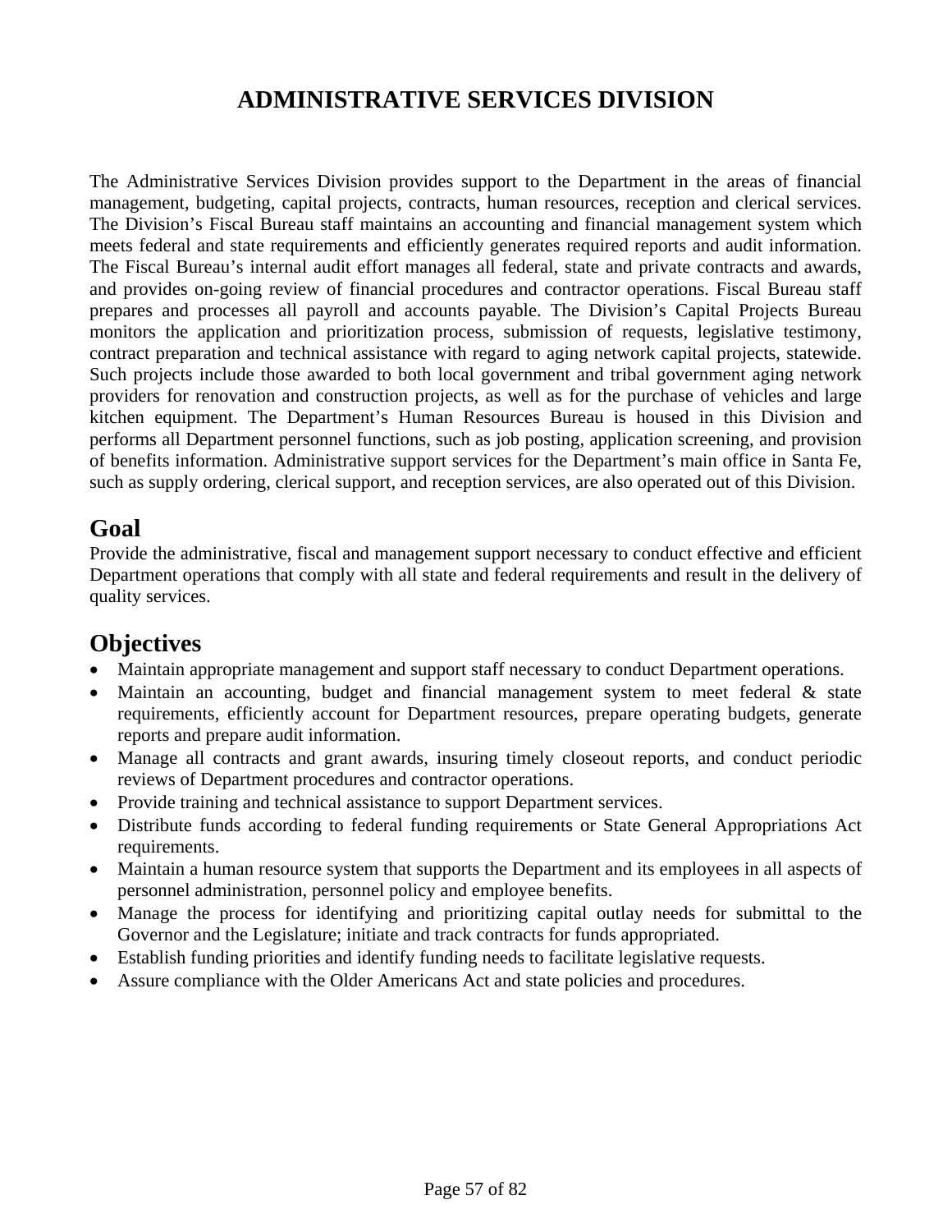# ADMINISTRATIVE SERVICES DIVISION

The Administrative Services Division provides support to the Department in the areas of financial management, budgeting, capital projects, contracts, human resources, reception and clerical services. The Division's Fiscal Bureau staff maintains an accounting and financial management system which meets federal and state requirements and efficiently generates required reports and audit information. The Fiscal Bureau's internal audit effort manages all federal, state and private contracts and awards, and provides on-going review of financial procedures and contractor operations. Fiscal Bureau staff prepares and processes all payroll and accounts payable. The Division's Capital Projects Bureau monitors the application and prioritization process, submission of requests, legislative testimony, contract preparation and technical assistance with regard to aging network capital projects, statewide. Such projects include those awarded to both local government and tribal government aging network providers for renovation and construction projects, as well as for the purchase of vehicles and large kitchen equipment. The Department's Human Resources Bureau is housed in this Division and performs all Department personnel functions, such as job posting, application screening, and provision of benefits information. Administrative support services for the Department's main office in Santa Fe, such as supply ordering, clerical support, and reception services, are also operated out of this Division.

## Goal

Provide the administrative, fiscal and management support necessary to conduct effective and efficient Department operations that comply with all state and federal requirements and result in the delivery of quality services.

## Objectives

- Maintain appropriate management and support staff necessary to conduct Department operations.
- Maintain an accounting, budget and financial management system to meet federal & state requirements, efficiently account for Department resources, prepare operating budgets, generate reports and prepare audit information.
- Manage all contracts and grant awards, insuring timely closeout reports, and conduct periodic reviews of Department procedures and contractor operations.
- Provide training and technical assistance to support Department services.
- Distribute funds according to federal funding requirements or State General Appropriations Act requirements.
- Maintain a human resource system that supports the Department and its employees in all aspects of personnel administration, personnel policy and employee benefits.
- Manage the process for identifying and prioritizing capital outlay needs for submittal to the Governor and the Legislature; initiate and track contracts for funds appropriated.
- Establish funding priorities and identify funding needs to facilitate legislative requests.
- Assure compliance with the Older Americans Act and state policies and procedures.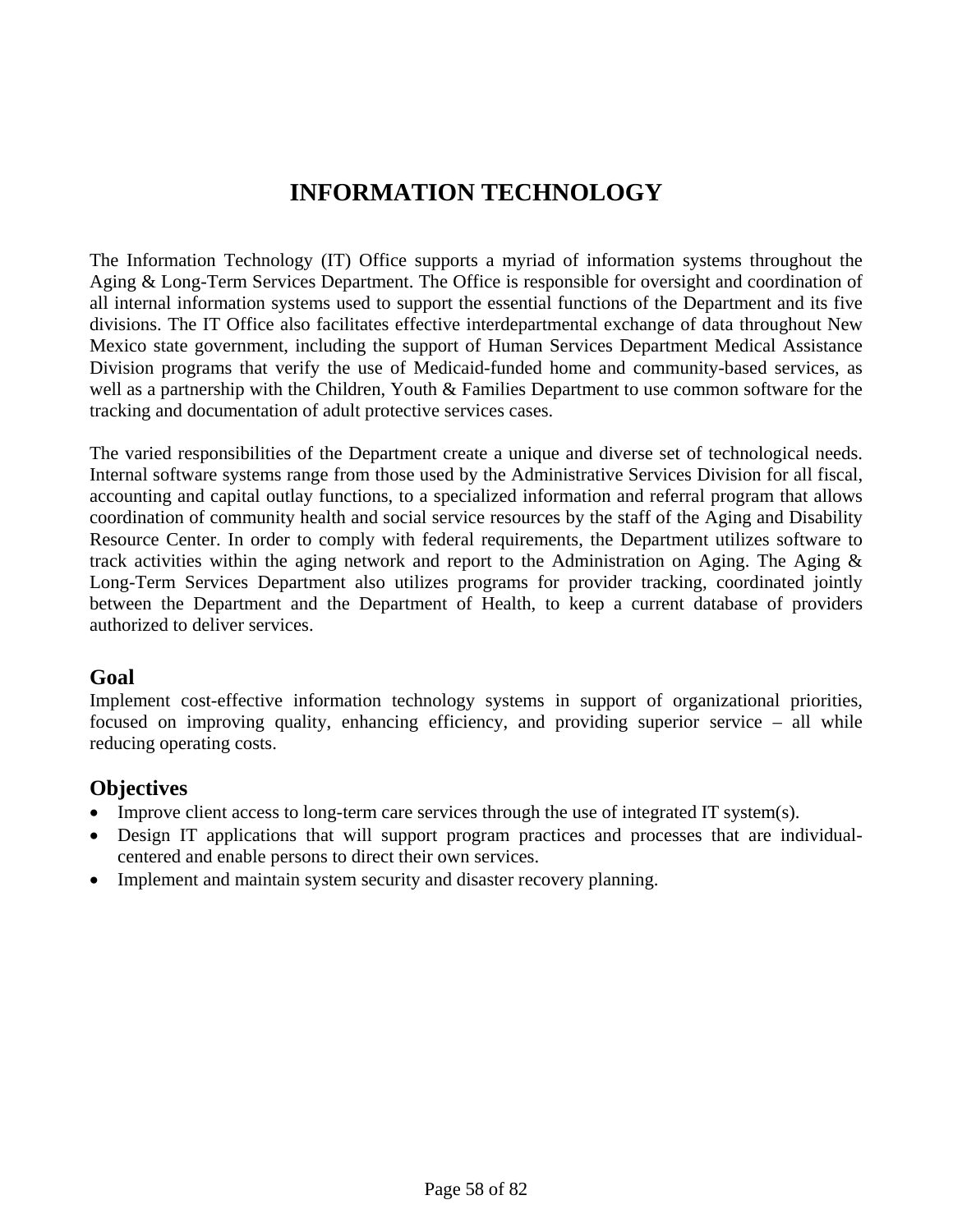# INFORMATION TECHNOLOGY

The Information Technology (IT) Office supports a myriad of information systems throughout the Aging & Long-Term Services Department. The Office is responsible for oversight and coordination of all internal information systems used to support the essential functions of the Department and its five divisions. The IT Office also facilitates effective interdepartmental exchange of data throughout New Mexico state government, including the support of Human Services Department Medical Assistance Division programs that verify the use of Medicaid-funded home and community-based services, as well as a partnership with the Children, Youth & Families Department to use common software for the tracking and documentation of adult protective services cases.

The varied responsibilities of the Department create a unique and diverse set of technological needs. Internal software systems range from those used by the Administrative Services Division for all fiscal, accounting and capital outlay functions, to a specialized information and referral program that allows coordination of community health and social service resources by the staff of the Aging and Disability Resource Center. In order to comply with federal requirements, the Department utilizes software to track activities within the aging network and report to the Administration on Aging. The Aging & Long-Term Services Department also utilizes programs for provider tracking, coordinated jointly between the Department and the Department of Health, to keep a current database of providers authorized to deliver services.

## Goal

Implement cost-effective information technology systems in support of organizational priorities, focused on improving quality, enhancing efficiency, and providing superior service – all while reducing operating costs.

## Objectives

- Improve client access to long-term care services through the use of integrated IT system(s).
- Design IT applications that will support program practices and processes that are individual-centered and enable persons to direct their own services.
- Implement and maintain system security and disaster recovery planning.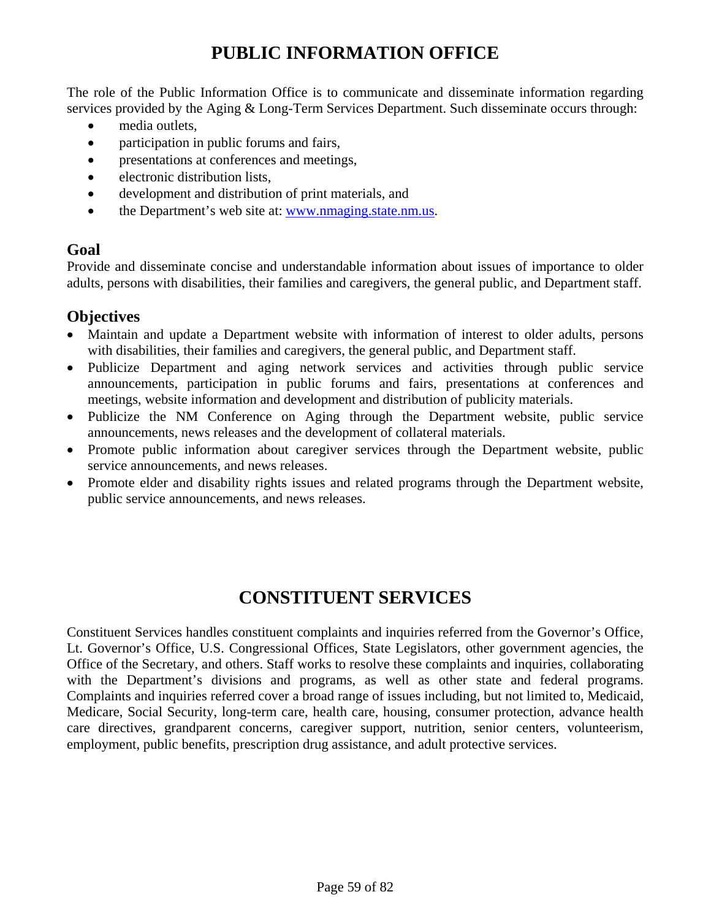# PUBLIC INFORMATION OFFICE

The role of the Public Information Office is to communicate and disseminate information regarding services provided by the Aging & Long-Term Services Department. Such disseminate occurs through:

- media outlets,
- participation in public forums and fairs,
- presentations at conferences and meetings,
- electronic distribution lists,
- development and distribution of print materials, and
- the Department's web site at: www.nmaging.state.nm.us.

## Goal

Provide and disseminate concise and understandable information about issues of importance to older adults, persons with disabilities, their families and caregivers, the general public, and Department staff.

## Objectives

- Maintain and update a Department website with information of interest to older adults, persons with disabilities, their families and caregivers, the general public, and Department staff.
- Publicize Department and aging network services and activities through public service announcements, participation in public forums and fairs, presentations at conferences and meetings, website information and development and distribution of publicity materials.
- Publicize the NM Conference on Aging through the Department website, public service announcements, news releases and the development of collateral materials.
- Promote public information about caregiver services through the Department website, public service announcements, and news releases.
- Promote elder and disability rights issues and related programs through the Department website, public service announcements, and news releases.

# CONSTITUENT SERVICES

Constituent Services handles constituent complaints and inquiries referred from the Governor's Office, Lt. Governor's Office, U.S. Congressional Offices, State Legislators, other government agencies, the Office of the Secretary, and others. Staff works to resolve these complaints and inquiries, collaborating with the Department's divisions and programs, as well as other state and federal programs. Complaints and inquiries referred cover a broad range of issues including, but not limited to, Medicaid, Medicare, Social Security, long-term care, health care, housing, consumer protection, advance health care directives, grandparent concerns, caregiver support, nutrition, senior centers, volunteerism, employment, public benefits, prescription drug assistance, and adult protective services.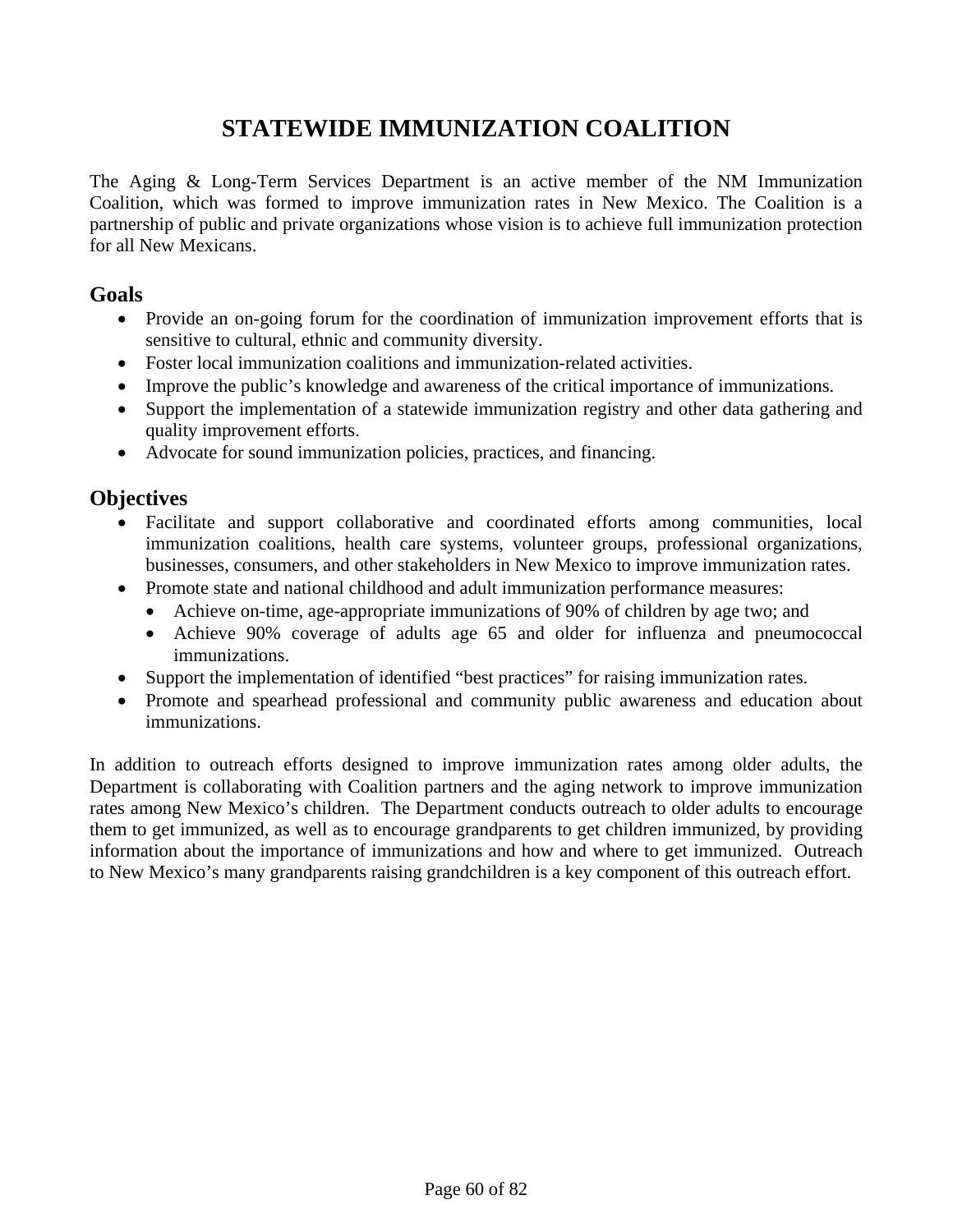# STATEWIDE IMMUNIZATION COALITION

The Aging & Long-Term Services Department is an active member of the NM Immunization Coalition, which was formed to improve immunization rates in New Mexico. The Coalition is a partnership of public and private organizations whose vision is to achieve full immunization protection for all New Mexicans.

## Goals

- Provide an on-going forum for the coordination of immunization improvement efforts that is sensitive to cultural, ethnic and community diversity.
- Foster local immunization coalitions and immunization-related activities.
- Improve the public's knowledge and awareness of the critical importance of immunizations.
- Support the implementation of a statewide immunization registry and other data gathering and quality improvement efforts.
- Advocate for sound immunization policies, practices, and financing.

## Objectives

- Facilitate and support collaborative and coordinated efforts among communities, local immunization coalitions, health care systems, volunteer groups, professional organizations, businesses, consumers, and other stakeholders in New Mexico to improve immunization rates.
- Promote state and national childhood and adult immunization performance measures:
  - Achieve on-time, age-appropriate immunizations of 90% of children by age two; and
  - Achieve 90% coverage of adults age 65 and older for influenza and pneumococcal immunizations.
- Support the implementation of identified "best practices" for raising immunization rates.
- Promote and spearhead professional and community public awareness and education about immunizations.

In addition to outreach efforts designed to improve immunization rates among older adults, the Department is collaborating with Coalition partners and the aging network to improve immunization rates among New Mexico's children. The Department conducts outreach to older adults to encourage them to get immunized, as well as to encourage grandparents to get children immunized, by providing information about the importance of immunizations and how and where to get immunized. Outreach to New Mexico's many grandparents raising grandchildren is a key component of this outreach effort.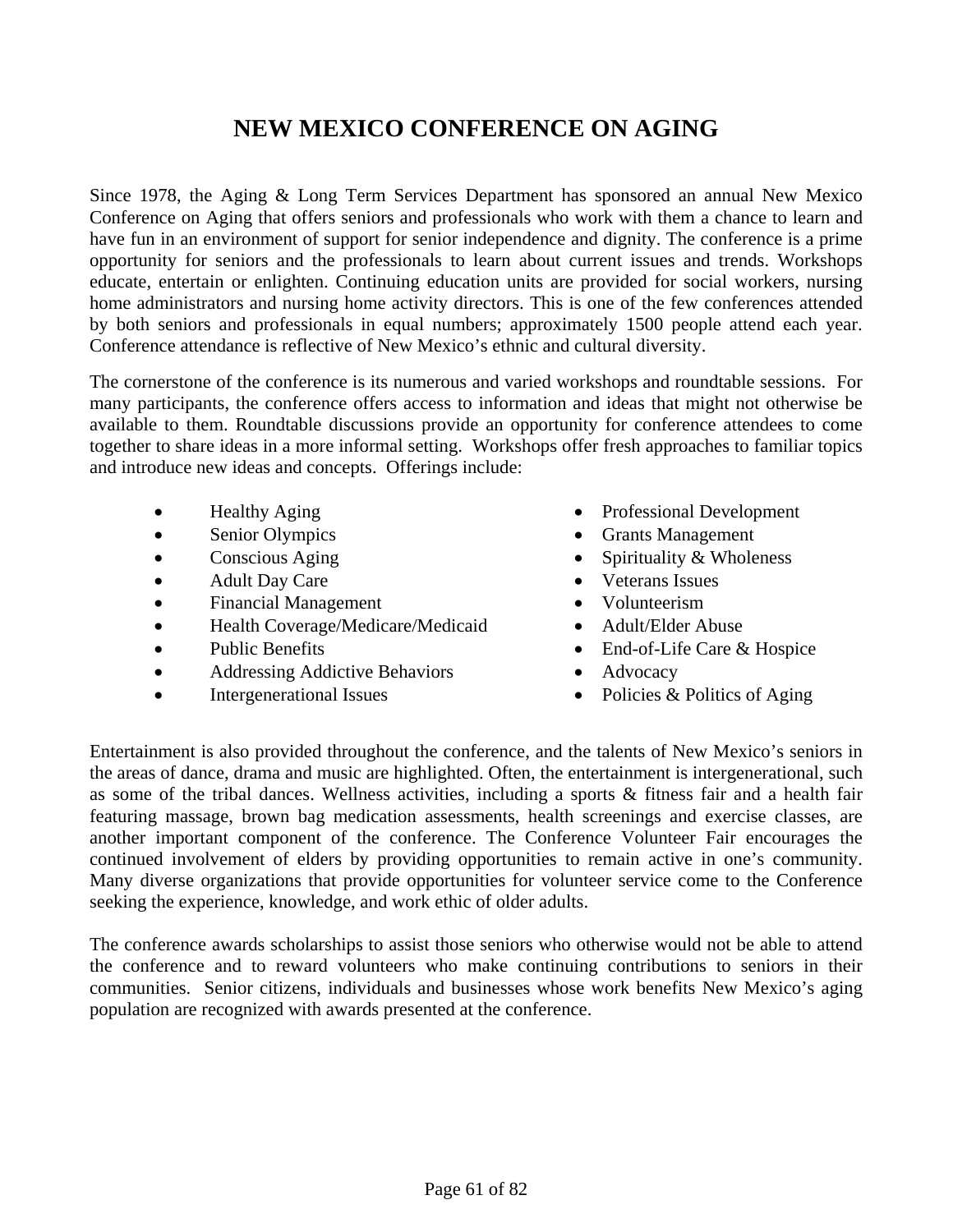# NEW MEXICO CONFERENCE ON AGING

Since 1978, the Aging & Long Term Services Department has sponsored an annual New Mexico Conference on Aging that offers seniors and professionals who work with them a chance to learn and have fun in an environment of support for senior independence and dignity. The conference is a prime opportunity for seniors and the professionals to learn about current issues and trends. Workshops educate, entertain or enlighten. Continuing education units are provided for social workers, nursing home administrators and nursing home activity directors. This is one of the few conferences attended by both seniors and professionals in equal numbers; approximately 1500 people attend each year. Conference attendance is reflective of New Mexico's ethnic and cultural diversity.

The cornerstone of the conference is its numerous and varied workshops and roundtable sessions. For many participants, the conference offers access to information and ideas that might not otherwise be available to them. Roundtable discussions provide an opportunity for conference attendees to come together to share ideas in a more informal setting. Workshops offer fresh approaches to familiar topics and introduce new ideas and concepts. Offerings include:

- Healthy Aging
- Senior Olympics
- Conscious Aging
- Adult Day Care
- Financial Management
- Health Coverage/Medicare/Medicaid
- Public Benefits
- Addressing Addictive Behaviors
- Intergenerational Issues
- Professional Development
- Grants Management
- Spirituality & Wholeness
- Veterans Issues
- Volunteerism
- Adult/Elder Abuse
- End-of-Life Care & Hospice
- Advocacy
- Policies & Politics of Aging

Entertainment is also provided throughout the conference, and the talents of New Mexico's seniors in the areas of dance, drama and music are highlighted. Often, the entertainment is intergenerational, such as some of the tribal dances. Wellness activities, including a sports & fitness fair and a health fair featuring massage, brown bag medication assessments, health screenings and exercise classes, are another important component of the conference. The Conference Volunteer Fair encourages the continued involvement of elders by providing opportunities to remain active in one's community. Many diverse organizations that provide opportunities for volunteer service come to the Conference seeking the experience, knowledge, and work ethic of older adults.

The conference awards scholarships to assist those seniors who otherwise would not be able to attend the conference and to reward volunteers who make continuing contributions to seniors in their communities. Senior citizens, individuals and businesses whose work benefits New Mexico's aging population are recognized with awards presented at the conference.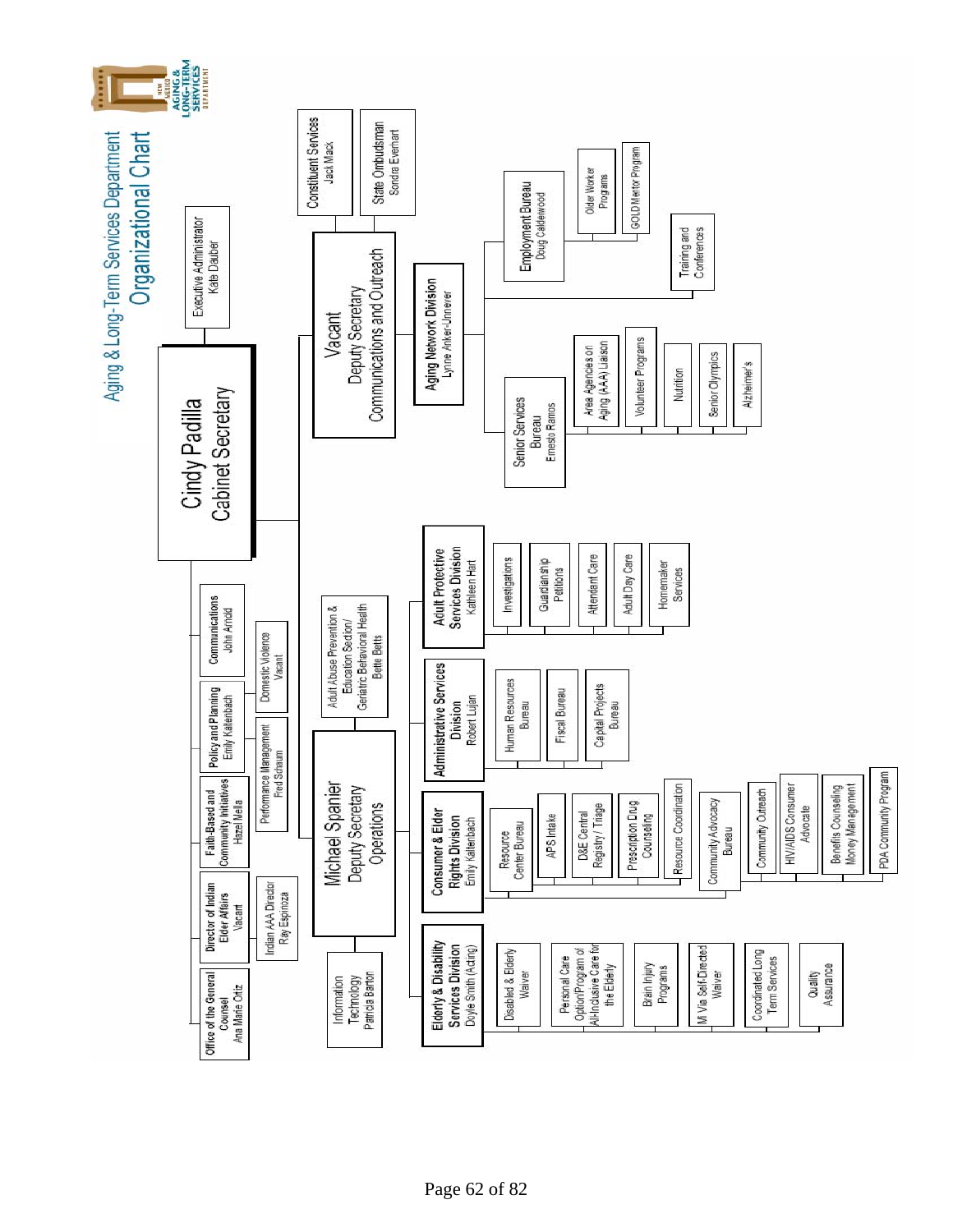# Aging & Long-Term Services Department

## Organizational Chart

**Cindy Padilla**
**Cabinet Secretary**

- Executive Administrator — Kate Dauber
- Office of the General Counsel — Ana Marie Ortiz
- Director of Indian Elder Affairs — Vacant
  - Indian AAA Director — Ray Espinoza
- Faith-Based and Community Initiatives — Hazel Mella
  - Performance Management — Fred Schaum
- Policy and Planning — Emily Kaltenbach
  - Domestic Violence — Vacant
- Communications — John Arnold

### Vacant — Deputy Secretary, Communications and Outreach

- Constituent Services — Jack Mack
- State Ombudsman — Sondra Everhart
- **Aging Network Division** — Lynne Anker-Unnever
  - Employment Bureau — Doug Calderwood
    - Older Worker Programs
    - GOLD Mentor Program
  - Training and Conferences
  - Senior Services Bureau — Ernesto Ramos
    - Area Agencies on Aging (AAA) Liaison
    - Volunteer Programs
    - Nutrition
    - Senior Olympics
    - Alzheimer's

### Michael Spanier — Deputy Secretary, Operations

- Adult Abuse Prevention & Education Section/ Geriatric Behavioral Health — Bette Betts
- Information Technology — Patricia Barton
- **Adult Protective Services Division** — Kathleen Hart
  - Investigations
  - Guardianship Petitions
  - Attendant Care
  - Adult Day Care
  - Homemaker Services
- **Administrative Services Division** — Robert Lujan
  - Human Resources Bureau
  - Fiscal Bureau
  - Capital Projects Bureau
- **Consumer & Elder Rights Division** — Emily Kaltenbach
  - Resource Center Bureau
    - APS Intake
    - D&E Central Registry / Triage
    - Prescription Drug Counseling
    - Resource Coordination
  - Community Advocacy Bureau
    - Community Outreach
    - HIV/AIDS Consumer Advocate
    - Benefits Counseling Money Management
    - PDA Community Program
- **Elderly & Disability Services Division** — Doyle Smith (Acting)
  - Disabled & Elderly Waiver
  - Personal Care Option/Program of All-Inclusive Care for the Elderly
  - Brain Injury Programs
  - Mi Via Self-Directed Waiver
  - Coordinated Long Term Services
  - Quality Assurance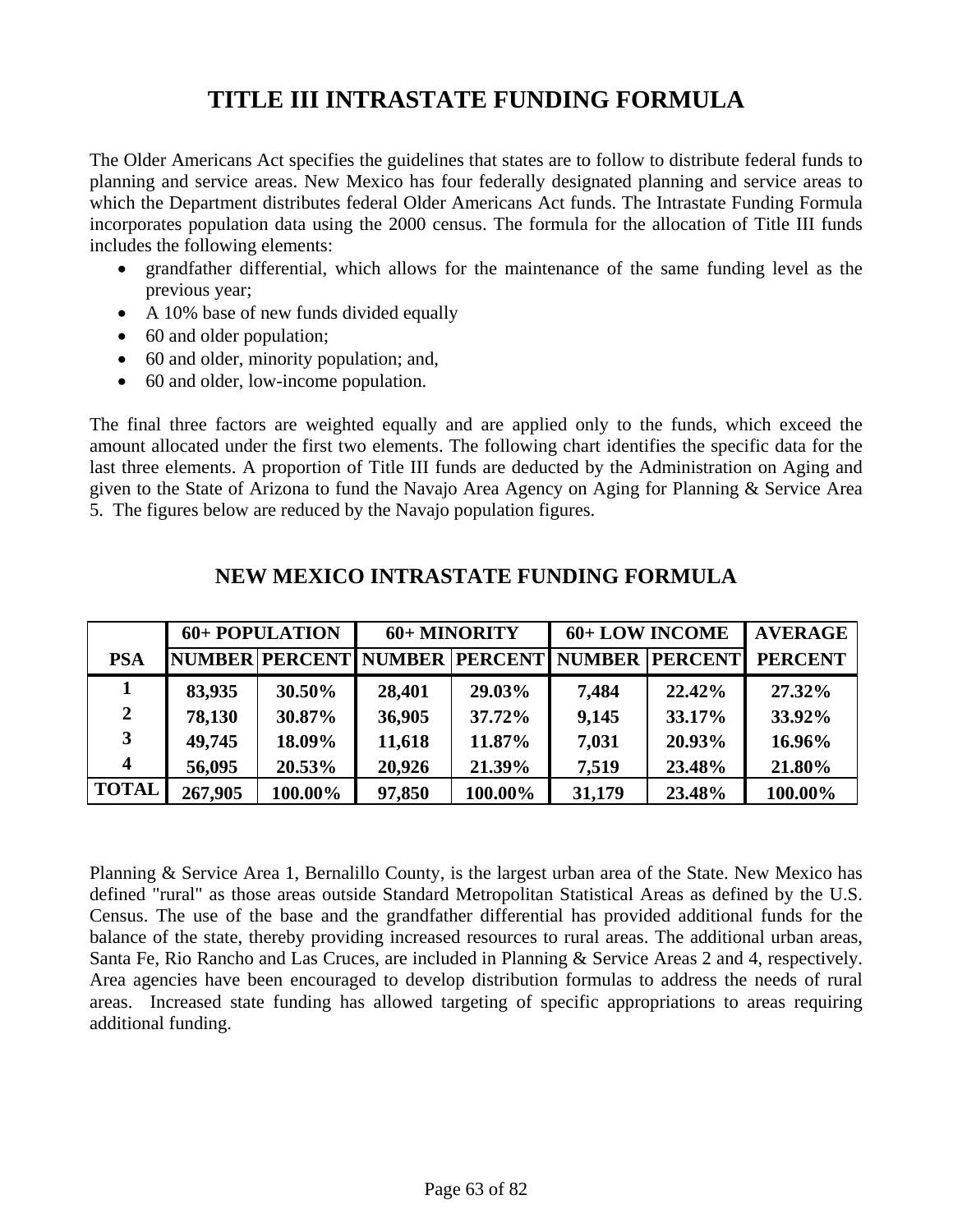# TITLE III INTRASTATE FUNDING FORMULA

The Older Americans Act specifies the guidelines that states are to follow to distribute federal funds to planning and service areas. New Mexico has four federally designated planning and service areas to which the Department distributes federal Older Americans Act funds. The Intrastate Funding Formula incorporates population data using the 2000 census. The formula for the allocation of Title III funds includes the following elements:

- grandfather differential, which allows for the maintenance of the same funding level as the previous year;
- A 10% base of new funds divided equally
- 60 and older population;
- 60 and older, minority population; and,
- 60 and older, low-income population.

The final three factors are weighted equally and are applied only to the funds, which exceed the amount allocated under the first two elements. The following chart identifies the specific data for the last three elements. A proportion of Title III funds are deducted by the Administration on Aging and given to the State of Arizona to fund the Navajo Area Agency on Aging for Planning & Service Area 5. The figures below are reduced by the Navajo population figures.

## NEW MEXICO INTRASTATE FUNDING FORMULA

| | 60+ POPULATION | | 60+ MINORITY | | 60+ LOW INCOME | | AVERAGE |
|---|---|---|---|---|---|---|---|
| **PSA** | **NUMBER** | **PERCENT** | **NUMBER** | **PERCENT** | **NUMBER** | **PERCENT** | **PERCENT** |
| **1** | **83,935** | **30.50%** | **28,401** | **29.03%** | **7,484** | **22.42%** | **27.32%** |
| **2** | **78,130** | **30.87%** | **36,905** | **37.72%** | **9,145** | **33.17%** | **33.92%** |
| **3** | **49,745** | **18.09%** | **11,618** | **11.87%** | **7,031** | **20.93%** | **16.96%** |
| **4** | **56,095** | **20.53%** | **20,926** | **21.39%** | **7,519** | **23.48%** | **21.80%** |
| **TOTAL** | **267,905** | **100.00%** | **97,850** | **100.00%** | **31,179** | **23.48%** | **100.00%** |

Planning & Service Area 1, Bernalillo County, is the largest urban area of the State. New Mexico has defined "rural" as those areas outside Standard Metropolitan Statistical Areas as defined by the U.S. Census. The use of the base and the grandfather differential has provided additional funds for the balance of the state, thereby providing increased resources to rural areas. The additional urban areas, Santa Fe, Rio Rancho and Las Cruces, are included in Planning & Service Areas 2 and 4, respectively. Area agencies have been encouraged to develop distribution formulas to address the needs of rural areas. Increased state funding has allowed targeting of specific appropriations to areas requiring additional funding.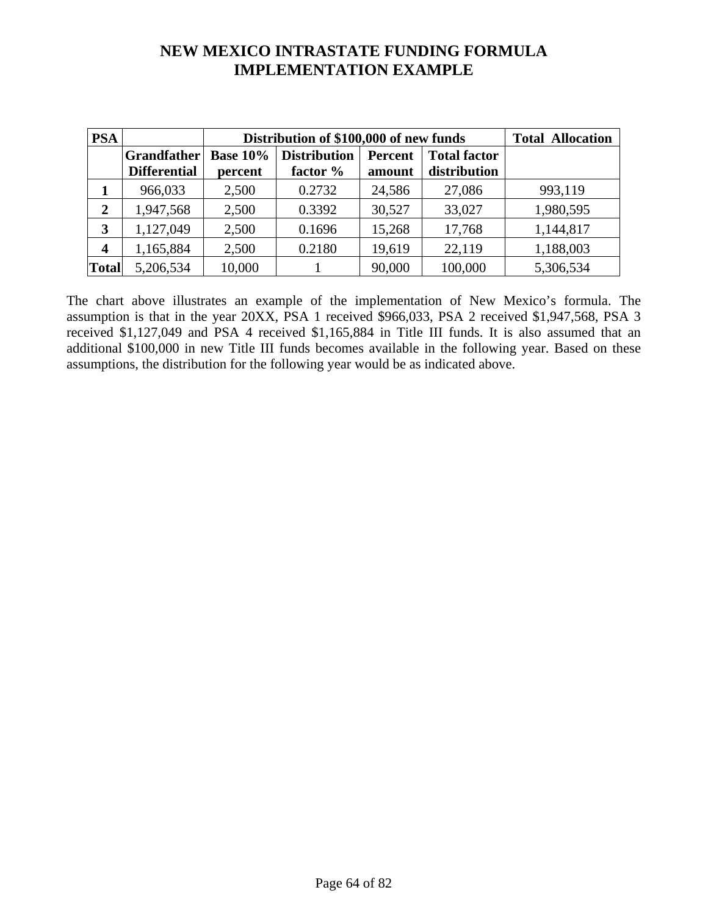# NEW MEXICO INTRASTATE FUNDING FORMULA IMPLEMENTATION EXAMPLE

| PSA | | Distribution of $100,000 of new funds | | | | Total Allocation |
|---|---|---|---|---|---|---|
| | Grandfather Differential | Base 10% percent | Distribution factor % | Percent amount | Total factor distribution | |
| 1 | 966,033 | 2,500 | 0.2732 | 24,586 | 27,086 | 993,119 |
| 2 | 1,947,568 | 2,500 | 0.3392 | 30,527 | 33,027 | 1,980,595 |
| 3 | 1,127,049 | 2,500 | 0.1696 | 15,268 | 17,768 | 1,144,817 |
| 4 | 1,165,884 | 2,500 | 0.2180 | 19,619 | 22,119 | 1,188,003 |
| Total | 5,206,534 | 10,000 | 1 | 90,000 | 100,000 | 5,306,534 |

The chart above illustrates an example of the implementation of New Mexico's formula. The assumption is that in the year 20XX, PSA 1 received $966,033, PSA 2 received $1,947,568, PSA 3 received $1,127,049 and PSA 4 received $1,165,884 in Title III funds. It is also assumed that an additional $100,000 in new Title III funds becomes available in the following year. Based on these assumptions, the distribution for the following year would be as indicated above.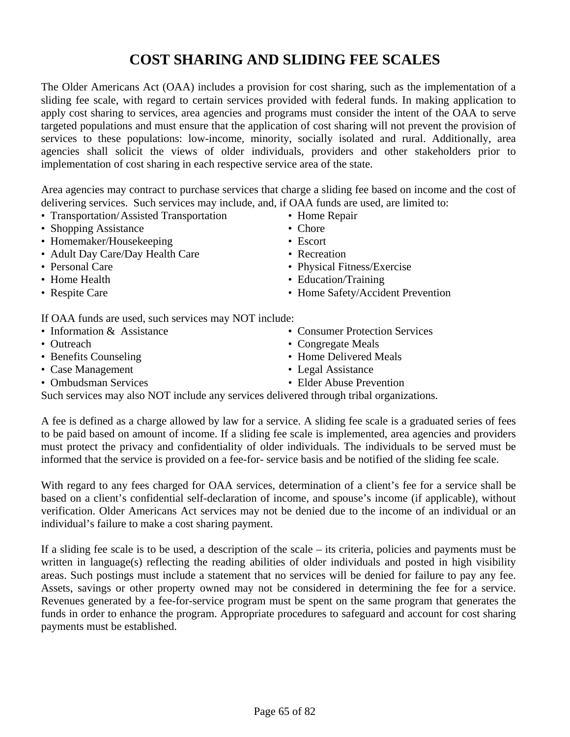# COST SHARING AND SLIDING FEE SCALES

The Older Americans Act (OAA) includes a provision for cost sharing, such as the implementation of a sliding fee scale, with regard to certain services provided with federal funds. In making application to apply cost sharing to services, area agencies and programs must consider the intent of the OAA to serve targeted populations and must ensure that the application of cost sharing will not prevent the provision of services to these populations: low-income, minority, socially isolated and rural. Additionally, area agencies shall solicit the views of older individuals, providers and other stakeholders prior to implementation of cost sharing in each respective service area of the state.

Area agencies may contract to purchase services that charge a sliding fee based on income and the cost of delivering services. Such services may include, and, if OAA funds are used, are limited to:

- Transportation/Assisted Transportation
- Shopping Assistance
- Homemaker/Housekeeping
- Adult Day Care/Day Health Care
- Personal Care
- Home Health
- Respite Care
- Home Repair
- Chore
- Escort
- Recreation
- Physical Fitness/Exercise
- Education/Training
- Home Safety/Accident Prevention

If OAA funds are used, such services may NOT include:

- Information & Assistance
- Outreach
- Benefits Counseling
- Case Management
- Ombudsman Services
- Consumer Protection Services
- Congregate Meals
- Home Delivered Meals
- Legal Assistance
- Elder Abuse Prevention

Such services may also NOT include any services delivered through tribal organizations.

A fee is defined as a charge allowed by law for a service. A sliding fee scale is a graduated series of fees to be paid based on amount of income. If a sliding fee scale is implemented, area agencies and providers must protect the privacy and confidentiality of older individuals. The individuals to be served must be informed that the service is provided on a fee-for- service basis and be notified of the sliding fee scale.

With regard to any fees charged for OAA services, determination of a client's fee for a service shall be based on a client's confidential self-declaration of income, and spouse's income (if applicable), without verification. Older Americans Act services may not be denied due to the income of an individual or an individual's failure to make a cost sharing payment.

If a sliding fee scale is to be used, a description of the scale – its criteria, policies and payments must be written in language(s) reflecting the reading abilities of older individuals and posted in high visibility areas. Such postings must include a statement that no services will be denied for failure to pay any fee. Assets, savings or other property owned may not be considered in determining the fee for a service. Revenues generated by a fee-for-service program must be spent on the same program that generates the funds in order to enhance the program. Appropriate procedures to safeguard and account for cost sharing payments must be established.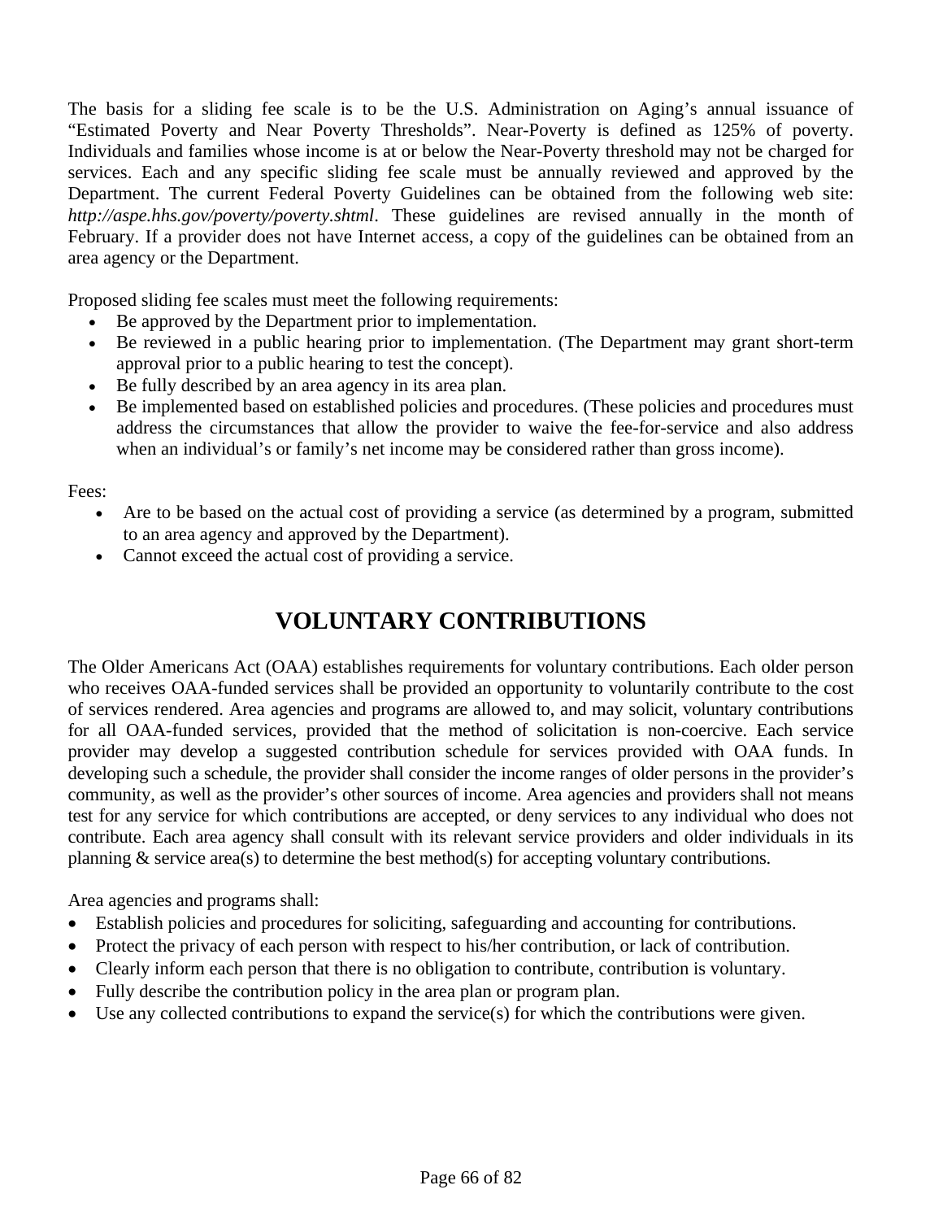The basis for a sliding fee scale is to be the U.S. Administration on Aging's annual issuance of "Estimated Poverty and Near Poverty Thresholds". Near-Poverty is defined as 125% of poverty. Individuals and families whose income is at or below the Near-Poverty threshold may not be charged for services. Each and any specific sliding fee scale must be annually reviewed and approved by the Department. The current Federal Poverty Guidelines can be obtained from the following web site: *http://aspe.hhs.gov/poverty/poverty.shtml*. These guidelines are revised annually in the month of February. If a provider does not have Internet access, a copy of the guidelines can be obtained from an area agency or the Department.

Proposed sliding fee scales must meet the following requirements:

- Be approved by the Department prior to implementation.
- Be reviewed in a public hearing prior to implementation. (The Department may grant short-term approval prior to a public hearing to test the concept).
- Be fully described by an area agency in its area plan.
- Be implemented based on established policies and procedures. (These policies and procedures must address the circumstances that allow the provider to waive the fee-for-service and also address when an individual's or family's net income may be considered rather than gross income).

Fees:

- Are to be based on the actual cost of providing a service (as determined by a program, submitted to an area agency and approved by the Department).
- Cannot exceed the actual cost of providing a service.

## VOLUNTARY CONTRIBUTIONS

The Older Americans Act (OAA) establishes requirements for voluntary contributions. Each older person who receives OAA-funded services shall be provided an opportunity to voluntarily contribute to the cost of services rendered. Area agencies and programs are allowed to, and may solicit, voluntary contributions for all OAA-funded services, provided that the method of solicitation is non-coercive. Each service provider may develop a suggested contribution schedule for services provided with OAA funds. In developing such a schedule, the provider shall consider the income ranges of older persons in the provider's community, as well as the provider's other sources of income. Area agencies and providers shall not means test for any service for which contributions are accepted, or deny services to any individual who does not contribute. Each area agency shall consult with its relevant service providers and older individuals in its planning & service area(s) to determine the best method(s) for accepting voluntary contributions.

Area agencies and programs shall:

- Establish policies and procedures for soliciting, safeguarding and accounting for contributions.
- Protect the privacy of each person with respect to his/her contribution, or lack of contribution.
- Clearly inform each person that there is no obligation to contribute, contribution is voluntary.
- Fully describe the contribution policy in the area plan or program plan.
- Use any collected contributions to expand the service(s) for which the contributions were given.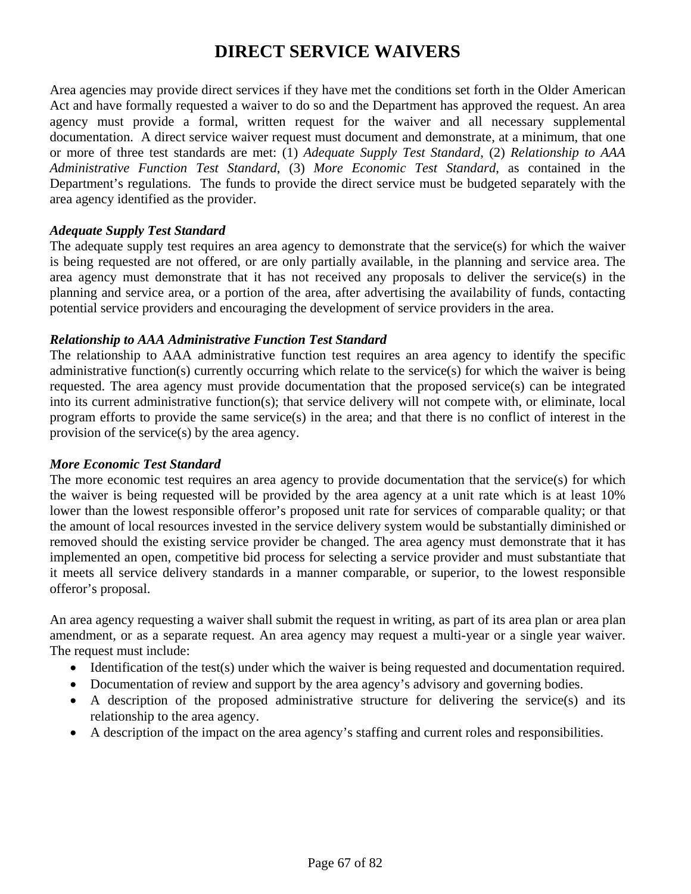# DIRECT SERVICE WAIVERS

Area agencies may provide direct services if they have met the conditions set forth in the Older American Act and have formally requested a waiver to do so and the Department has approved the request. An area agency must provide a formal, written request for the waiver and all necessary supplemental documentation. A direct service waiver request must document and demonstrate, at a minimum, that one or more of three test standards are met: (1) *Adequate Supply Test Standard*, (2) *Relationship to AAA Administrative Function Test Standard*, (3) *More Economic Test Standard*, as contained in the Department's regulations. The funds to provide the direct service must be budgeted separately with the area agency identified as the provider.

***Adequate Supply Test Standard***

The adequate supply test requires an area agency to demonstrate that the service(s) for which the waiver is being requested are not offered, or are only partially available, in the planning and service area. The area agency must demonstrate that it has not received any proposals to deliver the service(s) in the planning and service area, or a portion of the area, after advertising the availability of funds, contacting potential service providers and encouraging the development of service providers in the area.

***Relationship to AAA Administrative Function Test Standard***

The relationship to AAA administrative function test requires an area agency to identify the specific administrative function(s) currently occurring which relate to the service(s) for which the waiver is being requested. The area agency must provide documentation that the proposed service(s) can be integrated into its current administrative function(s); that service delivery will not compete with, or eliminate, local program efforts to provide the same service(s) in the area; and that there is no conflict of interest in the provision of the service(s) by the area agency.

***More Economic Test Standard***

The more economic test requires an area agency to provide documentation that the service(s) for which the waiver is being requested will be provided by the area agency at a unit rate which is at least 10% lower than the lowest responsible offeror's proposed unit rate for services of comparable quality; or that the amount of local resources invested in the service delivery system would be substantially diminished or removed should the existing service provider be changed. The area agency must demonstrate that it has implemented an open, competitive bid process for selecting a service provider and must substantiate that it meets all service delivery standards in a manner comparable, or superior, to the lowest responsible offeror's proposal.

An area agency requesting a waiver shall submit the request in writing, as part of its area plan or area plan amendment, or as a separate request. An area agency may request a multi-year or a single year waiver. The request must include:

- Identification of the test(s) under which the waiver is being requested and documentation required.
- Documentation of review and support by the area agency's advisory and governing bodies.
- A description of the proposed administrative structure for delivering the service(s) and its relationship to the area agency.
- A description of the impact on the area agency's staffing and current roles and responsibilities.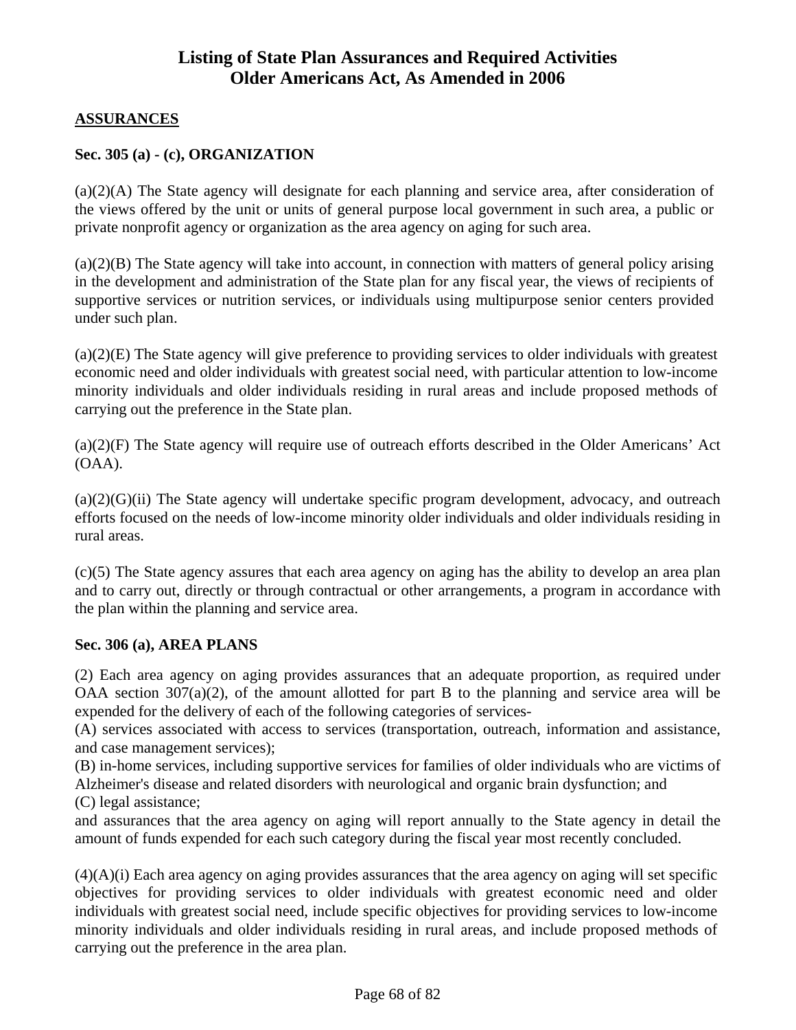# Listing of State Plan Assurances and Required Activities
# Older Americans Act, As Amended in 2006

## ASSURANCES

### Sec. 305 (a) - (c), ORGANIZATION

(a)(2)(A) The State agency will designate for each planning and service area, after consideration of the views offered by the unit or units of general purpose local government in such area, a public or private nonprofit agency or organization as the area agency on aging for such area.

(a)(2)(B) The State agency will take into account, in connection with matters of general policy arising in the development and administration of the State plan for any fiscal year, the views of recipients of supportive services or nutrition services, or individuals using multipurpose senior centers provided under such plan.

(a)(2)(E) The State agency will give preference to providing services to older individuals with greatest economic need and older individuals with greatest social need, with particular attention to low-income minority individuals and older individuals residing in rural areas and include proposed methods of carrying out the preference in the State plan.

(a)(2)(F) The State agency will require use of outreach efforts described in the Older Americans' Act (OAA).

(a)(2)(G)(ii) The State agency will undertake specific program development, advocacy, and outreach efforts focused on the needs of low-income minority older individuals and older individuals residing in rural areas.

(c)(5) The State agency assures that each area agency on aging has the ability to develop an area plan and to carry out, directly or through contractual or other arrangements, a program in accordance with the plan within the planning and service area.

### Sec. 306 (a), AREA PLANS

(2) Each area agency on aging provides assurances that an adequate proportion, as required under OAA section 307(a)(2), of the amount allotted for part B to the planning and service area will be expended for the delivery of each of the following categories of services-
(A) services associated with access to services (transportation, outreach, information and assistance, and case management services);
(B) in-home services, including supportive services for families of older individuals who are victims of Alzheimer's disease and related disorders with neurological and organic brain dysfunction; and
(C) legal assistance;
and assurances that the area agency on aging will report annually to the State agency in detail the amount of funds expended for each such category during the fiscal year most recently concluded.

(4)(A)(i) Each area agency on aging provides assurances that the area agency on aging will set specific objectives for providing services to older individuals with greatest economic need and older individuals with greatest social need, include specific objectives for providing services to low-income minority individuals and older individuals residing in rural areas, and include proposed methods of carrying out the preference in the area plan.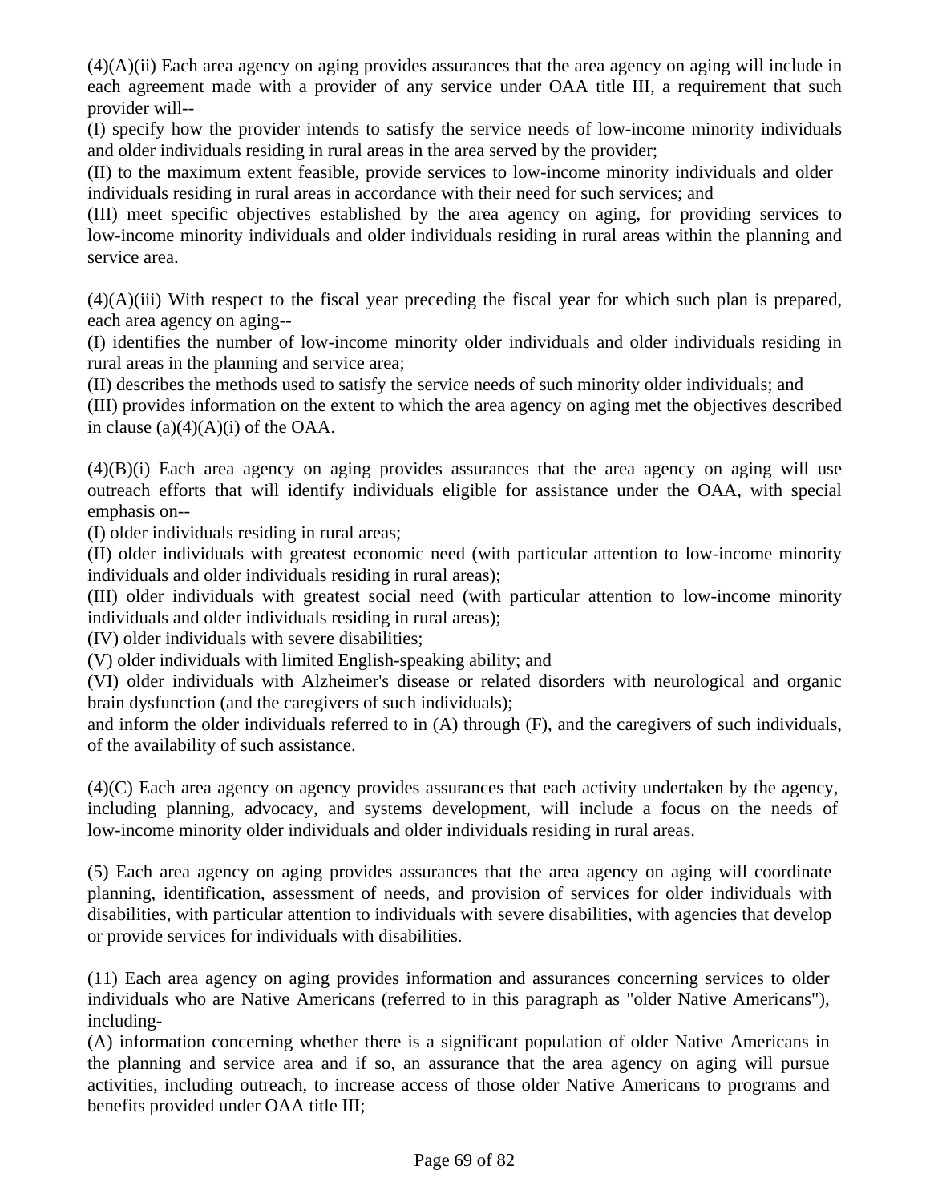(4)(A)(ii) Each area agency on aging provides assurances that the area agency on aging will include in each agreement made with a provider of any service under OAA title III, a requirement that such provider will--

(I) specify how the provider intends to satisfy the service needs of low-income minority individuals and older individuals residing in rural areas in the area served by the provider;

(II) to the maximum extent feasible, provide services to low-income minority individuals and older individuals residing in rural areas in accordance with their need for such services; and

(III) meet specific objectives established by the area agency on aging, for providing services to low-income minority individuals and older individuals residing in rural areas within the planning and service area.

(4)(A)(iii) With respect to the fiscal year preceding the fiscal year for which such plan is prepared, each area agency on aging--

(I) identifies the number of low-income minority older individuals and older individuals residing in rural areas in the planning and service area;

(II) describes the methods used to satisfy the service needs of such minority older individuals; and

(III) provides information on the extent to which the area agency on aging met the objectives described in clause (a)(4)(A)(i) of the OAA.

(4)(B)(i) Each area agency on aging provides assurances that the area agency on aging will use outreach efforts that will identify individuals eligible for assistance under the OAA, with special emphasis on--

(I) older individuals residing in rural areas;

(II) older individuals with greatest economic need (with particular attention to low-income minority individuals and older individuals residing in rural areas);

(III) older individuals with greatest social need (with particular attention to low-income minority individuals and older individuals residing in rural areas);

(IV) older individuals with severe disabilities;

(V) older individuals with limited English-speaking ability; and

(VI) older individuals with Alzheimer's disease or related disorders with neurological and organic brain dysfunction (and the caregivers of such individuals);

and inform the older individuals referred to in (A) through (F), and the caregivers of such individuals, of the availability of such assistance.

(4)(C) Each area agency on agency provides assurances that each activity undertaken by the agency, including planning, advocacy, and systems development, will include a focus on the needs of low-income minority older individuals and older individuals residing in rural areas.

(5) Each area agency on aging provides assurances that the area agency on aging will coordinate planning, identification, assessment of needs, and provision of services for older individuals with disabilities, with particular attention to individuals with severe disabilities, with agencies that develop or provide services for individuals with disabilities.

(11) Each area agency on aging provides information and assurances concerning services to older individuals who are Native Americans (referred to in this paragraph as "older Native Americans"), including-

(A) information concerning whether there is a significant population of older Native Americans in the planning and service area and if so, an assurance that the area agency on aging will pursue activities, including outreach, to increase access of those older Native Americans to programs and benefits provided under OAA title III;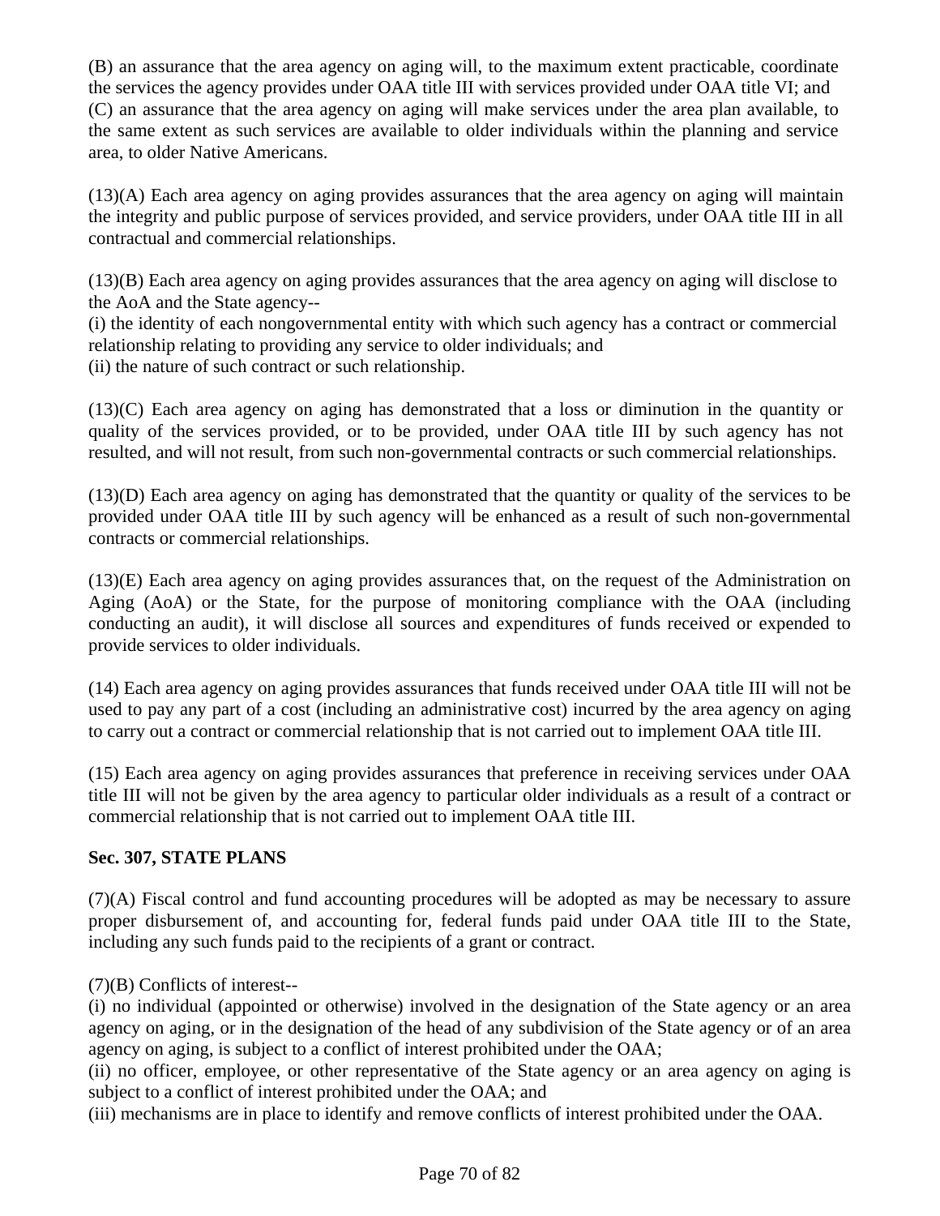(B) an assurance that the area agency on aging will, to the maximum extent practicable, coordinate the services the agency provides under OAA title III with services provided under OAA title VI; and
(C) an assurance that the area agency on aging will make services under the area plan available, to the same extent as such services are available to older individuals within the planning and service area, to older Native Americans.

(13)(A) Each area agency on aging provides assurances that the area agency on aging will maintain the integrity and public purpose of services provided, and service providers, under OAA title III in all contractual and commercial relationships.

(13)(B) Each area agency on aging provides assurances that the area agency on aging will disclose to the AoA and the State agency--
(i) the identity of each nongovernmental entity with which such agency has a contract or commercial relationship relating to providing any service to older individuals; and
(ii) the nature of such contract or such relationship.

(13)(C) Each area agency on aging has demonstrated that a loss or diminution in the quantity or quality of the services provided, or to be provided, under OAA title III by such agency has not resulted, and will not result, from such non-governmental contracts or such commercial relationships.

(13)(D) Each area agency on aging has demonstrated that the quantity or quality of the services to be provided under OAA title III by such agency will be enhanced as a result of such non-governmental contracts or commercial relationships.

(13)(E) Each area agency on aging provides assurances that, on the request of the Administration on Aging (AoA) or the State, for the purpose of monitoring compliance with the OAA (including conducting an audit), it will disclose all sources and expenditures of funds received or expended to provide services to older individuals.

(14) Each area agency on aging provides assurances that funds received under OAA title III will not be used to pay any part of a cost (including an administrative cost) incurred by the area agency on aging to carry out a contract or commercial relationship that is not carried out to implement OAA title III.

(15) Each area agency on aging provides assurances that preference in receiving services under OAA title III will not be given by the area agency to particular older individuals as a result of a contract or commercial relationship that is not carried out to implement OAA title III.

**Sec. 307, STATE PLANS**

(7)(A) Fiscal control and fund accounting procedures will be adopted as may be necessary to assure proper disbursement of, and accounting for, federal funds paid under OAA title III to the State, including any such funds paid to the recipients of a grant or contract.

(7)(B) Conflicts of interest--
(i) no individual (appointed or otherwise) involved in the designation of the State agency or an area agency on aging, or in the designation of the head of any subdivision of the State agency or of an area agency on aging, is subject to a conflict of interest prohibited under the OAA;
(ii) no officer, employee, or other representative of the State agency or an area agency on aging is subject to a conflict of interest prohibited under the OAA; and
(iii) mechanisms are in place to identify and remove conflicts of interest prohibited under the OAA.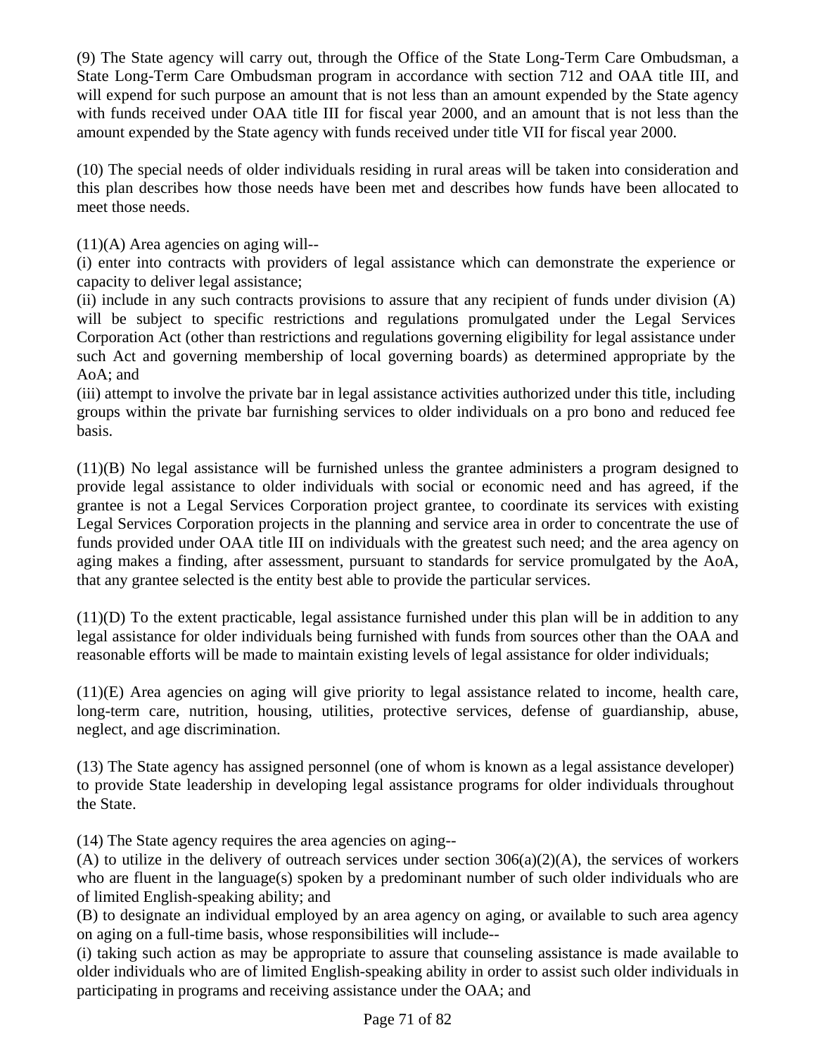(9) The State agency will carry out, through the Office of the State Long-Term Care Ombudsman, a State Long-Term Care Ombudsman program in accordance with section 712 and OAA title III, and will expend for such purpose an amount that is not less than an amount expended by the State agency with funds received under OAA title III for fiscal year 2000, and an amount that is not less than the amount expended by the State agency with funds received under title VII for fiscal year 2000.

(10) The special needs of older individuals residing in rural areas will be taken into consideration and this plan describes how those needs have been met and describes how funds have been allocated to meet those needs.

(11)(A) Area agencies on aging will--
(i) enter into contracts with providers of legal assistance which can demonstrate the experience or capacity to deliver legal assistance;
(ii) include in any such contracts provisions to assure that any recipient of funds under division (A) will be subject to specific restrictions and regulations promulgated under the Legal Services Corporation Act (other than restrictions and regulations governing eligibility for legal assistance under such Act and governing membership of local governing boards) as determined appropriate by the AoA; and
(iii) attempt to involve the private bar in legal assistance activities authorized under this title, including groups within the private bar furnishing services to older individuals on a pro bono and reduced fee basis.

(11)(B) No legal assistance will be furnished unless the grantee administers a program designed to provide legal assistance to older individuals with social or economic need and has agreed, if the grantee is not a Legal Services Corporation project grantee, to coordinate its services with existing Legal Services Corporation projects in the planning and service area in order to concentrate the use of funds provided under OAA title III on individuals with the greatest such need; and the area agency on aging makes a finding, after assessment, pursuant to standards for service promulgated by the AoA, that any grantee selected is the entity best able to provide the particular services.

(11)(D) To the extent practicable, legal assistance furnished under this plan will be in addition to any legal assistance for older individuals being furnished with funds from sources other than the OAA and reasonable efforts will be made to maintain existing levels of legal assistance for older individuals;

(11)(E) Area agencies on aging will give priority to legal assistance related to income, health care, long-term care, nutrition, housing, utilities, protective services, defense of guardianship, abuse, neglect, and age discrimination.

(13) The State agency has assigned personnel (one of whom is known as a legal assistance developer) to provide State leadership in developing legal assistance programs for older individuals throughout the State.

(14) The State agency requires the area agencies on aging--
(A) to utilize in the delivery of outreach services under section 306(a)(2)(A), the services of workers who are fluent in the language(s) spoken by a predominant number of such older individuals who are of limited English-speaking ability; and
(B) to designate an individual employed by an area agency on aging, or available to such area agency on aging on a full-time basis, whose responsibilities will include--
(i) taking such action as may be appropriate to assure that counseling assistance is made available to older individuals who are of limited English-speaking ability in order to assist such older individuals in participating in programs and receiving assistance under the OAA; and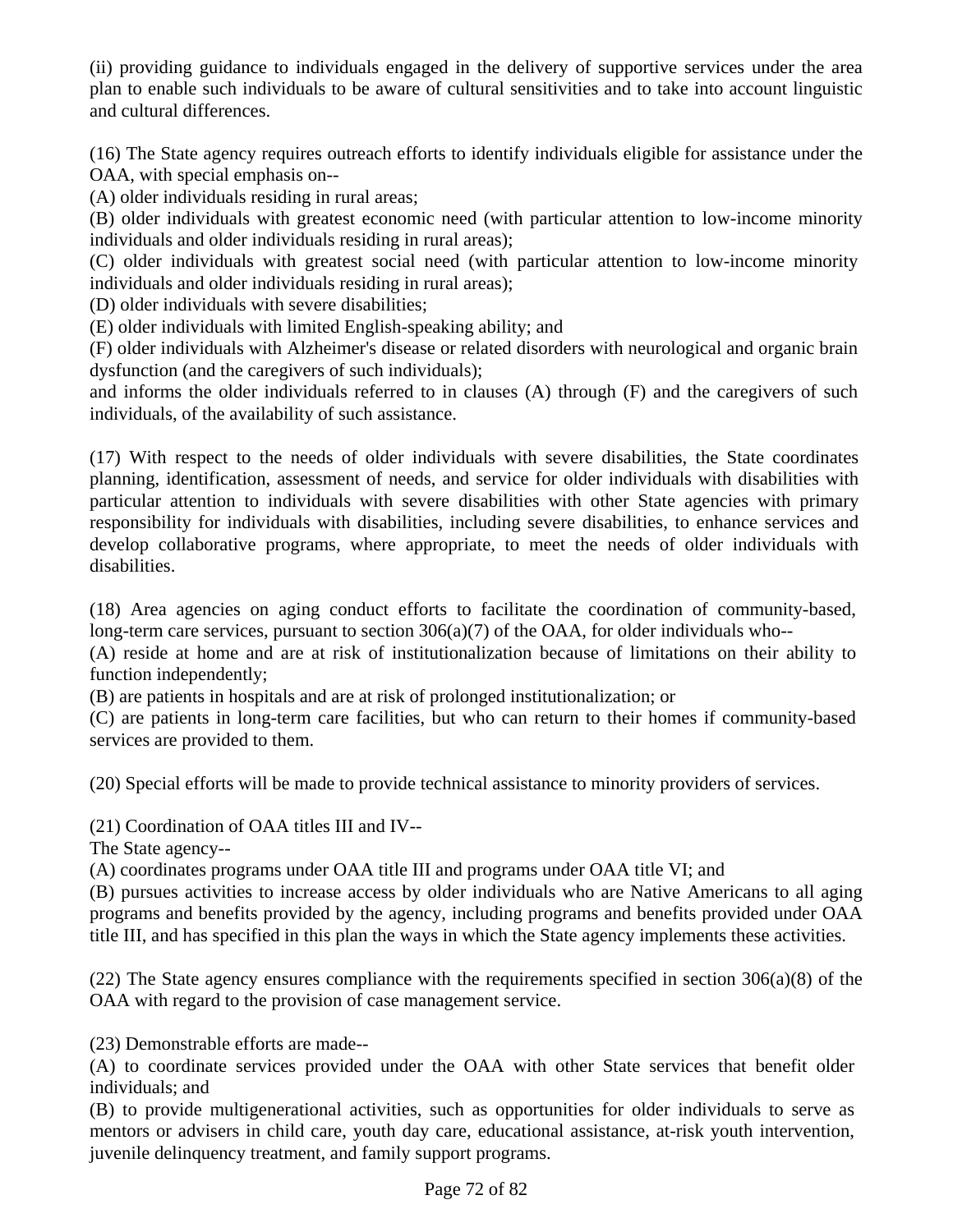(ii) providing guidance to individuals engaged in the delivery of supportive services under the area plan to enable such individuals to be aware of cultural sensitivities and to take into account linguistic and cultural differences.

(16) The State agency requires outreach efforts to identify individuals eligible for assistance under the OAA, with special emphasis on--
(A) older individuals residing in rural areas;
(B) older individuals with greatest economic need (with particular attention to low-income minority individuals and older individuals residing in rural areas);
(C) older individuals with greatest social need (with particular attention to low-income minority individuals and older individuals residing in rural areas);
(D) older individuals with severe disabilities;
(E) older individuals with limited English-speaking ability; and
(F) older individuals with Alzheimer's disease or related disorders with neurological and organic brain dysfunction (and the caregivers of such individuals);
and informs the older individuals referred to in clauses (A) through (F) and the caregivers of such individuals, of the availability of such assistance.

(17) With respect to the needs of older individuals with severe disabilities, the State coordinates planning, identification, assessment of needs, and service for older individuals with disabilities with particular attention to individuals with severe disabilities with other State agencies with primary responsibility for individuals with disabilities, including severe disabilities, to enhance services and develop collaborative programs, where appropriate, to meet the needs of older individuals with disabilities.

(18) Area agencies on aging conduct efforts to facilitate the coordination of community-based, long-term care services, pursuant to section 306(a)(7) of the OAA, for older individuals who--
(A) reside at home and are at risk of institutionalization because of limitations on their ability to function independently;
(B) are patients in hospitals and are at risk of prolonged institutionalization; or
(C) are patients in long-term care facilities, but who can return to their homes if community-based services are provided to them.

(20) Special efforts will be made to provide technical assistance to minority providers of services.

(21) Coordination of OAA titles III and IV--
The State agency--
(A) coordinates programs under OAA title III and programs under OAA title VI; and
(B) pursues activities to increase access by older individuals who are Native Americans to all aging programs and benefits provided by the agency, including programs and benefits provided under OAA title III, and has specified in this plan the ways in which the State agency implements these activities.

(22) The State agency ensures compliance with the requirements specified in section 306(a)(8) of the OAA with regard to the provision of case management service.

(23) Demonstrable efforts are made--
(A) to coordinate services provided under the OAA with other State services that benefit older individuals; and
(B) to provide multigenerational activities, such as opportunities for older individuals to serve as mentors or advisers in child care, youth day care, educational assistance, at-risk youth intervention, juvenile delinquency treatment, and family support programs.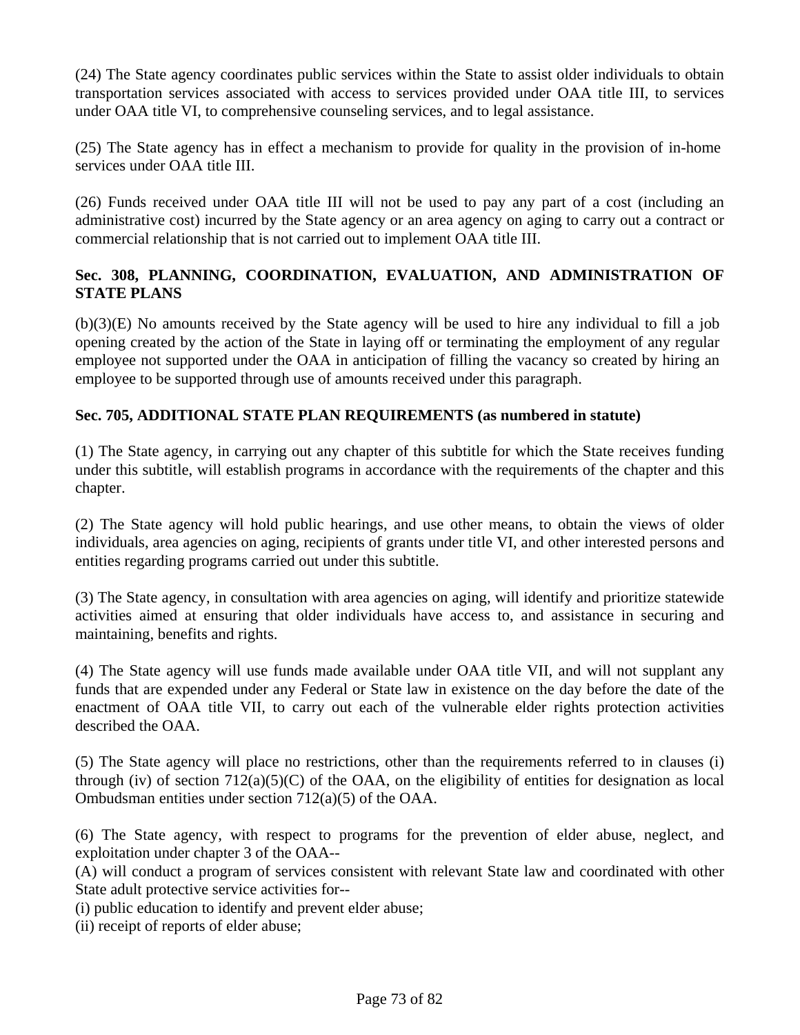(24) The State agency coordinates public services within the State to assist older individuals to obtain transportation services associated with access to services provided under OAA title III, to services under OAA title VI, to comprehensive counseling services, and to legal assistance.

(25) The State agency has in effect a mechanism to provide for quality in the provision of in-home services under OAA title III.

(26) Funds received under OAA title III will not be used to pay any part of a cost (including an administrative cost) incurred by the State agency or an area agency on aging to carry out a contract or commercial relationship that is not carried out to implement OAA title III.

**Sec. 308, PLANNING, COORDINATION, EVALUATION, AND ADMINISTRATION OF STATE PLANS**

(b)(3)(E) No amounts received by the State agency will be used to hire any individual to fill a job opening created by the action of the State in laying off or terminating the employment of any regular employee not supported under the OAA in anticipation of filling the vacancy so created by hiring an employee to be supported through use of amounts received under this paragraph.

**Sec. 705, ADDITIONAL STATE PLAN REQUIREMENTS (as numbered in statute)**

(1) The State agency, in carrying out any chapter of this subtitle for which the State receives funding under this subtitle, will establish programs in accordance with the requirements of the chapter and this chapter.

(2) The State agency will hold public hearings, and use other means, to obtain the views of older individuals, area agencies on aging, recipients of grants under title VI, and other interested persons and entities regarding programs carried out under this subtitle.

(3) The State agency, in consultation with area agencies on aging, will identify and prioritize statewide activities aimed at ensuring that older individuals have access to, and assistance in securing and maintaining, benefits and rights.

(4) The State agency will use funds made available under OAA title VII, and will not supplant any funds that are expended under any Federal or State law in existence on the day before the date of the enactment of OAA title VII, to carry out each of the vulnerable elder rights protection activities described the OAA.

(5) The State agency will place no restrictions, other than the requirements referred to in clauses (i) through (iv) of section 712(a)(5)(C) of the OAA, on the eligibility of entities for designation as local Ombudsman entities under section 712(a)(5) of the OAA.

(6) The State agency, with respect to programs for the prevention of elder abuse, neglect, and exploitation under chapter 3 of the OAA--
(A) will conduct a program of services consistent with relevant State law and coordinated with other State adult protective service activities for--
(i) public education to identify and prevent elder abuse;
(ii) receipt of reports of elder abuse;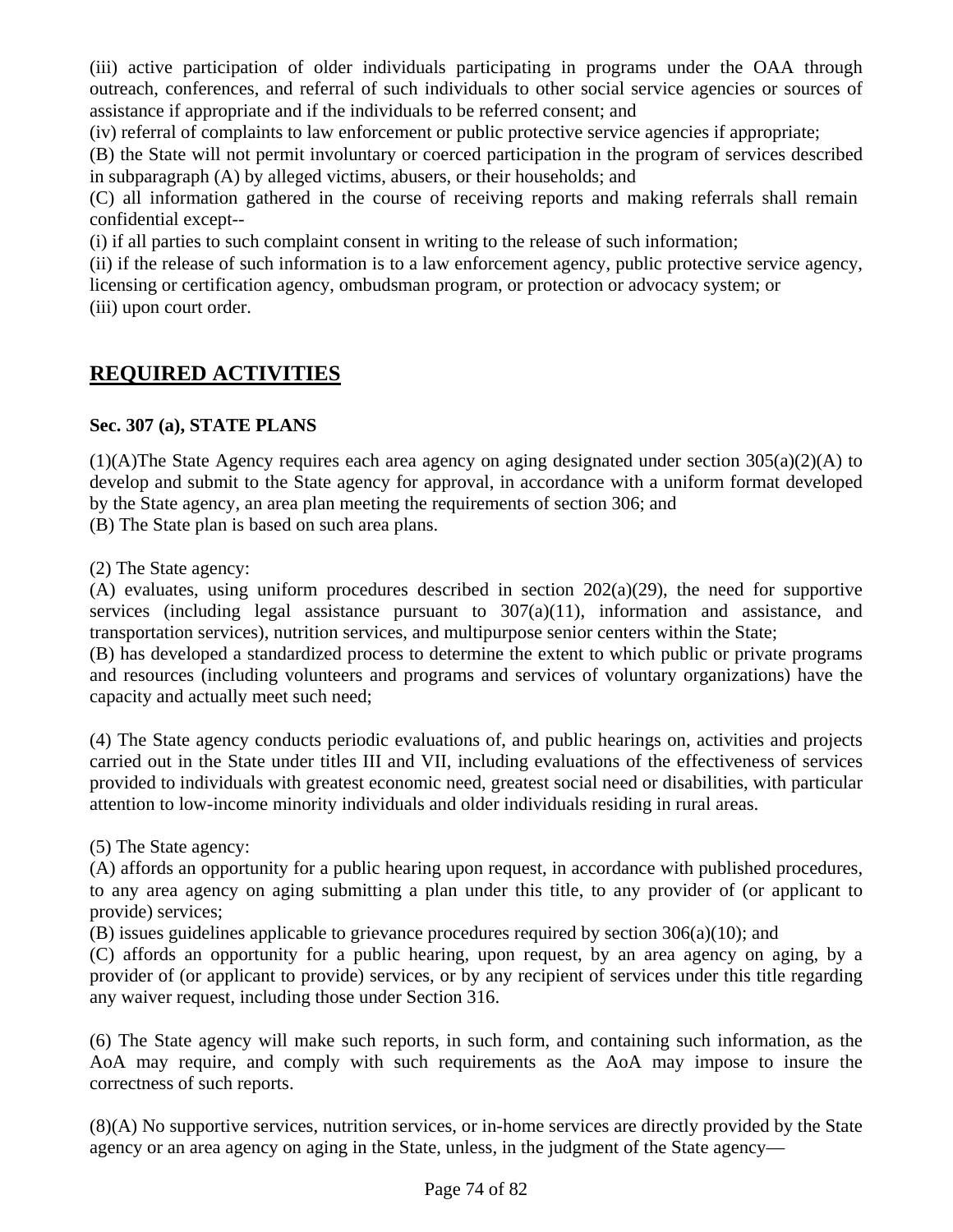(iii) active participation of older individuals participating in programs under the OAA through outreach, conferences, and referral of such individuals to other social service agencies or sources of assistance if appropriate and if the individuals to be referred consent; and

(iv) referral of complaints to law enforcement or public protective service agencies if appropriate;

(B) the State will not permit involuntary or coerced participation in the program of services described in subparagraph (A) by alleged victims, abusers, or their households; and

(C) all information gathered in the course of receiving reports and making referrals shall remain confidential except--

(i) if all parties to such complaint consent in writing to the release of such information;

(ii) if the release of such information is to a law enforcement agency, public protective service agency, licensing or certification agency, ombudsman program, or protection or advocacy system; or

(iii) upon court order.

## REQUIRED ACTIVITIES

**Sec. 307 (a), STATE PLANS**

(1)(A)The State Agency requires each area agency on aging designated under section 305(a)(2)(A) to develop and submit to the State agency for approval, in accordance with a uniform format developed by the State agency, an area plan meeting the requirements of section 306; and

(B) The State plan is based on such area plans.

(2) The State agency:

(A) evaluates, using uniform procedures described in section 202(a)(29), the need for supportive services (including legal assistance pursuant to 307(a)(11), information and assistance, and transportation services), nutrition services, and multipurpose senior centers within the State;

(B) has developed a standardized process to determine the extent to which public or private programs and resources (including volunteers and programs and services of voluntary organizations) have the capacity and actually meet such need;

(4) The State agency conducts periodic evaluations of, and public hearings on, activities and projects carried out in the State under titles III and VII, including evaluations of the effectiveness of services provided to individuals with greatest economic need, greatest social need or disabilities, with particular attention to low-income minority individuals and older individuals residing in rural areas.

(5) The State agency:

(A) affords an opportunity for a public hearing upon request, in accordance with published procedures, to any area agency on aging submitting a plan under this title, to any provider of (or applicant to provide) services;

(B) issues guidelines applicable to grievance procedures required by section 306(a)(10); and

(C) affords an opportunity for a public hearing, upon request, by an area agency on aging, by a provider of (or applicant to provide) services, or by any recipient of services under this title regarding any waiver request, including those under Section 316.

(6) The State agency will make such reports, in such form, and containing such information, as the AoA may require, and comply with such requirements as the AoA may impose to insure the correctness of such reports.

(8)(A) No supportive services, nutrition services, or in-home services are directly provided by the State agency or an area agency on aging in the State, unless, in the judgment of the State agency—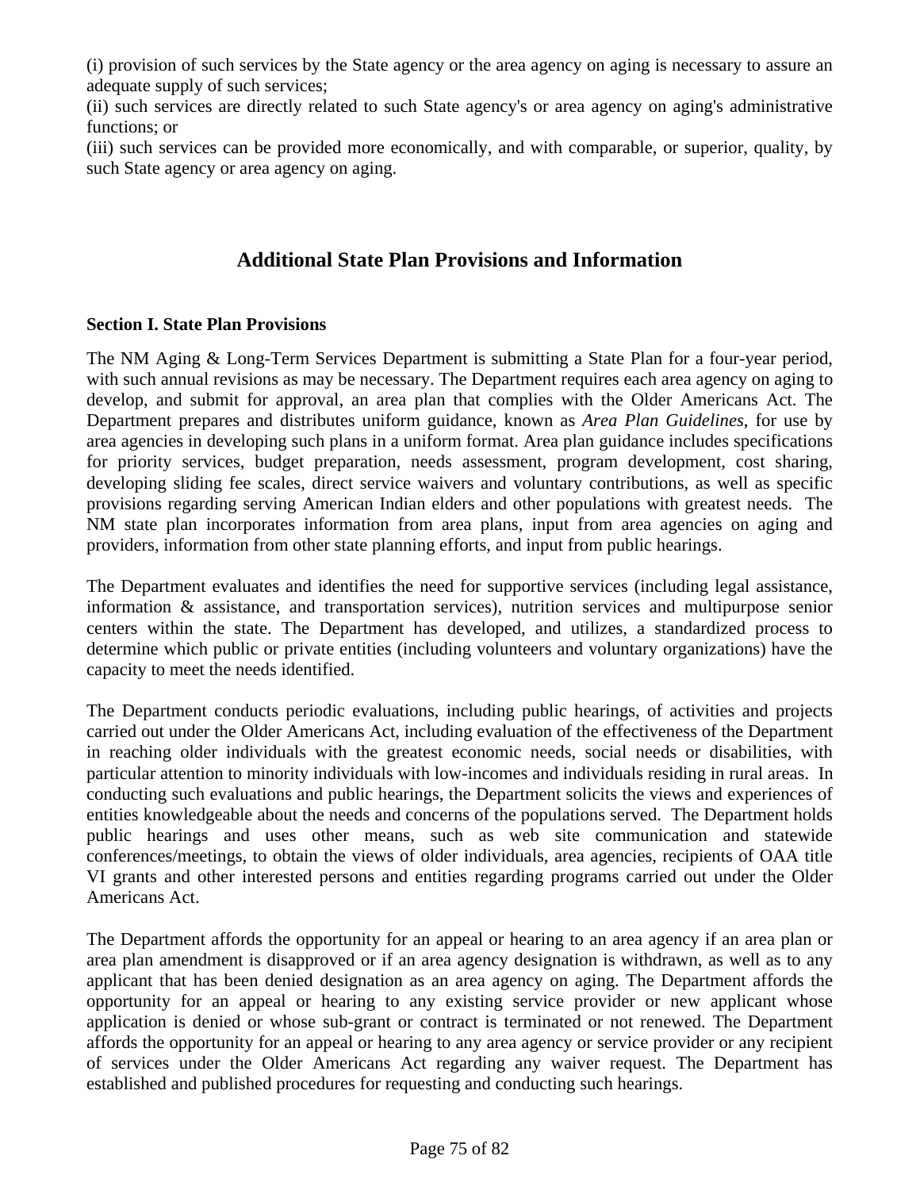(i) provision of such services by the State agency or the area agency on aging is necessary to assure an adequate supply of such services;
(ii) such services are directly related to such State agency's or area agency on aging's administrative functions; or
(iii) such services can be provided more economically, and with comparable, or superior, quality, by such State agency or area agency on aging.

## Additional State Plan Provisions and Information

**Section I. State Plan Provisions**

The NM Aging & Long-Term Services Department is submitting a State Plan for a four-year period, with such annual revisions as may be necessary. The Department requires each area agency on aging to develop, and submit for approval, an area plan that complies with the Older Americans Act. The Department prepares and distributes uniform guidance, known as *Area Plan Guidelines*, for use by area agencies in developing such plans in a uniform format. Area plan guidance includes specifications for priority services, budget preparation, needs assessment, program development, cost sharing, developing sliding fee scales, direct service waivers and voluntary contributions, as well as specific provisions regarding serving American Indian elders and other populations with greatest needs. The NM state plan incorporates information from area plans, input from area agencies on aging and providers, information from other state planning efforts, and input from public hearings.

The Department evaluates and identifies the need for supportive services (including legal assistance, information & assistance, and transportation services), nutrition services and multipurpose senior centers within the state. The Department has developed, and utilizes, a standardized process to determine which public or private entities (including volunteers and voluntary organizations) have the capacity to meet the needs identified.

The Department conducts periodic evaluations, including public hearings, of activities and projects carried out under the Older Americans Act, including evaluation of the effectiveness of the Department in reaching older individuals with the greatest economic needs, social needs or disabilities, with particular attention to minority individuals with low-incomes and individuals residing in rural areas. In conducting such evaluations and public hearings, the Department solicits the views and experiences of entities knowledgeable about the needs and concerns of the populations served. The Department holds public hearings and uses other means, such as web site communication and statewide conferences/meetings, to obtain the views of older individuals, area agencies, recipients of OAA title VI grants and other interested persons and entities regarding programs carried out under the Older Americans Act.

The Department affords the opportunity for an appeal or hearing to an area agency if an area plan or area plan amendment is disapproved or if an area agency designation is withdrawn, as well as to any applicant that has been denied designation as an area agency on aging. The Department affords the opportunity for an appeal or hearing to any existing service provider or new applicant whose application is denied or whose sub-grant or contract is terminated or not renewed. The Department affords the opportunity for an appeal or hearing to any area agency or service provider or any recipient of services under the Older Americans Act regarding any waiver request. The Department has established and published procedures for requesting and conducting such hearings.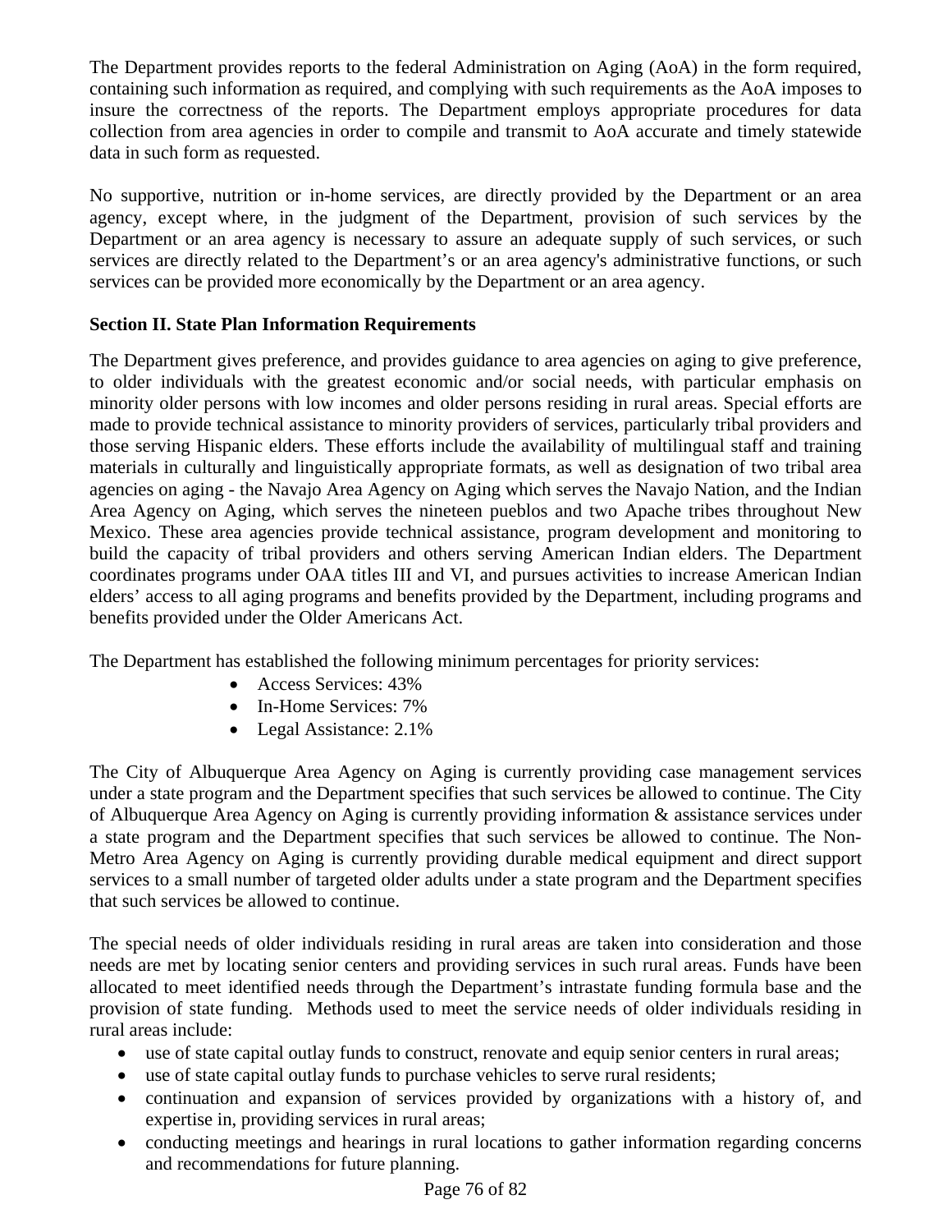The Department provides reports to the federal Administration on Aging (AoA) in the form required, containing such information as required, and complying with such requirements as the AoA imposes to insure the correctness of the reports. The Department employs appropriate procedures for data collection from area agencies in order to compile and transmit to AoA accurate and timely statewide data in such form as requested.

No supportive, nutrition or in-home services, are directly provided by the Department or an area agency, except where, in the judgment of the Department, provision of such services by the Department or an area agency is necessary to assure an adequate supply of such services, or such services are directly related to the Department's or an area agency's administrative functions, or such services can be provided more economically by the Department or an area agency.

**Section II. State Plan Information Requirements**

The Department gives preference, and provides guidance to area agencies on aging to give preference, to older individuals with the greatest economic and/or social needs, with particular emphasis on minority older persons with low incomes and older persons residing in rural areas. Special efforts are made to provide technical assistance to minority providers of services, particularly tribal providers and those serving Hispanic elders. These efforts include the availability of multilingual staff and training materials in culturally and linguistically appropriate formats, as well as designation of two tribal area agencies on aging - the Navajo Area Agency on Aging which serves the Navajo Nation, and the Indian Area Agency on Aging, which serves the nineteen pueblos and two Apache tribes throughout New Mexico. These area agencies provide technical assistance, program development and monitoring to build the capacity of tribal providers and others serving American Indian elders. The Department coordinates programs under OAA titles III and VI, and pursues activities to increase American Indian elders' access to all aging programs and benefits provided by the Department, including programs and benefits provided under the Older Americans Act.

The Department has established the following minimum percentages for priority services:

- Access Services: 43%
- In-Home Services: 7%
- Legal Assistance: 2.1%

The City of Albuquerque Area Agency on Aging is currently providing case management services under a state program and the Department specifies that such services be allowed to continue. The City of Albuquerque Area Agency on Aging is currently providing information & assistance services under a state program and the Department specifies that such services be allowed to continue. The Non-Metro Area Agency on Aging is currently providing durable medical equipment and direct support services to a small number of targeted older adults under a state program and the Department specifies that such services be allowed to continue.

The special needs of older individuals residing in rural areas are taken into consideration and those needs are met by locating senior centers and providing services in such rural areas. Funds have been allocated to meet identified needs through the Department's intrastate funding formula base and the provision of state funding. Methods used to meet the service needs of older individuals residing in rural areas include:

- use of state capital outlay funds to construct, renovate and equip senior centers in rural areas;
- use of state capital outlay funds to purchase vehicles to serve rural residents;
- continuation and expansion of services provided by organizations with a history of, and expertise in, providing services in rural areas;
- conducting meetings and hearings in rural locations to gather information regarding concerns and recommendations for future planning.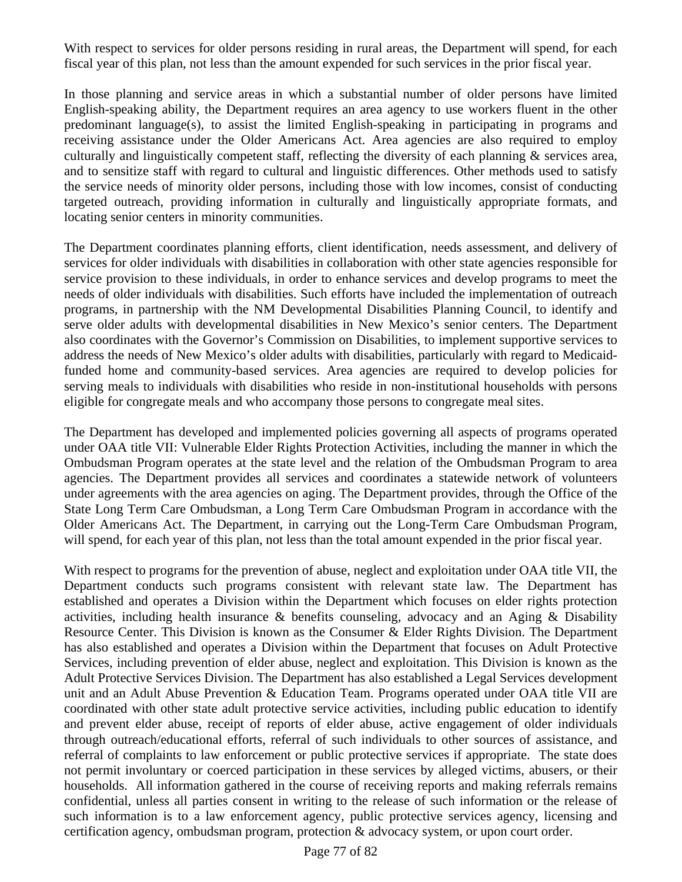With respect to services for older persons residing in rural areas, the Department will spend, for each fiscal year of this plan, not less than the amount expended for such services in the prior fiscal year.

In those planning and service areas in which a substantial number of older persons have limited English-speaking ability, the Department requires an area agency to use workers fluent in the other predominant language(s), to assist the limited English-speaking in participating in programs and receiving assistance under the Older Americans Act. Area agencies are also required to employ culturally and linguistically competent staff, reflecting the diversity of each planning & services area, and to sensitize staff with regard to cultural and linguistic differences. Other methods used to satisfy the service needs of minority older persons, including those with low incomes, consist of conducting targeted outreach, providing information in culturally and linguistically appropriate formats, and locating senior centers in minority communities.

The Department coordinates planning efforts, client identification, needs assessment, and delivery of services for older individuals with disabilities in collaboration with other state agencies responsible for service provision to these individuals, in order to enhance services and develop programs to meet the needs of older individuals with disabilities. Such efforts have included the implementation of outreach programs, in partnership with the NM Developmental Disabilities Planning Council, to identify and serve older adults with developmental disabilities in New Mexico's senior centers. The Department also coordinates with the Governor's Commission on Disabilities, to implement supportive services to address the needs of New Mexico's older adults with disabilities, particularly with regard to Medicaid-funded home and community-based services. Area agencies are required to develop policies for serving meals to individuals with disabilities who reside in non-institutional households with persons eligible for congregate meals and who accompany those persons to congregate meal sites.

The Department has developed and implemented policies governing all aspects of programs operated under OAA title VII: Vulnerable Elder Rights Protection Activities, including the manner in which the Ombudsman Program operates at the state level and the relation of the Ombudsman Program to area agencies. The Department provides all services and coordinates a statewide network of volunteers under agreements with the area agencies on aging. The Department provides, through the Office of the State Long Term Care Ombudsman, a Long Term Care Ombudsman Program in accordance with the Older Americans Act. The Department, in carrying out the Long-Term Care Ombudsman Program, will spend, for each year of this plan, not less than the total amount expended in the prior fiscal year.

With respect to programs for the prevention of abuse, neglect and exploitation under OAA title VII, the Department conducts such programs consistent with relevant state law. The Department has established and operates a Division within the Department which focuses on elder rights protection activities, including health insurance & benefits counseling, advocacy and an Aging & Disability Resource Center. This Division is known as the Consumer & Elder Rights Division. The Department has also established and operates a Division within the Department that focuses on Adult Protective Services, including prevention of elder abuse, neglect and exploitation. This Division is known as the Adult Protective Services Division. The Department has also established a Legal Services development unit and an Adult Abuse Prevention & Education Team. Programs operated under OAA title VII are coordinated with other state adult protective service activities, including public education to identify and prevent elder abuse, receipt of reports of elder abuse, active engagement of older individuals through outreach/educational efforts, referral of such individuals to other sources of assistance, and referral of complaints to law enforcement or public protective services if appropriate. The state does not permit involuntary or coerced participation in these services by alleged victims, abusers, or their households. All information gathered in the course of receiving reports and making referrals remains confidential, unless all parties consent in writing to the release of such information or the release of such information is to a law enforcement agency, public protective services agency, licensing and certification agency, ombudsman program, protection & advocacy system, or upon court order.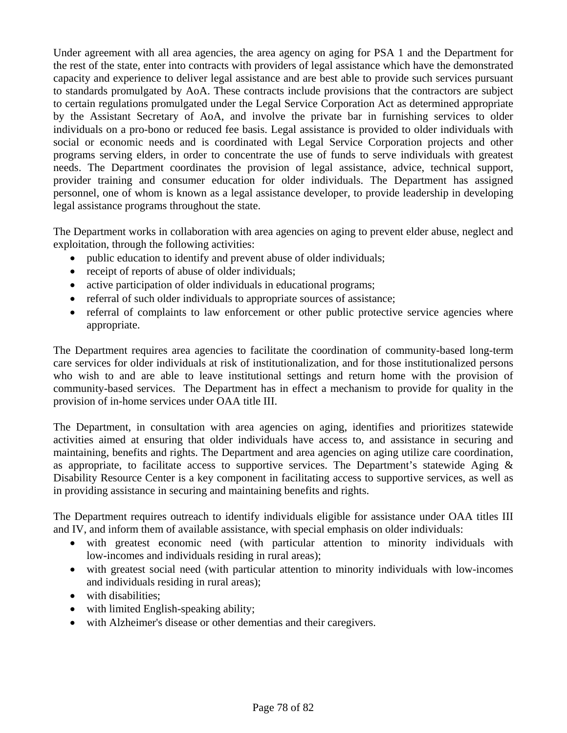Under agreement with all area agencies, the area agency on aging for PSA 1 and the Department for the rest of the state, enter into contracts with providers of legal assistance which have the demonstrated capacity and experience to deliver legal assistance and are best able to provide such services pursuant to standards promulgated by AoA. These contracts include provisions that the contractors are subject to certain regulations promulgated under the Legal Service Corporation Act as determined appropriate by the Assistant Secretary of AoA, and involve the private bar in furnishing services to older individuals on a pro-bono or reduced fee basis. Legal assistance is provided to older individuals with social or economic needs and is coordinated with Legal Service Corporation projects and other programs serving elders, in order to concentrate the use of funds to serve individuals with greatest needs. The Department coordinates the provision of legal assistance, advice, technical support, provider training and consumer education for older individuals. The Department has assigned personnel, one of whom is known as a legal assistance developer, to provide leadership in developing legal assistance programs throughout the state.

The Department works in collaboration with area agencies on aging to prevent elder abuse, neglect and exploitation, through the following activities:

- public education to identify and prevent abuse of older individuals;
- receipt of reports of abuse of older individuals;
- active participation of older individuals in educational programs;
- referral of such older individuals to appropriate sources of assistance;
- referral of complaints to law enforcement or other public protective service agencies where appropriate.

The Department requires area agencies to facilitate the coordination of community-based long-term care services for older individuals at risk of institutionalization, and for those institutionalized persons who wish to and are able to leave institutional settings and return home with the provision of community-based services. The Department has in effect a mechanism to provide for quality in the provision of in-home services under OAA title III.

The Department, in consultation with area agencies on aging, identifies and prioritizes statewide activities aimed at ensuring that older individuals have access to, and assistance in securing and maintaining, benefits and rights. The Department and area agencies on aging utilize care coordination, as appropriate, to facilitate access to supportive services. The Department's statewide Aging & Disability Resource Center is a key component in facilitating access to supportive services, as well as in providing assistance in securing and maintaining benefits and rights.

The Department requires outreach to identify individuals eligible for assistance under OAA titles III and IV, and inform them of available assistance, with special emphasis on older individuals:

- with greatest economic need (with particular attention to minority individuals with low-incomes and individuals residing in rural areas);
- with greatest social need (with particular attention to minority individuals with low-incomes and individuals residing in rural areas);
- with disabilities;
- with limited English-speaking ability;
- with Alzheimer's disease or other dementias and their caregivers.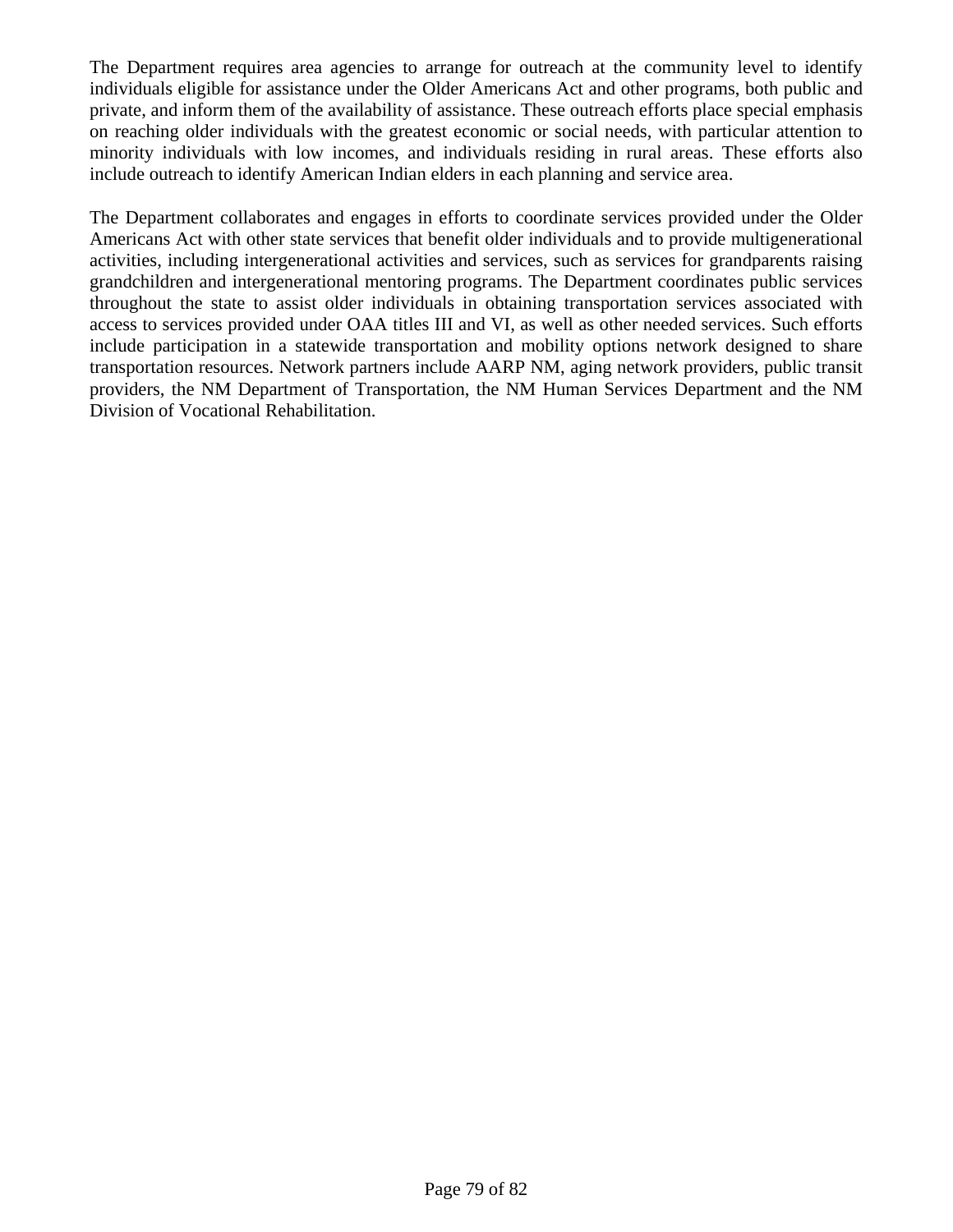The Department requires area agencies to arrange for outreach at the community level to identify individuals eligible for assistance under the Older Americans Act and other programs, both public and private, and inform them of the availability of assistance. These outreach efforts place special emphasis on reaching older individuals with the greatest economic or social needs, with particular attention to minority individuals with low incomes, and individuals residing in rural areas. These efforts also include outreach to identify American Indian elders in each planning and service area.

The Department collaborates and engages in efforts to coordinate services provided under the Older Americans Act with other state services that benefit older individuals and to provide multigenerational activities, including intergenerational activities and services, such as services for grandparents raising grandchildren and intergenerational mentoring programs. The Department coordinates public services throughout the state to assist older individuals in obtaining transportation services associated with access to services provided under OAA titles III and VI, as well as other needed services. Such efforts include participation in a statewide transportation and mobility options network designed to share transportation resources. Network partners include AARP NM, aging network providers, public transit providers, the NM Department of Transportation, the NM Human Services Department and the NM Division of Vocational Rehabilitation.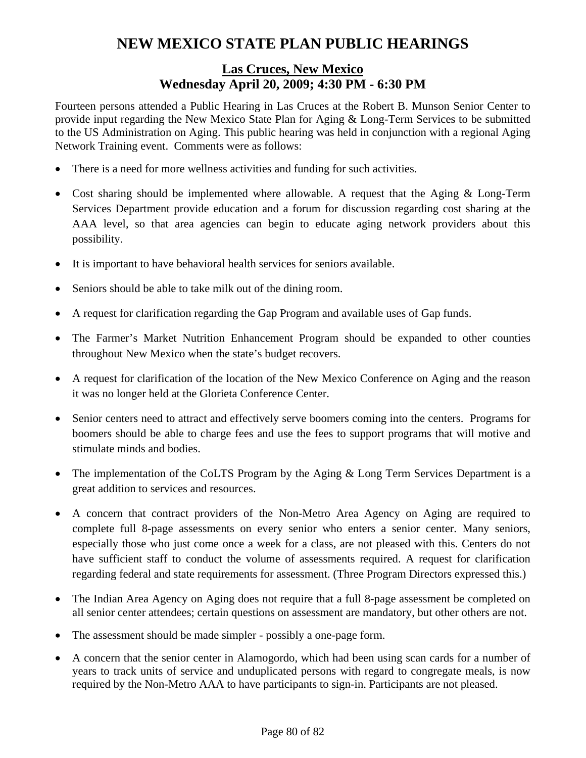# NEW MEXICO STATE PLAN PUBLIC HEARINGS

## Las Cruces, New Mexico
## Wednesday April 20, 2009; 4:30 PM - 6:30 PM

Fourteen persons attended a Public Hearing in Las Cruces at the Robert B. Munson Senior Center to provide input regarding the New Mexico State Plan for Aging & Long-Term Services to be submitted to the US Administration on Aging. This public hearing was held in conjunction with a regional Aging Network Training event. Comments were as follows:

- There is a need for more wellness activities and funding for such activities.
- Cost sharing should be implemented where allowable. A request that the Aging & Long-Term Services Department provide education and a forum for discussion regarding cost sharing at the AAA level, so that area agencies can begin to educate aging network providers about this possibility.
- It is important to have behavioral health services for seniors available.
- Seniors should be able to take milk out of the dining room.
- A request for clarification regarding the Gap Program and available uses of Gap funds.
- The Farmer's Market Nutrition Enhancement Program should be expanded to other counties throughout New Mexico when the state's budget recovers.
- A request for clarification of the location of the New Mexico Conference on Aging and the reason it was no longer held at the Glorieta Conference Center.
- Senior centers need to attract and effectively serve boomers coming into the centers. Programs for boomers should be able to charge fees and use the fees to support programs that will motive and stimulate minds and bodies.
- The implementation of the CoLTS Program by the Aging & Long Term Services Department is a great addition to services and resources.
- A concern that contract providers of the Non-Metro Area Agency on Aging are required to complete full 8-page assessments on every senior who enters a senior center. Many seniors, especially those who just come once a week for a class, are not pleased with this. Centers do not have sufficient staff to conduct the volume of assessments required. A request for clarification regarding federal and state requirements for assessment. (Three Program Directors expressed this.)
- The Indian Area Agency on Aging does not require that a full 8-page assessment be completed on all senior center attendees; certain questions on assessment are mandatory, but other others are not.
- The assessment should be made simpler - possibly a one-page form.
- A concern that the senior center in Alamogordo, which had been using scan cards for a number of years to track units of service and unduplicated persons with regard to congregate meals, is now required by the Non-Metro AAA to have participants to sign-in. Participants are not pleased.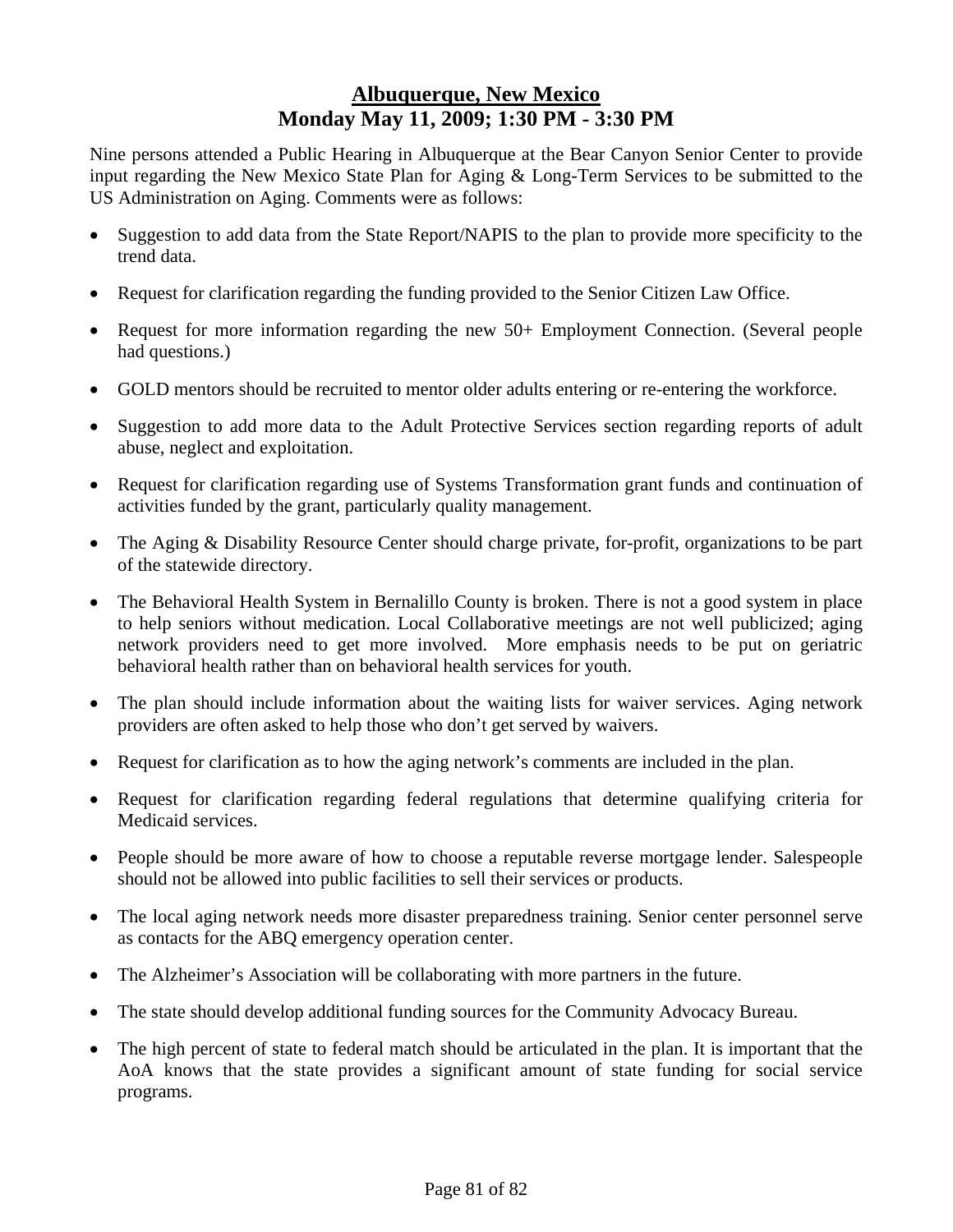## Albuquerque, New Mexico
## Monday May 11, 2009; 1:30 PM - 3:30 PM

Nine persons attended a Public Hearing in Albuquerque at the Bear Canyon Senior Center to provide input regarding the New Mexico State Plan for Aging & Long-Term Services to be submitted to the US Administration on Aging. Comments were as follows:

- Suggestion to add data from the State Report/NAPIS to the plan to provide more specificity to the trend data.
- Request for clarification regarding the funding provided to the Senior Citizen Law Office.
- Request for more information regarding the new 50+ Employment Connection. (Several people had questions.)
- GOLD mentors should be recruited to mentor older adults entering or re-entering the workforce.
- Suggestion to add more data to the Adult Protective Services section regarding reports of adult abuse, neglect and exploitation.
- Request for clarification regarding use of Systems Transformation grant funds and continuation of activities funded by the grant, particularly quality management.
- The Aging & Disability Resource Center should charge private, for-profit, organizations to be part of the statewide directory.
- The Behavioral Health System in Bernalillo County is broken. There is not a good system in place to help seniors without medication. Local Collaborative meetings are not well publicized; aging network providers need to get more involved. More emphasis needs to be put on geriatric behavioral health rather than on behavioral health services for youth.
- The plan should include information about the waiting lists for waiver services. Aging network providers are often asked to help those who don't get served by waivers.
- Request for clarification as to how the aging network's comments are included in the plan.
- Request for clarification regarding federal regulations that determine qualifying criteria for Medicaid services.
- People should be more aware of how to choose a reputable reverse mortgage lender. Salespeople should not be allowed into public facilities to sell their services or products.
- The local aging network needs more disaster preparedness training. Senior center personnel serve as contacts for the ABQ emergency operation center.
- The Alzheimer's Association will be collaborating with more partners in the future.
- The state should develop additional funding sources for the Community Advocacy Bureau.
- The high percent of state to federal match should be articulated in the plan. It is important that the AoA knows that the state provides a significant amount of state funding for social service programs.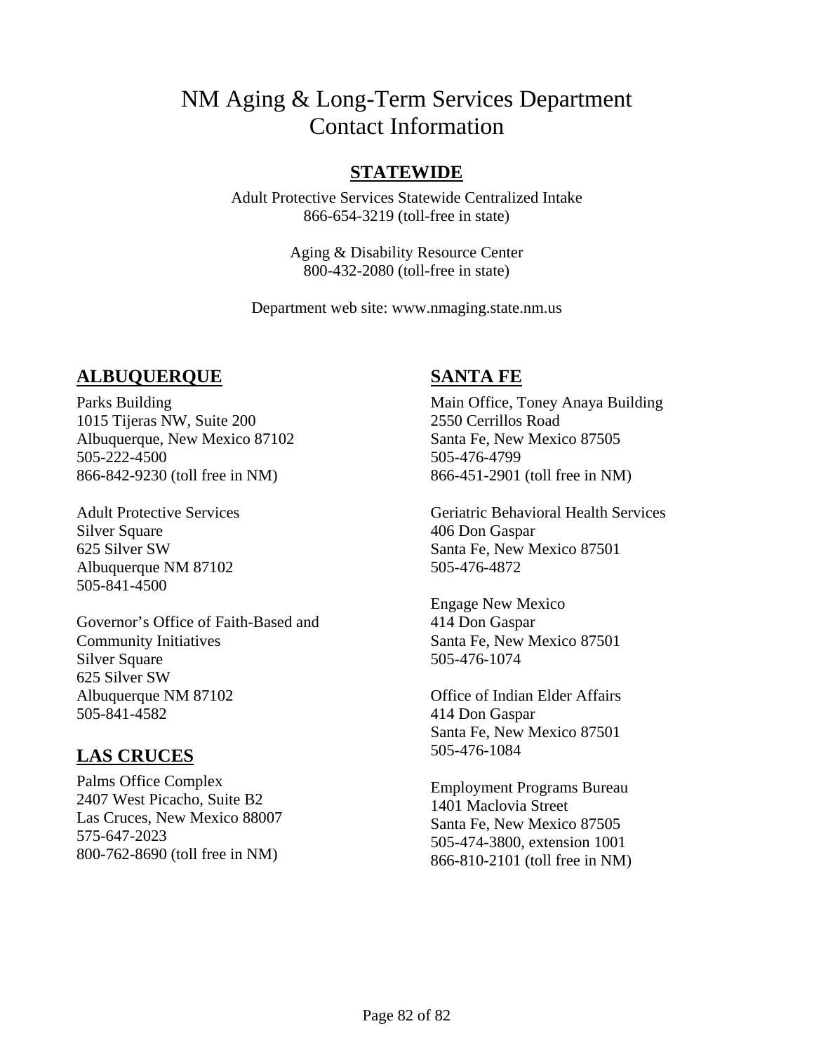# NM Aging & Long-Term Services Department Contact Information

## STATEWIDE

Adult Protective Services Statewide Centralized Intake
866-654-3219 (toll-free in state)

Aging & Disability Resource Center
800-432-2080 (toll-free in state)

Department web site: www.nmaging.state.nm.us

## ALBUQUERQUE

Parks Building
1015 Tijeras NW, Suite 200
Albuquerque, New Mexico 87102
505-222-4500
866-842-9230 (toll free in NM)

Adult Protective Services
Silver Square
625 Silver SW
Albuquerque NM 87102
505-841-4500

Governor's Office of Faith-Based and Community Initiatives
Silver Square
625 Silver SW
Albuquerque NM 87102
505-841-4582

## LAS CRUCES

Palms Office Complex
2407 West Picacho, Suite B2
Las Cruces, New Mexico 88007
575-647-2023
800-762-8690 (toll free in NM)

## SANTA FE

Main Office, Toney Anaya Building
2550 Cerrillos Road
Santa Fe, New Mexico 87505
505-476-4799
866-451-2901 (toll free in NM)

Geriatric Behavioral Health Services
406 Don Gaspar
Santa Fe, New Mexico 87501
505-476-4872

Engage New Mexico
414 Don Gaspar
Santa Fe, New Mexico 87501
505-476-1074

Office of Indian Elder Affairs
414 Don Gaspar
Santa Fe, New Mexico 87501
505-476-1084

Employment Programs Bureau
1401 Maclovia Street
Santa Fe, New Mexico 87505
505-474-3800, extension 1001
866-810-2101 (toll free in NM)